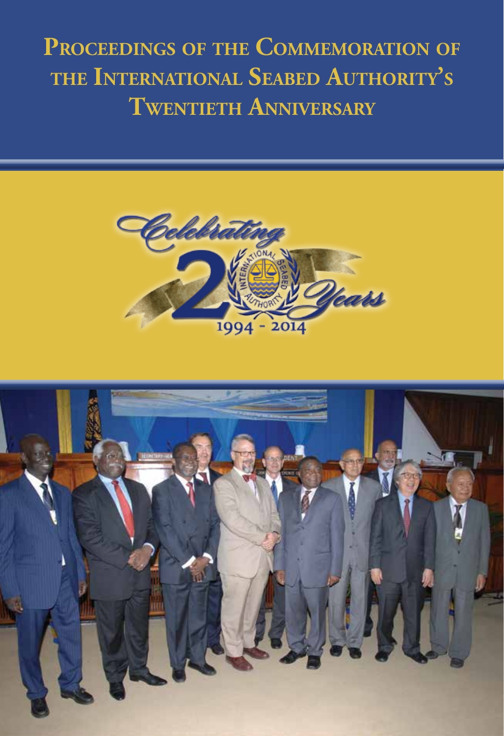# Proceedings of the Commemoration of the International Seabed Authority's Twentieth Anniversary

Celebrating 20 Years

1994 - 2014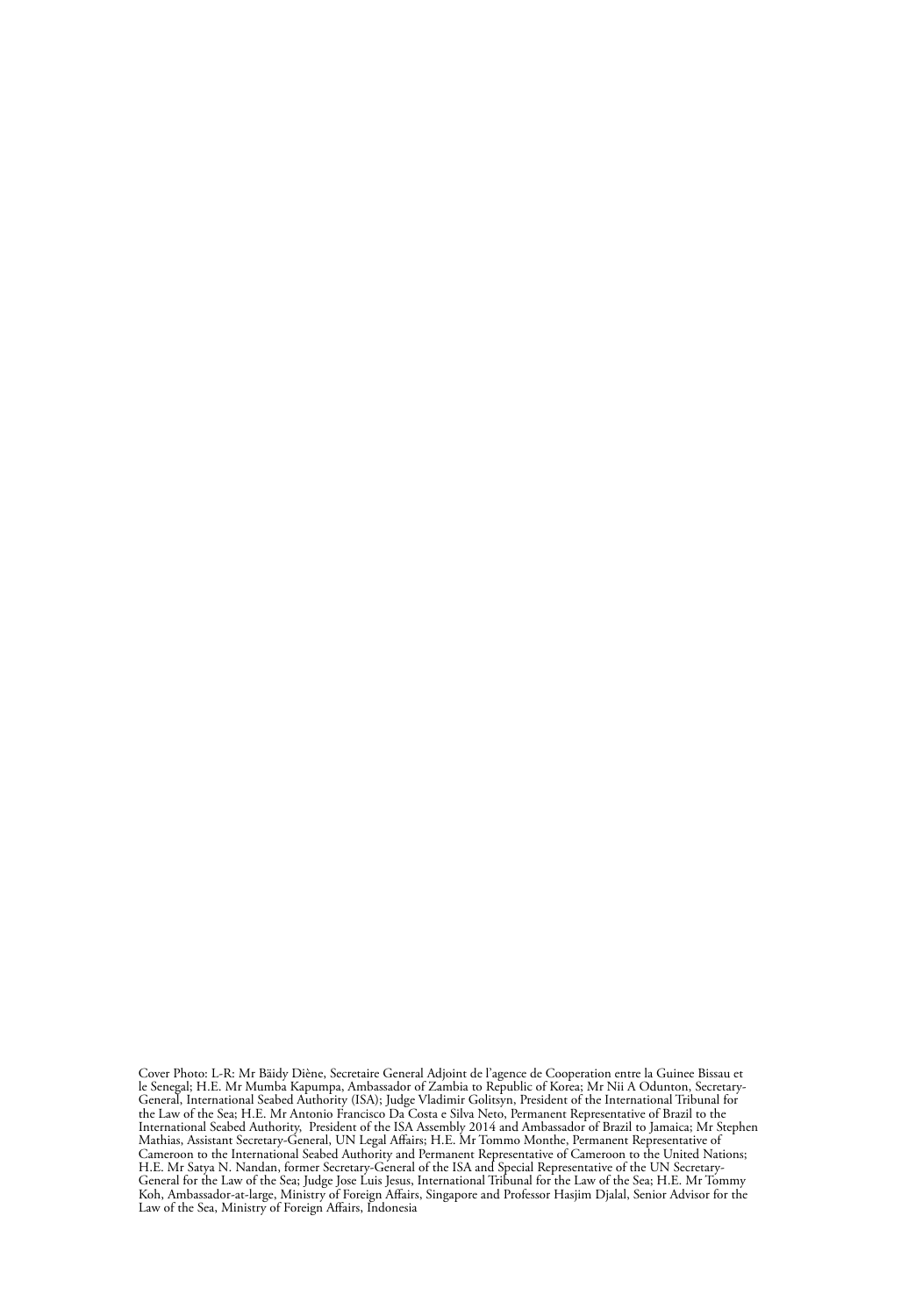Cover Photo: L-R: Mr Bäidy Diène, Secretaire General Adjoint de l'agence de Cooperation entre la Guinee Bissau et le Senegal; H.E. Mr Mumba Kapumpa, Ambassador of Zambia to Republic of Korea; Mr Nii A Odunton, Secretary-General, International Seabed Authority (ISA); Judge Vladimir Golitsyn, President of the International Tribunal for the Law of the Sea; H.E. Mr Antonio Francisco Da Costa e Silva Neto, Permanent Representative of Brazil to the International Seabed Authority, President of the ISA Assembly 2014 and Ambassador of Brazil to Jamaica; Mr Stephen Mathias, Assistant Secretary-General, UN Legal Affairs; H.E. Mr Tommo Monthe, Permanent Representative of Cameroon to the International Seabed Authority and Permanent Representative of Cameroon to the United Nations; H.E. Mr Satya N. Nandan, former Secretary-General of the ISA and Special Representative of the UN Secretary-General for the Law of the Sea; Judge Jose Luis Jesus, International Tribunal for the Law of the Sea; H.E. Mr Tommy Koh, Ambassador-at-large, Ministry of Foreign Affairs, Singapore and Professor Hasjim Djalal, Senior Advisor for the Law of the Sea, Ministry of Foreign Affairs, Indonesia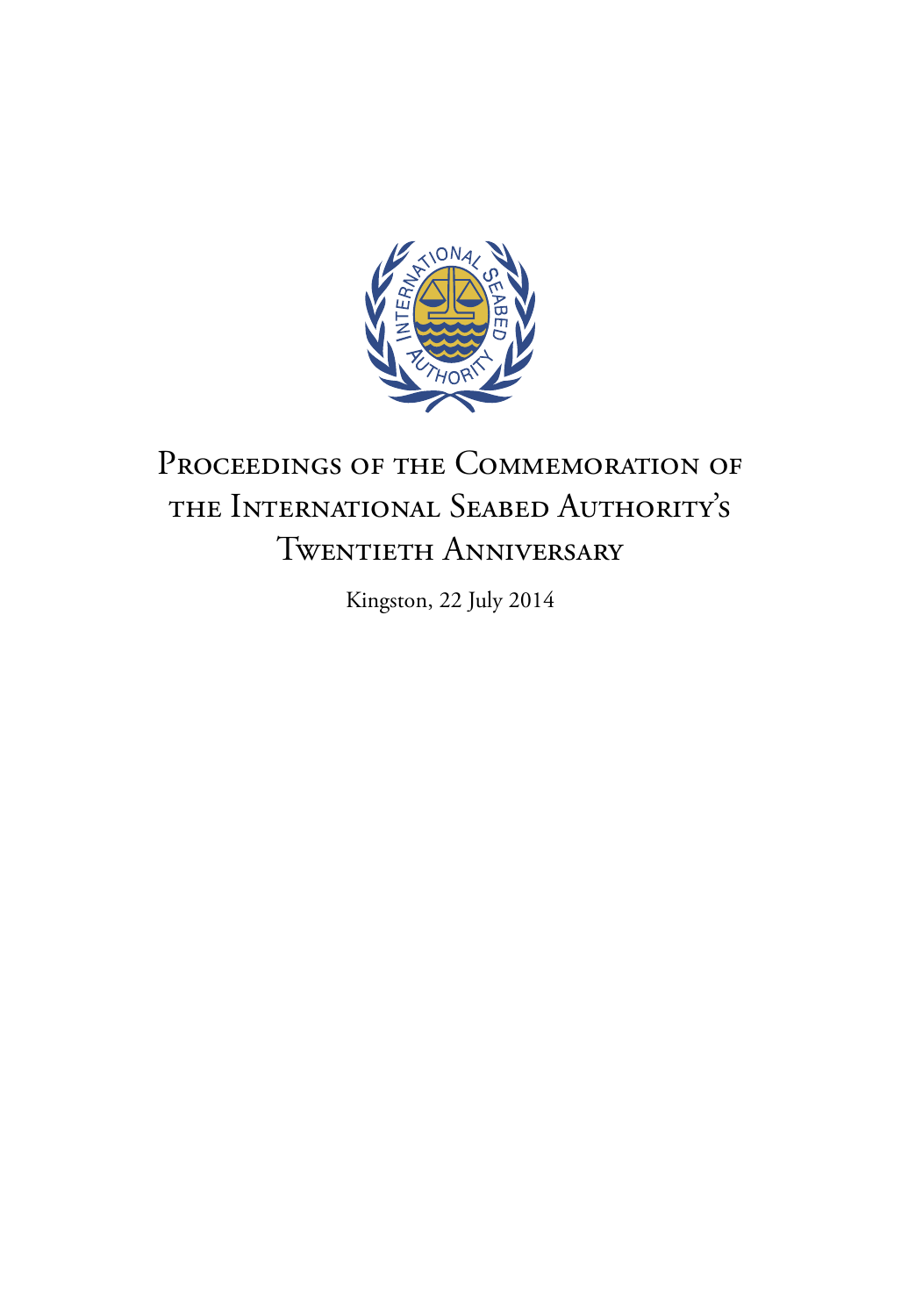# Proceedings of the Commemoration of the International Seabed Authority's Twentieth Anniversary

Kingston, 22 July 2014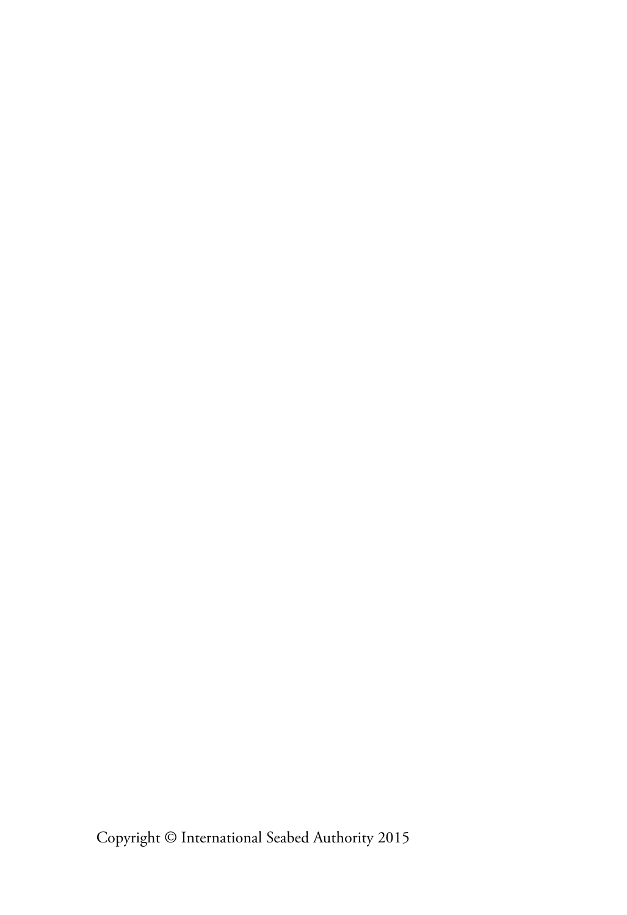Copyright © International Seabed Authority 2015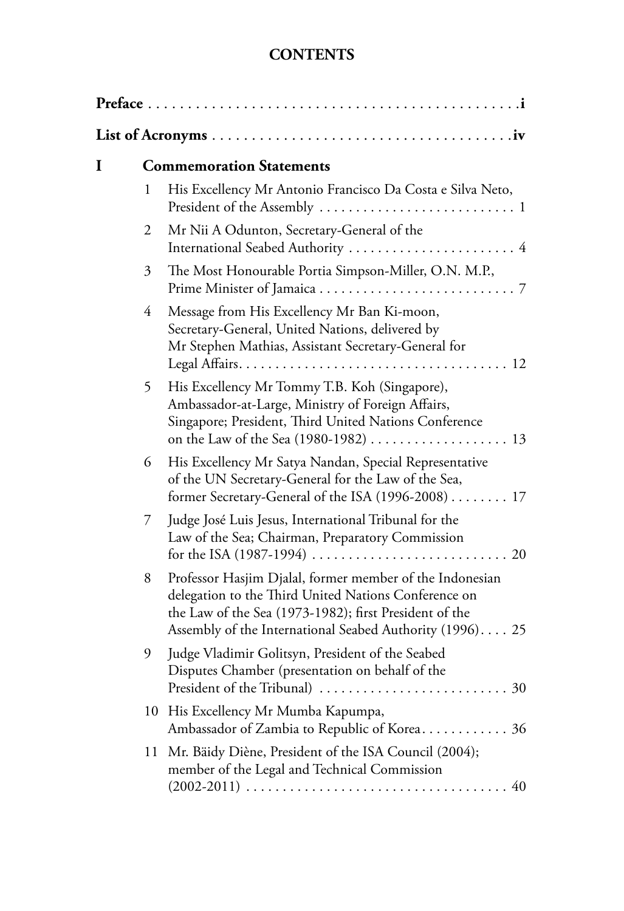# CONTENTS

**Preface** . . . . . . . . . . . . . . . . . . . . . . . . . . . . . . . . . . . . . . . . . . . . . . . **i**

**List of Acronyms** . . . . . . . . . . . . . . . . . . . . . . . . . . . . . . . . . . . . . . **iv**

**I Commemoration Statements**

1. His Excellency Mr Antonio Francisco Da Costa e Silva Neto, President of the Assembly . . . . . . . . . . . . . . . . . . . . . . . . . . 1
2. Mr Nii A Odunton, Secretary-General of the International Seabed Authority . . . . . . . . . . . . . . . . . . . . . . . 4
3. The Most Honourable Portia Simpson-Miller, O.N. M.P., Prime Minister of Jamaica . . . . . . . . . . . . . . . . . . . . . . . . . . . 7
4. Message from His Excellency Mr Ban Ki-moon, Secretary-General, United Nations, delivered by Mr Stephen Mathias, Assistant Secretary-General for Legal Affairs. . . . . . . . . . . . . . . . . . . . . . . . . . . . . . . . . . . . . 12
5. His Excellency Mr Tommy T.B. Koh (Singapore), Ambassador-at-Large, Ministry of Foreign Affairs, Singapore; President, Third United Nations Conference on the Law of the Sea (1980-1982) . . . . . . . . . . . . . . . . . . . 13
6. His Excellency Mr Satya Nandan, Special Representative of the UN Secretary-General for the Law of the Sea, former Secretary-General of the ISA (1996-2008) . . . . . . . . 17
7. Judge José Luis Jesus, International Tribunal for the Law of the Sea; Chairman, Preparatory Commission for the ISA (1987-1994) . . . . . . . . . . . . . . . . . . . . . . . . . . 20
8. Professor Hasjim Djalal, former member of the Indonesian delegation to the Third United Nations Conference on the Law of the Sea (1973-1982); first President of the Assembly of the International Seabed Authority (1996). . . . 25
9. Judge Vladimir Golitsyn, President of the Seabed Disputes Chamber (presentation on behalf of the President of the Tribunal) . . . . . . . . . . . . . . . . . . . . . . . . . . 30
10. His Excellency Mr Mumba Kapumpa, Ambassador of Zambia to Republic of Korea. . . . . . . . . . . . 36
11. Mr. Bäidy Diène, President of the ISA Council (2004); member of the Legal and Technical Commission (2002-2011) . . . . . . . . . . . . . . . . . . . . . . . . . . . . . . . . . . . . 40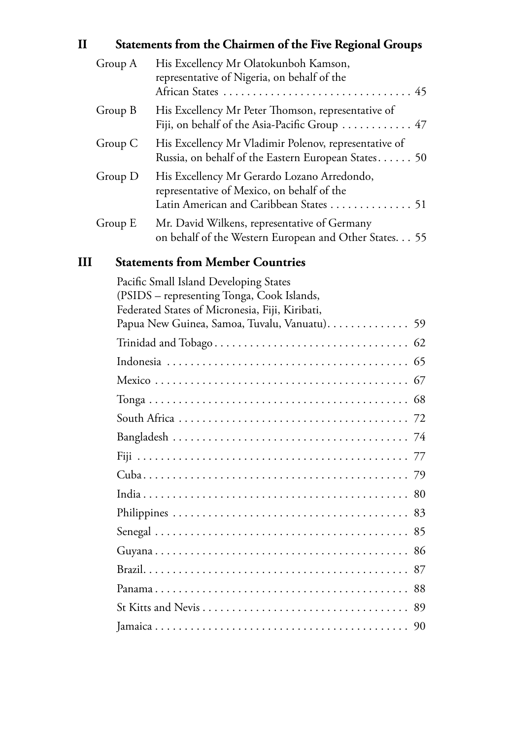## II Statements from the Chairmen of the Five Regional Groups

| | | |
|---|---|---|
| Group A | His Excellency Mr Olatokunboh Kamson, representative of Nigeria, on behalf of the African States | 45 |
| Group B | His Excellency Mr Peter Thomson, representative of Fiji, on behalf of the Asia-Pacific Group | 47 |
| Group C | His Excellency Mr Vladimir Polenov, representative of Russia, on behalf of the Eastern European States | 50 |
| Group D | His Excellency Mr Gerardo Lozano Arredondo, representative of Mexico, on behalf of the Latin American and Caribbean States | 51 |
| Group E | Mr. David Wilkens, representative of Germany on behalf of the Western European and Other States | 55 |

## III Statements from Member Countries

| | |
|---|---|
| Pacific Small Island Developing States (PSIDS – representing Tonga, Cook Islands, Federated States of Micronesia, Fiji, Kiribati, Papua New Guinea, Samoa, Tuvalu, Vanuatu) | 59 |
| Trinidad and Tobago | 62 |
| Indonesia | 65 |
| Mexico | 67 |
| Tonga | 68 |
| South Africa | 72 |
| Bangladesh | 74 |
| Fiji | 77 |
| Cuba | 79 |
| India | 80 |
| Philippines | 83 |
| Senegal | 85 |
| Guyana | 86 |
| Brazil | 87 |
| Panama | 88 |
| St Kitts and Nevis | 89 |
| Jamaica | 90 |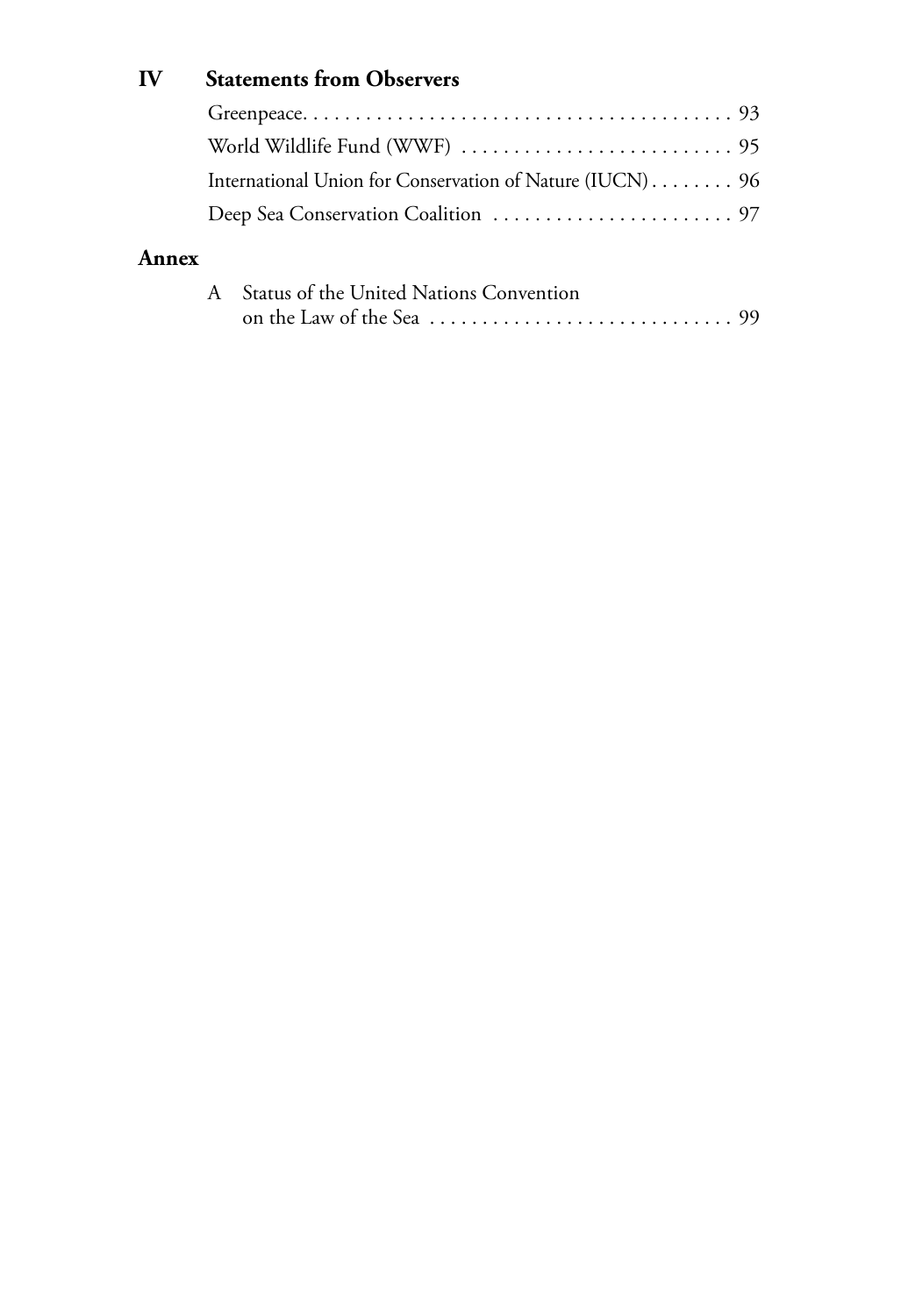**IV Statements from Observers**

Greenpeace. . . . . . . . . . . . . . . . . . . . . . . . . . . . . . . . . . . . . . . . 93

World Wildlife Fund (WWF) . . . . . . . . . . . . . . . . . . . . . . . . . . 95

International Union for Conservation of Nature (IUCN) . . . . . . . . 96

Deep Sea Conservation Coalition . . . . . . . . . . . . . . . . . . . . . . . 97

**Annex**

A Status of the United Nations Convention on the Law of the Sea . . . . . . . . . . . . . . . . . . . . . . . . . . . . . 99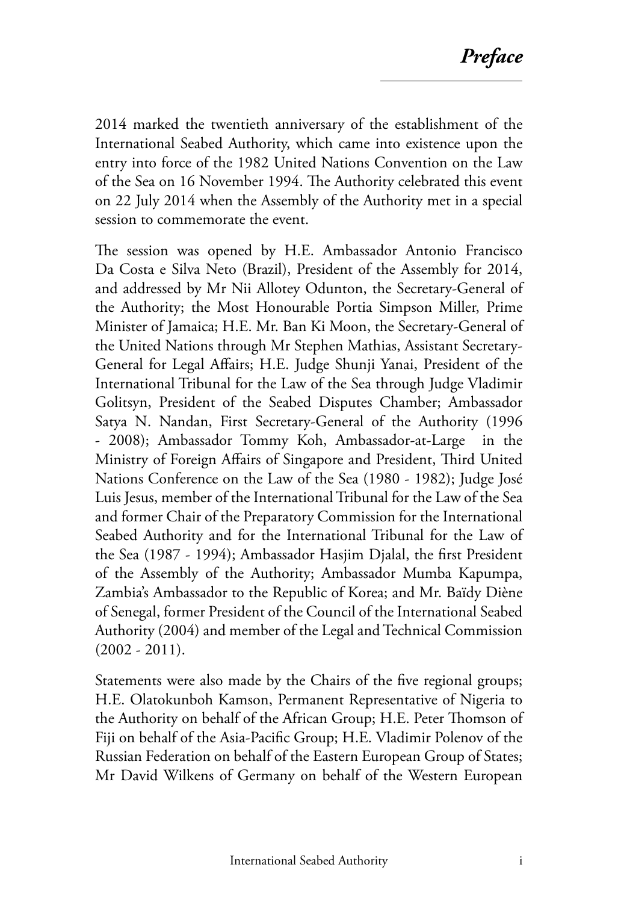# *Preface*

2014 marked the twentieth anniversary of the establishment of the International Seabed Authority, which came into existence upon the entry into force of the 1982 United Nations Convention on the Law of the Sea on 16 November 1994. The Authority celebrated this event on 22 July 2014 when the Assembly of the Authority met in a special session to commemorate the event.

The session was opened by H.E. Ambassador Antonio Francisco Da Costa e Silva Neto (Brazil), President of the Assembly for 2014, and addressed by Mr Nii Allotey Odunton, the Secretary-General of the Authority; the Most Honourable Portia Simpson Miller, Prime Minister of Jamaica; H.E. Mr. Ban Ki Moon, the Secretary-General of the United Nations through Mr Stephen Mathias, Assistant Secretary-General for Legal Affairs; H.E. Judge Shunji Yanai, President of the International Tribunal for the Law of the Sea through Judge Vladimir Golitsyn, President of the Seabed Disputes Chamber; Ambassador Satya N. Nandan, First Secretary-General of the Authority (1996 - 2008); Ambassador Tommy Koh, Ambassador-at-Large in the Ministry of Foreign Affairs of Singapore and President, Third United Nations Conference on the Law of the Sea (1980 - 1982); Judge José Luis Jesus, member of the International Tribunal for the Law of the Sea and former Chair of the Preparatory Commission for the International Seabed Authority and for the International Tribunal for the Law of the Sea (1987 - 1994); Ambassador Hasjim Djalal, the first President of the Assembly of the Authority; Ambassador Mumba Kapumpa, Zambia's Ambassador to the Republic of Korea; and Mr. Baïdy Diène of Senegal, former President of the Council of the International Seabed Authority (2004) and member of the Legal and Technical Commission (2002 - 2011).

Statements were also made by the Chairs of the five regional groups; H.E. Olatokunboh Kamson, Permanent Representative of Nigeria to the Authority on behalf of the African Group; H.E. Peter Thomson of Fiji on behalf of the Asia-Pacific Group; H.E. Vladimir Polenov of the Russian Federation on behalf of the Eastern European Group of States; Mr David Wilkens of Germany on behalf of the Western European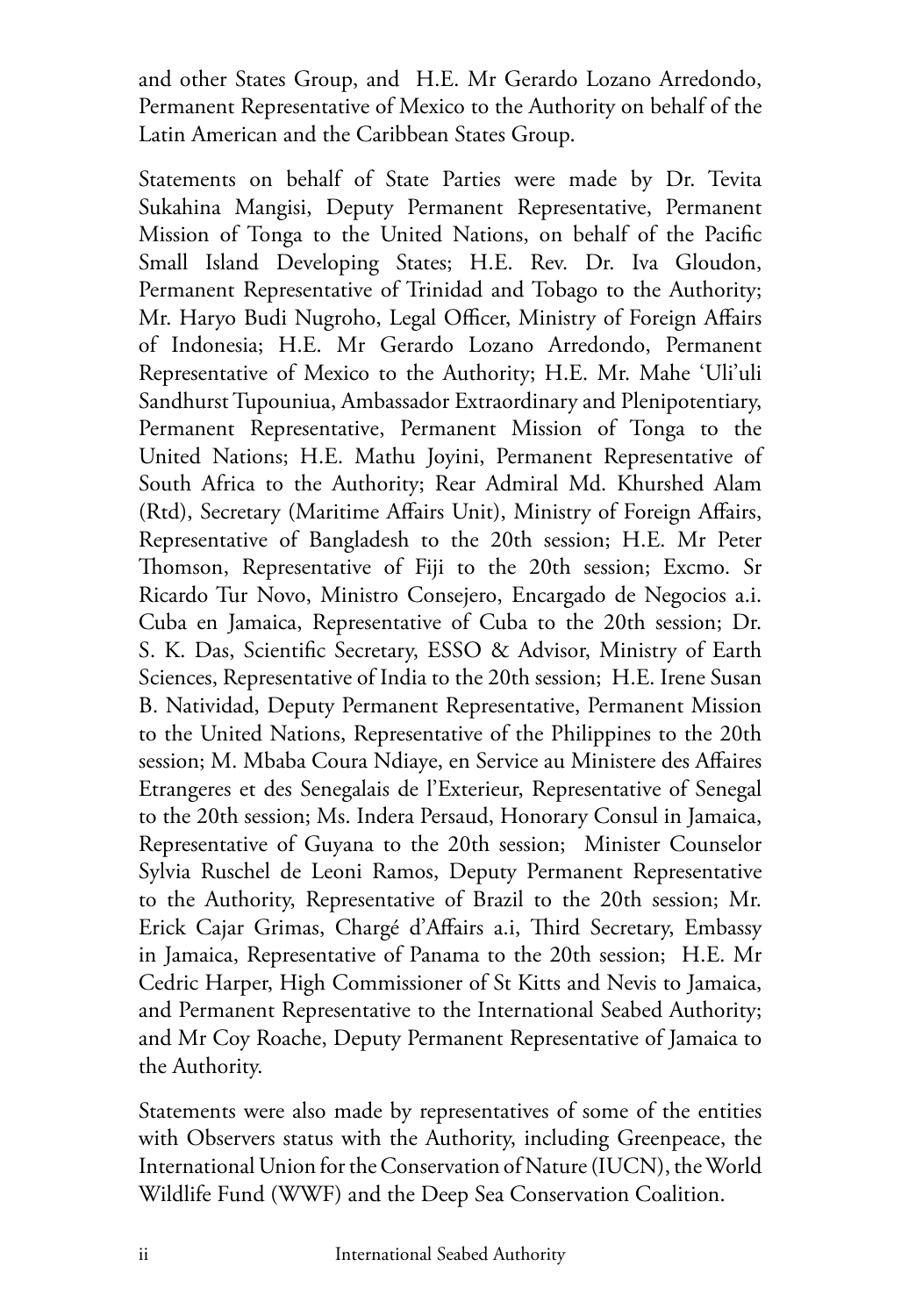and other States Group, and H.E. Mr Gerardo Lozano Arredondo, Permanent Representative of Mexico to the Authority on behalf of the Latin American and the Caribbean States Group.

Statements on behalf of State Parties were made by Dr. Tevita Sukahina Mangisi, Deputy Permanent Representative, Permanent Mission of Tonga to the United Nations, on behalf of the Pacific Small Island Developing States; H.E. Rev. Dr. Iva Gloudon, Permanent Representative of Trinidad and Tobago to the Authority; Mr. Haryo Budi Nugroho, Legal Officer, Ministry of Foreign Affairs of Indonesia; H.E. Mr Gerardo Lozano Arredondo, Permanent Representative of Mexico to the Authority; H.E. Mr. Mahe 'Uli'uli Sandhurst Tupouniua, Ambassador Extraordinary and Plenipotentiary, Permanent Representative, Permanent Mission of Tonga to the United Nations; H.E. Mathu Joyini, Permanent Representative of South Africa to the Authority; Rear Admiral Md. Khurshed Alam (Rtd), Secretary (Maritime Affairs Unit), Ministry of Foreign Affairs, Representative of Bangladesh to the 20th session; H.E. Mr Peter Thomson, Representative of Fiji to the 20th session; Excmo. Sr Ricardo Tur Novo, Ministro Consejero, Encargado de Negocios a.i. Cuba en Jamaica, Representative of Cuba to the 20th session; Dr. S. K. Das, Scientific Secretary, ESSO & Advisor, Ministry of Earth Sciences, Representative of India to the 20th session; H.E. Irene Susan B. Natividad, Deputy Permanent Representative, Permanent Mission to the United Nations, Representative of the Philippines to the 20th session; M. Mbaba Coura Ndiaye, en Service au Ministere des Affaires Etrangeres et des Senegalais de l'Exterieur, Representative of Senegal to the 20th session; Ms. Indera Persaud, Honorary Consul in Jamaica, Representative of Guyana to the 20th session; Minister Counselor Sylvia Ruschel de Leoni Ramos, Deputy Permanent Representative to the Authority, Representative of Brazil to the 20th session; Mr. Erick Cajar Grimas, Chargé d'Affairs a.i, Third Secretary, Embassy in Jamaica, Representative of Panama to the 20th session; H.E. Mr Cedric Harper, High Commissioner of St Kitts and Nevis to Jamaica, and Permanent Representative to the International Seabed Authority; and Mr Coy Roache, Deputy Permanent Representative of Jamaica to the Authority.

Statements were also made by representatives of some of the entities with Observers status with the Authority, including Greenpeace, the International Union for the Conservation of Nature (IUCN), the World Wildlife Fund (WWF) and the Deep Sea Conservation Coalition.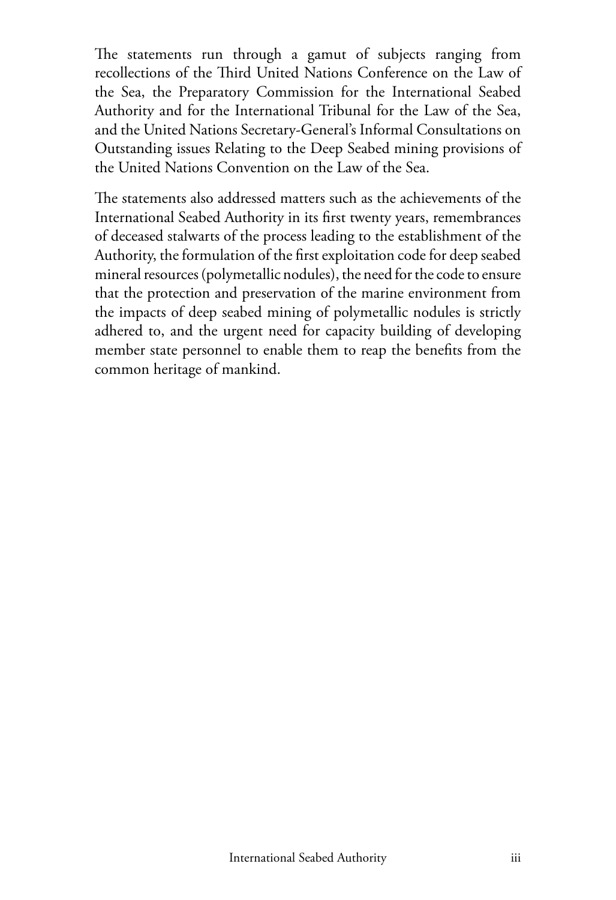The statements run through a gamut of subjects ranging from recollections of the Third United Nations Conference on the Law of the Sea, the Preparatory Commission for the International Seabed Authority and for the International Tribunal for the Law of the Sea, and the United Nations Secretary-General's Informal Consultations on Outstanding issues Relating to the Deep Seabed mining provisions of the United Nations Convention on the Law of the Sea.

The statements also addressed matters such as the achievements of the International Seabed Authority in its first twenty years, remembrances of deceased stalwarts of the process leading to the establishment of the Authority, the formulation of the first exploitation code for deep seabed mineral resources (polymetallic nodules), the need for the code to ensure that the protection and preservation of the marine environment from the impacts of deep seabed mining of polymetallic nodules is strictly adhered to, and the urgent need for capacity building of developing member state personnel to enable them to reap the benefits from the common heritage of mankind.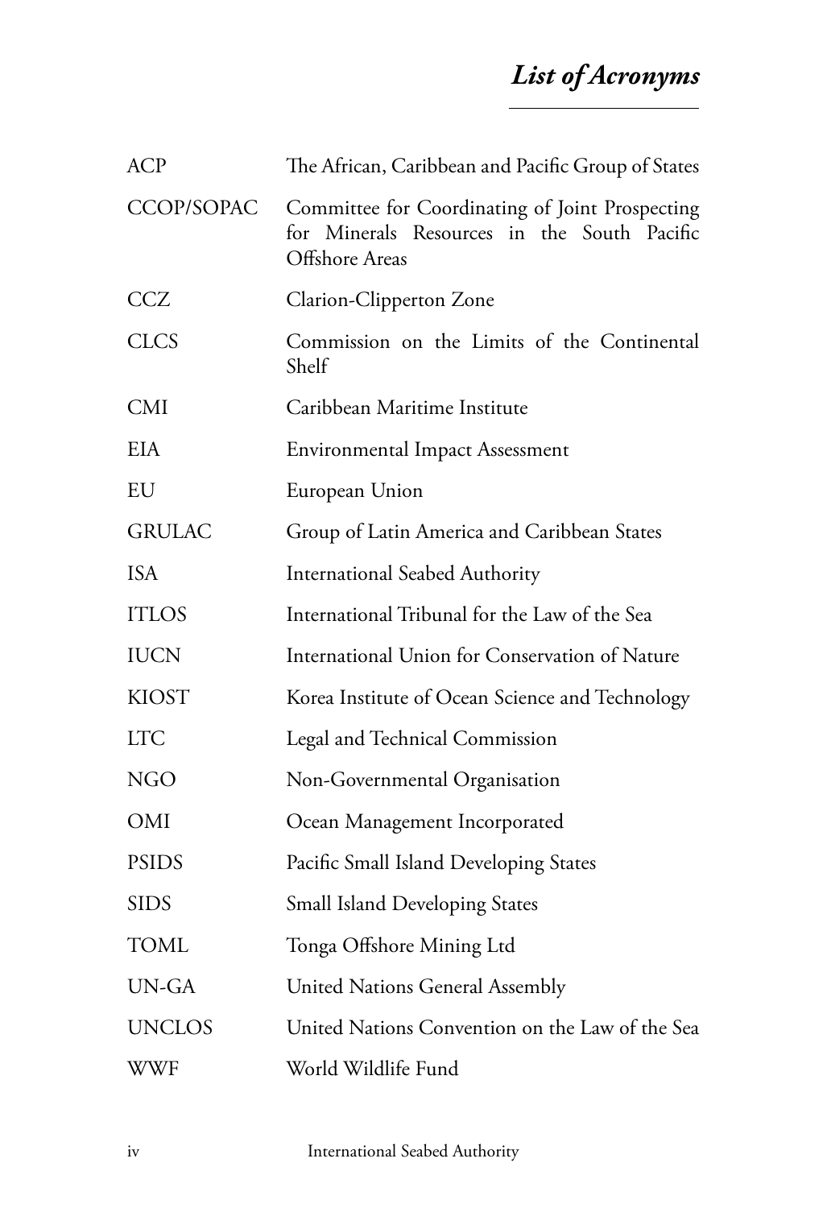# *List of Acronyms*

| | |
|---|---|
| ACP | The African, Caribbean and Pacific Group of States |
| CCOP/SOPAC | Committee for Coordinating of Joint Prospecting for Minerals Resources in the South Pacific Offshore Areas |
| CCZ | Clarion-Clipperton Zone |
| CLCS | Commission on the Limits of the Continental Shelf |
| CMI | Caribbean Maritime Institute |
| EIA | Environmental Impact Assessment |
| EU | European Union |
| GRULAC | Group of Latin America and Caribbean States |
| ISA | International Seabed Authority |
| ITLOS | International Tribunal for the Law of the Sea |
| IUCN | International Union for Conservation of Nature |
| KIOST | Korea Institute of Ocean Science and Technology |
| LTC | Legal and Technical Commission |
| NGO | Non-Governmental Organisation |
| OMI | Ocean Management Incorporated |
| PSIDS | Pacific Small Island Developing States |
| SIDS | Small Island Developing States |
| TOML | Tonga Offshore Mining Ltd |
| UN-GA | United Nations General Assembly |
| UNCLOS | United Nations Convention on the Law of the Sea |
| WWF | World Wildlife Fund |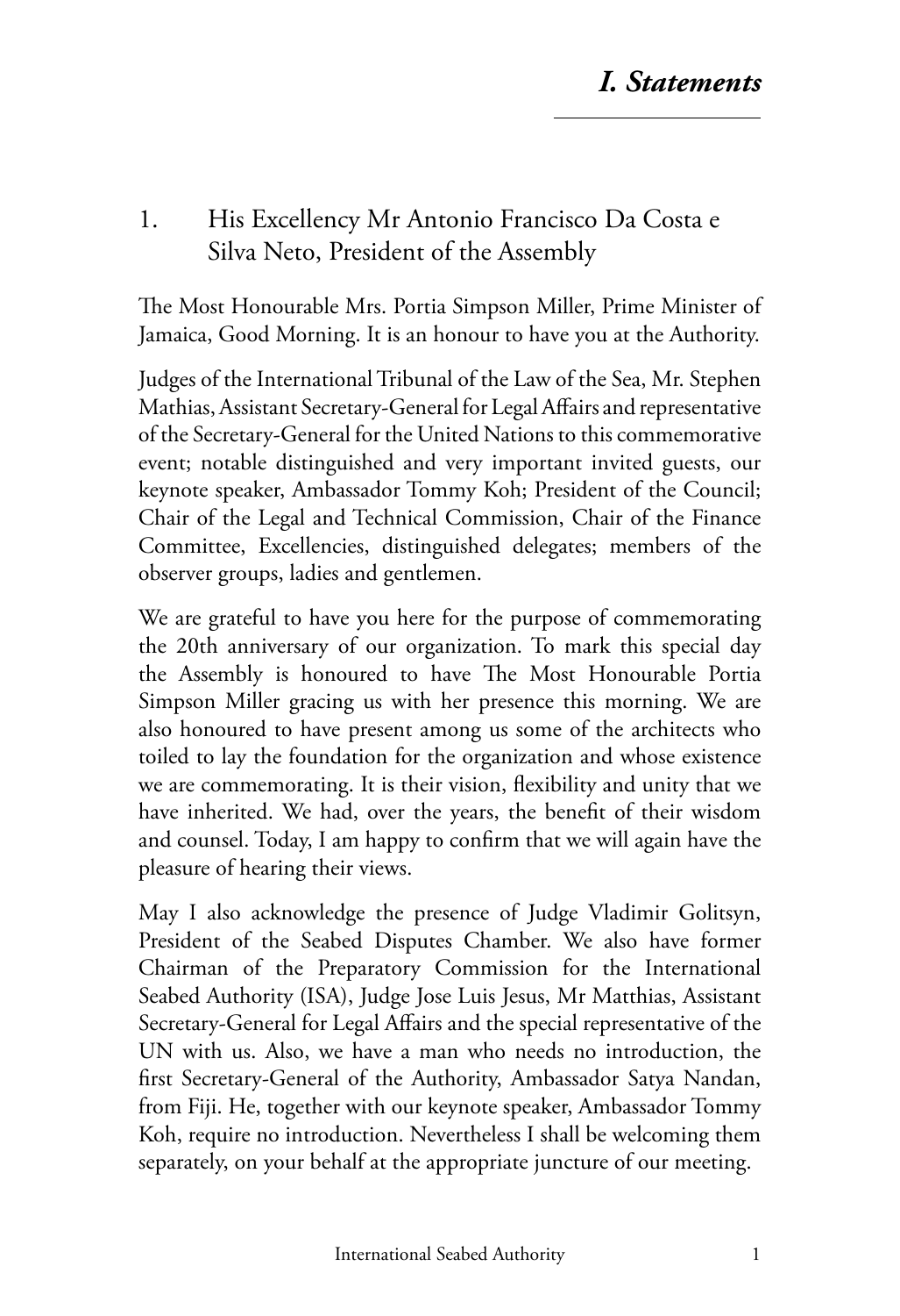# *I. Statements*

## 1. His Excellency Mr Antonio Francisco Da Costa e Silva Neto, President of the Assembly

The Most Honourable Mrs. Portia Simpson Miller, Prime Minister of Jamaica, Good Morning. It is an honour to have you at the Authority.

Judges of the International Tribunal of the Law of the Sea, Mr. Stephen Mathias, Assistant Secretary-General for Legal Affairs and representative of the Secretary-General for the United Nations to this commemorative event; notable distinguished and very important invited guests, our keynote speaker, Ambassador Tommy Koh; President of the Council; Chair of the Legal and Technical Commission, Chair of the Finance Committee, Excellencies, distinguished delegates; members of the observer groups, ladies and gentlemen.

We are grateful to have you here for the purpose of commemorating the 20th anniversary of our organization. To mark this special day the Assembly is honoured to have The Most Honourable Portia Simpson Miller gracing us with her presence this morning. We are also honoured to have present among us some of the architects who toiled to lay the foundation for the organization and whose existence we are commemorating. It is their vision, flexibility and unity that we have inherited. We had, over the years, the benefit of their wisdom and counsel. Today, I am happy to confirm that we will again have the pleasure of hearing their views.

May I also acknowledge the presence of Judge Vladimir Golitsyn, President of the Seabed Disputes Chamber. We also have former Chairman of the Preparatory Commission for the International Seabed Authority (ISA), Judge Jose Luis Jesus, Mr Matthias, Assistant Secretary-General for Legal Affairs and the special representative of the UN with us. Also, we have a man who needs no introduction, the first Secretary-General of the Authority, Ambassador Satya Nandan, from Fiji. He, together with our keynote speaker, Ambassador Tommy Koh, require no introduction. Nevertheless I shall be welcoming them separately, on your behalf at the appropriate juncture of our meeting.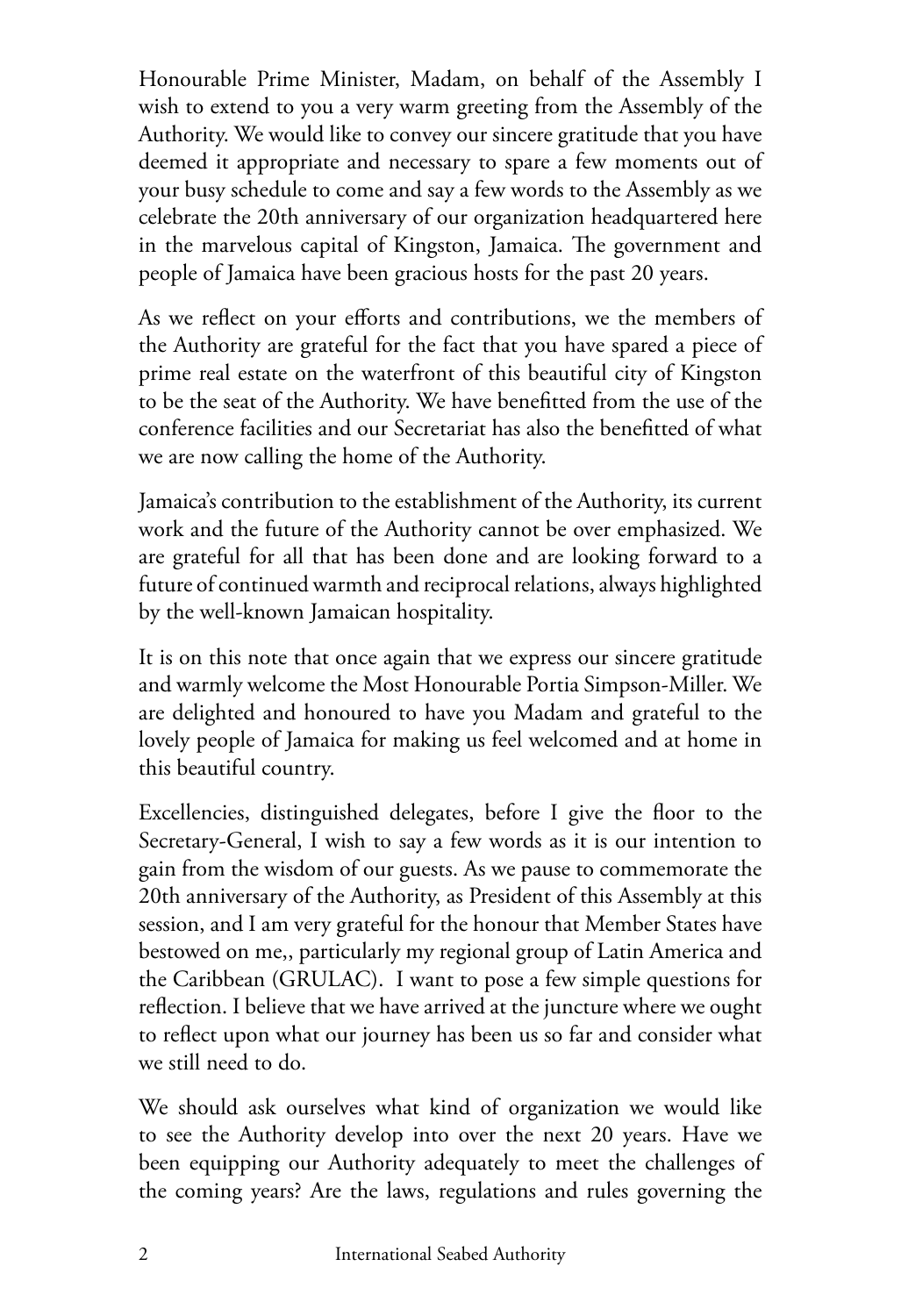Honourable Prime Minister, Madam, on behalf of the Assembly I wish to extend to you a very warm greeting from the Assembly of the Authority. We would like to convey our sincere gratitude that you have deemed it appropriate and necessary to spare a few moments out of your busy schedule to come and say a few words to the Assembly as we celebrate the 20th anniversary of our organization headquartered here in the marvelous capital of Kingston, Jamaica. The government and people of Jamaica have been gracious hosts for the past 20 years.

As we reflect on your efforts and contributions, we the members of the Authority are grateful for the fact that you have spared a piece of prime real estate on the waterfront of this beautiful city of Kingston to be the seat of the Authority. We have benefitted from the use of the conference facilities and our Secretariat has also the benefitted of what we are now calling the home of the Authority.

Jamaica's contribution to the establishment of the Authority, its current work and the future of the Authority cannot be over emphasized. We are grateful for all that has been done and are looking forward to a future of continued warmth and reciprocal relations, always highlighted by the well-known Jamaican hospitality.

It is on this note that once again that we express our sincere gratitude and warmly welcome the Most Honourable Portia Simpson-Miller. We are delighted and honoured to have you Madam and grateful to the lovely people of Jamaica for making us feel welcomed and at home in this beautiful country.

Excellencies, distinguished delegates, before I give the floor to the Secretary-General, I wish to say a few words as it is our intention to gain from the wisdom of our guests. As we pause to commemorate the 20th anniversary of the Authority, as President of this Assembly at this session, and I am very grateful for the honour that Member States have bestowed on me,, particularly my regional group of Latin America and the Caribbean (GRULAC). I want to pose a few simple questions for reflection. I believe that we have arrived at the juncture where we ought to reflect upon what our journey has been us so far and consider what we still need to do.

We should ask ourselves what kind of organization we would like to see the Authority develop into over the next 20 years. Have we been equipping our Authority adequately to meet the challenges of the coming years? Are the laws, regulations and rules governing the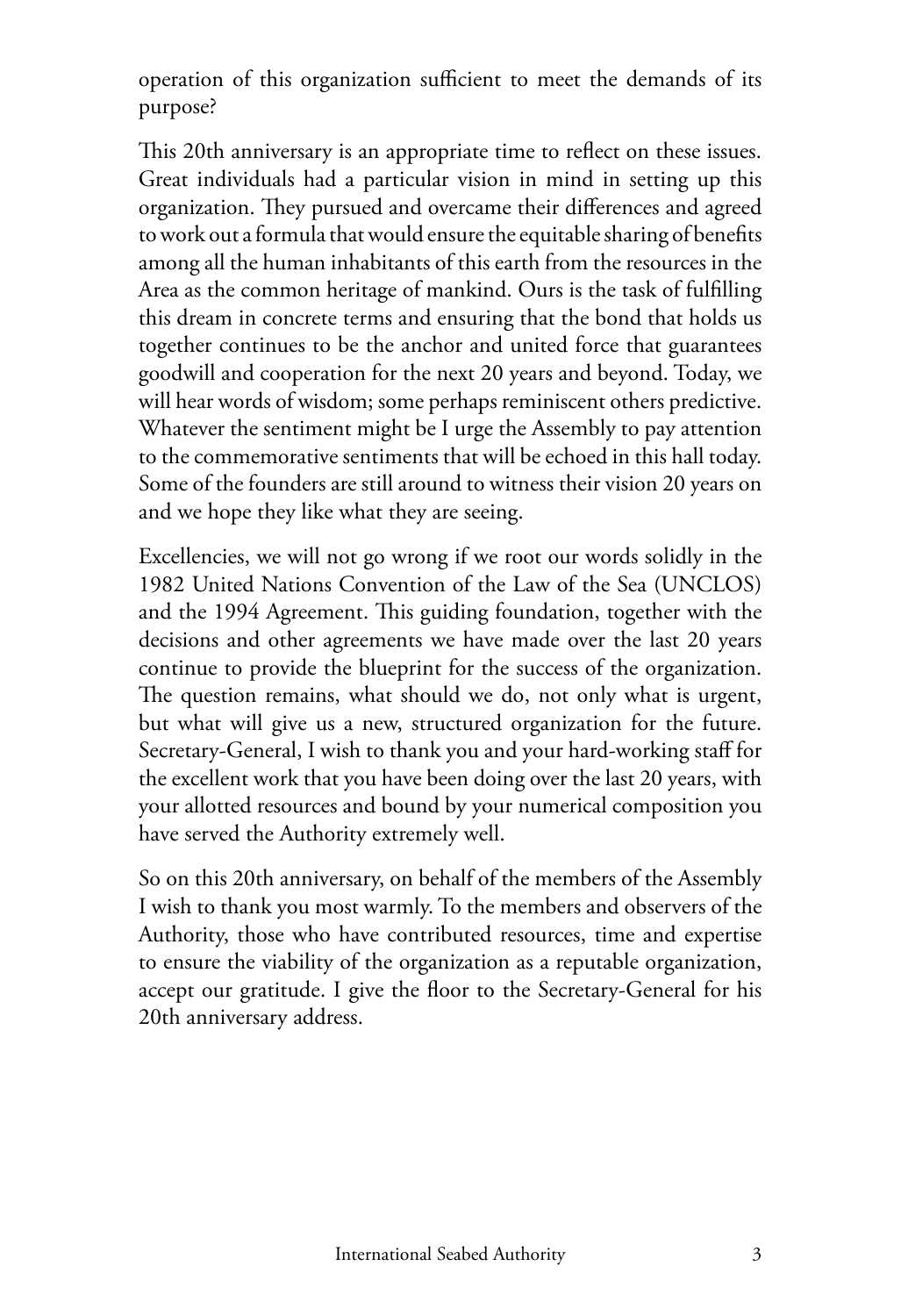operation of this organization sufficient to meet the demands of its purpose?

This 20th anniversary is an appropriate time to reflect on these issues. Great individuals had a particular vision in mind in setting up this organization. They pursued and overcame their differences and agreed to work out a formula that would ensure the equitable sharing of benefits among all the human inhabitants of this earth from the resources in the Area as the common heritage of mankind. Ours is the task of fulfilling this dream in concrete terms and ensuring that the bond that holds us together continues to be the anchor and united force that guarantees goodwill and cooperation for the next 20 years and beyond. Today, we will hear words of wisdom; some perhaps reminiscent others predictive. Whatever the sentiment might be I urge the Assembly to pay attention to the commemorative sentiments that will be echoed in this hall today. Some of the founders are still around to witness their vision 20 years on and we hope they like what they are seeing.

Excellencies, we will not go wrong if we root our words solidly in the 1982 United Nations Convention of the Law of the Sea (UNCLOS) and the 1994 Agreement. This guiding foundation, together with the decisions and other agreements we have made over the last 20 years continue to provide the blueprint for the success of the organization. The question remains, what should we do, not only what is urgent, but what will give us a new, structured organization for the future. Secretary-General, I wish to thank you and your hard-working staff for the excellent work that you have been doing over the last 20 years, with your allotted resources and bound by your numerical composition you have served the Authority extremely well.

So on this 20th anniversary, on behalf of the members of the Assembly I wish to thank you most warmly. To the members and observers of the Authority, those who have contributed resources, time and expertise to ensure the viability of the organization as a reputable organization, accept our gratitude. I give the floor to the Secretary-General for his 20th anniversary address.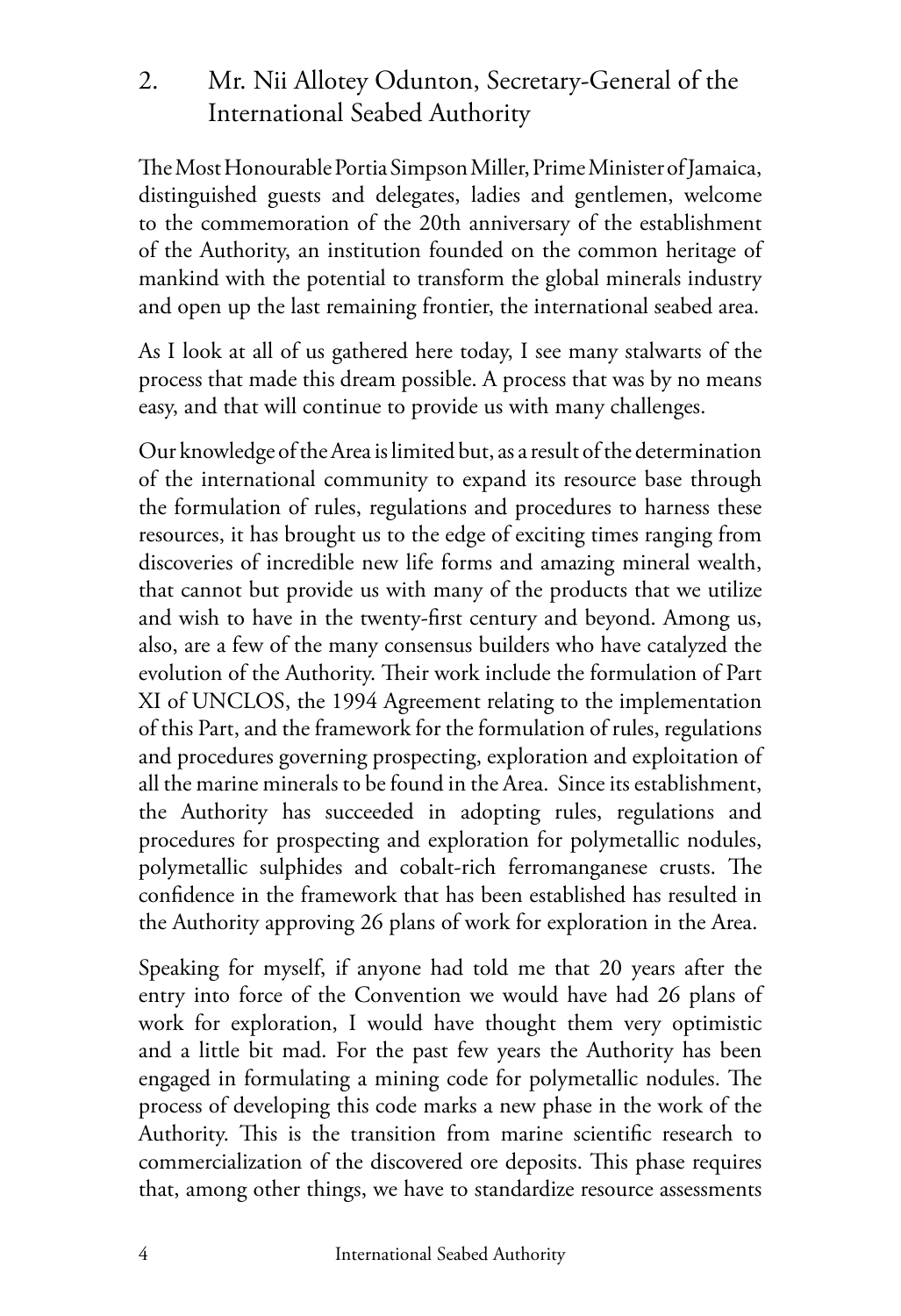## 2. Mr. Nii Allotey Odunton, Secretary-General of the International Seabed Authority

The Most Honourable Portia Simpson Miller, Prime Minister of Jamaica, distinguished guests and delegates, ladies and gentlemen, welcome to the commemoration of the 20th anniversary of the establishment of the Authority, an institution founded on the common heritage of mankind with the potential to transform the global minerals industry and open up the last remaining frontier, the international seabed area.

As I look at all of us gathered here today, I see many stalwarts of the process that made this dream possible. A process that was by no means easy, and that will continue to provide us with many challenges.

Our knowledge of the Area is limited but, as a result of the determination of the international community to expand its resource base through the formulation of rules, regulations and procedures to harness these resources, it has brought us to the edge of exciting times ranging from discoveries of incredible new life forms and amazing mineral wealth, that cannot but provide us with many of the products that we utilize and wish to have in the twenty-first century and beyond. Among us, also, are a few of the many consensus builders who have catalyzed the evolution of the Authority. Their work include the formulation of Part XI of UNCLOS, the 1994 Agreement relating to the implementation of this Part, and the framework for the formulation of rules, regulations and procedures governing prospecting, exploration and exploitation of all the marine minerals to be found in the Area. Since its establishment, the Authority has succeeded in adopting rules, regulations and procedures for prospecting and exploration for polymetallic nodules, polymetallic sulphides and cobalt-rich ferromanganese crusts. The confidence in the framework that has been established has resulted in the Authority approving 26 plans of work for exploration in the Area.

Speaking for myself, if anyone had told me that 20 years after the entry into force of the Convention we would have had 26 plans of work for exploration, I would have thought them very optimistic and a little bit mad. For the past few years the Authority has been engaged in formulating a mining code for polymetallic nodules. The process of developing this code marks a new phase in the work of the Authority. This is the transition from marine scientific research to commercialization of the discovered ore deposits. This phase requires that, among other things, we have to standardize resource assessments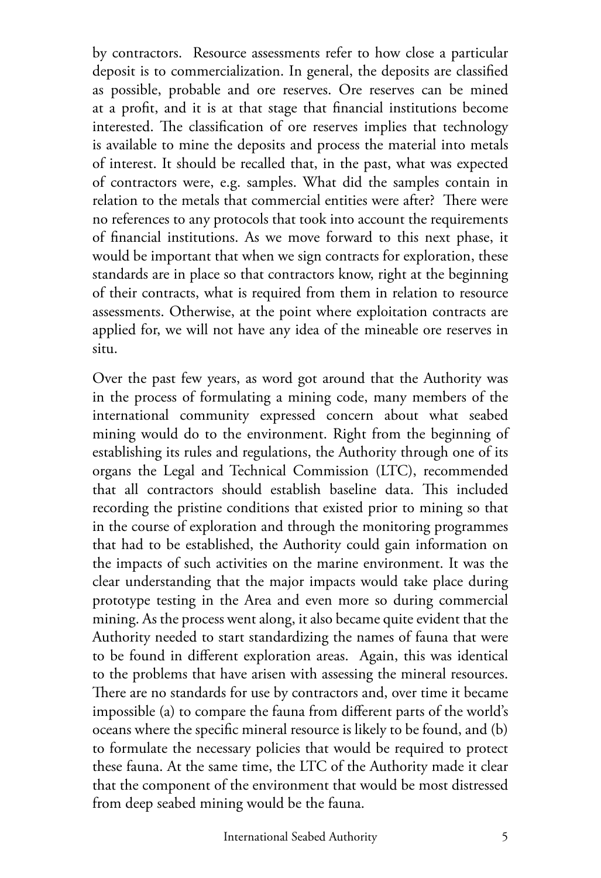by contractors. Resource assessments refer to how close a particular deposit is to commercialization. In general, the deposits are classified as possible, probable and ore reserves. Ore reserves can be mined at a profit, and it is at that stage that financial institutions become interested. The classification of ore reserves implies that technology is available to mine the deposits and process the material into metals of interest. It should be recalled that, in the past, what was expected of contractors were, e.g. samples. What did the samples contain in relation to the metals that commercial entities were after? There were no references to any protocols that took into account the requirements of financial institutions. As we move forward to this next phase, it would be important that when we sign contracts for exploration, these standards are in place so that contractors know, right at the beginning of their contracts, what is required from them in relation to resource assessments. Otherwise, at the point where exploitation contracts are applied for, we will not have any idea of the mineable ore reserves in situ.

Over the past few years, as word got around that the Authority was in the process of formulating a mining code, many members of the international community expressed concern about what seabed mining would do to the environment. Right from the beginning of establishing its rules and regulations, the Authority through one of its organs the Legal and Technical Commission (LTC), recommended that all contractors should establish baseline data. This included recording the pristine conditions that existed prior to mining so that in the course of exploration and through the monitoring programmes that had to be established, the Authority could gain information on the impacts of such activities on the marine environment. It was the clear understanding that the major impacts would take place during prototype testing in the Area and even more so during commercial mining. As the process went along, it also became quite evident that the Authority needed to start standardizing the names of fauna that were to be found in different exploration areas. Again, this was identical to the problems that have arisen with assessing the mineral resources. There are no standards for use by contractors and, over time it became impossible (a) to compare the fauna from different parts of the world's oceans where the specific mineral resource is likely to be found, and (b) to formulate the necessary policies that would be required to protect these fauna. At the same time, the LTC of the Authority made it clear that the component of the environment that would be most distressed from deep seabed mining would be the fauna.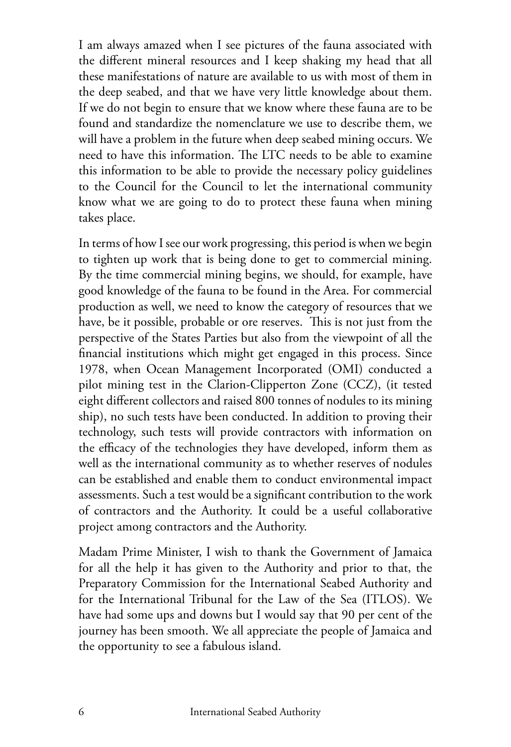I am always amazed when I see pictures of the fauna associated with the different mineral resources and I keep shaking my head that all these manifestations of nature are available to us with most of them in the deep seabed, and that we have very little knowledge about them. If we do not begin to ensure that we know where these fauna are to be found and standardize the nomenclature we use to describe them, we will have a problem in the future when deep seabed mining occurs. We need to have this information. The LTC needs to be able to examine this information to be able to provide the necessary policy guidelines to the Council for the Council to let the international community know what we are going to do to protect these fauna when mining takes place.

In terms of how I see our work progressing, this period is when we begin to tighten up work that is being done to get to commercial mining. By the time commercial mining begins, we should, for example, have good knowledge of the fauna to be found in the Area. For commercial production as well, we need to know the category of resources that we have, be it possible, probable or ore reserves. This is not just from the perspective of the States Parties but also from the viewpoint of all the financial institutions which might get engaged in this process. Since 1978, when Ocean Management Incorporated (OMI) conducted a pilot mining test in the Clarion-Clipperton Zone (CCZ), (it tested eight different collectors and raised 800 tonnes of nodules to its mining ship), no such tests have been conducted. In addition to proving their technology, such tests will provide contractors with information on the efficacy of the technologies they have developed, inform them as well as the international community as to whether reserves of nodules can be established and enable them to conduct environmental impact assessments. Such a test would be a significant contribution to the work of contractors and the Authority. It could be a useful collaborative project among contractors and the Authority.

Madam Prime Minister, I wish to thank the Government of Jamaica for all the help it has given to the Authority and prior to that, the Preparatory Commission for the International Seabed Authority and for the International Tribunal for the Law of the Sea (ITLOS). We have had some ups and downs but I would say that 90 per cent of the journey has been smooth. We all appreciate the people of Jamaica and the opportunity to see a fabulous island.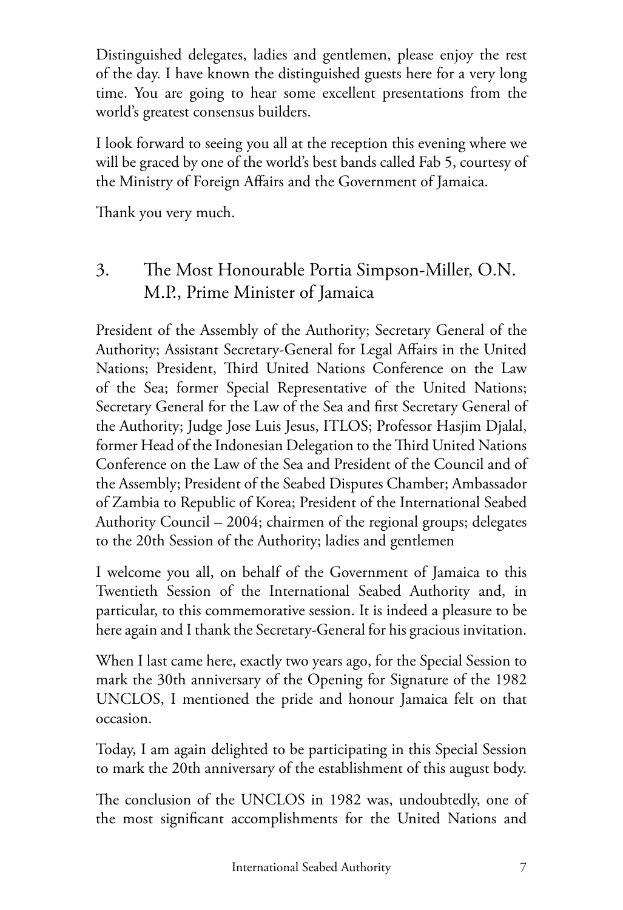Distinguished delegates, ladies and gentlemen, please enjoy the rest of the day. I have known the distinguished guests here for a very long time. You are going to hear some excellent presentations from the world's greatest consensus builders.

I look forward to seeing you all at the reception this evening where we will be graced by one of the world's best bands called Fab 5, courtesy of the Ministry of Foreign Affairs and the Government of Jamaica.

Thank you very much.

## 3. The Most Honourable Portia Simpson-Miller, O.N. M.P., Prime Minister of Jamaica

President of the Assembly of the Authority; Secretary General of the Authority; Assistant Secretary-General for Legal Affairs in the United Nations; President, Third United Nations Conference on the Law of the Sea; former Special Representative of the United Nations; Secretary General for the Law of the Sea and first Secretary General of the Authority; Judge Jose Luis Jesus, ITLOS; Professor Hasjim Djalal, former Head of the Indonesian Delegation to the Third United Nations Conference on the Law of the Sea and President of the Council and of the Assembly; President of the Seabed Disputes Chamber; Ambassador of Zambia to Republic of Korea; President of the International Seabed Authority Council – 2004; chairmen of the regional groups; delegates to the 20th Session of the Authority; ladies and gentlemen

I welcome you all, on behalf of the Government of Jamaica to this Twentieth Session of the International Seabed Authority and, in particular, to this commemorative session. It is indeed a pleasure to be here again and I thank the Secretary-General for his gracious invitation.

When I last came here, exactly two years ago, for the Special Session to mark the 30th anniversary of the Opening for Signature of the 1982 UNCLOS, I mentioned the pride and honour Jamaica felt on that occasion.

Today, I am again delighted to be participating in this Special Session to mark the 20th anniversary of the establishment of this august body.

The conclusion of the UNCLOS in 1982 was, undoubtedly, one of the most significant accomplishments for the United Nations and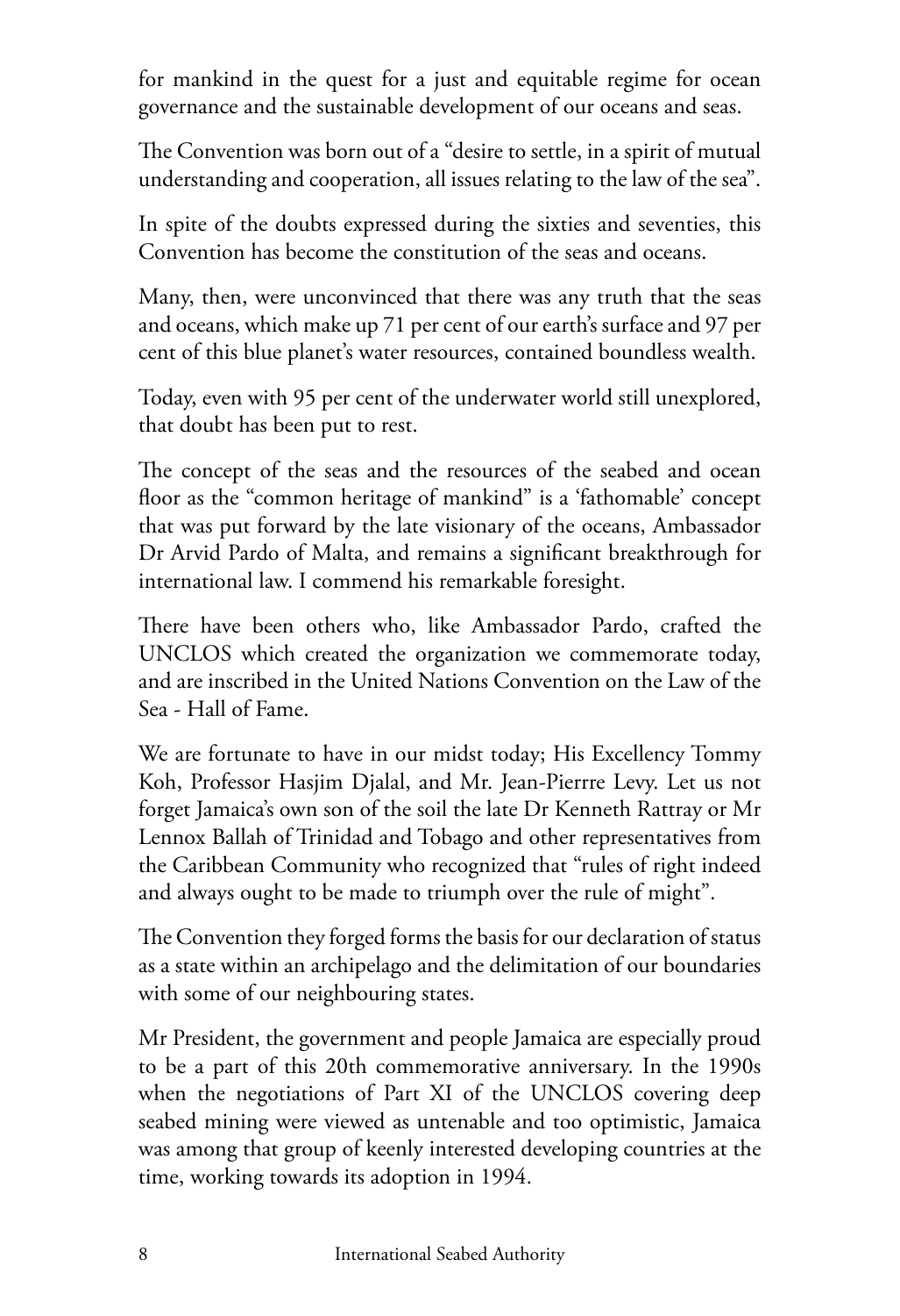for mankind in the quest for a just and equitable regime for ocean governance and the sustainable development of our oceans and seas.

The Convention was born out of a "desire to settle, in a spirit of mutual understanding and cooperation, all issues relating to the law of the sea".

In spite of the doubts expressed during the sixties and seventies, this Convention has become the constitution of the seas and oceans.

Many, then, were unconvinced that there was any truth that the seas and oceans, which make up 71 per cent of our earth's surface and 97 per cent of this blue planet's water resources, contained boundless wealth.

Today, even with 95 per cent of the underwater world still unexplored, that doubt has been put to rest.

The concept of the seas and the resources of the seabed and ocean floor as the "common heritage of mankind" is a 'fathomable' concept that was put forward by the late visionary of the oceans, Ambassador Dr Arvid Pardo of Malta, and remains a significant breakthrough for international law. I commend his remarkable foresight.

There have been others who, like Ambassador Pardo, crafted the UNCLOS which created the organization we commemorate today, and are inscribed in the United Nations Convention on the Law of the Sea - Hall of Fame.

We are fortunate to have in our midst today; His Excellency Tommy Koh, Professor Hasjim Djalal, and Mr. Jean-Pierrre Levy. Let us not forget Jamaica's own son of the soil the late Dr Kenneth Rattray or Mr Lennox Ballah of Trinidad and Tobago and other representatives from the Caribbean Community who recognized that "rules of right indeed and always ought to be made to triumph over the rule of might".

The Convention they forged forms the basis for our declaration of status as a state within an archipelago and the delimitation of our boundaries with some of our neighbouring states.

Mr President, the government and people Jamaica are especially proud to be a part of this 20th commemorative anniversary. In the 1990s when the negotiations of Part XI of the UNCLOS covering deep seabed mining were viewed as untenable and too optimistic, Jamaica was among that group of keenly interested developing countries at the time, working towards its adoption in 1994.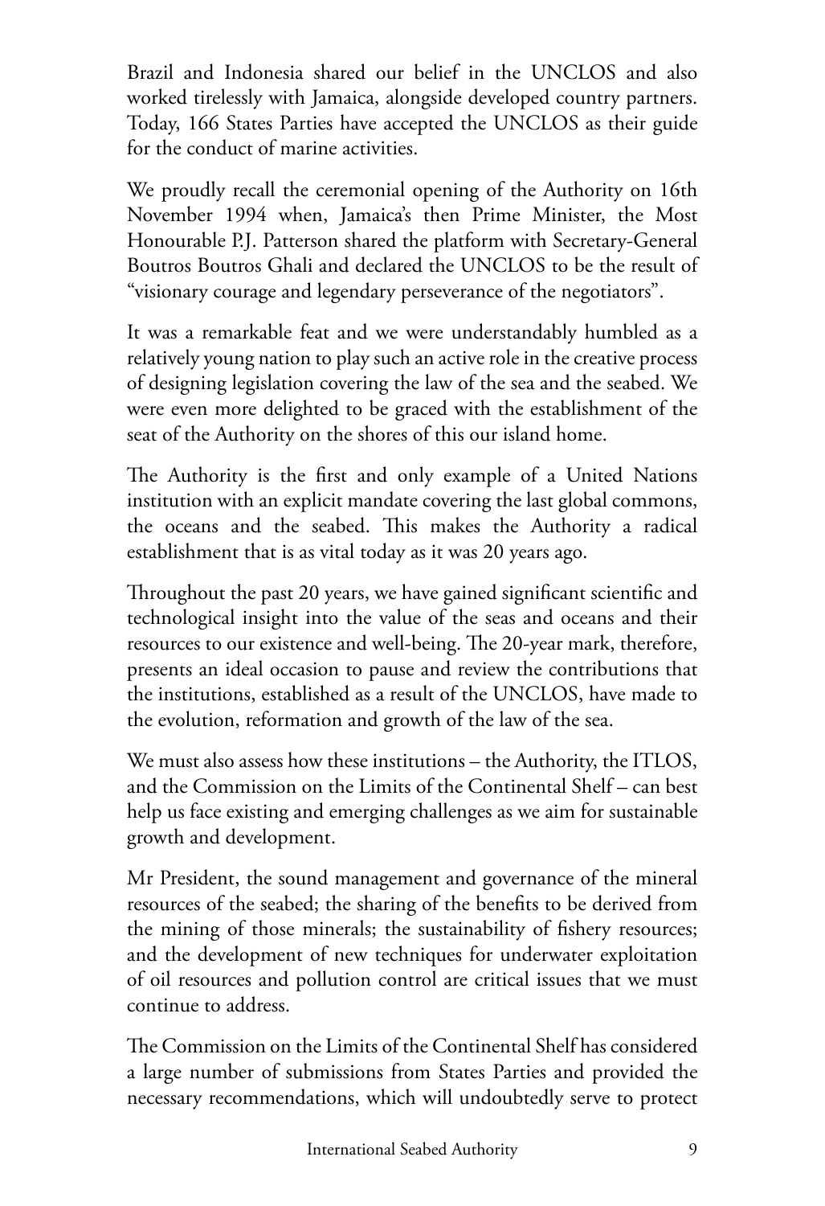Brazil and Indonesia shared our belief in the UNCLOS and also worked tirelessly with Jamaica, alongside developed country partners. Today, 166 States Parties have accepted the UNCLOS as their guide for the conduct of marine activities.

We proudly recall the ceremonial opening of the Authority on 16th November 1994 when, Jamaica's then Prime Minister, the Most Honourable P.J. Patterson shared the platform with Secretary-General Boutros Boutros Ghali and declared the UNCLOS to be the result of "visionary courage and legendary perseverance of the negotiators".

It was a remarkable feat and we were understandably humbled as a relatively young nation to play such an active role in the creative process of designing legislation covering the law of the sea and the seabed. We were even more delighted to be graced with the establishment of the seat of the Authority on the shores of this our island home.

The Authority is the first and only example of a United Nations institution with an explicit mandate covering the last global commons, the oceans and the seabed. This makes the Authority a radical establishment that is as vital today as it was 20 years ago.

Throughout the past 20 years, we have gained significant scientific and technological insight into the value of the seas and oceans and their resources to our existence and well-being. The 20-year mark, therefore, presents an ideal occasion to pause and review the contributions that the institutions, established as a result of the UNCLOS, have made to the evolution, reformation and growth of the law of the sea.

We must also assess how these institutions – the Authority, the ITLOS, and the Commission on the Limits of the Continental Shelf – can best help us face existing and emerging challenges as we aim for sustainable growth and development.

Mr President, the sound management and governance of the mineral resources of the seabed; the sharing of the benefits to be derived from the mining of those minerals; the sustainability of fishery resources; and the development of new techniques for underwater exploitation of oil resources and pollution control are critical issues that we must continue to address.

The Commission on the Limits of the Continental Shelf has considered a large number of submissions from States Parties and provided the necessary recommendations, which will undoubtedly serve to protect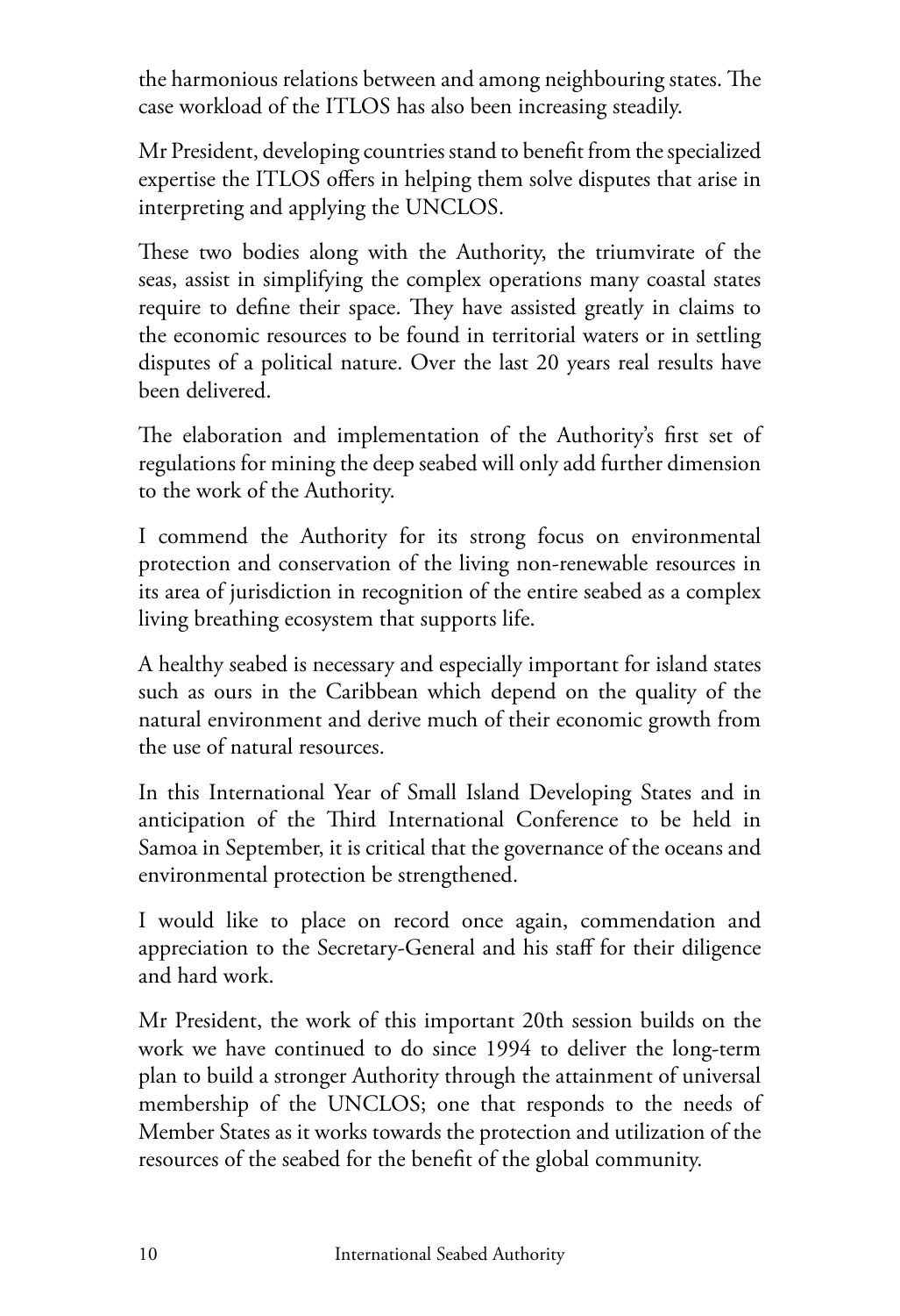the harmonious relations between and among neighbouring states. The case workload of the ITLOS has also been increasing steadily.

Mr President, developing countries stand to benefit from the specialized expertise the ITLOS offers in helping them solve disputes that arise in interpreting and applying the UNCLOS.

These two bodies along with the Authority, the triumvirate of the seas, assist in simplifying the complex operations many coastal states require to define their space. They have assisted greatly in claims to the economic resources to be found in territorial waters or in settling disputes of a political nature. Over the last 20 years real results have been delivered.

The elaboration and implementation of the Authority's first set of regulations for mining the deep seabed will only add further dimension to the work of the Authority.

I commend the Authority for its strong focus on environmental protection and conservation of the living non-renewable resources in its area of jurisdiction in recognition of the entire seabed as a complex living breathing ecosystem that supports life.

A healthy seabed is necessary and especially important for island states such as ours in the Caribbean which depend on the quality of the natural environment and derive much of their economic growth from the use of natural resources.

In this International Year of Small Island Developing States and in anticipation of the Third International Conference to be held in Samoa in September, it is critical that the governance of the oceans and environmental protection be strengthened.

I would like to place on record once again, commendation and appreciation to the Secretary-General and his staff for their diligence and hard work.

Mr President, the work of this important 20th session builds on the work we have continued to do since 1994 to deliver the long-term plan to build a stronger Authority through the attainment of universal membership of the UNCLOS; one that responds to the needs of Member States as it works towards the protection and utilization of the resources of the seabed for the benefit of the global community.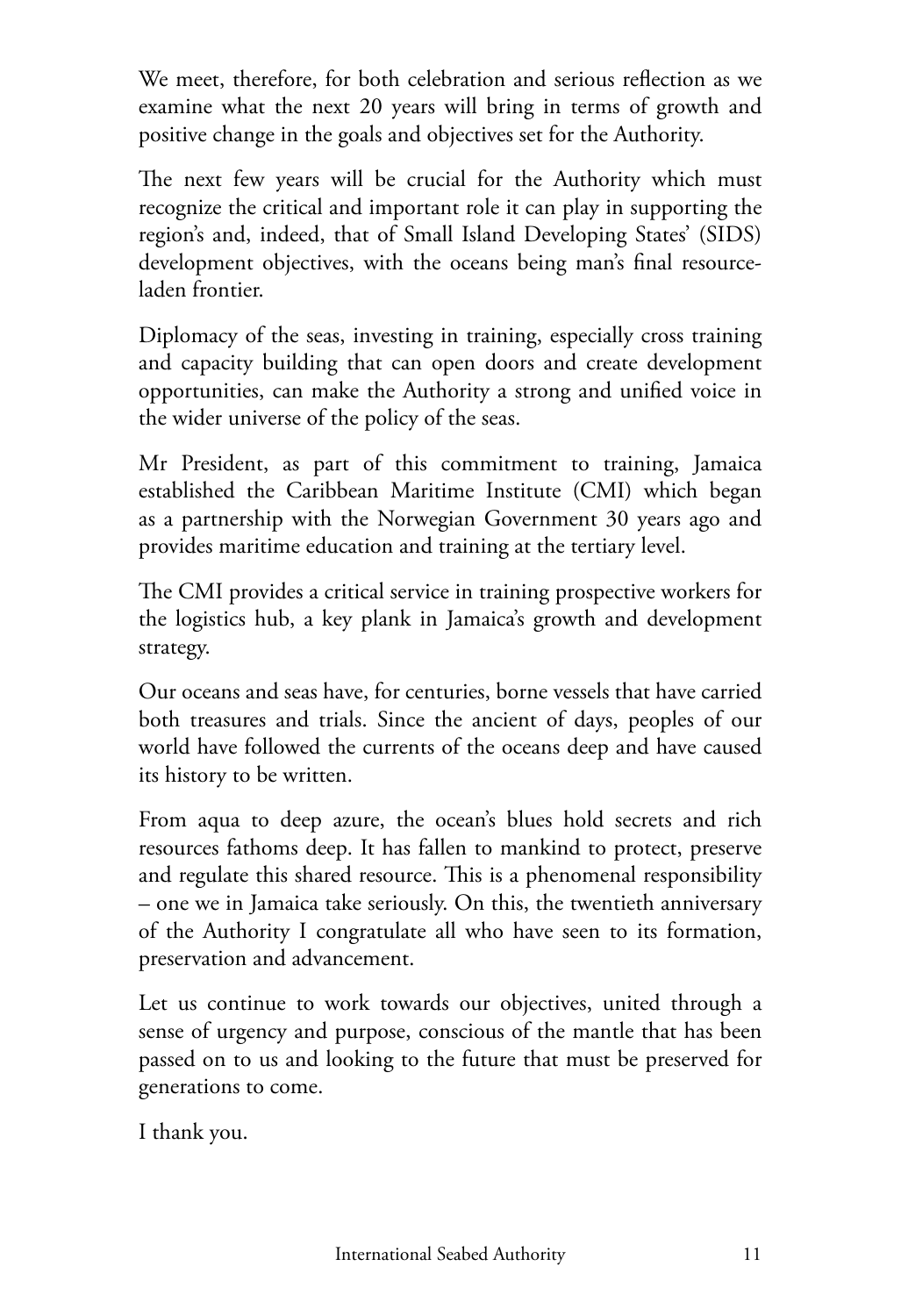We meet, therefore, for both celebration and serious reflection as we examine what the next 20 years will bring in terms of growth and positive change in the goals and objectives set for the Authority.

The next few years will be crucial for the Authority which must recognize the critical and important role it can play in supporting the region's and, indeed, that of Small Island Developing States' (SIDS) development objectives, with the oceans being man's final resource-laden frontier.

Diplomacy of the seas, investing in training, especially cross training and capacity building that can open doors and create development opportunities, can make the Authority a strong and unified voice in the wider universe of the policy of the seas.

Mr President, as part of this commitment to training, Jamaica established the Caribbean Maritime Institute (CMI) which began as a partnership with the Norwegian Government 30 years ago and provides maritime education and training at the tertiary level.

The CMI provides a critical service in training prospective workers for the logistics hub, a key plank in Jamaica's growth and development strategy.

Our oceans and seas have, for centuries, borne vessels that have carried both treasures and trials. Since the ancient of days, peoples of our world have followed the currents of the oceans deep and have caused its history to be written.

From aqua to deep azure, the ocean's blues hold secrets and rich resources fathoms deep. It has fallen to mankind to protect, preserve and regulate this shared resource. This is a phenomenal responsibility – one we in Jamaica take seriously. On this, the twentieth anniversary of the Authority I congratulate all who have seen to its formation, preservation and advancement.

Let us continue to work towards our objectives, united through a sense of urgency and purpose, conscious of the mantle that has been passed on to us and looking to the future that must be preserved for generations to come.

I thank you.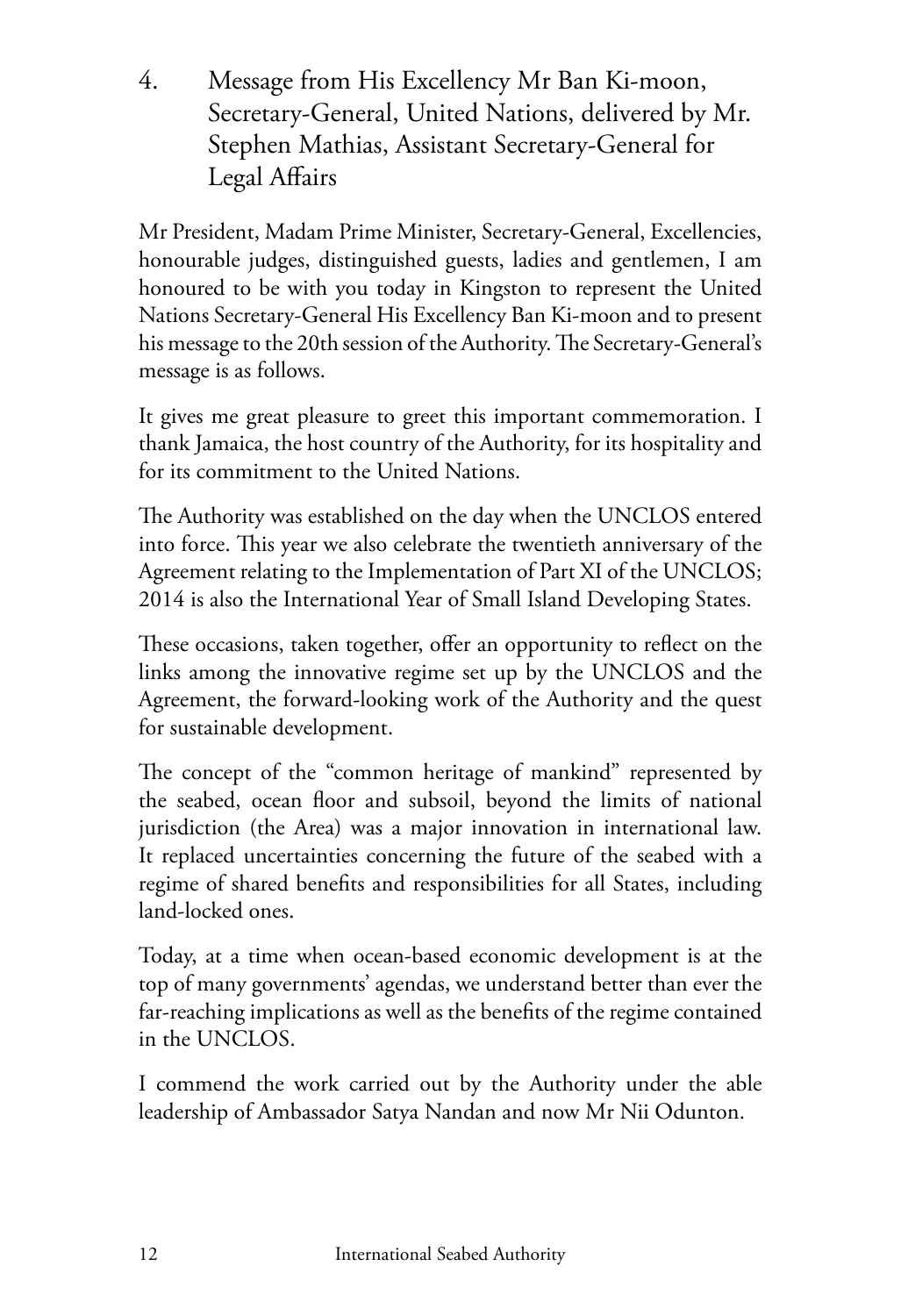## 4. Message from His Excellency Mr Ban Ki-moon, Secretary-General, United Nations, delivered by Mr. Stephen Mathias, Assistant Secretary-General for Legal Affairs

Mr President, Madam Prime Minister, Secretary-General, Excellencies, honourable judges, distinguished guests, ladies and gentlemen, I am honoured to be with you today in Kingston to represent the United Nations Secretary-General His Excellency Ban Ki-moon and to present his message to the 20th session of the Authority. The Secretary-General's message is as follows.

It gives me great pleasure to greet this important commemoration. I thank Jamaica, the host country of the Authority, for its hospitality and for its commitment to the United Nations.

The Authority was established on the day when the UNCLOS entered into force. This year we also celebrate the twentieth anniversary of the Agreement relating to the Implementation of Part XI of the UNCLOS; 2014 is also the International Year of Small Island Developing States.

These occasions, taken together, offer an opportunity to reflect on the links among the innovative regime set up by the UNCLOS and the Agreement, the forward-looking work of the Authority and the quest for sustainable development.

The concept of the "common heritage of mankind" represented by the seabed, ocean floor and subsoil, beyond the limits of national jurisdiction (the Area) was a major innovation in international law. It replaced uncertainties concerning the future of the seabed with a regime of shared benefits and responsibilities for all States, including land-locked ones.

Today, at a time when ocean-based economic development is at the top of many governments' agendas, we understand better than ever the far-reaching implications as well as the benefits of the regime contained in the UNCLOS.

I commend the work carried out by the Authority under the able leadership of Ambassador Satya Nandan and now Mr Nii Odunton.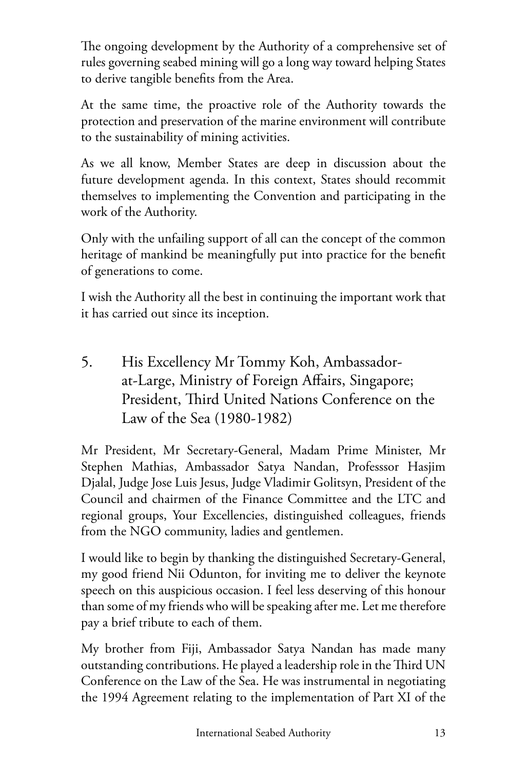The ongoing development by the Authority of a comprehensive set of rules governing seabed mining will go a long way toward helping States to derive tangible benefits from the Area.

At the same time, the proactive role of the Authority towards the protection and preservation of the marine environment will contribute to the sustainability of mining activities.

As we all know, Member States are deep in discussion about the future development agenda. In this context, States should recommit themselves to implementing the Convention and participating in the work of the Authority.

Only with the unfailing support of all can the concept of the common heritage of mankind be meaningfully put into practice for the benefit of generations to come.

I wish the Authority all the best in continuing the important work that it has carried out since its inception.

## 5. His Excellency Mr Tommy Koh, Ambassador-at-Large, Ministry of Foreign Affairs, Singapore; President, Third United Nations Conference on the Law of the Sea (1980-1982)

Mr President, Mr Secretary-General, Madam Prime Minister, Mr Stephen Mathias, Ambassador Satya Nandan, Professsor Hasjim Djalal, Judge Jose Luis Jesus, Judge Vladimir Golitsyn, President of the Council and chairmen of the Finance Committee and the LTC and regional groups, Your Excellencies, distinguished colleagues, friends from the NGO community, ladies and gentlemen.

I would like to begin by thanking the distinguished Secretary-General, my good friend Nii Odunton, for inviting me to deliver the keynote speech on this auspicious occasion. I feel less deserving of this honour than some of my friends who will be speaking after me. Let me therefore pay a brief tribute to each of them.

My brother from Fiji, Ambassador Satya Nandan has made many outstanding contributions. He played a leadership role in the Third UN Conference on the Law of the Sea. He was instrumental in negotiating the 1994 Agreement relating to the implementation of Part XI of the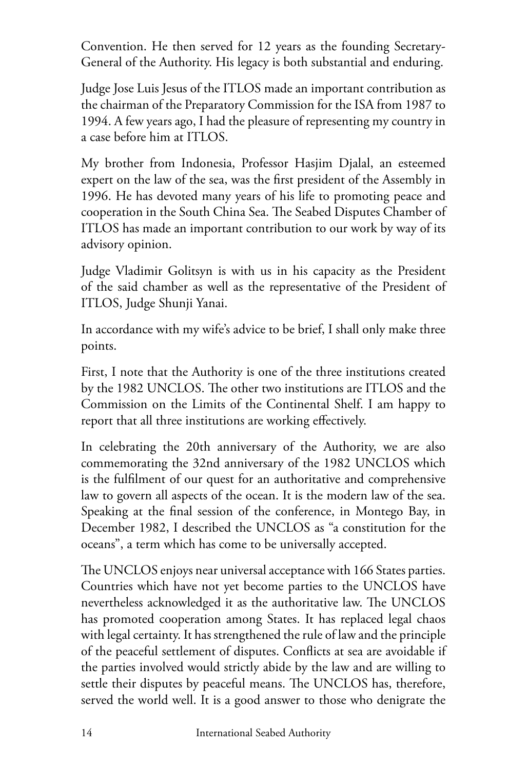Convention. He then served for 12 years as the founding Secretary-General of the Authority. His legacy is both substantial and enduring.

Judge Jose Luis Jesus of the ITLOS made an important contribution as the chairman of the Preparatory Commission for the ISA from 1987 to 1994. A few years ago, I had the pleasure of representing my country in a case before him at ITLOS.

My brother from Indonesia, Professor Hasjim Djalal, an esteemed expert on the law of the sea, was the first president of the Assembly in 1996. He has devoted many years of his life to promoting peace and cooperation in the South China Sea. The Seabed Disputes Chamber of ITLOS has made an important contribution to our work by way of its advisory opinion.

Judge Vladimir Golitsyn is with us in his capacity as the President of the said chamber as well as the representative of the President of ITLOS, Judge Shunji Yanai.

In accordance with my wife's advice to be brief, I shall only make three points.

First, I note that the Authority is one of the three institutions created by the 1982 UNCLOS. The other two institutions are ITLOS and the Commission on the Limits of the Continental Shelf. I am happy to report that all three institutions are working effectively.

In celebrating the 20th anniversary of the Authority, we are also commemorating the 32nd anniversary of the 1982 UNCLOS which is the fulfilment of our quest for an authoritative and comprehensive law to govern all aspects of the ocean. It is the modern law of the sea. Speaking at the final session of the conference, in Montego Bay, in December 1982, I described the UNCLOS as "a constitution for the oceans", a term which has come to be universally accepted.

The UNCLOS enjoys near universal acceptance with 166 States parties. Countries which have not yet become parties to the UNCLOS have nevertheless acknowledged it as the authoritative law. The UNCLOS has promoted cooperation among States. It has replaced legal chaos with legal certainty. It has strengthened the rule of law and the principle of the peaceful settlement of disputes. Conflicts at sea are avoidable if the parties involved would strictly abide by the law and are willing to settle their disputes by peaceful means. The UNCLOS has, therefore, served the world well. It is a good answer to those who denigrate the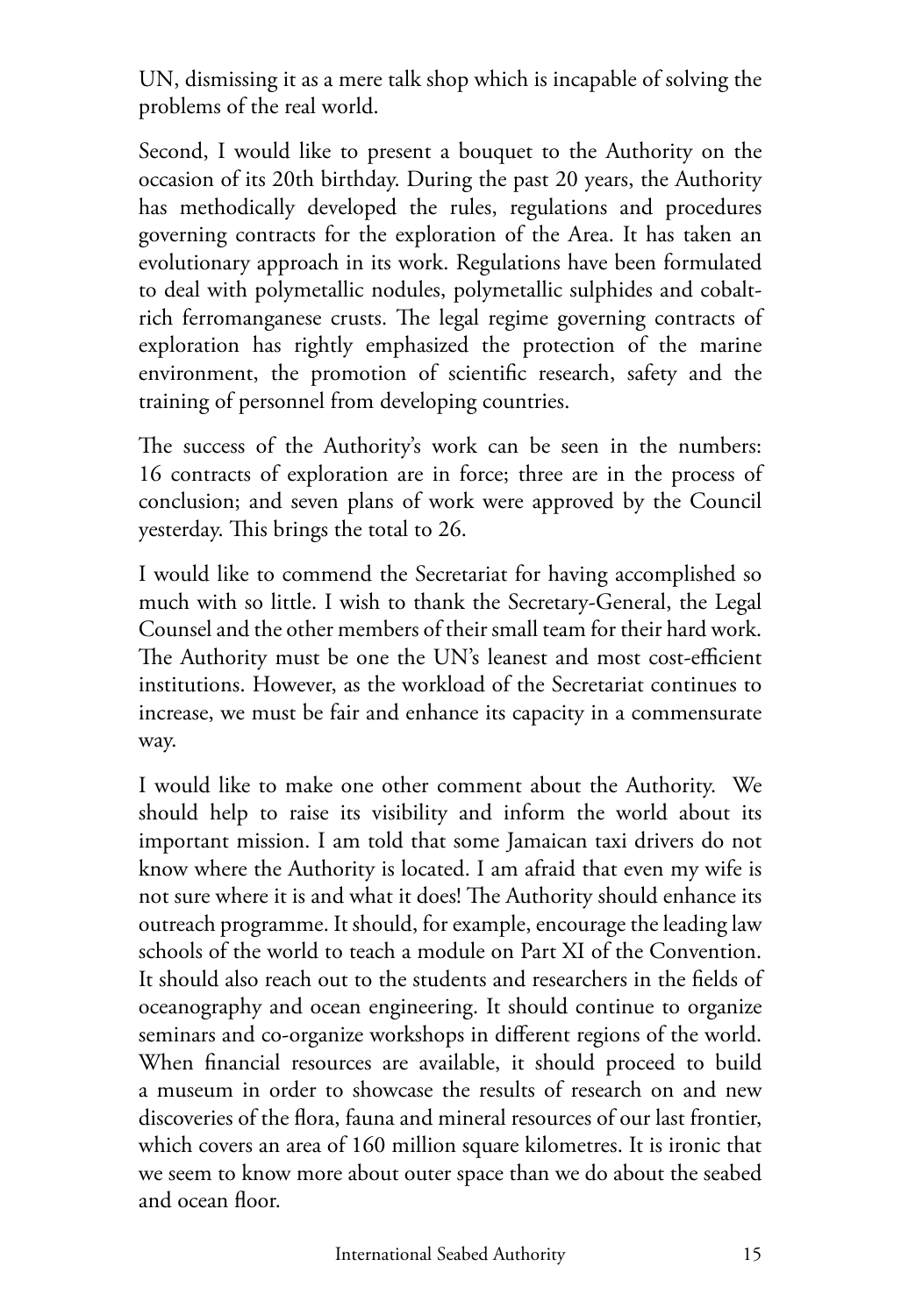UN, dismissing it as a mere talk shop which is incapable of solving the problems of the real world.

Second, I would like to present a bouquet to the Authority on the occasion of its 20th birthday. During the past 20 years, the Authority has methodically developed the rules, regulations and procedures governing contracts for the exploration of the Area. It has taken an evolutionary approach in its work. Regulations have been formulated to deal with polymetallic nodules, polymetallic sulphides and cobalt-rich ferromanganese crusts. The legal regime governing contracts of exploration has rightly emphasized the protection of the marine environment, the promotion of scientific research, safety and the training of personnel from developing countries.

The success of the Authority's work can be seen in the numbers: 16 contracts of exploration are in force; three are in the process of conclusion; and seven plans of work were approved by the Council yesterday. This brings the total to 26.

I would like to commend the Secretariat for having accomplished so much with so little. I wish to thank the Secretary-General, the Legal Counsel and the other members of their small team for their hard work. The Authority must be one the UN's leanest and most cost-efficient institutions. However, as the workload of the Secretariat continues to increase, we must be fair and enhance its capacity in a commensurate way.

I would like to make one other comment about the Authority. We should help to raise its visibility and inform the world about its important mission. I am told that some Jamaican taxi drivers do not know where the Authority is located. I am afraid that even my wife is not sure where it is and what it does! The Authority should enhance its outreach programme. It should, for example, encourage the leading law schools of the world to teach a module on Part XI of the Convention. It should also reach out to the students and researchers in the fields of oceanography and ocean engineering. It should continue to organize seminars and co-organize workshops in different regions of the world. When financial resources are available, it should proceed to build a museum in order to showcase the results of research on and new discoveries of the flora, fauna and mineral resources of our last frontier, which covers an area of 160 million square kilometres. It is ironic that we seem to know more about outer space than we do about the seabed and ocean floor.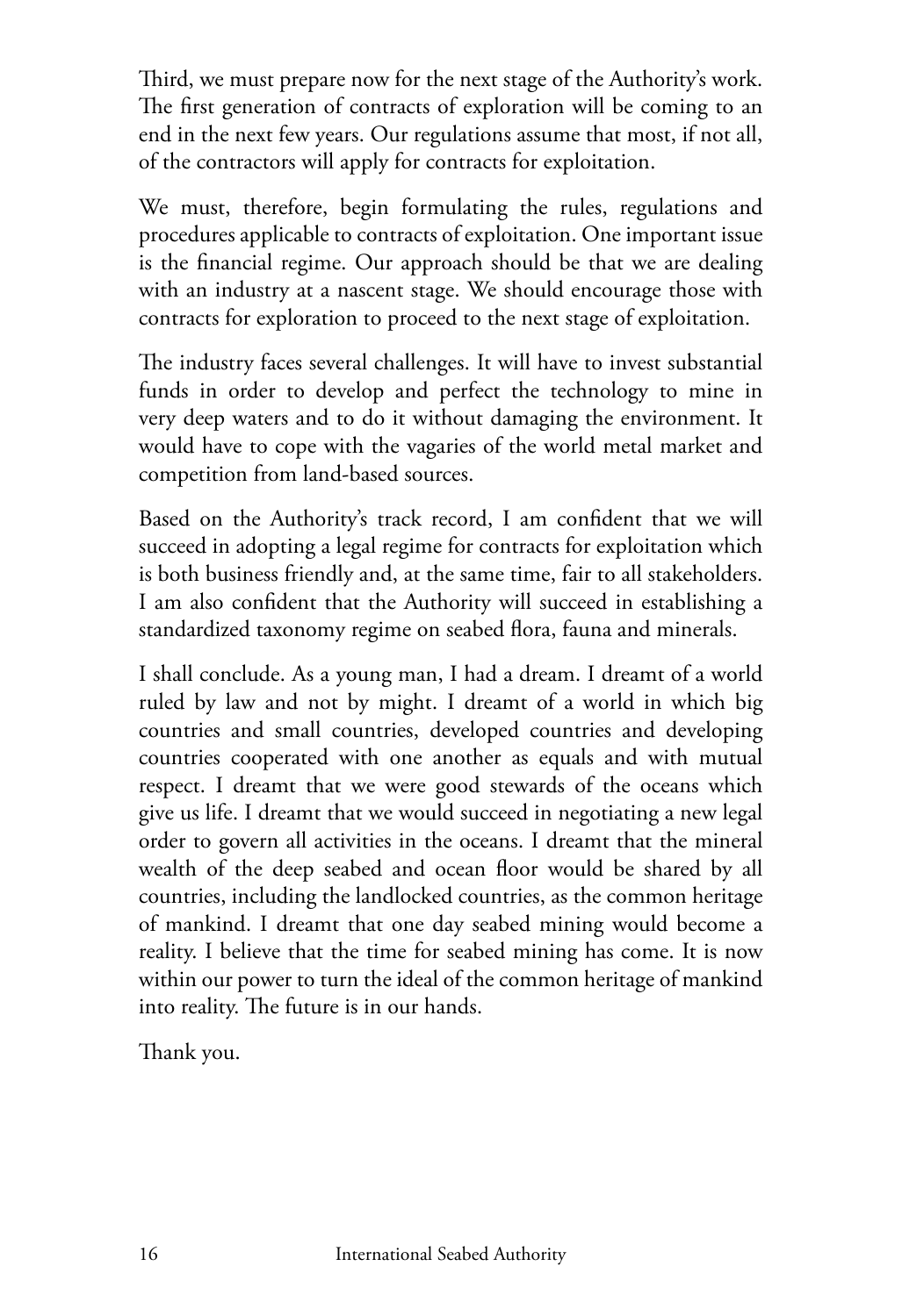Third, we must prepare now for the next stage of the Authority's work. The first generation of contracts of exploration will be coming to an end in the next few years. Our regulations assume that most, if not all, of the contractors will apply for contracts for exploitation.

We must, therefore, begin formulating the rules, regulations and procedures applicable to contracts of exploitation. One important issue is the financial regime. Our approach should be that we are dealing with an industry at a nascent stage. We should encourage those with contracts for exploration to proceed to the next stage of exploitation.

The industry faces several challenges. It will have to invest substantial funds in order to develop and perfect the technology to mine in very deep waters and to do it without damaging the environment. It would have to cope with the vagaries of the world metal market and competition from land-based sources.

Based on the Authority's track record, I am confident that we will succeed in adopting a legal regime for contracts for exploitation which is both business friendly and, at the same time, fair to all stakeholders. I am also confident that the Authority will succeed in establishing a standardized taxonomy regime on seabed flora, fauna and minerals.

I shall conclude. As a young man, I had a dream. I dreamt of a world ruled by law and not by might. I dreamt of a world in which big countries and small countries, developed countries and developing countries cooperated with one another as equals and with mutual respect. I dreamt that we were good stewards of the oceans which give us life. I dreamt that we would succeed in negotiating a new legal order to govern all activities in the oceans. I dreamt that the mineral wealth of the deep seabed and ocean floor would be shared by all countries, including the landlocked countries, as the common heritage of mankind. I dreamt that one day seabed mining would become a reality. I believe that the time for seabed mining has come. It is now within our power to turn the ideal of the common heritage of mankind into reality. The future is in our hands.

Thank you.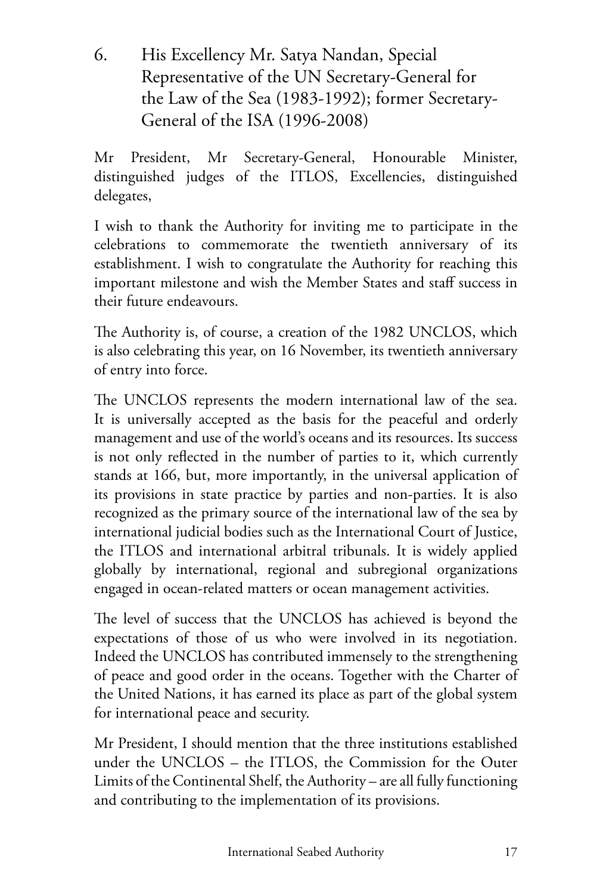## 6. His Excellency Mr. Satya Nandan, Special Representative of the UN Secretary-General for the Law of the Sea (1983-1992); former Secretary-General of the ISA (1996-2008)

Mr President, Mr Secretary-General, Honourable Minister, distinguished judges of the ITLOS, Excellencies, distinguished delegates,

I wish to thank the Authority for inviting me to participate in the celebrations to commemorate the twentieth anniversary of its establishment. I wish to congratulate the Authority for reaching this important milestone and wish the Member States and staff success in their future endeavours.

The Authority is, of course, a creation of the 1982 UNCLOS, which is also celebrating this year, on 16 November, its twentieth anniversary of entry into force.

The UNCLOS represents the modern international law of the sea. It is universally accepted as the basis for the peaceful and orderly management and use of the world's oceans and its resources. Its success is not only reflected in the number of parties to it, which currently stands at 166, but, more importantly, in the universal application of its provisions in state practice by parties and non-parties. It is also recognized as the primary source of the international law of the sea by international judicial bodies such as the International Court of Justice, the ITLOS and international arbitral tribunals. It is widely applied globally by international, regional and subregional organizations engaged in ocean-related matters or ocean management activities.

The level of success that the UNCLOS has achieved is beyond the expectations of those of us who were involved in its negotiation. Indeed the UNCLOS has contributed immensely to the strengthening of peace and good order in the oceans. Together with the Charter of the United Nations, it has earned its place as part of the global system for international peace and security.

Mr President, I should mention that the three institutions established under the UNCLOS – the ITLOS, the Commission for the Outer Limits of the Continental Shelf, the Authority – are all fully functioning and contributing to the implementation of its provisions.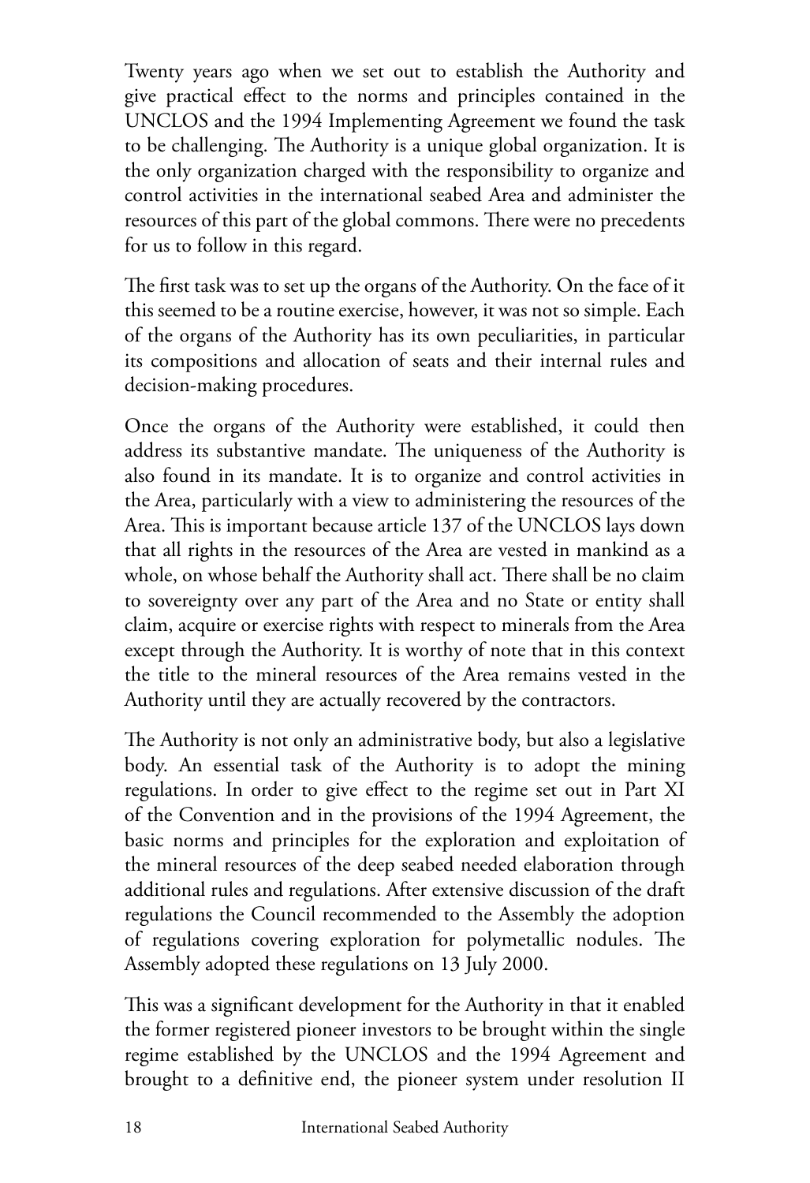Twenty years ago when we set out to establish the Authority and give practical effect to the norms and principles contained in the UNCLOS and the 1994 Implementing Agreement we found the task to be challenging. The Authority is a unique global organization. It is the only organization charged with the responsibility to organize and control activities in the international seabed Area and administer the resources of this part of the global commons. There were no precedents for us to follow in this regard.

The first task was to set up the organs of the Authority. On the face of it this seemed to be a routine exercise, however, it was not so simple. Each of the organs of the Authority has its own peculiarities, in particular its compositions and allocation of seats and their internal rules and decision-making procedures.

Once the organs of the Authority were established, it could then address its substantive mandate. The uniqueness of the Authority is also found in its mandate. It is to organize and control activities in the Area, particularly with a view to administering the resources of the Area. This is important because article 137 of the UNCLOS lays down that all rights in the resources of the Area are vested in mankind as a whole, on whose behalf the Authority shall act. There shall be no claim to sovereignty over any part of the Area and no State or entity shall claim, acquire or exercise rights with respect to minerals from the Area except through the Authority. It is worthy of note that in this context the title to the mineral resources of the Area remains vested in the Authority until they are actually recovered by the contractors.

The Authority is not only an administrative body, but also a legislative body. An essential task of the Authority is to adopt the mining regulations. In order to give effect to the regime set out in Part XI of the Convention and in the provisions of the 1994 Agreement, the basic norms and principles for the exploration and exploitation of the mineral resources of the deep seabed needed elaboration through additional rules and regulations. After extensive discussion of the draft regulations the Council recommended to the Assembly the adoption of regulations covering exploration for polymetallic nodules. The Assembly adopted these regulations on 13 July 2000.

This was a significant development for the Authority in that it enabled the former registered pioneer investors to be brought within the single regime established by the UNCLOS and the 1994 Agreement and brought to a definitive end, the pioneer system under resolution II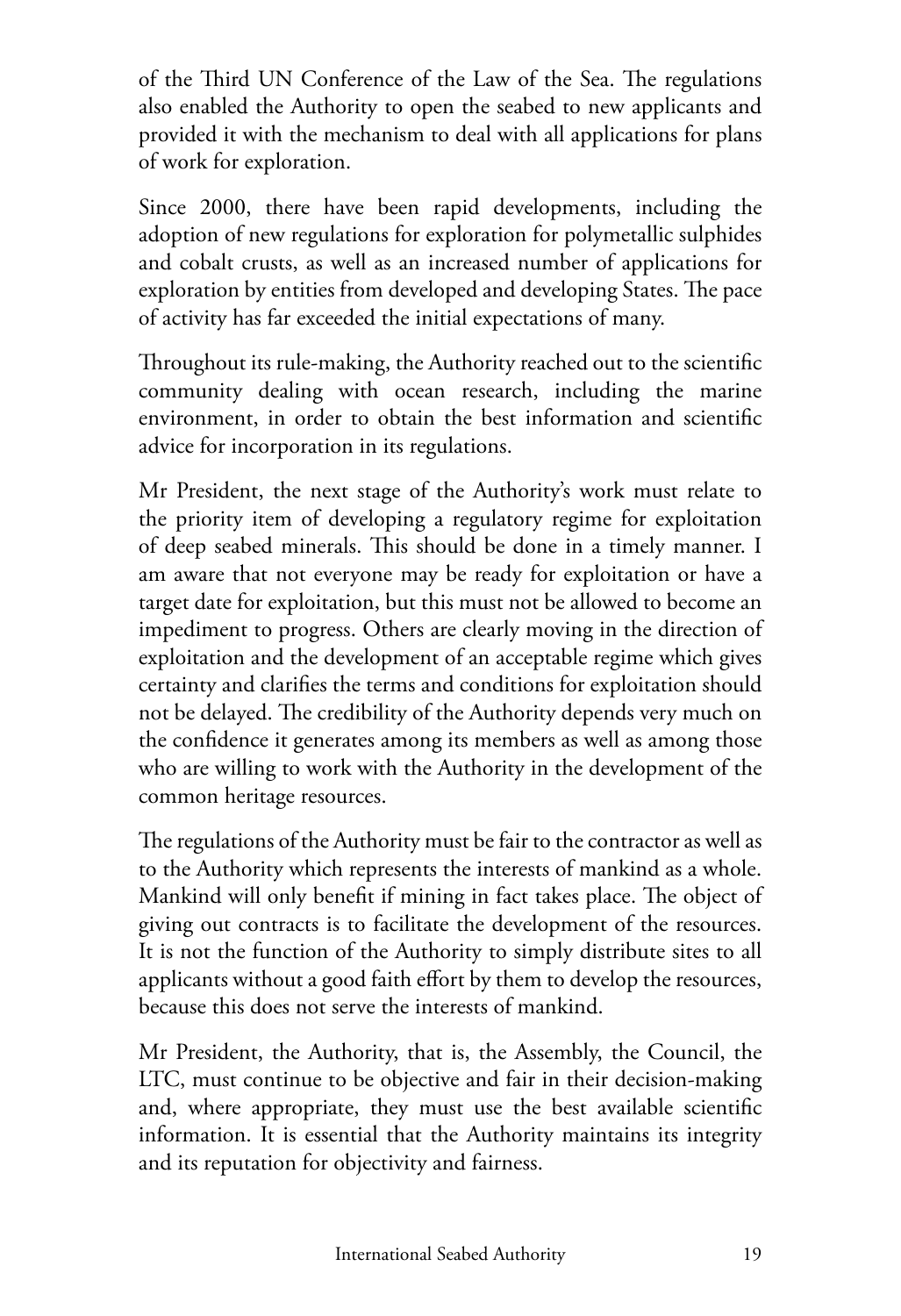of the Third UN Conference of the Law of the Sea. The regulations also enabled the Authority to open the seabed to new applicants and provided it with the mechanism to deal with all applications for plans of work for exploration.

Since 2000, there have been rapid developments, including the adoption of new regulations for exploration for polymetallic sulphides and cobalt crusts, as well as an increased number of applications for exploration by entities from developed and developing States. The pace of activity has far exceeded the initial expectations of many.

Throughout its rule-making, the Authority reached out to the scientific community dealing with ocean research, including the marine environment, in order to obtain the best information and scientific advice for incorporation in its regulations.

Mr President, the next stage of the Authority's work must relate to the priority item of developing a regulatory regime for exploitation of deep seabed minerals. This should be done in a timely manner. I am aware that not everyone may be ready for exploitation or have a target date for exploitation, but this must not be allowed to become an impediment to progress. Others are clearly moving in the direction of exploitation and the development of an acceptable regime which gives certainty and clarifies the terms and conditions for exploitation should not be delayed. The credibility of the Authority depends very much on the confidence it generates among its members as well as among those who are willing to work with the Authority in the development of the common heritage resources.

The regulations of the Authority must be fair to the contractor as well as to the Authority which represents the interests of mankind as a whole. Mankind will only benefit if mining in fact takes place. The object of giving out contracts is to facilitate the development of the resources. It is not the function of the Authority to simply distribute sites to all applicants without a good faith effort by them to develop the resources, because this does not serve the interests of mankind.

Mr President, the Authority, that is, the Assembly, the Council, the LTC, must continue to be objective and fair in their decision-making and, where appropriate, they must use the best available scientific information. It is essential that the Authority maintains its integrity and its reputation for objectivity and fairness.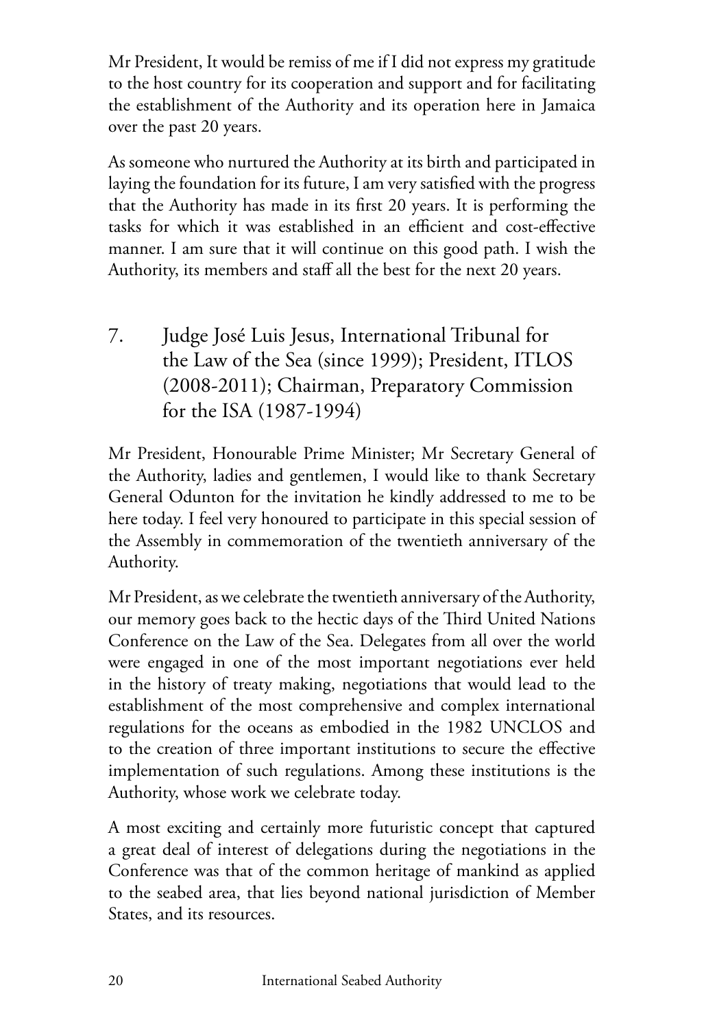Mr President, It would be remiss of me if I did not express my gratitude to the host country for its cooperation and support and for facilitating the establishment of the Authority and its operation here in Jamaica over the past 20 years.

As someone who nurtured the Authority at its birth and participated in laying the foundation for its future, I am very satisfied with the progress that the Authority has made in its first 20 years. It is performing the tasks for which it was established in an efficient and cost-effective manner. I am sure that it will continue on this good path. I wish the Authority, its members and staff all the best for the next 20 years.

## 7. Judge José Luis Jesus, International Tribunal for the Law of the Sea (since 1999); President, ITLOS (2008-2011); Chairman, Preparatory Commission for the ISA (1987-1994)

Mr President, Honourable Prime Minister; Mr Secretary General of the Authority, ladies and gentlemen, I would like to thank Secretary General Odunton for the invitation he kindly addressed to me to be here today. I feel very honoured to participate in this special session of the Assembly in commemoration of the twentieth anniversary of the Authority.

Mr President, as we celebrate the twentieth anniversary of the Authority, our memory goes back to the hectic days of the Third United Nations Conference on the Law of the Sea. Delegates from all over the world were engaged in one of the most important negotiations ever held in the history of treaty making, negotiations that would lead to the establishment of the most comprehensive and complex international regulations for the oceans as embodied in the 1982 UNCLOS and to the creation of three important institutions to secure the effective implementation of such regulations. Among these institutions is the Authority, whose work we celebrate today.

A most exciting and certainly more futuristic concept that captured a great deal of interest of delegations during the negotiations in the Conference was that of the common heritage of mankind as applied to the seabed area, that lies beyond national jurisdiction of Member States, and its resources.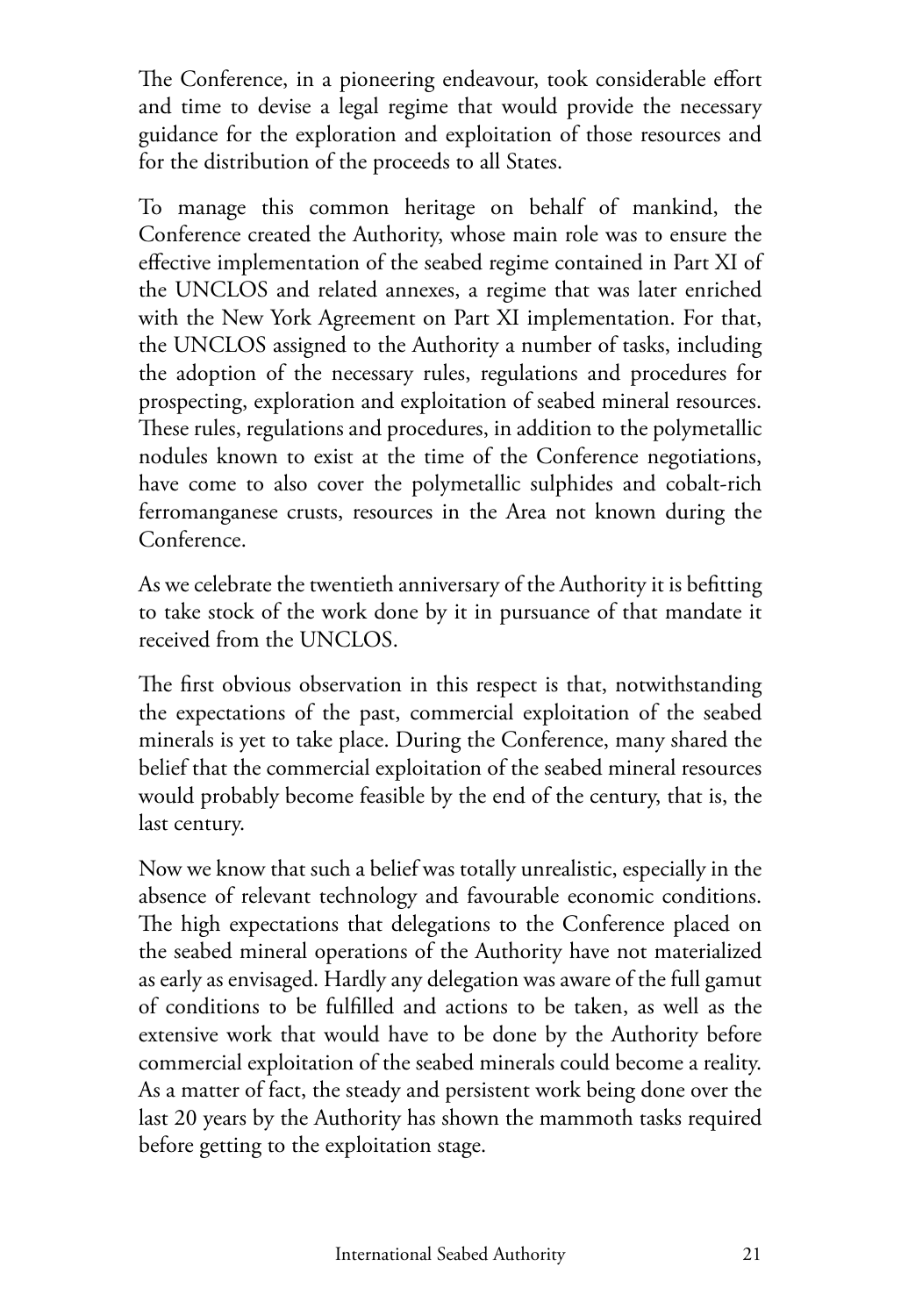The Conference, in a pioneering endeavour, took considerable effort and time to devise a legal regime that would provide the necessary guidance for the exploration and exploitation of those resources and for the distribution of the proceeds to all States.

To manage this common heritage on behalf of mankind, the Conference created the Authority, whose main role was to ensure the effective implementation of the seabed regime contained in Part XI of the UNCLOS and related annexes, a regime that was later enriched with the New York Agreement on Part XI implementation. For that, the UNCLOS assigned to the Authority a number of tasks, including the adoption of the necessary rules, regulations and procedures for prospecting, exploration and exploitation of seabed mineral resources. These rules, regulations and procedures, in addition to the polymetallic nodules known to exist at the time of the Conference negotiations, have come to also cover the polymetallic sulphides and cobalt-rich ferromanganese crusts, resources in the Area not known during the Conference.

As we celebrate the twentieth anniversary of the Authority it is befitting to take stock of the work done by it in pursuance of that mandate it received from the UNCLOS.

The first obvious observation in this respect is that, notwithstanding the expectations of the past, commercial exploitation of the seabed minerals is yet to take place. During the Conference, many shared the belief that the commercial exploitation of the seabed mineral resources would probably become feasible by the end of the century, that is, the last century.

Now we know that such a belief was totally unrealistic, especially in the absence of relevant technology and favourable economic conditions. The high expectations that delegations to the Conference placed on the seabed mineral operations of the Authority have not materialized as early as envisaged. Hardly any delegation was aware of the full gamut of conditions to be fulfilled and actions to be taken, as well as the extensive work that would have to be done by the Authority before commercial exploitation of the seabed minerals could become a reality. As a matter of fact, the steady and persistent work being done over the last 20 years by the Authority has shown the mammoth tasks required before getting to the exploitation stage.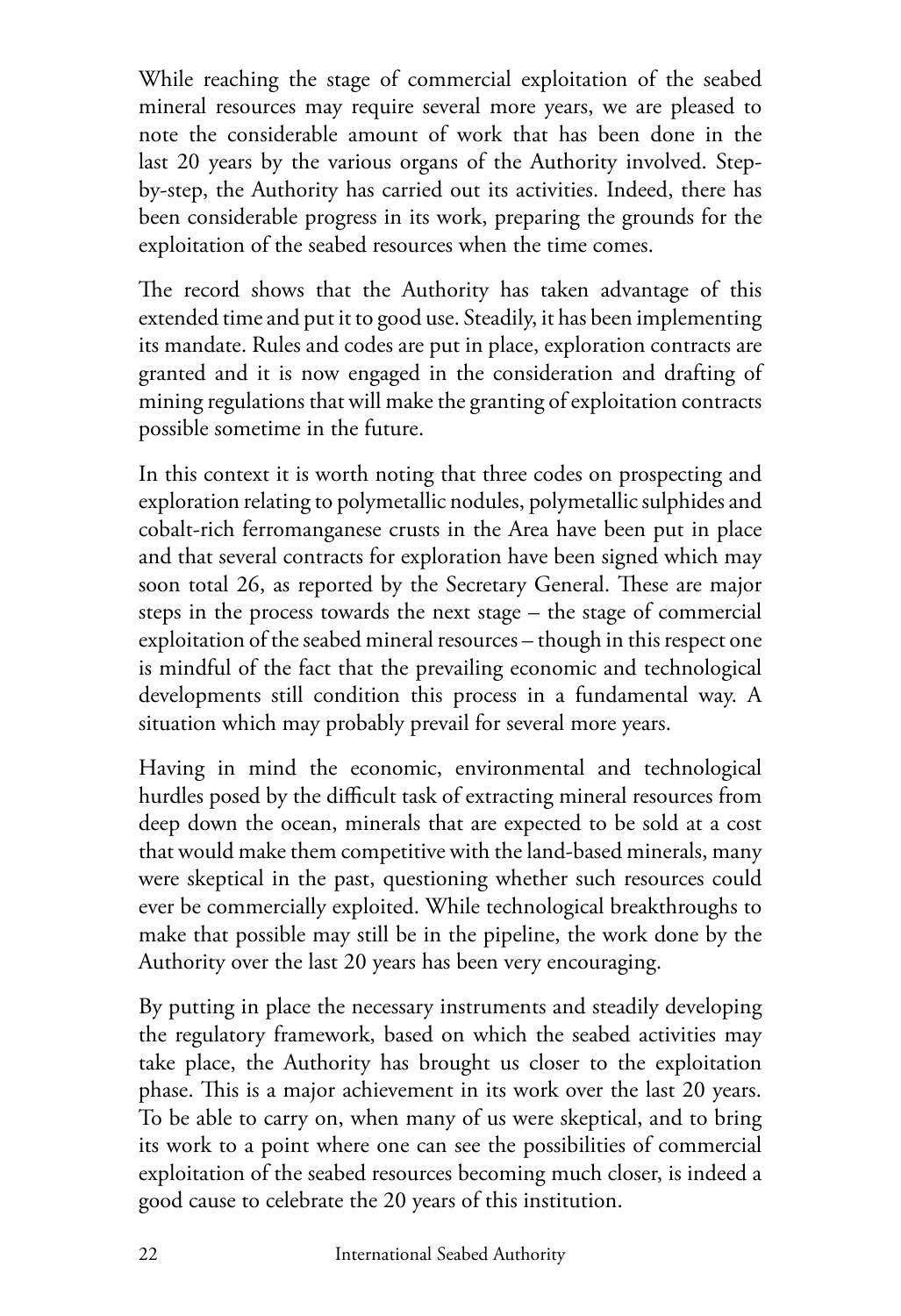While reaching the stage of commercial exploitation of the seabed mineral resources may require several more years, we are pleased to note the considerable amount of work that has been done in the last 20 years by the various organs of the Authority involved. Step-by-step, the Authority has carried out its activities. Indeed, there has been considerable progress in its work, preparing the grounds for the exploitation of the seabed resources when the time comes.

The record shows that the Authority has taken advantage of this extended time and put it to good use. Steadily, it has been implementing its mandate. Rules and codes are put in place, exploration contracts are granted and it is now engaged in the consideration and drafting of mining regulations that will make the granting of exploitation contracts possible sometime in the future.

In this context it is worth noting that three codes on prospecting and exploration relating to polymetallic nodules, polymetallic sulphides and cobalt-rich ferromanganese crusts in the Area have been put in place and that several contracts for exploration have been signed which may soon total 26, as reported by the Secretary General. These are major steps in the process towards the next stage – the stage of commercial exploitation of the seabed mineral resources – though in this respect one is mindful of the fact that the prevailing economic and technological developments still condition this process in a fundamental way. A situation which may probably prevail for several more years.

Having in mind the economic, environmental and technological hurdles posed by the difficult task of extracting mineral resources from deep down the ocean, minerals that are expected to be sold at a cost that would make them competitive with the land-based minerals, many were skeptical in the past, questioning whether such resources could ever be commercially exploited. While technological breakthroughs to make that possible may still be in the pipeline, the work done by the Authority over the last 20 years has been very encouraging.

By putting in place the necessary instruments and steadily developing the regulatory framework, based on which the seabed activities may take place, the Authority has brought us closer to the exploitation phase. This is a major achievement in its work over the last 20 years. To be able to carry on, when many of us were skeptical, and to bring its work to a point where one can see the possibilities of commercial exploitation of the seabed resources becoming much closer, is indeed a good cause to celebrate the 20 years of this institution.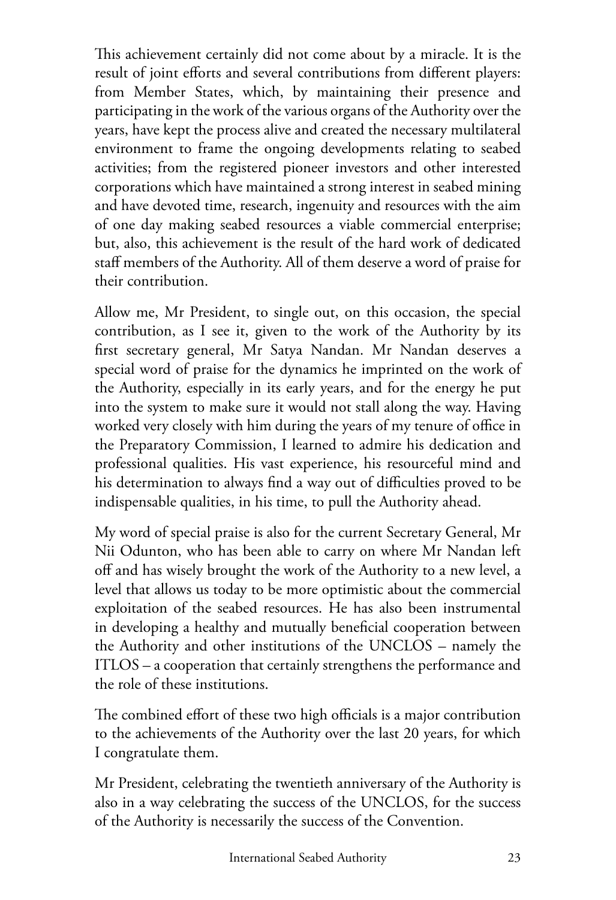This achievement certainly did not come about by a miracle. It is the result of joint efforts and several contributions from different players: from Member States, which, by maintaining their presence and participating in the work of the various organs of the Authority over the years, have kept the process alive and created the necessary multilateral environment to frame the ongoing developments relating to seabed activities; from the registered pioneer investors and other interested corporations which have maintained a strong interest in seabed mining and have devoted time, research, ingenuity and resources with the aim of one day making seabed resources a viable commercial enterprise; but, also, this achievement is the result of the hard work of dedicated staff members of the Authority. All of them deserve a word of praise for their contribution.

Allow me, Mr President, to single out, on this occasion, the special contribution, as I see it, given to the work of the Authority by its first secretary general, Mr Satya Nandan. Mr Nandan deserves a special word of praise for the dynamics he imprinted on the work of the Authority, especially in its early years, and for the energy he put into the system to make sure it would not stall along the way. Having worked very closely with him during the years of my tenure of office in the Preparatory Commission, I learned to admire his dedication and professional qualities. His vast experience, his resourceful mind and his determination to always find a way out of difficulties proved to be indispensable qualities, in his time, to pull the Authority ahead.

My word of special praise is also for the current Secretary General, Mr Nii Odunton, who has been able to carry on where Mr Nandan left off and has wisely brought the work of the Authority to a new level, a level that allows us today to be more optimistic about the commercial exploitation of the seabed resources. He has also been instrumental in developing a healthy and mutually beneficial cooperation between the Authority and other institutions of the UNCLOS – namely the ITLOS – a cooperation that certainly strengthens the performance and the role of these institutions.

The combined effort of these two high officials is a major contribution to the achievements of the Authority over the last 20 years, for which I congratulate them.

Mr President, celebrating the twentieth anniversary of the Authority is also in a way celebrating the success of the UNCLOS, for the success of the Authority is necessarily the success of the Convention.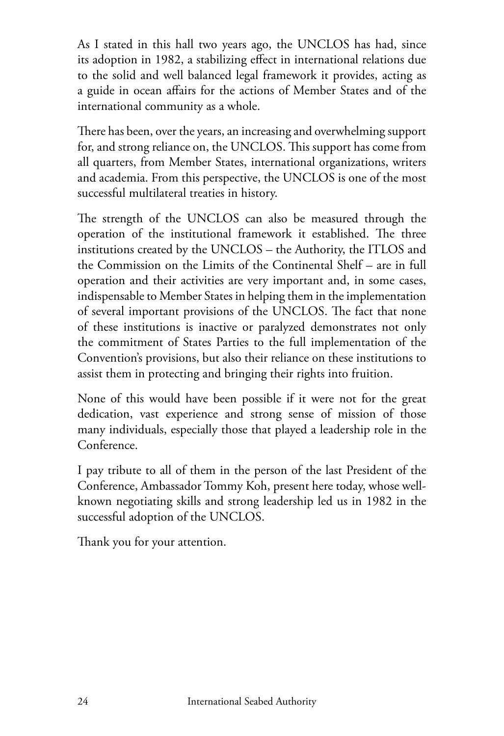As I stated in this hall two years ago, the UNCLOS has had, since its adoption in 1982, a stabilizing effect in international relations due to the solid and well balanced legal framework it provides, acting as a guide in ocean affairs for the actions of Member States and of the international community as a whole.

There has been, over the years, an increasing and overwhelming support for, and strong reliance on, the UNCLOS. This support has come from all quarters, from Member States, international organizations, writers and academia. From this perspective, the UNCLOS is one of the most successful multilateral treaties in history.

The strength of the UNCLOS can also be measured through the operation of the institutional framework it established. The three institutions created by the UNCLOS – the Authority, the ITLOS and the Commission on the Limits of the Continental Shelf – are in full operation and their activities are very important and, in some cases, indispensable to Member States in helping them in the implementation of several important provisions of the UNCLOS. The fact that none of these institutions is inactive or paralyzed demonstrates not only the commitment of States Parties to the full implementation of the Convention's provisions, but also their reliance on these institutions to assist them in protecting and bringing their rights into fruition.

None of this would have been possible if it were not for the great dedication, vast experience and strong sense of mission of those many individuals, especially those that played a leadership role in the Conference.

I pay tribute to all of them in the person of the last President of the Conference, Ambassador Tommy Koh, present here today, whose well-known negotiating skills and strong leadership led us in 1982 in the successful adoption of the UNCLOS.

Thank you for your attention.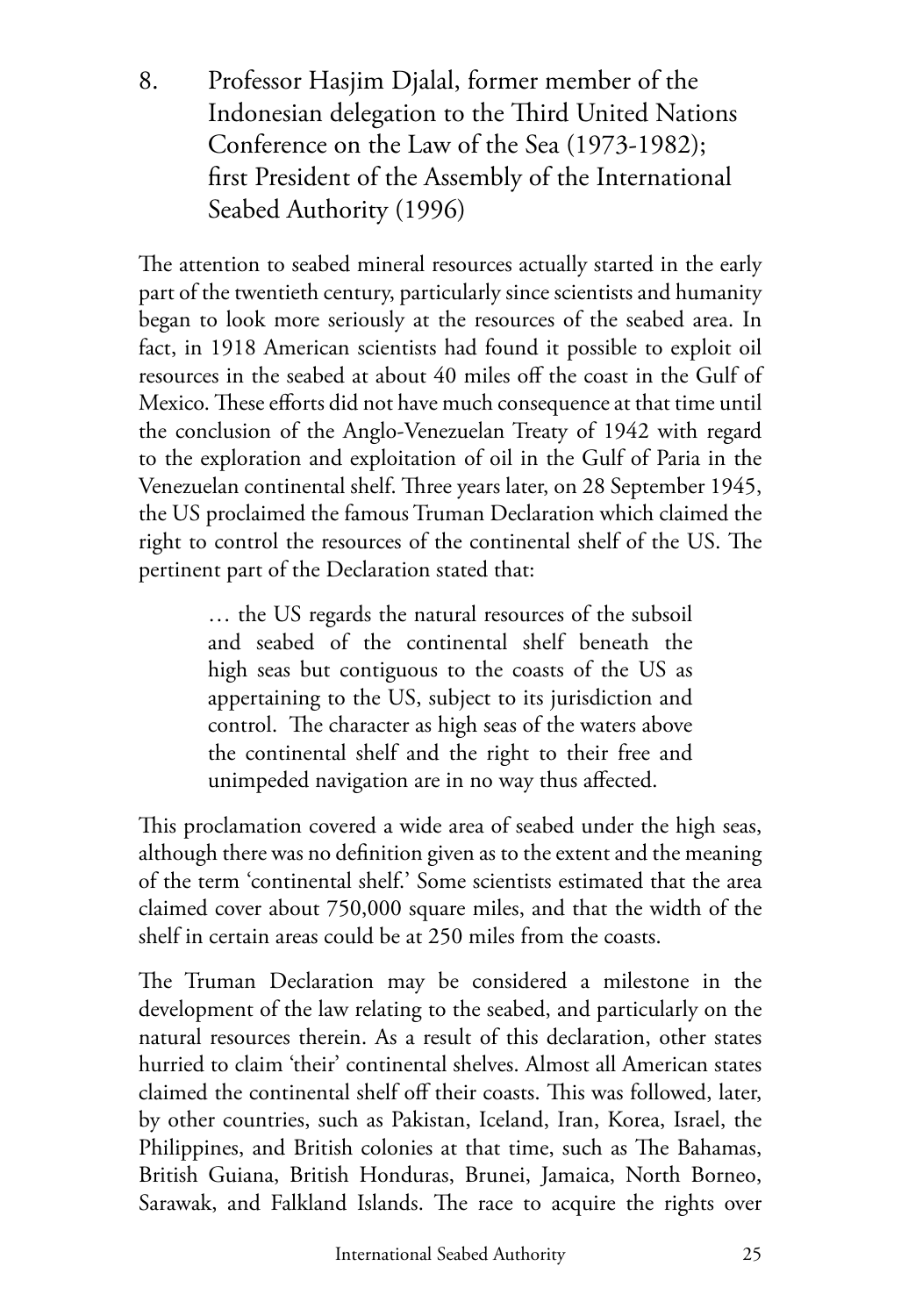## 8. Professor Hasjim Djalal, former member of the Indonesian delegation to the Third United Nations Conference on the Law of the Sea (1973-1982); first President of the Assembly of the International Seabed Authority (1996)

The attention to seabed mineral resources actually started in the early part of the twentieth century, particularly since scientists and humanity began to look more seriously at the resources of the seabed area. In fact, in 1918 American scientists had found it possible to exploit oil resources in the seabed at about 40 miles off the coast in the Gulf of Mexico. These efforts did not have much consequence at that time until the conclusion of the Anglo-Venezuelan Treaty of 1942 with regard to the exploration and exploitation of oil in the Gulf of Paria in the Venezuelan continental shelf. Three years later, on 28 September 1945, the US proclaimed the famous Truman Declaration which claimed the right to control the resources of the continental shelf of the US. The pertinent part of the Declaration stated that:

> … the US regards the natural resources of the subsoil and seabed of the continental shelf beneath the high seas but contiguous to the coasts of the US as appertaining to the US, subject to its jurisdiction and control. The character as high seas of the waters above the continental shelf and the right to their free and unimpeded navigation are in no way thus affected.

This proclamation covered a wide area of seabed under the high seas, although there was no definition given as to the extent and the meaning of the term 'continental shelf.' Some scientists estimated that the area claimed cover about 750,000 square miles, and that the width of the shelf in certain areas could be at 250 miles from the coasts.

The Truman Declaration may be considered a milestone in the development of the law relating to the seabed, and particularly on the natural resources therein. As a result of this declaration, other states hurried to claim 'their' continental shelves. Almost all American states claimed the continental shelf off their coasts. This was followed, later, by other countries, such as Pakistan, Iceland, Iran, Korea, Israel, the Philippines, and British colonies at that time, such as The Bahamas, British Guiana, British Honduras, Brunei, Jamaica, North Borneo, Sarawak, and Falkland Islands. The race to acquire the rights over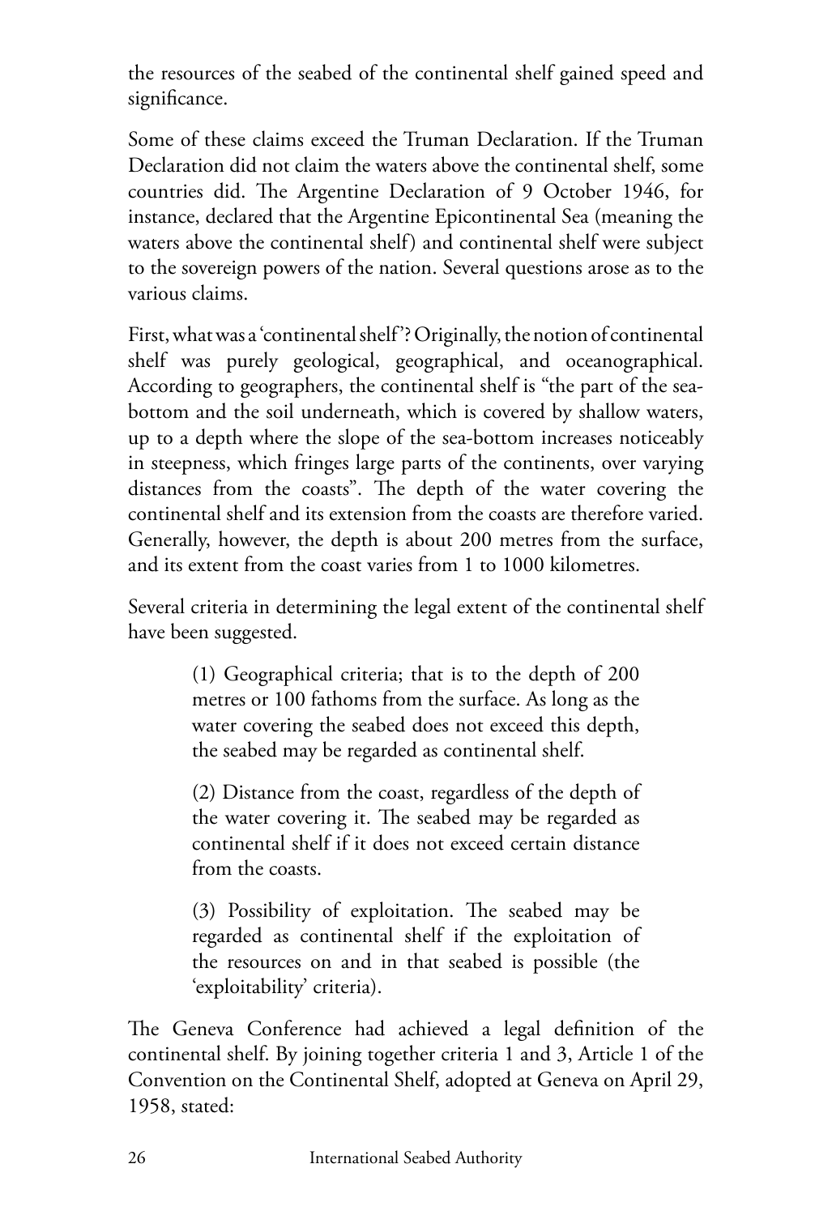the resources of the seabed of the continental shelf gained speed and significance.

Some of these claims exceed the Truman Declaration. If the Truman Declaration did not claim the waters above the continental shelf, some countries did. The Argentine Declaration of 9 October 1946, for instance, declared that the Argentine Epicontinental Sea (meaning the waters above the continental shelf) and continental shelf were subject to the sovereign powers of the nation. Several questions arose as to the various claims.

First, what was a 'continental shelf'? Originally, the notion of continental shelf was purely geological, geographical, and oceanographical. According to geographers, the continental shelf is "the part of the sea-bottom and the soil underneath, which is covered by shallow waters, up to a depth where the slope of the sea-bottom increases noticeably in steepness, which fringes large parts of the continents, over varying distances from the coasts". The depth of the water covering the continental shelf and its extension from the coasts are therefore varied. Generally, however, the depth is about 200 metres from the surface, and its extent from the coast varies from 1 to 1000 kilometres.

Several criteria in determining the legal extent of the continental shelf have been suggested.

> (1) Geographical criteria; that is to the depth of 200 metres or 100 fathoms from the surface. As long as the water covering the seabed does not exceed this depth, the seabed may be regarded as continental shelf.
>
> (2) Distance from the coast, regardless of the depth of the water covering it. The seabed may be regarded as continental shelf if it does not exceed certain distance from the coasts.
>
> (3) Possibility of exploitation. The seabed may be regarded as continental shelf if the exploitation of the resources on and in that seabed is possible (the 'exploitability' criteria).

The Geneva Conference had achieved a legal definition of the continental shelf. By joining together criteria 1 and 3, Article 1 of the Convention on the Continental Shelf, adopted at Geneva on April 29, 1958, stated: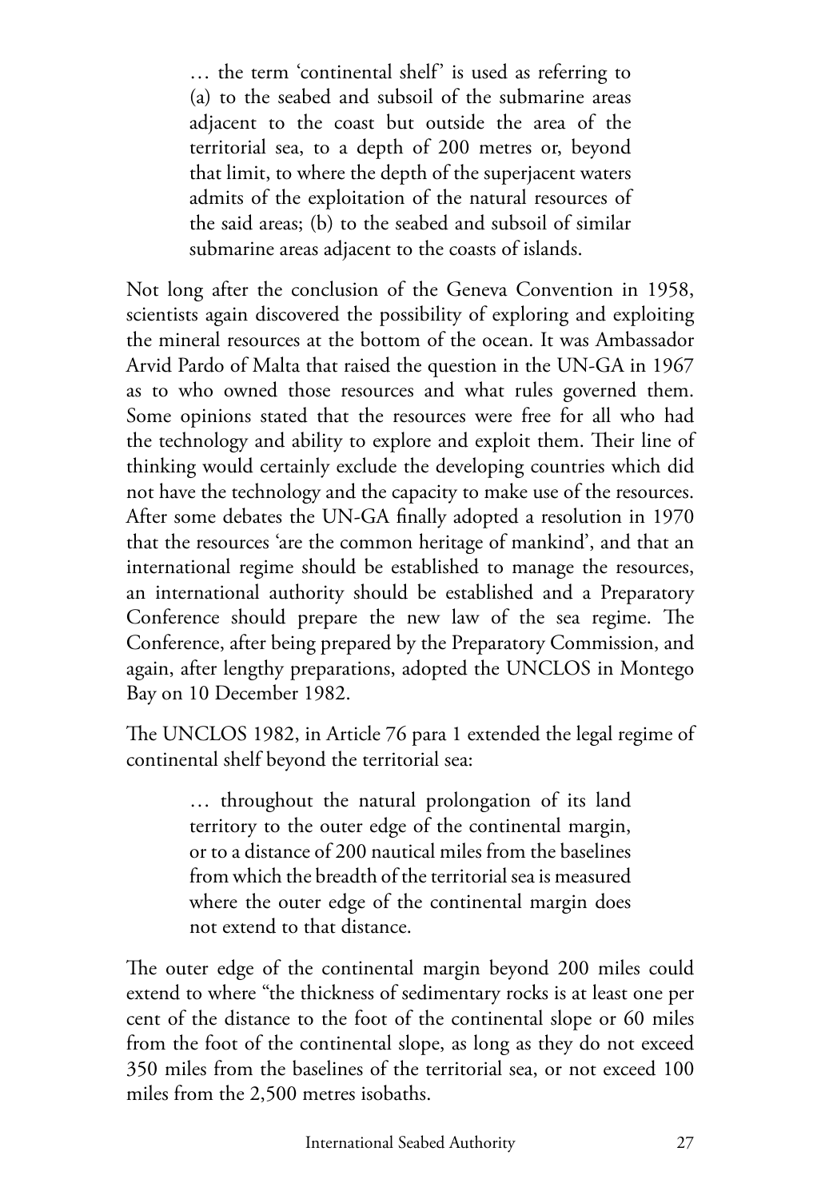> … the term 'continental shelf' is used as referring to (a) to the seabed and subsoil of the submarine areas adjacent to the coast but outside the area of the territorial sea, to a depth of 200 metres or, beyond that limit, to where the depth of the superjacent waters admits of the exploitation of the natural resources of the said areas; (b) to the seabed and subsoil of similar submarine areas adjacent to the coasts of islands.

Not long after the conclusion of the Geneva Convention in 1958, scientists again discovered the possibility of exploring and exploiting the mineral resources at the bottom of the ocean. It was Ambassador Arvid Pardo of Malta that raised the question in the UN-GA in 1967 as to who owned those resources and what rules governed them. Some opinions stated that the resources were free for all who had the technology and ability to explore and exploit them. Their line of thinking would certainly exclude the developing countries which did not have the technology and the capacity to make use of the resources. After some debates the UN-GA finally adopted a resolution in 1970 that the resources 'are the common heritage of mankind', and that an international regime should be established to manage the resources, an international authority should be established and a Preparatory Conference should prepare the new law of the sea regime. The Conference, after being prepared by the Preparatory Commission, and again, after lengthy preparations, adopted the UNCLOS in Montego Bay on 10 December 1982.

The UNCLOS 1982, in Article 76 para 1 extended the legal regime of continental shelf beyond the territorial sea:

> … throughout the natural prolongation of its land territory to the outer edge of the continental margin, or to a distance of 200 nautical miles from the baselines from which the breadth of the territorial sea is measured where the outer edge of the continental margin does not extend to that distance.

The outer edge of the continental margin beyond 200 miles could extend to where "the thickness of sedimentary rocks is at least one per cent of the distance to the foot of the continental slope or 60 miles from the foot of the continental slope, as long as they do not exceed 350 miles from the baselines of the territorial sea, or not exceed 100 miles from the 2,500 metres isobaths.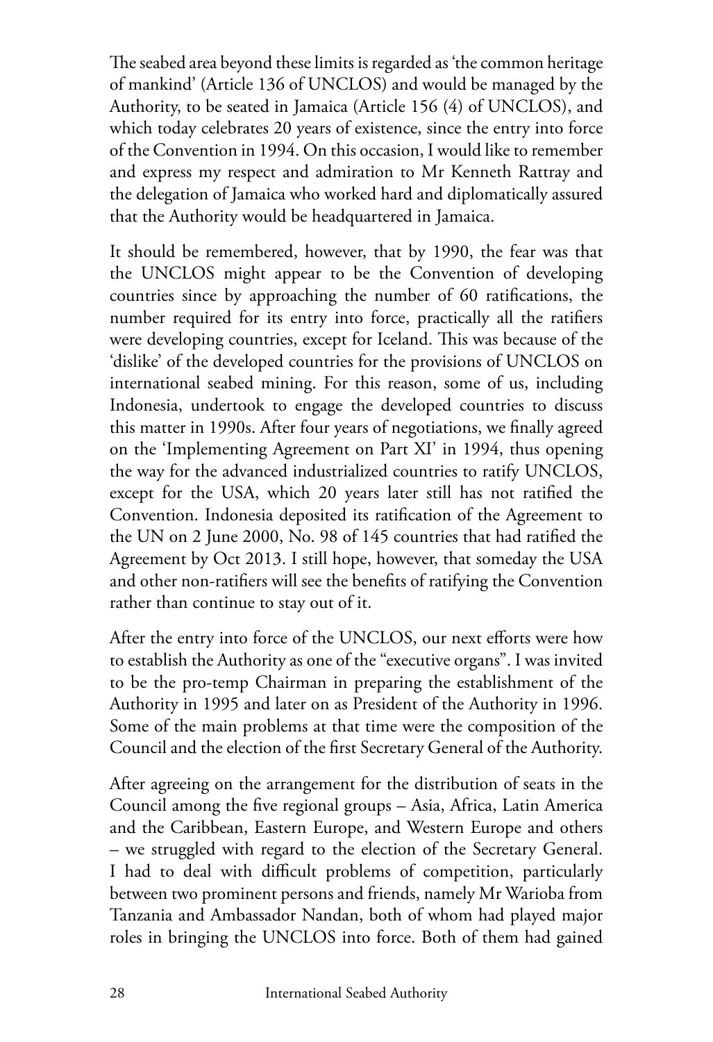The seabed area beyond these limits is regarded as 'the common heritage of mankind' (Article 136 of UNCLOS) and would be managed by the Authority, to be seated in Jamaica (Article 156 (4) of UNCLOS), and which today celebrates 20 years of existence, since the entry into force of the Convention in 1994. On this occasion, I would like to remember and express my respect and admiration to Mr Kenneth Rattray and the delegation of Jamaica who worked hard and diplomatically assured that the Authority would be headquartered in Jamaica.

It should be remembered, however, that by 1990, the fear was that the UNCLOS might appear to be the Convention of developing countries since by approaching the number of 60 ratifications, the number required for its entry into force, practically all the ratifiers were developing countries, except for Iceland. This was because of the 'dislike' of the developed countries for the provisions of UNCLOS on international seabed mining. For this reason, some of us, including Indonesia, undertook to engage the developed countries to discuss this matter in 1990s. After four years of negotiations, we finally agreed on the 'Implementing Agreement on Part XI' in 1994, thus opening the way for the advanced industrialized countries to ratify UNCLOS, except for the USA, which 20 years later still has not ratified the Convention. Indonesia deposited its ratification of the Agreement to the UN on 2 June 2000, No. 98 of 145 countries that had ratified the Agreement by Oct 2013. I still hope, however, that someday the USA and other non-ratifiers will see the benefits of ratifying the Convention rather than continue to stay out of it.

After the entry into force of the UNCLOS, our next efforts were how to establish the Authority as one of the "executive organs". I was invited to be the pro-temp Chairman in preparing the establishment of the Authority in 1995 and later on as President of the Authority in 1996. Some of the main problems at that time were the composition of the Council and the election of the first Secretary General of the Authority.

After agreeing on the arrangement for the distribution of seats in the Council among the five regional groups – Asia, Africa, Latin America and the Caribbean, Eastern Europe, and Western Europe and others – we struggled with regard to the election of the Secretary General. I had to deal with difficult problems of competition, particularly between two prominent persons and friends, namely Mr Warioba from Tanzania and Ambassador Nandan, both of whom had played major roles in bringing the UNCLOS into force. Both of them had gained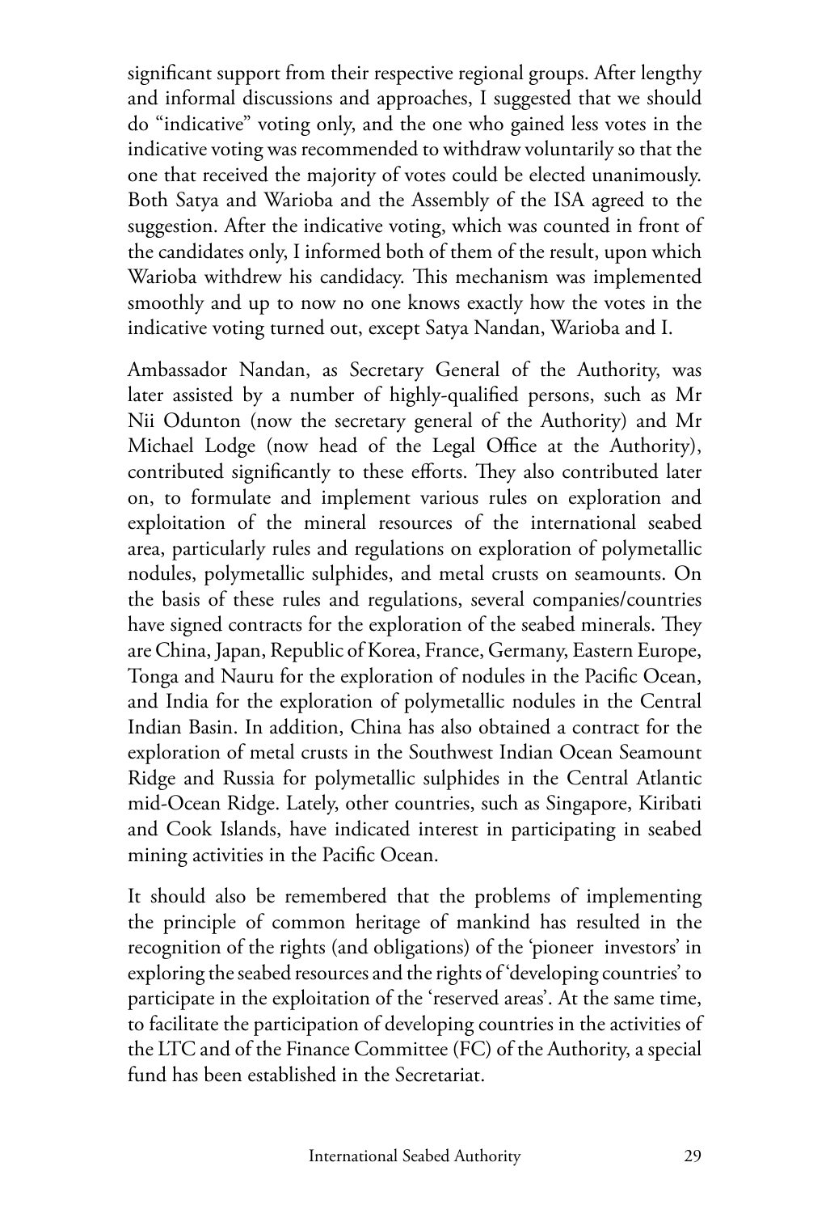significant support from their respective regional groups. After lengthy and informal discussions and approaches, I suggested that we should do "indicative" voting only, and the one who gained less votes in the indicative voting was recommended to withdraw voluntarily so that the one that received the majority of votes could be elected unanimously. Both Satya and Warioba and the Assembly of the ISA agreed to the suggestion. After the indicative voting, which was counted in front of the candidates only, I informed both of them of the result, upon which Warioba withdrew his candidacy. This mechanism was implemented smoothly and up to now no one knows exactly how the votes in the indicative voting turned out, except Satya Nandan, Warioba and I.

Ambassador Nandan, as Secretary General of the Authority, was later assisted by a number of highly-qualified persons, such as Mr Nii Odunton (now the secretary general of the Authority) and Mr Michael Lodge (now head of the Legal Office at the Authority), contributed significantly to these efforts. They also contributed later on, to formulate and implement various rules on exploration and exploitation of the mineral resources of the international seabed area, particularly rules and regulations on exploration of polymetallic nodules, polymetallic sulphides, and metal crusts on seamounts. On the basis of these rules and regulations, several companies/countries have signed contracts for the exploration of the seabed minerals. They are China, Japan, Republic of Korea, France, Germany, Eastern Europe, Tonga and Nauru for the exploration of nodules in the Pacific Ocean, and India for the exploration of polymetallic nodules in the Central Indian Basin. In addition, China has also obtained a contract for the exploration of metal crusts in the Southwest Indian Ocean Seamount Ridge and Russia for polymetallic sulphides in the Central Atlantic mid-Ocean Ridge. Lately, other countries, such as Singapore, Kiribati and Cook Islands, have indicated interest in participating in seabed mining activities in the Pacific Ocean.

It should also be remembered that the problems of implementing the principle of common heritage of mankind has resulted in the recognition of the rights (and obligations) of the 'pioneer investors' in exploring the seabed resources and the rights of 'developing countries' to participate in the exploitation of the 'reserved areas'. At the same time, to facilitate the participation of developing countries in the activities of the LTC and of the Finance Committee (FC) of the Authority, a special fund has been established in the Secretariat.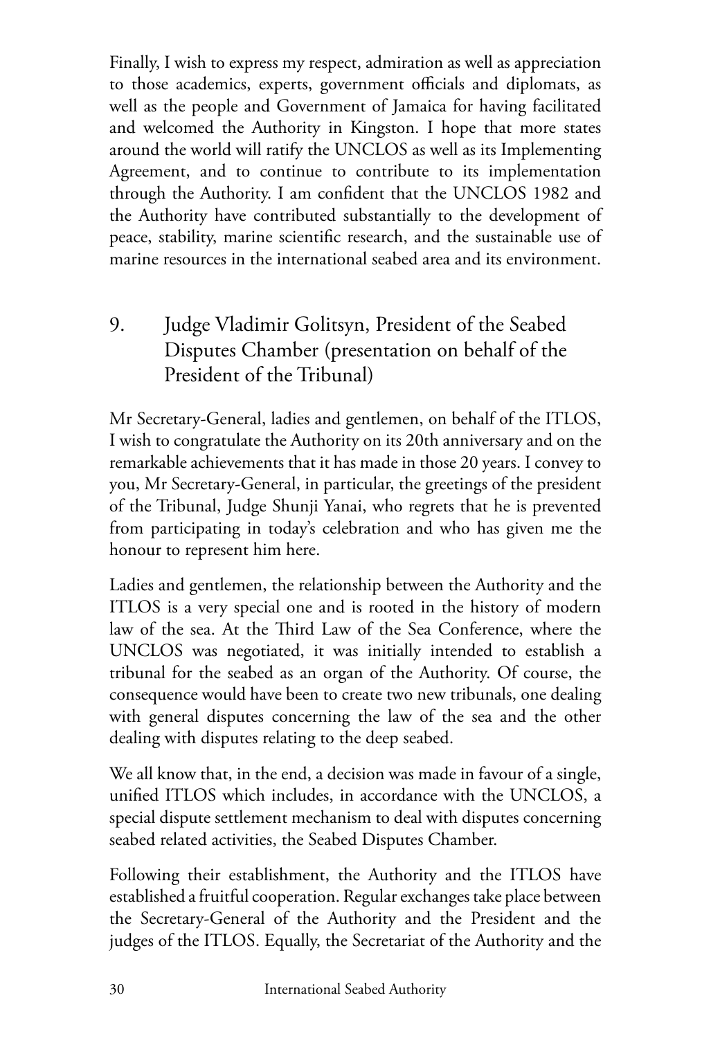Finally, I wish to express my respect, admiration as well as appreciation to those academics, experts, government officials and diplomats, as well as the people and Government of Jamaica for having facilitated and welcomed the Authority in Kingston. I hope that more states around the world will ratify the UNCLOS as well as its Implementing Agreement, and to continue to contribute to its implementation through the Authority. I am confident that the UNCLOS 1982 and the Authority have contributed substantially to the development of peace, stability, marine scientific research, and the sustainable use of marine resources in the international seabed area and its environment.

## 9. Judge Vladimir Golitsyn, President of the Seabed Disputes Chamber (presentation on behalf of the President of the Tribunal)

Mr Secretary-General, ladies and gentlemen, on behalf of the ITLOS, I wish to congratulate the Authority on its 20th anniversary and on the remarkable achievements that it has made in those 20 years. I convey to you, Mr Secretary-General, in particular, the greetings of the president of the Tribunal, Judge Shunji Yanai, who regrets that he is prevented from participating in today's celebration and who has given me the honour to represent him here.

Ladies and gentlemen, the relationship between the Authority and the ITLOS is a very special one and is rooted in the history of modern law of the sea. At the Third Law of the Sea Conference, where the UNCLOS was negotiated, it was initially intended to establish a tribunal for the seabed as an organ of the Authority. Of course, the consequence would have been to create two new tribunals, one dealing with general disputes concerning the law of the sea and the other dealing with disputes relating to the deep seabed.

We all know that, in the end, a decision was made in favour of a single, unified ITLOS which includes, in accordance with the UNCLOS, a special dispute settlement mechanism to deal with disputes concerning seabed related activities, the Seabed Disputes Chamber.

Following their establishment, the Authority and the ITLOS have established a fruitful cooperation. Regular exchanges take place between the Secretary-General of the Authority and the President and the judges of the ITLOS. Equally, the Secretariat of the Authority and the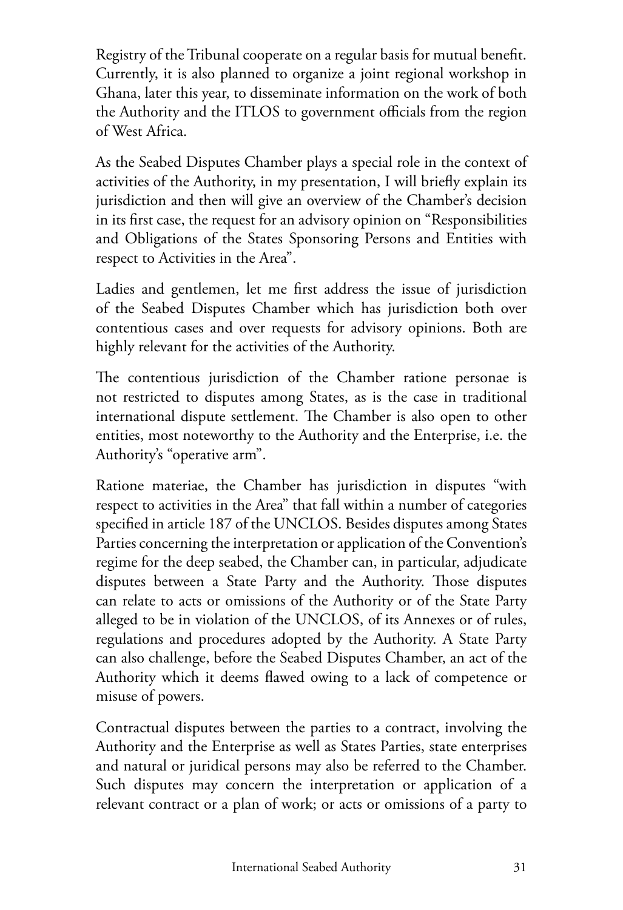Registry of the Tribunal cooperate on a regular basis for mutual benefit. Currently, it is also planned to organize a joint regional workshop in Ghana, later this year, to disseminate information on the work of both the Authority and the ITLOS to government officials from the region of West Africa.

As the Seabed Disputes Chamber plays a special role in the context of activities of the Authority, in my presentation, I will briefly explain its jurisdiction and then will give an overview of the Chamber's decision in its first case, the request for an advisory opinion on "Responsibilities and Obligations of the States Sponsoring Persons and Entities with respect to Activities in the Area".

Ladies and gentlemen, let me first address the issue of jurisdiction of the Seabed Disputes Chamber which has jurisdiction both over contentious cases and over requests for advisory opinions. Both are highly relevant for the activities of the Authority.

The contentious jurisdiction of the Chamber ratione personae is not restricted to disputes among States, as is the case in traditional international dispute settlement. The Chamber is also open to other entities, most noteworthy to the Authority and the Enterprise, i.e. the Authority's "operative arm".

Ratione materiae, the Chamber has jurisdiction in disputes "with respect to activities in the Area" that fall within a number of categories specified in article 187 of the UNCLOS. Besides disputes among States Parties concerning the interpretation or application of the Convention's regime for the deep seabed, the Chamber can, in particular, adjudicate disputes between a State Party and the Authority. Those disputes can relate to acts or omissions of the Authority or of the State Party alleged to be in violation of the UNCLOS, of its Annexes or of rules, regulations and procedures adopted by the Authority. A State Party can also challenge, before the Seabed Disputes Chamber, an act of the Authority which it deems flawed owing to a lack of competence or misuse of powers.

Contractual disputes between the parties to a contract, involving the Authority and the Enterprise as well as States Parties, state enterprises and natural or juridical persons may also be referred to the Chamber. Such disputes may concern the interpretation or application of a relevant contract or a plan of work; or acts or omissions of a party to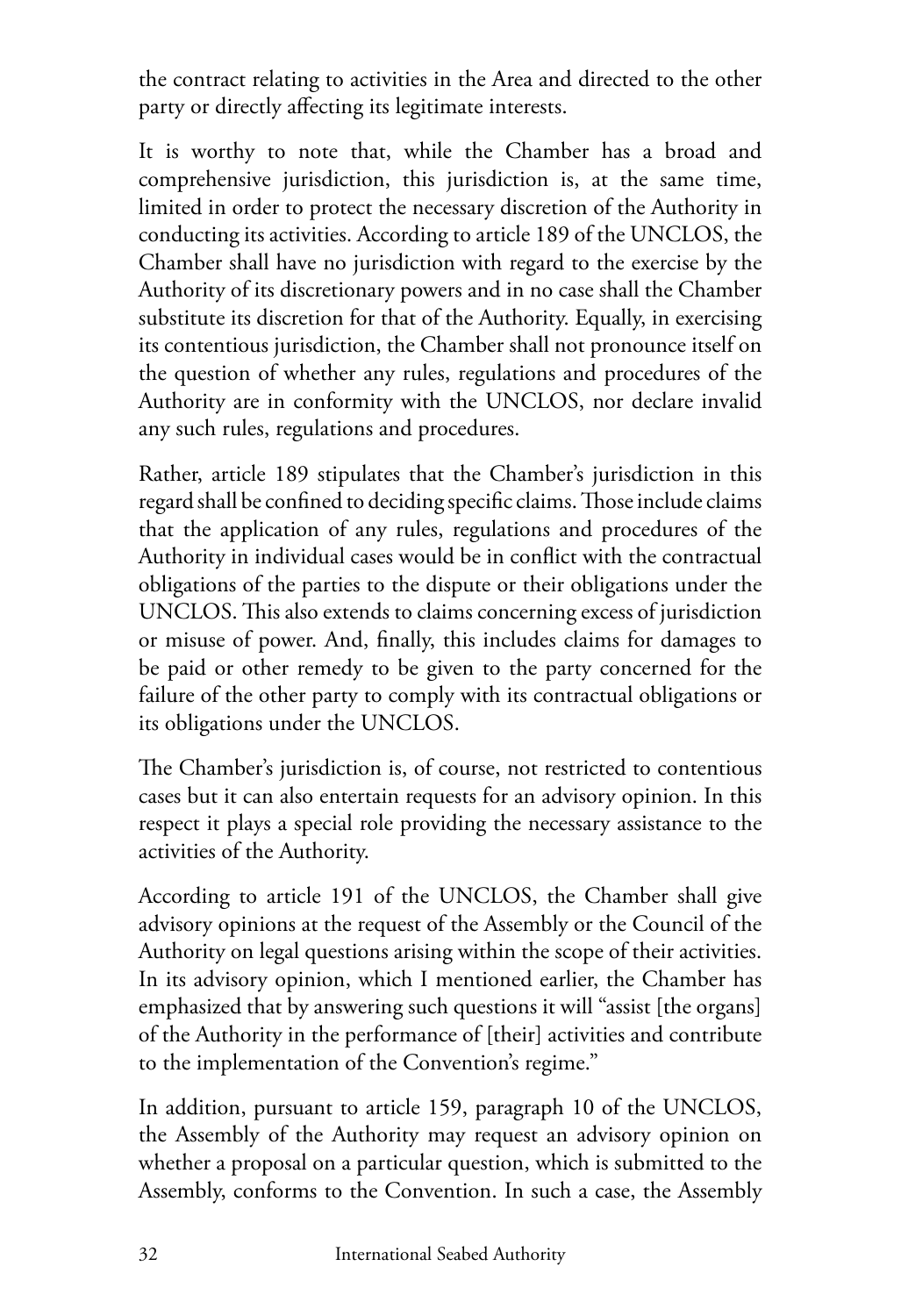the contract relating to activities in the Area and directed to the other party or directly affecting its legitimate interests.

It is worthy to note that, while the Chamber has a broad and comprehensive jurisdiction, this jurisdiction is, at the same time, limited in order to protect the necessary discretion of the Authority in conducting its activities. According to article 189 of the UNCLOS, the Chamber shall have no jurisdiction with regard to the exercise by the Authority of its discretionary powers and in no case shall the Chamber substitute its discretion for that of the Authority. Equally, in exercising its contentious jurisdiction, the Chamber shall not pronounce itself on the question of whether any rules, regulations and procedures of the Authority are in conformity with the UNCLOS, nor declare invalid any such rules, regulations and procedures.

Rather, article 189 stipulates that the Chamber's jurisdiction in this regard shall be confined to deciding specific claims. Those include claims that the application of any rules, regulations and procedures of the Authority in individual cases would be in conflict with the contractual obligations of the parties to the dispute or their obligations under the UNCLOS. This also extends to claims concerning excess of jurisdiction or misuse of power. And, finally, this includes claims for damages to be paid or other remedy to be given to the party concerned for the failure of the other party to comply with its contractual obligations or its obligations under the UNCLOS.

The Chamber's jurisdiction is, of course, not restricted to contentious cases but it can also entertain requests for an advisory opinion. In this respect it plays a special role providing the necessary assistance to the activities of the Authority.

According to article 191 of the UNCLOS, the Chamber shall give advisory opinions at the request of the Assembly or the Council of the Authority on legal questions arising within the scope of their activities. In its advisory opinion, which I mentioned earlier, the Chamber has emphasized that by answering such questions it will "assist [the organs] of the Authority in the performance of [their] activities and contribute to the implementation of the Convention's regime."

In addition, pursuant to article 159, paragraph 10 of the UNCLOS, the Assembly of the Authority may request an advisory opinion on whether a proposal on a particular question, which is submitted to the Assembly, conforms to the Convention. In such a case, the Assembly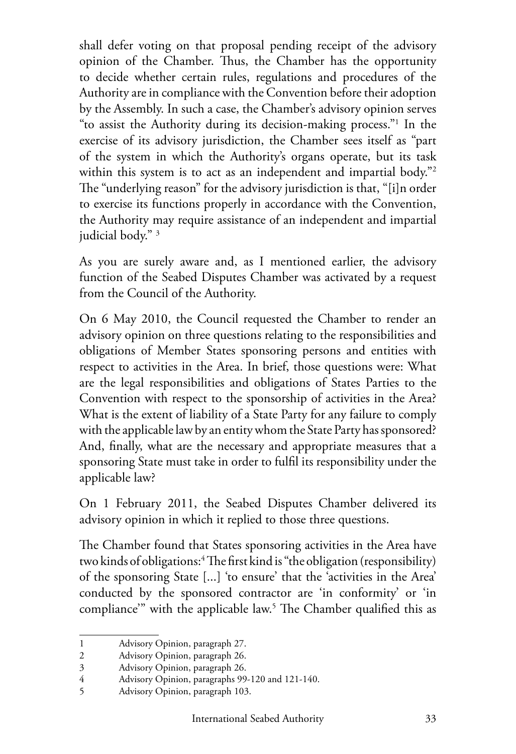shall defer voting on that proposal pending receipt of the advisory opinion of the Chamber. Thus, the Chamber has the opportunity to decide whether certain rules, regulations and procedures of the Authority are in compliance with the Convention before their adoption by the Assembly. In such a case, the Chamber's advisory opinion serves "to assist the Authority during its decision-making process."[1] In the exercise of its advisory jurisdiction, the Chamber sees itself as "part of the system in which the Authority's organs operate, but its task within this system is to act as an independent and impartial body."[2] The "underlying reason" for the advisory jurisdiction is that, "[i]n order to exercise its functions properly in accordance with the Convention, the Authority may require assistance of an independent and impartial judicial body." [3]

As you are surely aware and, as I mentioned earlier, the advisory function of the Seabed Disputes Chamber was activated by a request from the Council of the Authority.

On 6 May 2010, the Council requested the Chamber to render an advisory opinion on three questions relating to the responsibilities and obligations of Member States sponsoring persons and entities with respect to activities in the Area. In brief, those questions were: What are the legal responsibilities and obligations of States Parties to the Convention with respect to the sponsorship of activities in the Area? What is the extent of liability of a State Party for any failure to comply with the applicable law by an entity whom the State Party has sponsored? And, finally, what are the necessary and appropriate measures that a sponsoring State must take in order to fulfil its responsibility under the applicable law?

On 1 February 2011, the Seabed Disputes Chamber delivered its advisory opinion in which it replied to those three questions.

The Chamber found that States sponsoring activities in the Area have two kinds of obligations:[4] The first kind is "the obligation (responsibility) of the sponsoring State [...] 'to ensure' that the 'activities in the Area' conducted by the sponsored contractor are 'in conformity' or 'in compliance'" with the applicable law.[5] The Chamber qualified this as

---

1 Advisory Opinion, paragraph 27.
2 Advisory Opinion, paragraph 26.
3 Advisory Opinion, paragraph 26.
4 Advisory Opinion, paragraphs 99-120 and 121-140.
5 Advisory Opinion, paragraph 103.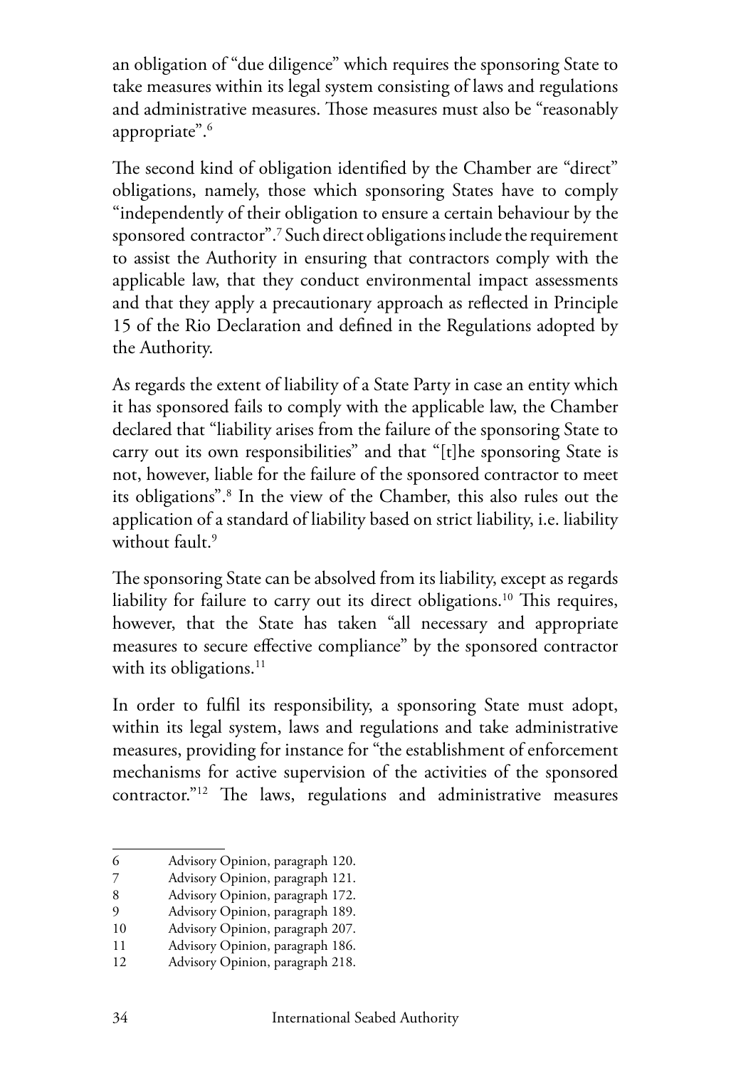an obligation of "due diligence" which requires the sponsoring State to take measures within its legal system consisting of laws and regulations and administrative measures. Those measures must also be "reasonably appropriate".[6]

The second kind of obligation identified by the Chamber are "direct" obligations, namely, those which sponsoring States have to comply "independently of their obligation to ensure a certain behaviour by the sponsored contractor".[7] Such direct obligations include the requirement to assist the Authority in ensuring that contractors comply with the applicable law, that they conduct environmental impact assessments and that they apply a precautionary approach as reflected in Principle 15 of the Rio Declaration and defined in the Regulations adopted by the Authority.

As regards the extent of liability of a State Party in case an entity which it has sponsored fails to comply with the applicable law, the Chamber declared that "liability arises from the failure of the sponsoring State to carry out its own responsibilities" and that "[t]he sponsoring State is not, however, liable for the failure of the sponsored contractor to meet its obligations".[8] In the view of the Chamber, this also rules out the application of a standard of liability based on strict liability, i.e. liability without fault.[9]

The sponsoring State can be absolved from its liability, except as regards liability for failure to carry out its direct obligations.[10] This requires, however, that the State has taken "all necessary and appropriate measures to secure effective compliance" by the sponsored contractor with its obligations.[11]

In order to fulfil its responsibility, a sponsoring State must adopt, within its legal system, laws and regulations and take administrative measures, providing for instance for "the establishment of enforcement mechanisms for active supervision of the activities of the sponsored contractor."[12] The laws, regulations and administrative measures

---

6 Advisory Opinion, paragraph 120.
7 Advisory Opinion, paragraph 121.
8 Advisory Opinion, paragraph 172.
9 Advisory Opinion, paragraph 189.
10 Advisory Opinion, paragraph 207.
11 Advisory Opinion, paragraph 186.
12 Advisory Opinion, paragraph 218.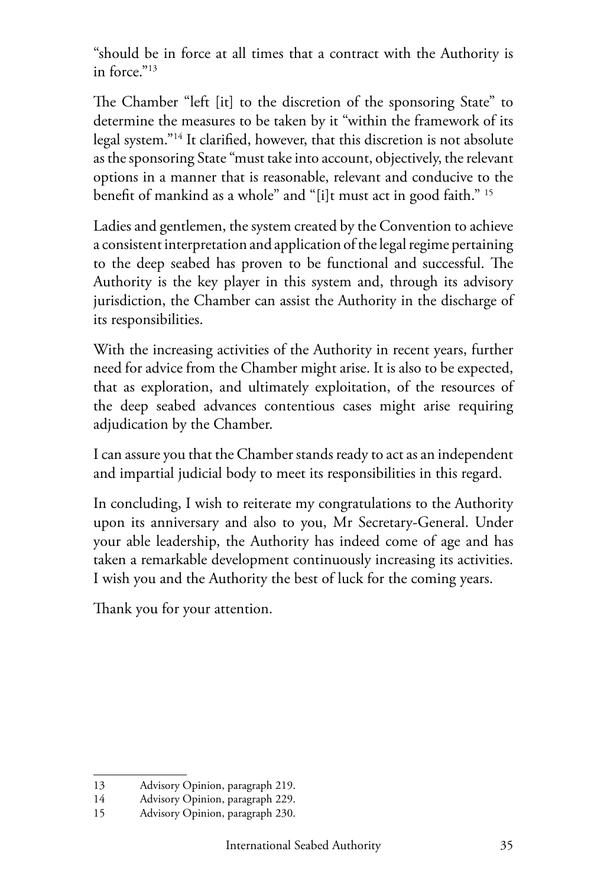"should be in force at all times that a contract with the Authority is in force."[13]

The Chamber "left [it] to the discretion of the sponsoring State" to determine the measures to be taken by it "within the framework of its legal system."[14] It clarified, however, that this discretion is not absolute as the sponsoring State "must take into account, objectively, the relevant options in a manner that is reasonable, relevant and conducive to the benefit of mankind as a whole" and "[i]t must act in good faith."[15]

Ladies and gentlemen, the system created by the Convention to achieve a consistent interpretation and application of the legal regime pertaining to the deep seabed has proven to be functional and successful. The Authority is the key player in this system and, through its advisory jurisdiction, the Chamber can assist the Authority in the discharge of its responsibilities.

With the increasing activities of the Authority in recent years, further need for advice from the Chamber might arise. It is also to be expected, that as exploration, and ultimately exploitation, of the resources of the deep seabed advances contentious cases might arise requiring adjudication by the Chamber.

I can assure you that the Chamber stands ready to act as an independent and impartial judicial body to meet its responsibilities in this regard.

In concluding, I wish to reiterate my congratulations to the Authority upon its anniversary and also to you, Mr Secretary-General. Under your able leadership, the Authority has indeed come of age and has taken a remarkable development continuously increasing its activities. I wish you and the Authority the best of luck for the coming years.

Thank you for your attention.

---

13 Advisory Opinion, paragraph 219.

14 Advisory Opinion, paragraph 229.

15 Advisory Opinion, paragraph 230.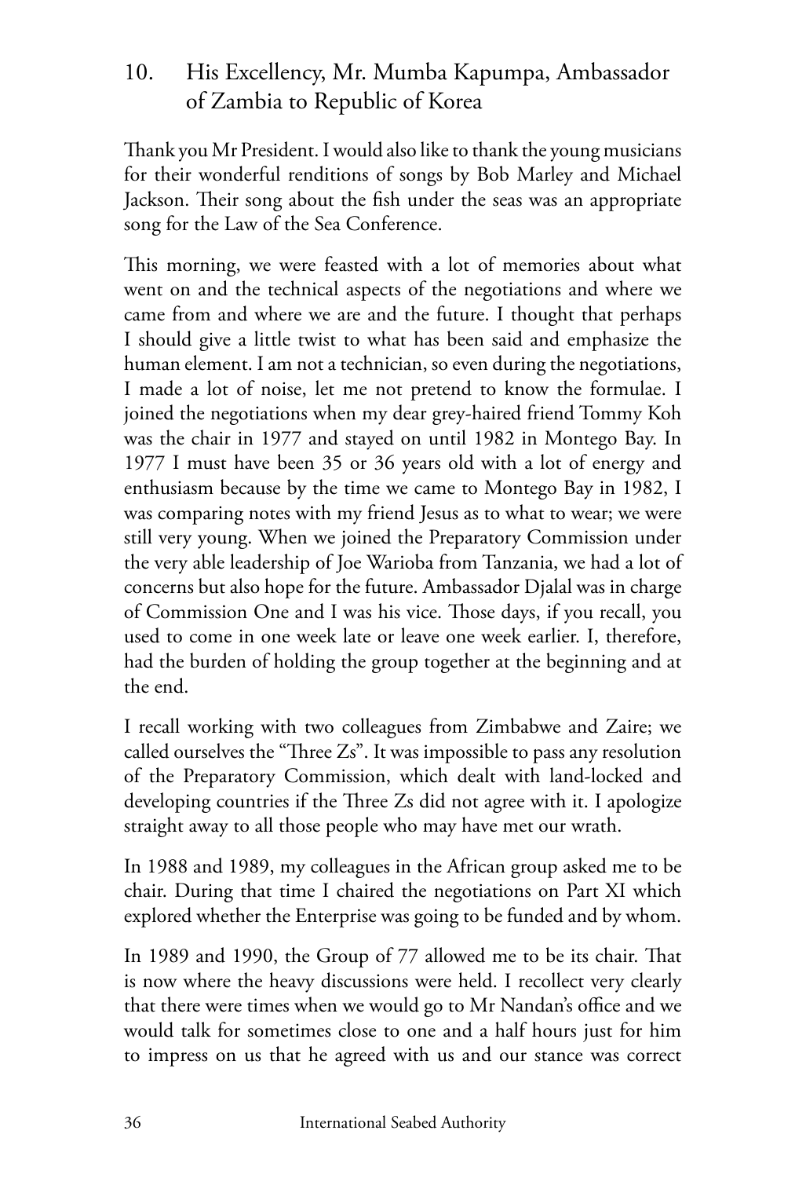## 10. His Excellency, Mr. Mumba Kapumpa, Ambassador of Zambia to Republic of Korea

Thank you Mr President. I would also like to thank the young musicians for their wonderful renditions of songs by Bob Marley and Michael Jackson. Their song about the fish under the seas was an appropriate song for the Law of the Sea Conference.

This morning, we were feasted with a lot of memories about what went on and the technical aspects of the negotiations and where we came from and where we are and the future. I thought that perhaps I should give a little twist to what has been said and emphasize the human element. I am not a technician, so even during the negotiations, I made a lot of noise, let me not pretend to know the formulae. I joined the negotiations when my dear grey-haired friend Tommy Koh was the chair in 1977 and stayed on until 1982 in Montego Bay. In 1977 I must have been 35 or 36 years old with a lot of energy and enthusiasm because by the time we came to Montego Bay in 1982, I was comparing notes with my friend Jesus as to what to wear; we were still very young. When we joined the Preparatory Commission under the very able leadership of Joe Warioba from Tanzania, we had a lot of concerns but also hope for the future. Ambassador Djalal was in charge of Commission One and I was his vice. Those days, if you recall, you used to come in one week late or leave one week earlier. I, therefore, had the burden of holding the group together at the beginning and at the end.

I recall working with two colleagues from Zimbabwe and Zaire; we called ourselves the "Three Zs". It was impossible to pass any resolution of the Preparatory Commission, which dealt with land-locked and developing countries if the Three Zs did not agree with it. I apologize straight away to all those people who may have met our wrath.

In 1988 and 1989, my colleagues in the African group asked me to be chair. During that time I chaired the negotiations on Part XI which explored whether the Enterprise was going to be funded and by whom.

In 1989 and 1990, the Group of 77 allowed me to be its chair. That is now where the heavy discussions were held. I recollect very clearly that there were times when we would go to Mr Nandan's office and we would talk for sometimes close to one and a half hours just for him to impress on us that he agreed with us and our stance was correct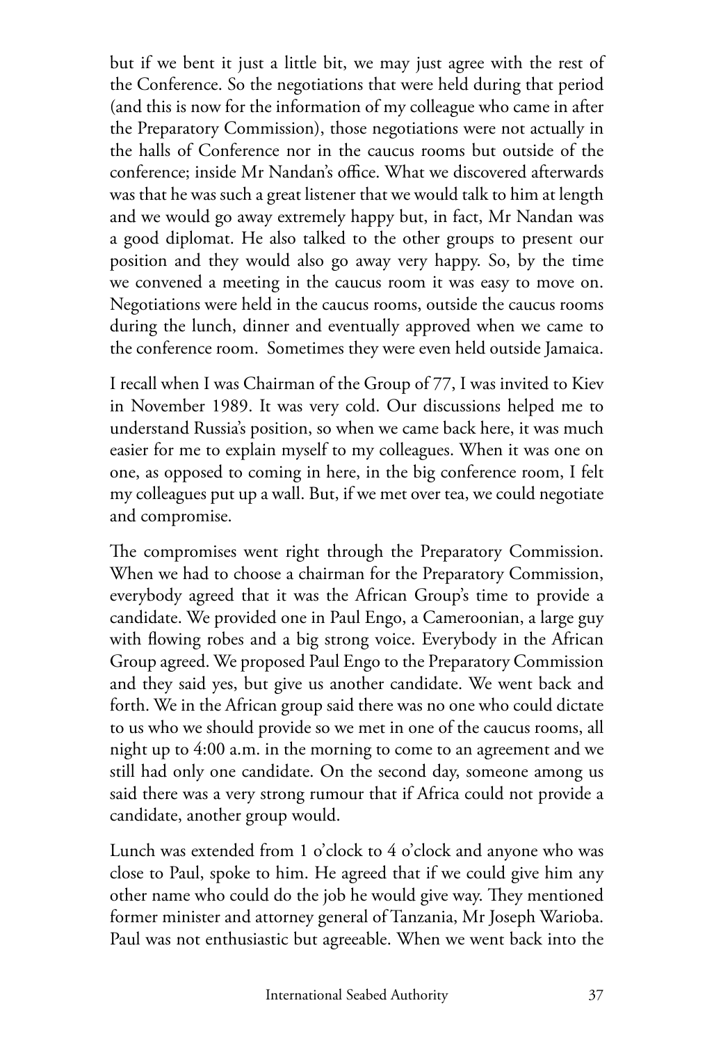but if we bent it just a little bit, we may just agree with the rest of the Conference. So the negotiations that were held during that period (and this is now for the information of my colleague who came in after the Preparatory Commission), those negotiations were not actually in the halls of Conference nor in the caucus rooms but outside of the conference; inside Mr Nandan's office. What we discovered afterwards was that he was such a great listener that we would talk to him at length and we would go away extremely happy but, in fact, Mr Nandan was a good diplomat. He also talked to the other groups to present our position and they would also go away very happy. So, by the time we convened a meeting in the caucus room it was easy to move on. Negotiations were held in the caucus rooms, outside the caucus rooms during the lunch, dinner and eventually approved when we came to the conference room. Sometimes they were even held outside Jamaica.

I recall when I was Chairman of the Group of 77, I was invited to Kiev in November 1989. It was very cold. Our discussions helped me to understand Russia's position, so when we came back here, it was much easier for me to explain myself to my colleagues. When it was one on one, as opposed to coming in here, in the big conference room, I felt my colleagues put up a wall. But, if we met over tea, we could negotiate and compromise.

The compromises went right through the Preparatory Commission. When we had to choose a chairman for the Preparatory Commission, everybody agreed that it was the African Group's time to provide a candidate. We provided one in Paul Engo, a Cameroonian, a large guy with flowing robes and a big strong voice. Everybody in the African Group agreed. We proposed Paul Engo to the Preparatory Commission and they said yes, but give us another candidate. We went back and forth. We in the African group said there was no one who could dictate to us who we should provide so we met in one of the caucus rooms, all night up to 4:00 a.m. in the morning to come to an agreement and we still had only one candidate. On the second day, someone among us said there was a very strong rumour that if Africa could not provide a candidate, another group would.

Lunch was extended from 1 o'clock to 4 o'clock and anyone who was close to Paul, spoke to him. He agreed that if we could give him any other name who could do the job he would give way. They mentioned former minister and attorney general of Tanzania, Mr Joseph Warioba. Paul was not enthusiastic but agreeable. When we went back into the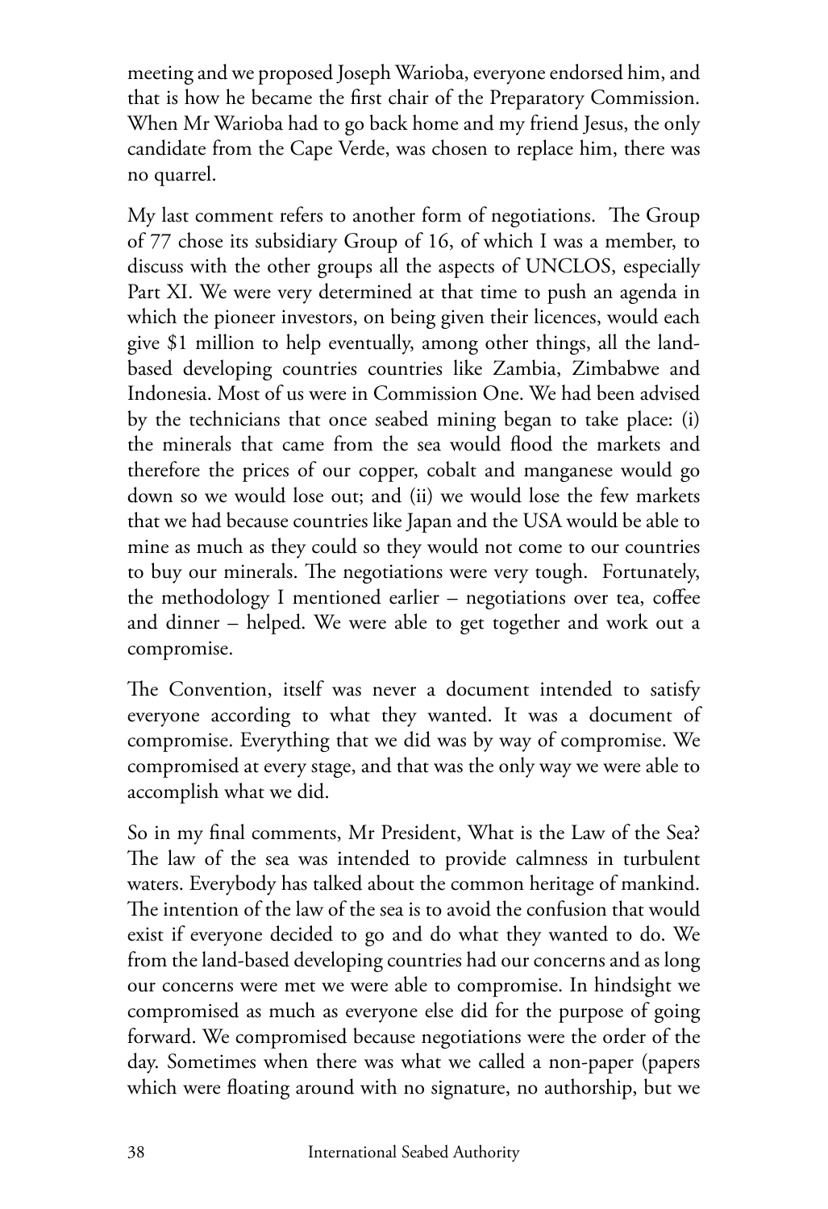meeting and we proposed Joseph Warioba, everyone endorsed him, and that is how he became the first chair of the Preparatory Commission. When Mr Warioba had to go back home and my friend Jesus, the only candidate from the Cape Verde, was chosen to replace him, there was no quarrel.

My last comment refers to another form of negotiations. The Group of 77 chose its subsidiary Group of 16, of which I was a member, to discuss with the other groups all the aspects of UNCLOS, especially Part XI. We were very determined at that time to push an agenda in which the pioneer investors, on being given their licences, would each give $1 million to help eventually, among other things, all the land-based developing countries countries like Zambia, Zimbabwe and Indonesia. Most of us were in Commission One. We had been advised by the technicians that once seabed mining began to take place: (i) the minerals that came from the sea would flood the markets and therefore the prices of our copper, cobalt and manganese would go down so we would lose out; and (ii) we would lose the few markets that we had because countries like Japan and the USA would be able to mine as much as they could so they would not come to our countries to buy our minerals. The negotiations were very tough. Fortunately, the methodology I mentioned earlier – negotiations over tea, coffee and dinner – helped. We were able to get together and work out a compromise.

The Convention, itself was never a document intended to satisfy everyone according to what they wanted. It was a document of compromise. Everything that we did was by way of compromise. We compromised at every stage, and that was the only way we were able to accomplish what we did.

So in my final comments, Mr President, What is the Law of the Sea? The law of the sea was intended to provide calmness in turbulent waters. Everybody has talked about the common heritage of mankind. The intention of the law of the sea is to avoid the confusion that would exist if everyone decided to go and do what they wanted to do. We from the land-based developing countries had our concerns and as long our concerns were met we were able to compromise. In hindsight we compromised as much as everyone else did for the purpose of going forward. We compromised because negotiations were the order of the day. Sometimes when there was what we called a non-paper (papers which were floating around with no signature, no authorship, but we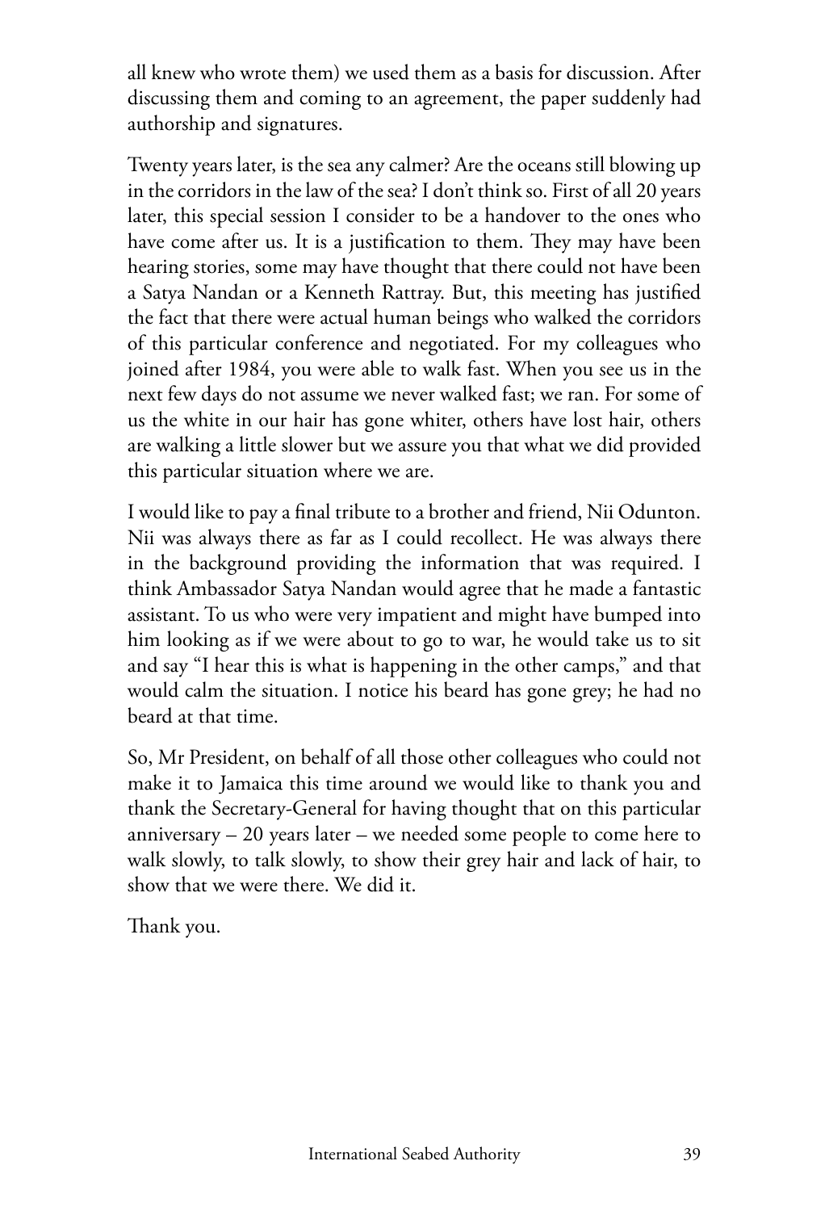all knew who wrote them) we used them as a basis for discussion. After discussing them and coming to an agreement, the paper suddenly had authorship and signatures.

Twenty years later, is the sea any calmer? Are the oceans still blowing up in the corridors in the law of the sea? I don't think so. First of all 20 years later, this special session I consider to be a handover to the ones who have come after us. It is a justification to them. They may have been hearing stories, some may have thought that there could not have been a Satya Nandan or a Kenneth Rattray. But, this meeting has justified the fact that there were actual human beings who walked the corridors of this particular conference and negotiated. For my colleagues who joined after 1984, you were able to walk fast. When you see us in the next few days do not assume we never walked fast; we ran. For some of us the white in our hair has gone whiter, others have lost hair, others are walking a little slower but we assure you that what we did provided this particular situation where we are.

I would like to pay a final tribute to a brother and friend, Nii Odunton. Nii was always there as far as I could recollect. He was always there in the background providing the information that was required. I think Ambassador Satya Nandan would agree that he made a fantastic assistant. To us who were very impatient and might have bumped into him looking as if we were about to go to war, he would take us to sit and say "I hear this is what is happening in the other camps," and that would calm the situation. I notice his beard has gone grey; he had no beard at that time.

So, Mr President, on behalf of all those other colleagues who could not make it to Jamaica this time around we would like to thank you and thank the Secretary-General for having thought that on this particular anniversary – 20 years later – we needed some people to come here to walk slowly, to talk slowly, to show their grey hair and lack of hair, to show that we were there. We did it.

Thank you.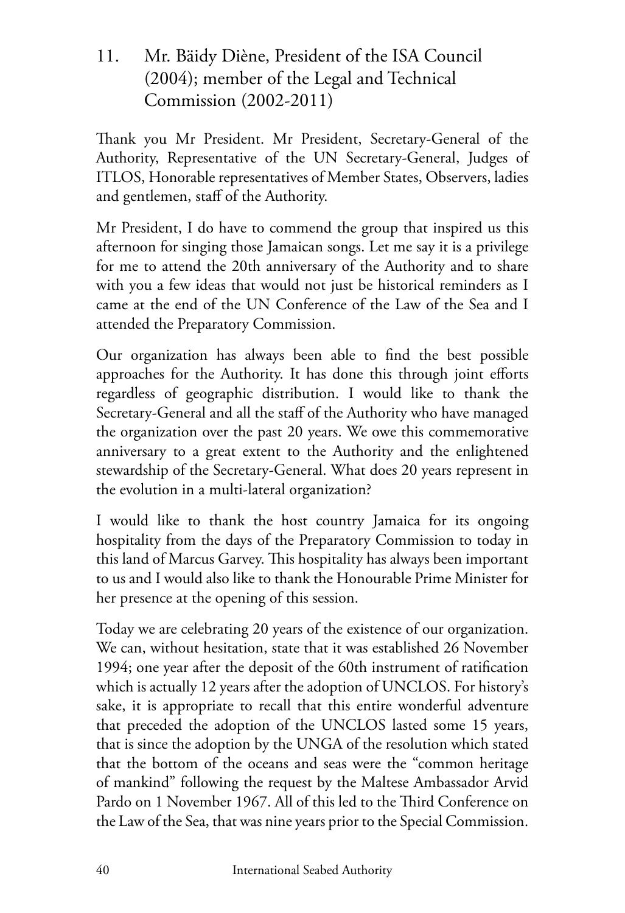## 11. Mr. Bäidy Diène, President of the ISA Council (2004); member of the Legal and Technical Commission (2002-2011)

Thank you Mr President. Mr President, Secretary-General of the Authority, Representative of the UN Secretary-General, Judges of ITLOS, Honorable representatives of Member States, Observers, ladies and gentlemen, staff of the Authority.

Mr President, I do have to commend the group that inspired us this afternoon for singing those Jamaican songs. Let me say it is a privilege for me to attend the 20th anniversary of the Authority and to share with you a few ideas that would not just be historical reminders as I came at the end of the UN Conference of the Law of the Sea and I attended the Preparatory Commission.

Our organization has always been able to find the best possible approaches for the Authority. It has done this through joint efforts regardless of geographic distribution. I would like to thank the Secretary-General and all the staff of the Authority who have managed the organization over the past 20 years. We owe this commemorative anniversary to a great extent to the Authority and the enlightened stewardship of the Secretary-General. What does 20 years represent in the evolution in a multi-lateral organization?

I would like to thank the host country Jamaica for its ongoing hospitality from the days of the Preparatory Commission to today in this land of Marcus Garvey. This hospitality has always been important to us and I would also like to thank the Honourable Prime Minister for her presence at the opening of this session.

Today we are celebrating 20 years of the existence of our organization. We can, without hesitation, state that it was established 26 November 1994; one year after the deposit of the 60th instrument of ratification which is actually 12 years after the adoption of UNCLOS. For history's sake, it is appropriate to recall that this entire wonderful adventure that preceded the adoption of the UNCLOS lasted some 15 years, that is since the adoption by the UNGA of the resolution which stated that the bottom of the oceans and seas were the "common heritage of mankind" following the request by the Maltese Ambassador Arvid Pardo on 1 November 1967. All of this led to the Third Conference on the Law of the Sea, that was nine years prior to the Special Commission.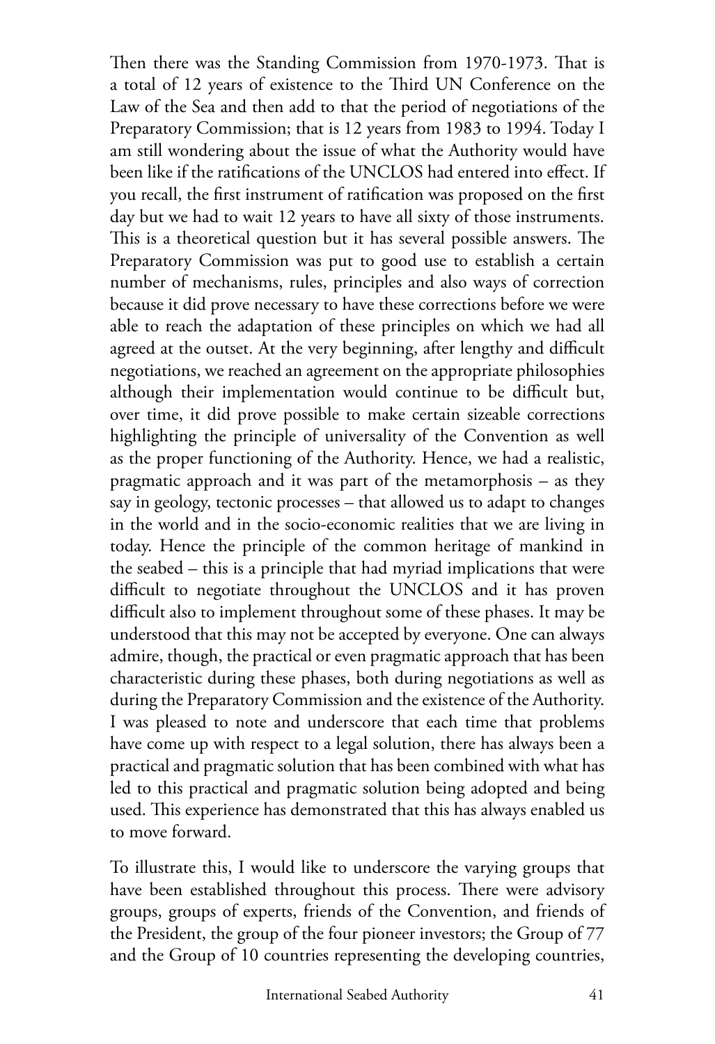Then there was the Standing Commission from 1970-1973. That is a total of 12 years of existence to the Third UN Conference on the Law of the Sea and then add to that the period of negotiations of the Preparatory Commission; that is 12 years from 1983 to 1994. Today I am still wondering about the issue of what the Authority would have been like if the ratifications of the UNCLOS had entered into effect. If you recall, the first instrument of ratification was proposed on the first day but we had to wait 12 years to have all sixty of those instruments. This is a theoretical question but it has several possible answers. The Preparatory Commission was put to good use to establish a certain number of mechanisms, rules, principles and also ways of correction because it did prove necessary to have these corrections before we were able to reach the adaptation of these principles on which we had all agreed at the outset. At the very beginning, after lengthy and difficult negotiations, we reached an agreement on the appropriate philosophies although their implementation would continue to be difficult but, over time, it did prove possible to make certain sizeable corrections highlighting the principle of universality of the Convention as well as the proper functioning of the Authority. Hence, we had a realistic, pragmatic approach and it was part of the metamorphosis – as they say in geology, tectonic processes – that allowed us to adapt to changes in the world and in the socio-economic realities that we are living in today. Hence the principle of the common heritage of mankind in the seabed – this is a principle that had myriad implications that were difficult to negotiate throughout the UNCLOS and it has proven difficult also to implement throughout some of these phases. It may be understood that this may not be accepted by everyone. One can always admire, though, the practical or even pragmatic approach that has been characteristic during these phases, both during negotiations as well as during the Preparatory Commission and the existence of the Authority. I was pleased to note and underscore that each time that problems have come up with respect to a legal solution, there has always been a practical and pragmatic solution that has been combined with what has led to this practical and pragmatic solution being adopted and being used. This experience has demonstrated that this has always enabled us to move forward.

To illustrate this, I would like to underscore the varying groups that have been established throughout this process. There were advisory groups, groups of experts, friends of the Convention, and friends of the President, the group of the four pioneer investors; the Group of 77 and the Group of 10 countries representing the developing countries,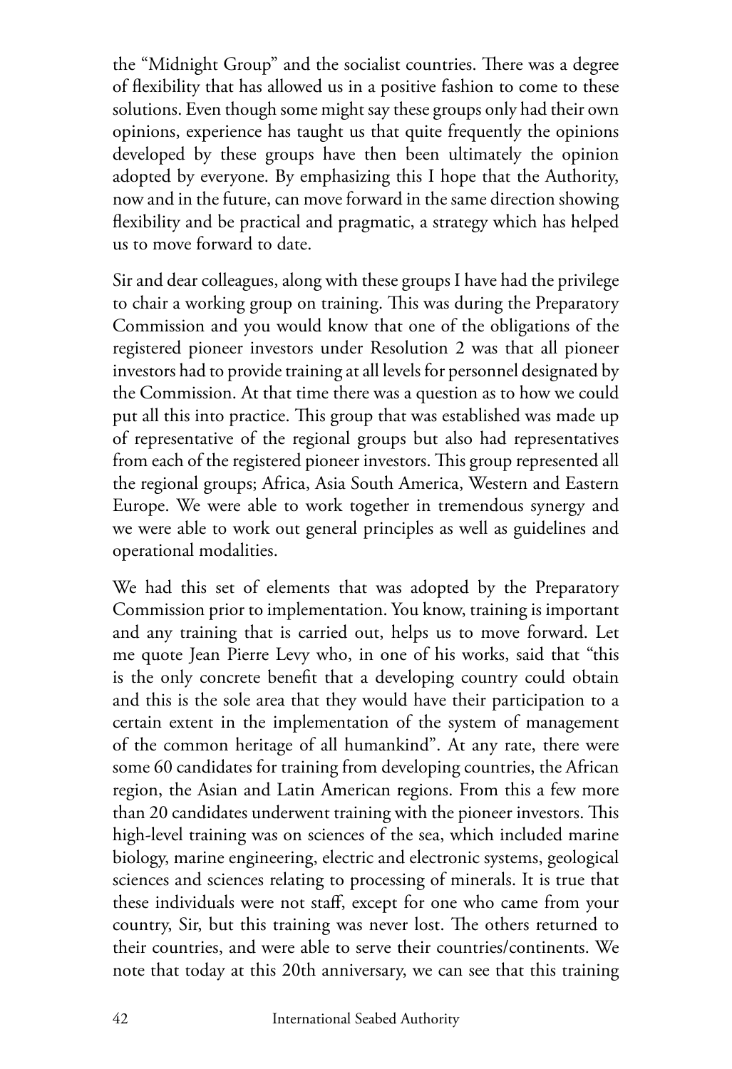the "Midnight Group" and the socialist countries. There was a degree of flexibility that has allowed us in a positive fashion to come to these solutions. Even though some might say these groups only had their own opinions, experience has taught us that quite frequently the opinions developed by these groups have then been ultimately the opinion adopted by everyone. By emphasizing this I hope that the Authority, now and in the future, can move forward in the same direction showing flexibility and be practical and pragmatic, a strategy which has helped us to move forward to date.

Sir and dear colleagues, along with these groups I have had the privilege to chair a working group on training. This was during the Preparatory Commission and you would know that one of the obligations of the registered pioneer investors under Resolution 2 was that all pioneer investors had to provide training at all levels for personnel designated by the Commission. At that time there was a question as to how we could put all this into practice. This group that was established was made up of representative of the regional groups but also had representatives from each of the registered pioneer investors. This group represented all the regional groups; Africa, Asia South America, Western and Eastern Europe. We were able to work together in tremendous synergy and we were able to work out general principles as well as guidelines and operational modalities.

We had this set of elements that was adopted by the Preparatory Commission prior to implementation. You know, training is important and any training that is carried out, helps us to move forward. Let me quote Jean Pierre Levy who, in one of his works, said that "this is the only concrete benefit that a developing country could obtain and this is the sole area that they would have their participation to a certain extent in the implementation of the system of management of the common heritage of all humankind". At any rate, there were some 60 candidates for training from developing countries, the African region, the Asian and Latin American regions. From this a few more than 20 candidates underwent training with the pioneer investors. This high-level training was on sciences of the sea, which included marine biology, marine engineering, electric and electronic systems, geological sciences and sciences relating to processing of minerals. It is true that these individuals were not staff, except for one who came from your country, Sir, but this training was never lost. The others returned to their countries, and were able to serve their countries/continents. We note that today at this 20th anniversary, we can see that this training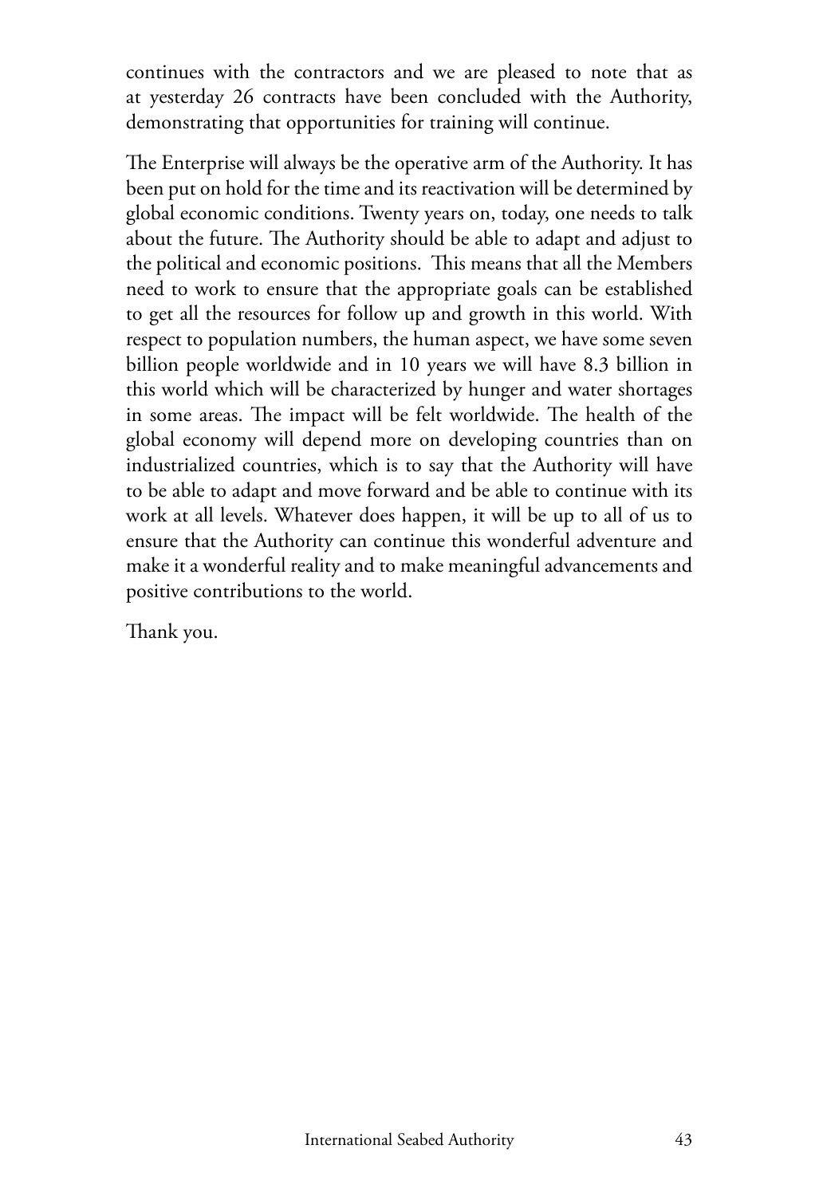continues with the contractors and we are pleased to note that as at yesterday 26 contracts have been concluded with the Authority, demonstrating that opportunities for training will continue.

The Enterprise will always be the operative arm of the Authority. It has been put on hold for the time and its reactivation will be determined by global economic conditions. Twenty years on, today, one needs to talk about the future. The Authority should be able to adapt and adjust to the political and economic positions. This means that all the Members need to work to ensure that the appropriate goals can be established to get all the resources for follow up and growth in this world. With respect to population numbers, the human aspect, we have some seven billion people worldwide and in 10 years we will have 8.3 billion in this world which will be characterized by hunger and water shortages in some areas. The impact will be felt worldwide. The health of the global economy will depend more on developing countries than on industrialized countries, which is to say that the Authority will have to be able to adapt and move forward and be able to continue with its work at all levels. Whatever does happen, it will be up to all of us to ensure that the Authority can continue this wonderful adventure and make it a wonderful reality and to make meaningful advancements and positive contributions to the world.

Thank you.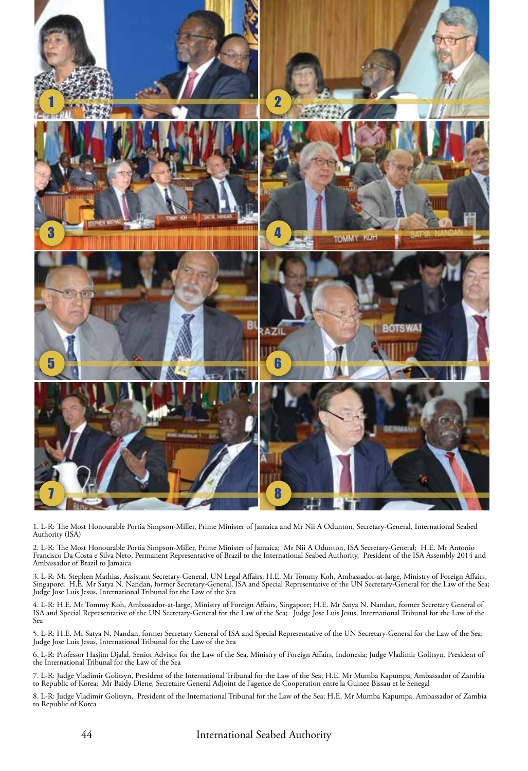1. L-R: The Most Honourable Portia Simpson-Miller, Prime Minister of Jamaica and Mr Nii A Odunton, Secretary-General, International Seabed Authority (ISA)

2. L-R: The Most Honourable Portia Simpson-Miller, Prime Minister of Jamaica; Mr Nii A Odunton, ISA Secretary-General; H.E. Mr Antonio Francisco Da Costa e Silva Neto, Permanent Representative of Brazil to the International Seabed Authority, President of the ISA Assembly 2014 and Ambassador of Brazil to Jamaica

3. L-R: Mr Stephen Mathias, Assistant Secretary-General, UN Legal Affairs; H.E. Mr Tommy Koh, Ambassador-at-large, Ministry of Foreign Affairs, Singapore; H.E. Mr Satya N. Nandan, former Secretary-General, ISA and Special Representative of the UN Secretary-General for the Law of the Sea; Judge Jose Luis Jesus, International Tribunal for the Law of the Sea

4. L-R: H.E. Mr Tommy Koh, Ambassador-at-large, Ministry of Foreign Affairs, Singapore; H.E. Mr Satya N. Nandan, former Secretary General of ISA and Special Representative of the UN Secretary-General for the Law of the Sea; Judge Jose Luis Jesus, International Tribunal for the Law of the Sea

5. L-R: H.E. Mr Satya N. Nandan, former Secretary General of ISA and Special Representative of the UN Secretary-General for the Law of the Sea; Judge Jose Luis Jesus, International Tribunal for the Law of the Sea

6. L-R: Professor Hasjim Djalal, Senior Advisor for the Law of the Sea, Ministry of Foreign Affairs, Indonesia; Judge Vladimir Golitsyn, President of the International Tribunal for the Law of the Sea

7. L-R: Judge Vladimir Golitsyn, President of the International Tribunal for the Law of the Sea; H.E. Mr Mumba Kapumpa, Ambassador of Zambia to Republic of Korea; Mr Baidy Diene, Secretaire General Adjoint de l'agence de Cooperation entre la Guinee Bissau et le Senegal

8. L-R: Judge Vladimir Golitsyn, President of the International Tribunal for the Law of the Sea; H.E. Mr Mumba Kapumpa, Ambassador of Zambia to Republic of Korea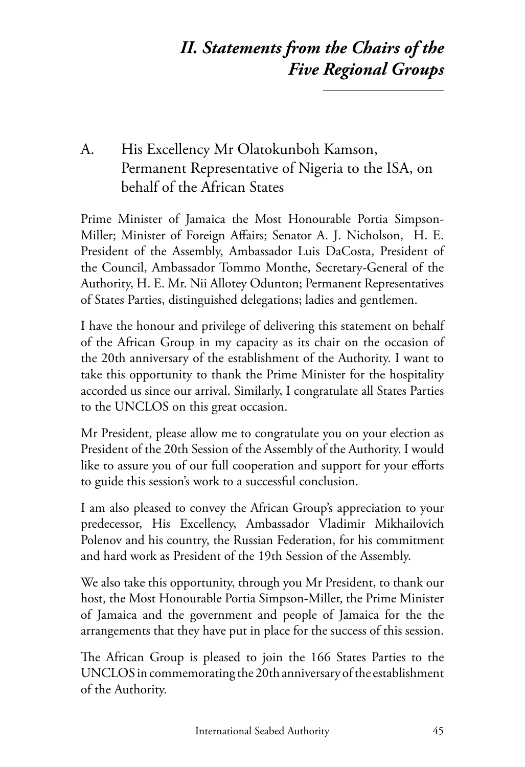## *II. Statements from the Chairs of the Five Regional Groups*

### A. His Excellency Mr Olatokunboh Kamson, Permanent Representative of Nigeria to the ISA, on behalf of the African States

Prime Minister of Jamaica the Most Honourable Portia Simpson-Miller; Minister of Foreign Affairs; Senator A. J. Nicholson, H. E. President of the Assembly, Ambassador Luis DaCosta, President of the Council, Ambassador Tommo Monthe, Secretary-General of the Authority, H. E. Mr. Nii Allotey Odunton; Permanent Representatives of States Parties, distinguished delegations; ladies and gentlemen.

I have the honour and privilege of delivering this statement on behalf of the African Group in my capacity as its chair on the occasion of the 20th anniversary of the establishment of the Authority. I want to take this opportunity to thank the Prime Minister for the hospitality accorded us since our arrival. Similarly, I congratulate all States Parties to the UNCLOS on this great occasion.

Mr President, please allow me to congratulate you on your election as President of the 20th Session of the Assembly of the Authority. I would like to assure you of our full cooperation and support for your efforts to guide this session's work to a successful conclusion.

I am also pleased to convey the African Group's appreciation to your predecessor, His Excellency, Ambassador Vladimir Mikhailovich Polenov and his country, the Russian Federation, for his commitment and hard work as President of the 19th Session of the Assembly.

We also take this opportunity, through you Mr President, to thank our host, the Most Honourable Portia Simpson-Miller, the Prime Minister of Jamaica and the government and people of Jamaica for the the arrangements that they have put in place for the success of this session.

The African Group is pleased to join the 166 States Parties to the UNCLOS in commemorating the 20th anniversary of the establishment of the Authority.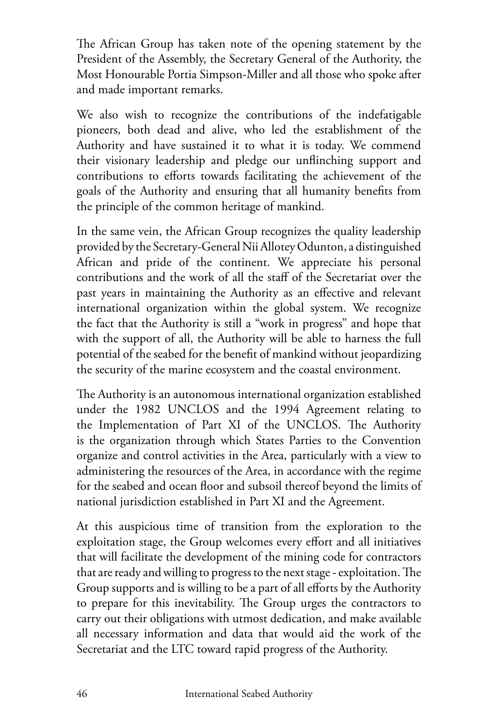The African Group has taken note of the opening statement by the President of the Assembly, the Secretary General of the Authority, the Most Honourable Portia Simpson-Miller and all those who spoke after and made important remarks.

We also wish to recognize the contributions of the indefatigable pioneers, both dead and alive, who led the establishment of the Authority and have sustained it to what it is today. We commend their visionary leadership and pledge our unflinching support and contributions to efforts towards facilitating the achievement of the goals of the Authority and ensuring that all humanity benefits from the principle of the common heritage of mankind.

In the same vein, the African Group recognizes the quality leadership provided by the Secretary-General Nii Allotey Odunton, a distinguished African and pride of the continent. We appreciate his personal contributions and the work of all the staff of the Secretariat over the past years in maintaining the Authority as an effective and relevant international organization within the global system. We recognize the fact that the Authority is still a "work in progress" and hope that with the support of all, the Authority will be able to harness the full potential of the seabed for the benefit of mankind without jeopardizing the security of the marine ecosystem and the coastal environment.

The Authority is an autonomous international organization established under the 1982 UNCLOS and the 1994 Agreement relating to the Implementation of Part XI of the UNCLOS. The Authority is the organization through which States Parties to the Convention organize and control activities in the Area, particularly with a view to administering the resources of the Area, in accordance with the regime for the seabed and ocean floor and subsoil thereof beyond the limits of national jurisdiction established in Part XI and the Agreement.

At this auspicious time of transition from the exploration to the exploitation stage, the Group welcomes every effort and all initiatives that will facilitate the development of the mining code for contractors that are ready and willing to progress to the next stage - exploitation. The Group supports and is willing to be a part of all efforts by the Authority to prepare for this inevitability. The Group urges the contractors to carry out their obligations with utmost dedication, and make available all necessary information and data that would aid the work of the Secretariat and the LTC toward rapid progress of the Authority.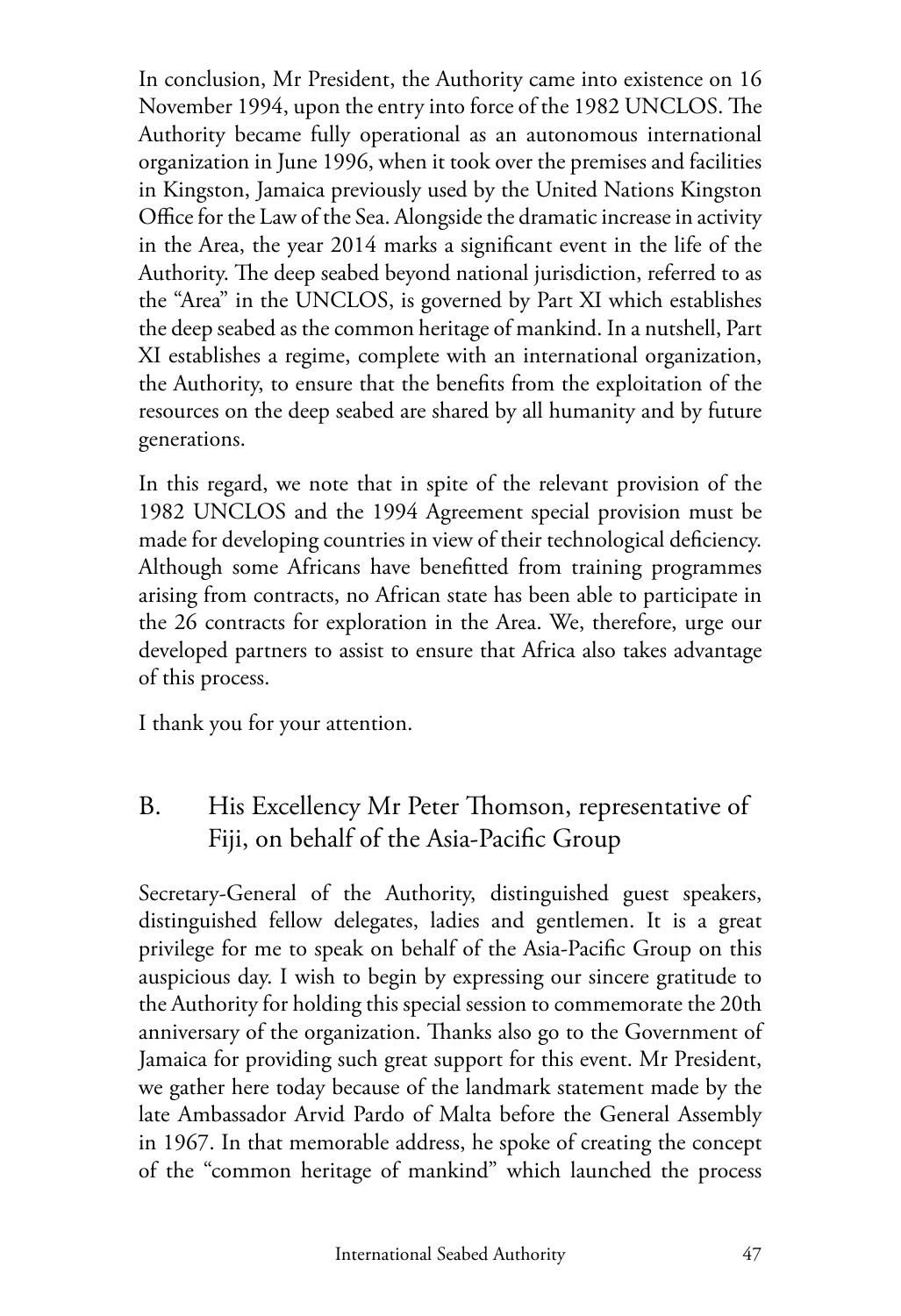In conclusion, Mr President, the Authority came into existence on 16 November 1994, upon the entry into force of the 1982 UNCLOS. The Authority became fully operational as an autonomous international organization in June 1996, when it took over the premises and facilities in Kingston, Jamaica previously used by the United Nations Kingston Office for the Law of the Sea. Alongside the dramatic increase in activity in the Area, the year 2014 marks a significant event in the life of the Authority. The deep seabed beyond national jurisdiction, referred to as the "Area" in the UNCLOS, is governed by Part XI which establishes the deep seabed as the common heritage of mankind. In a nutshell, Part XI establishes a regime, complete with an international organization, the Authority, to ensure that the benefits from the exploitation of the resources on the deep seabed are shared by all humanity and by future generations.

In this regard, we note that in spite of the relevant provision of the 1982 UNCLOS and the 1994 Agreement special provision must be made for developing countries in view of their technological deficiency. Although some Africans have benefitted from training programmes arising from contracts, no African state has been able to participate in the 26 contracts for exploration in the Area. We, therefore, urge our developed partners to assist to ensure that Africa also takes advantage of this process.

I thank you for your attention.

## B. His Excellency Mr Peter Thomson, representative of Fiji, on behalf of the Asia-Pacific Group

Secretary-General of the Authority, distinguished guest speakers, distinguished fellow delegates, ladies and gentlemen. It is a great privilege for me to speak on behalf of the Asia-Pacific Group on this auspicious day. I wish to begin by expressing our sincere gratitude to the Authority for holding this special session to commemorate the 20th anniversary of the organization. Thanks also go to the Government of Jamaica for providing such great support for this event. Mr President, we gather here today because of the landmark statement made by the late Ambassador Arvid Pardo of Malta before the General Assembly in 1967. In that memorable address, he spoke of creating the concept of the "common heritage of mankind" which launched the process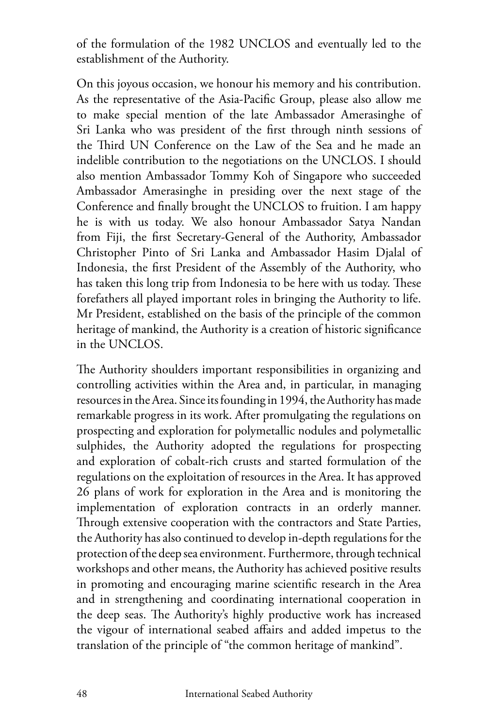of the formulation of the 1982 UNCLOS and eventually led to the establishment of the Authority.

On this joyous occasion, we honour his memory and his contribution. As the representative of the Asia-Pacific Group, please also allow me to make special mention of the late Ambassador Amerasinghe of Sri Lanka who was president of the first through ninth sessions of the Third UN Conference on the Law of the Sea and he made an indelible contribution to the negotiations on the UNCLOS. I should also mention Ambassador Tommy Koh of Singapore who succeeded Ambassador Amerasinghe in presiding over the next stage of the Conference and finally brought the UNCLOS to fruition. I am happy he is with us today. We also honour Ambassador Satya Nandan from Fiji, the first Secretary-General of the Authority, Ambassador Christopher Pinto of Sri Lanka and Ambassador Hasim Djalal of Indonesia, the first President of the Assembly of the Authority, who has taken this long trip from Indonesia to be here with us today. These forefathers all played important roles in bringing the Authority to life. Mr President, established on the basis of the principle of the common heritage of mankind, the Authority is a creation of historic significance in the UNCLOS.

The Authority shoulders important responsibilities in organizing and controlling activities within the Area and, in particular, in managing resources in the Area. Since its founding in 1994, the Authority has made remarkable progress in its work. After promulgating the regulations on prospecting and exploration for polymetallic nodules and polymetallic sulphides, the Authority adopted the regulations for prospecting and exploration of cobalt-rich crusts and started formulation of the regulations on the exploitation of resources in the Area. It has approved 26 plans of work for exploration in the Area and is monitoring the implementation of exploration contracts in an orderly manner. Through extensive cooperation with the contractors and State Parties, the Authority has also continued to develop in-depth regulations for the protection of the deep sea environment. Furthermore, through technical workshops and other means, the Authority has achieved positive results in promoting and encouraging marine scientific research in the Area and in strengthening and coordinating international cooperation in the deep seas. The Authority's highly productive work has increased the vigour of international seabed affairs and added impetus to the translation of the principle of "the common heritage of mankind".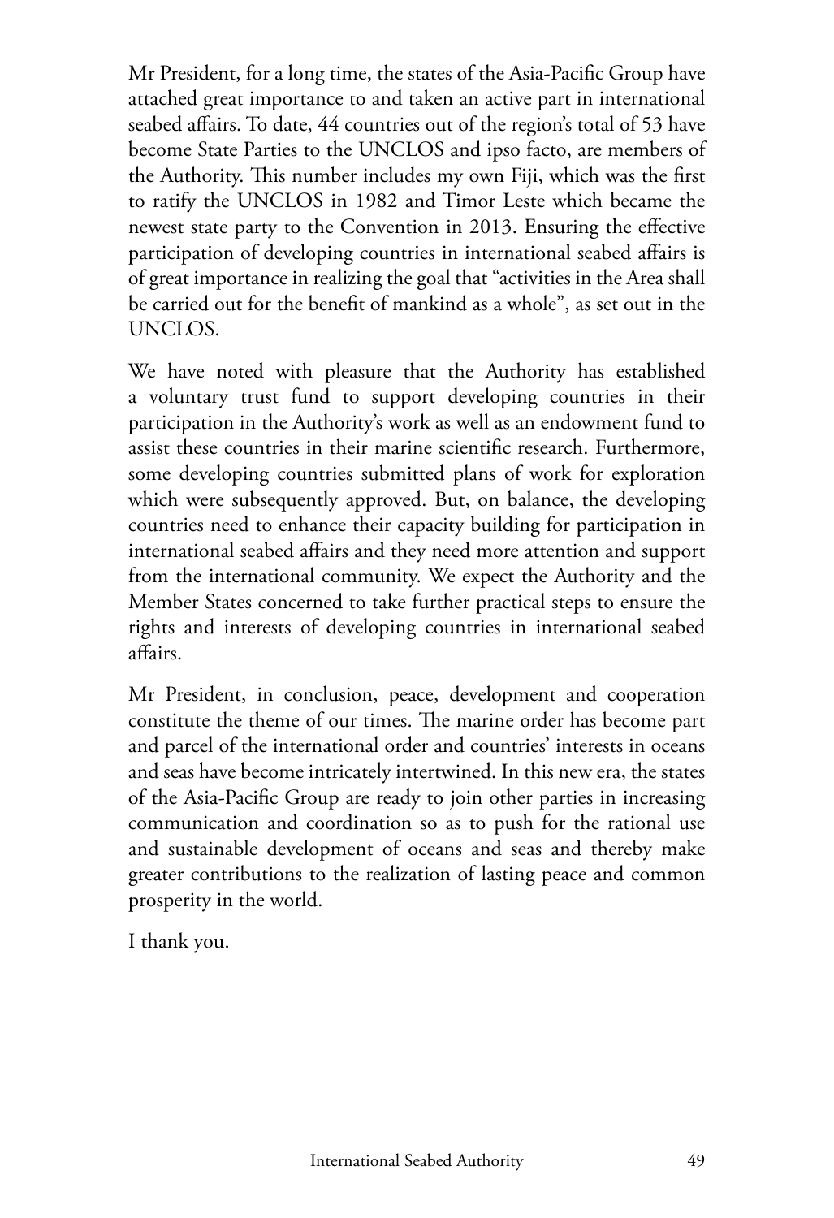Mr President, for a long time, the states of the Asia-Pacific Group have attached great importance to and taken an active part in international seabed affairs. To date, 44 countries out of the region's total of 53 have become State Parties to the UNCLOS and ipso facto, are members of the Authority. This number includes my own Fiji, which was the first to ratify the UNCLOS in 1982 and Timor Leste which became the newest state party to the Convention in 2013. Ensuring the effective participation of developing countries in international seabed affairs is of great importance in realizing the goal that "activities in the Area shall be carried out for the benefit of mankind as a whole", as set out in the UNCLOS.

We have noted with pleasure that the Authority has established a voluntary trust fund to support developing countries in their participation in the Authority's work as well as an endowment fund to assist these countries in their marine scientific research. Furthermore, some developing countries submitted plans of work for exploration which were subsequently approved. But, on balance, the developing countries need to enhance their capacity building for participation in international seabed affairs and they need more attention and support from the international community. We expect the Authority and the Member States concerned to take further practical steps to ensure the rights and interests of developing countries in international seabed affairs.

Mr President, in conclusion, peace, development and cooperation constitute the theme of our times. The marine order has become part and parcel of the international order and countries' interests in oceans and seas have become intricately intertwined. In this new era, the states of the Asia-Pacific Group are ready to join other parties in increasing communication and coordination so as to push for the rational use and sustainable development of oceans and seas and thereby make greater contributions to the realization of lasting peace and common prosperity in the world.

I thank you.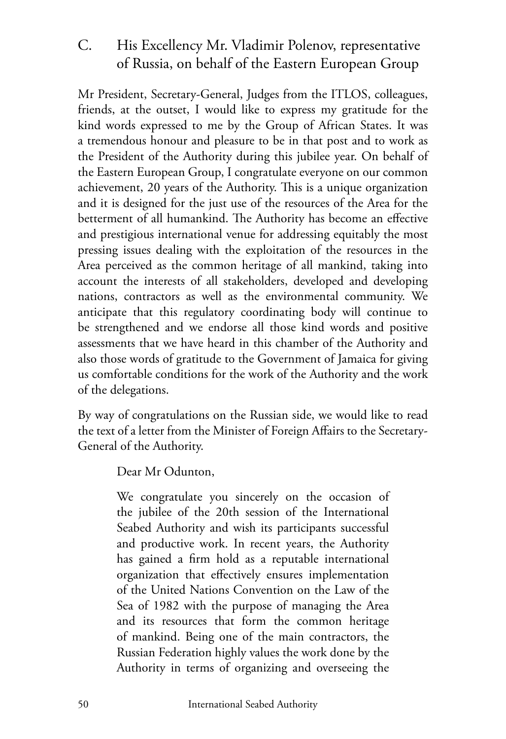## C. His Excellency Mr. Vladimir Polenov, representative of Russia, on behalf of the Eastern European Group

Mr President, Secretary-General, Judges from the ITLOS, colleagues, friends, at the outset, I would like to express my gratitude for the kind words expressed to me by the Group of African States. It was a tremendous honour and pleasure to be in that post and to work as the President of the Authority during this jubilee year. On behalf of the Eastern European Group, I congratulate everyone on our common achievement, 20 years of the Authority. This is a unique organization and it is designed for the just use of the resources of the Area for the betterment of all humankind. The Authority has become an effective and prestigious international venue for addressing equitably the most pressing issues dealing with the exploitation of the resources in the Area perceived as the common heritage of all mankind, taking into account the interests of all stakeholders, developed and developing nations, contractors as well as the environmental community. We anticipate that this regulatory coordinating body will continue to be strengthened and we endorse all those kind words and positive assessments that we have heard in this chamber of the Authority and also those words of gratitude to the Government of Jamaica for giving us comfortable conditions for the work of the Authority and the work of the delegations.

By way of congratulations on the Russian side, we would like to read the text of a letter from the Minister of Foreign Affairs to the Secretary-General of the Authority.

> Dear Mr Odunton,
>
> We congratulate you sincerely on the occasion of the jubilee of the 20th session of the International Seabed Authority and wish its participants successful and productive work. In recent years, the Authority has gained a firm hold as a reputable international organization that effectively ensures implementation of the United Nations Convention on the Law of the Sea of 1982 with the purpose of managing the Area and its resources that form the common heritage of mankind. Being one of the main contractors, the Russian Federation highly values the work done by the Authority in terms of organizing and overseeing the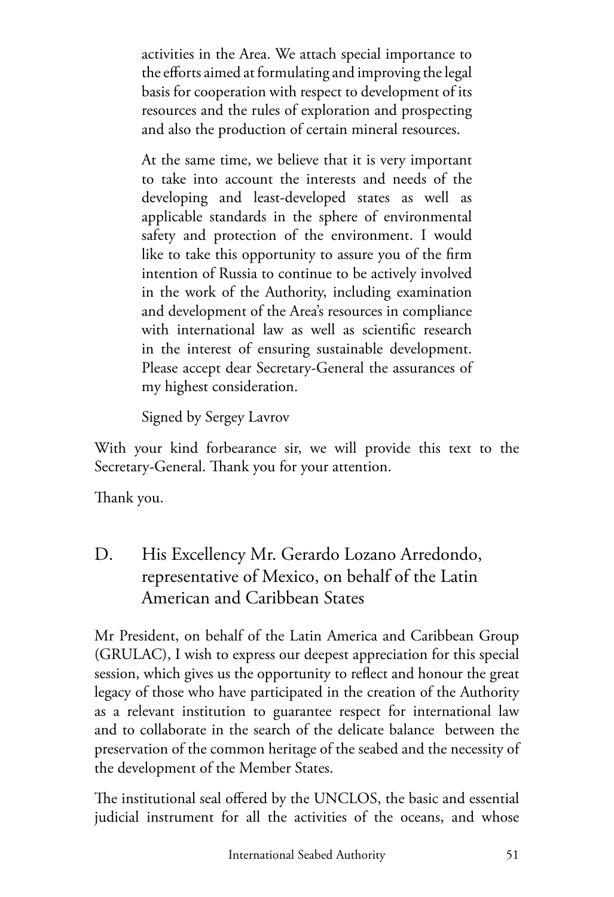activities in the Area. We attach special importance to the efforts aimed at formulating and improving the legal basis for cooperation with respect to development of its resources and the rules of exploration and prospecting and also the production of certain mineral resources.

At the same time, we believe that it is very important to take into account the interests and needs of the developing and least-developed states as well as applicable standards in the sphere of environmental safety and protection of the environment. I would like to take this opportunity to assure you of the firm intention of Russia to continue to be actively involved in the work of the Authority, including examination and development of the Area's resources in compliance with international law as well as scientific research in the interest of ensuring sustainable development. Please accept dear Secretary-General the assurances of my highest consideration.

Signed by Sergey Lavrov

With your kind forbearance sir, we will provide this text to the Secretary-General. Thank you for your attention.

Thank you.

## D. His Excellency Mr. Gerardo Lozano Arredondo, representative of Mexico, on behalf of the Latin American and Caribbean States

Mr President, on behalf of the Latin America and Caribbean Group (GRULAC), I wish to express our deepest appreciation for this special session, which gives us the opportunity to reflect and honour the great legacy of those who have participated in the creation of the Authority as a relevant institution to guarantee respect for international law and to collaborate in the search of the delicate balance between the preservation of the common heritage of the seabed and the necessity of the development of the Member States.

The institutional seal offered by the UNCLOS, the basic and essential judicial instrument for all the activities of the oceans, and whose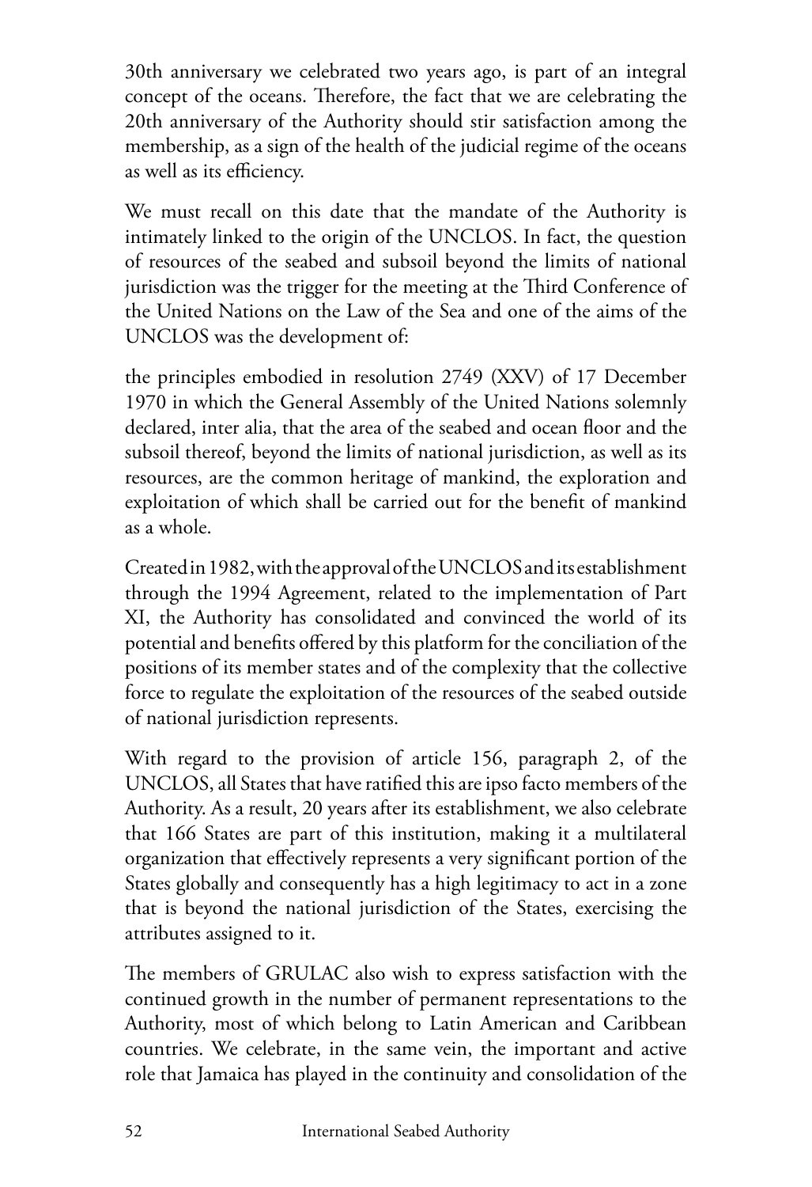30th anniversary we celebrated two years ago, is part of an integral concept of the oceans. Therefore, the fact that we are celebrating the 20th anniversary of the Authority should stir satisfaction among the membership, as a sign of the health of the judicial regime of the oceans as well as its efficiency.

We must recall on this date that the mandate of the Authority is intimately linked to the origin of the UNCLOS. In fact, the question of resources of the seabed and subsoil beyond the limits of national jurisdiction was the trigger for the meeting at the Third Conference of the United Nations on the Law of the Sea and one of the aims of the UNCLOS was the development of:

the principles embodied in resolution 2749 (XXV) of 17 December 1970 in which the General Assembly of the United Nations solemnly declared, inter alia, that the area of the seabed and ocean floor and the subsoil thereof, beyond the limits of national jurisdiction, as well as its resources, are the common heritage of mankind, the exploration and exploitation of which shall be carried out for the benefit of mankind as a whole.

Created in 1982, with the approval of the UNCLOS and its establishment through the 1994 Agreement, related to the implementation of Part XI, the Authority has consolidated and convinced the world of its potential and benefits offered by this platform for the conciliation of the positions of its member states and of the complexity that the collective force to regulate the exploitation of the resources of the seabed outside of national jurisdiction represents.

With regard to the provision of article 156, paragraph 2, of the UNCLOS, all States that have ratified this are ipso facto members of the Authority. As a result, 20 years after its establishment, we also celebrate that 166 States are part of this institution, making it a multilateral organization that effectively represents a very significant portion of the States globally and consequently has a high legitimacy to act in a zone that is beyond the national jurisdiction of the States, exercising the attributes assigned to it.

The members of GRULAC also wish to express satisfaction with the continued growth in the number of permanent representations to the Authority, most of which belong to Latin American and Caribbean countries. We celebrate, in the same vein, the important and active role that Jamaica has played in the continuity and consolidation of the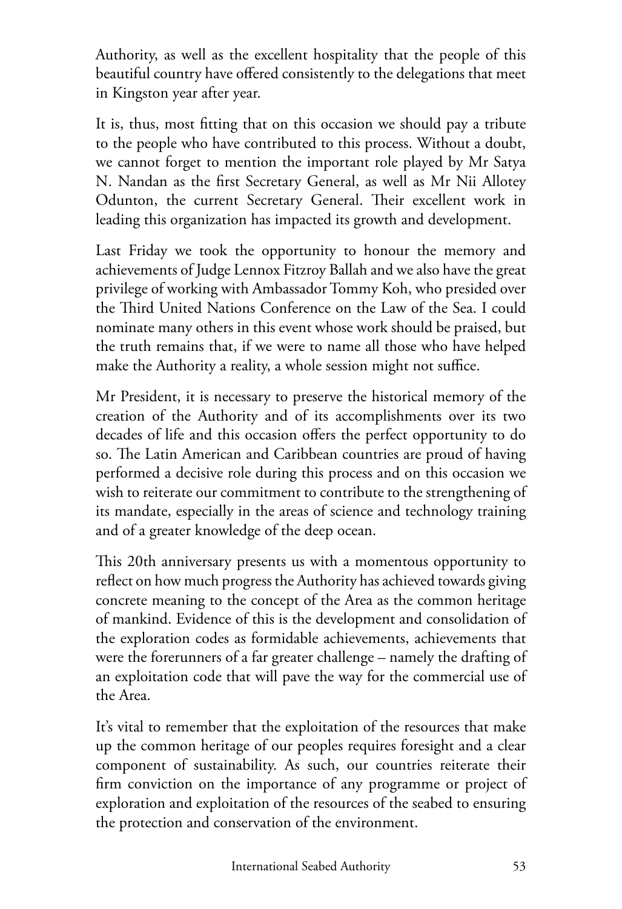Authority, as well as the excellent hospitality that the people of this beautiful country have offered consistently to the delegations that meet in Kingston year after year.

It is, thus, most fitting that on this occasion we should pay a tribute to the people who have contributed to this process. Without a doubt, we cannot forget to mention the important role played by Mr Satya N. Nandan as the first Secretary General, as well as Mr Nii Allotey Odunton, the current Secretary General. Their excellent work in leading this organization has impacted its growth and development.

Last Friday we took the opportunity to honour the memory and achievements of Judge Lennox Fitzroy Ballah and we also have the great privilege of working with Ambassador Tommy Koh, who presided over the Third United Nations Conference on the Law of the Sea. I could nominate many others in this event whose work should be praised, but the truth remains that, if we were to name all those who have helped make the Authority a reality, a whole session might not suffice.

Mr President, it is necessary to preserve the historical memory of the creation of the Authority and of its accomplishments over its two decades of life and this occasion offers the perfect opportunity to do so. The Latin American and Caribbean countries are proud of having performed a decisive role during this process and on this occasion we wish to reiterate our commitment to contribute to the strengthening of its mandate, especially in the areas of science and technology training and of a greater knowledge of the deep ocean.

This 20th anniversary presents us with a momentous opportunity to reflect on how much progress the Authority has achieved towards giving concrete meaning to the concept of the Area as the common heritage of mankind. Evidence of this is the development and consolidation of the exploration codes as formidable achievements, achievements that were the forerunners of a far greater challenge – namely the drafting of an exploitation code that will pave the way for the commercial use of the Area.

It's vital to remember that the exploitation of the resources that make up the common heritage of our peoples requires foresight and a clear component of sustainability. As such, our countries reiterate their firm conviction on the importance of any programme or project of exploration and exploitation of the resources of the seabed to ensuring the protection and conservation of the environment.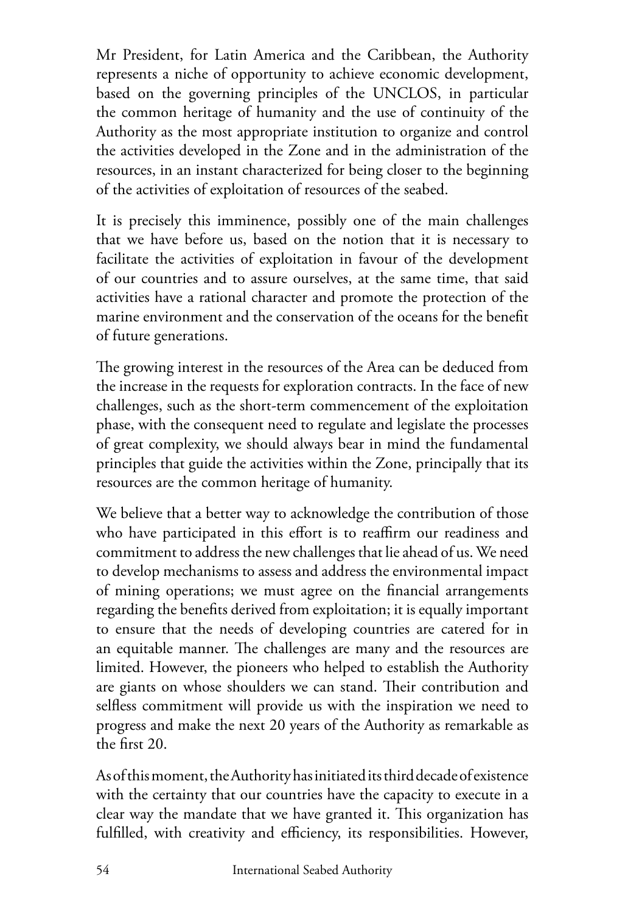Mr President, for Latin America and the Caribbean, the Authority represents a niche of opportunity to achieve economic development, based on the governing principles of the UNCLOS, in particular the common heritage of humanity and the use of continuity of the Authority as the most appropriate institution to organize and control the activities developed in the Zone and in the administration of the resources, in an instant characterized for being closer to the beginning of the activities of exploitation of resources of the seabed.

It is precisely this imminence, possibly one of the main challenges that we have before us, based on the notion that it is necessary to facilitate the activities of exploitation in favour of the development of our countries and to assure ourselves, at the same time, that said activities have a rational character and promote the protection of the marine environment and the conservation of the oceans for the benefit of future generations.

The growing interest in the resources of the Area can be deduced from the increase in the requests for exploration contracts. In the face of new challenges, such as the short-term commencement of the exploitation phase, with the consequent need to regulate and legislate the processes of great complexity, we should always bear in mind the fundamental principles that guide the activities within the Zone, principally that its resources are the common heritage of humanity.

We believe that a better way to acknowledge the contribution of those who have participated in this effort is to reaffirm our readiness and commitment to address the new challenges that lie ahead of us. We need to develop mechanisms to assess and address the environmental impact of mining operations; we must agree on the financial arrangements regarding the benefits derived from exploitation; it is equally important to ensure that the needs of developing countries are catered for in an equitable manner. The challenges are many and the resources are limited. However, the pioneers who helped to establish the Authority are giants on whose shoulders we can stand. Their contribution and selfless commitment will provide us with the inspiration we need to progress and make the next 20 years of the Authority as remarkable as the first 20.

As of this moment, the Authority has initiated its third decade of existence with the certainty that our countries have the capacity to execute in a clear way the mandate that we have granted it. This organization has fulfilled, with creativity and efficiency, its responsibilities. However,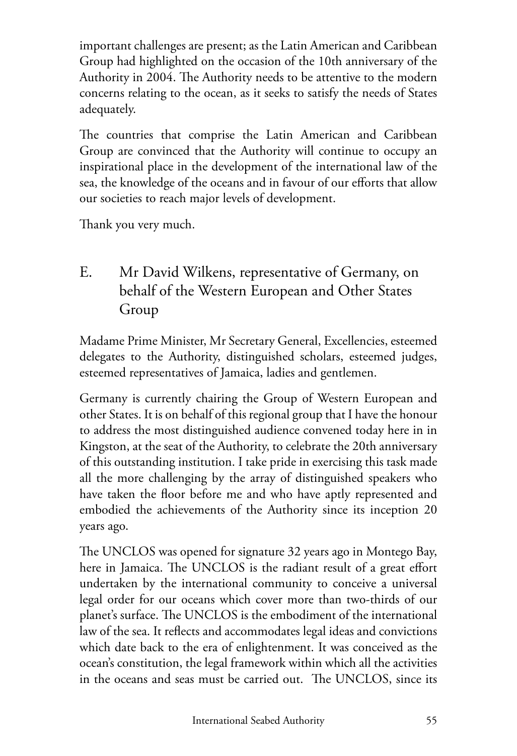important challenges are present; as the Latin American and Caribbean Group had highlighted on the occasion of the 10th anniversary of the Authority in 2004. The Authority needs to be attentive to the modern concerns relating to the ocean, as it seeks to satisfy the needs of States adequately.

The countries that comprise the Latin American and Caribbean Group are convinced that the Authority will continue to occupy an inspirational place in the development of the international law of the sea, the knowledge of the oceans and in favour of our efforts that allow our societies to reach major levels of development.

Thank you very much.

## E. Mr David Wilkens, representative of Germany, on behalf of the Western European and Other States Group

Madame Prime Minister, Mr Secretary General, Excellencies, esteemed delegates to the Authority, distinguished scholars, esteemed judges, esteemed representatives of Jamaica, ladies and gentlemen.

Germany is currently chairing the Group of Western European and other States. It is on behalf of this regional group that I have the honour to address the most distinguished audience convened today here in in Kingston, at the seat of the Authority, to celebrate the 20th anniversary of this outstanding institution. I take pride in exercising this task made all the more challenging by the array of distinguished speakers who have taken the floor before me and who have aptly represented and embodied the achievements of the Authority since its inception 20 years ago.

The UNCLOS was opened for signature 32 years ago in Montego Bay, here in Jamaica. The UNCLOS is the radiant result of a great effort undertaken by the international community to conceive a universal legal order for our oceans which cover more than two-thirds of our planet's surface. The UNCLOS is the embodiment of the international law of the sea. It reflects and accommodates legal ideas and convictions which date back to the era of enlightenment. It was conceived as the ocean's constitution, the legal framework within which all the activities in the oceans and seas must be carried out. The UNCLOS, since its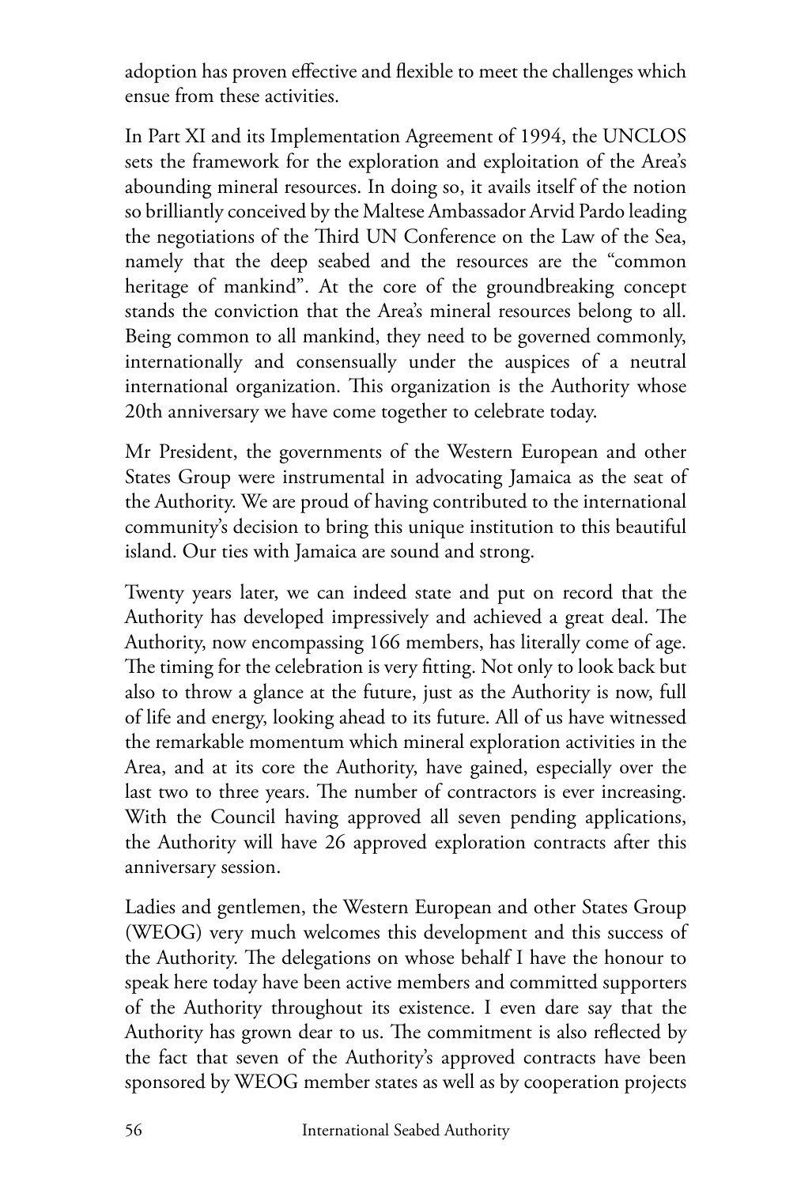adoption has proven effective and flexible to meet the challenges which ensue from these activities.

In Part XI and its Implementation Agreement of 1994, the UNCLOS sets the framework for the exploration and exploitation of the Area's abounding mineral resources. In doing so, it avails itself of the notion so brilliantly conceived by the Maltese Ambassador Arvid Pardo leading the negotiations of the Third UN Conference on the Law of the Sea, namely that the deep seabed and the resources are the "common heritage of mankind". At the core of the groundbreaking concept stands the conviction that the Area's mineral resources belong to all. Being common to all mankind, they need to be governed commonly, internationally and consensually under the auspices of a neutral international organization. This organization is the Authority whose 20th anniversary we have come together to celebrate today.

Mr President, the governments of the Western European and other States Group were instrumental in advocating Jamaica as the seat of the Authority. We are proud of having contributed to the international community's decision to bring this unique institution to this beautiful island. Our ties with Jamaica are sound and strong.

Twenty years later, we can indeed state and put on record that the Authority has developed impressively and achieved a great deal. The Authority, now encompassing 166 members, has literally come of age. The timing for the celebration is very fitting. Not only to look back but also to throw a glance at the future, just as the Authority is now, full of life and energy, looking ahead to its future. All of us have witnessed the remarkable momentum which mineral exploration activities in the Area, and at its core the Authority, have gained, especially over the last two to three years. The number of contractors is ever increasing. With the Council having approved all seven pending applications, the Authority will have 26 approved exploration contracts after this anniversary session.

Ladies and gentlemen, the Western European and other States Group (WEOG) very much welcomes this development and this success of the Authority. The delegations on whose behalf I have the honour to speak here today have been active members and committed supporters of the Authority throughout its existence. I even dare say that the Authority has grown dear to us. The commitment is also reflected by the fact that seven of the Authority's approved contracts have been sponsored by WEOG member states as well as by cooperation projects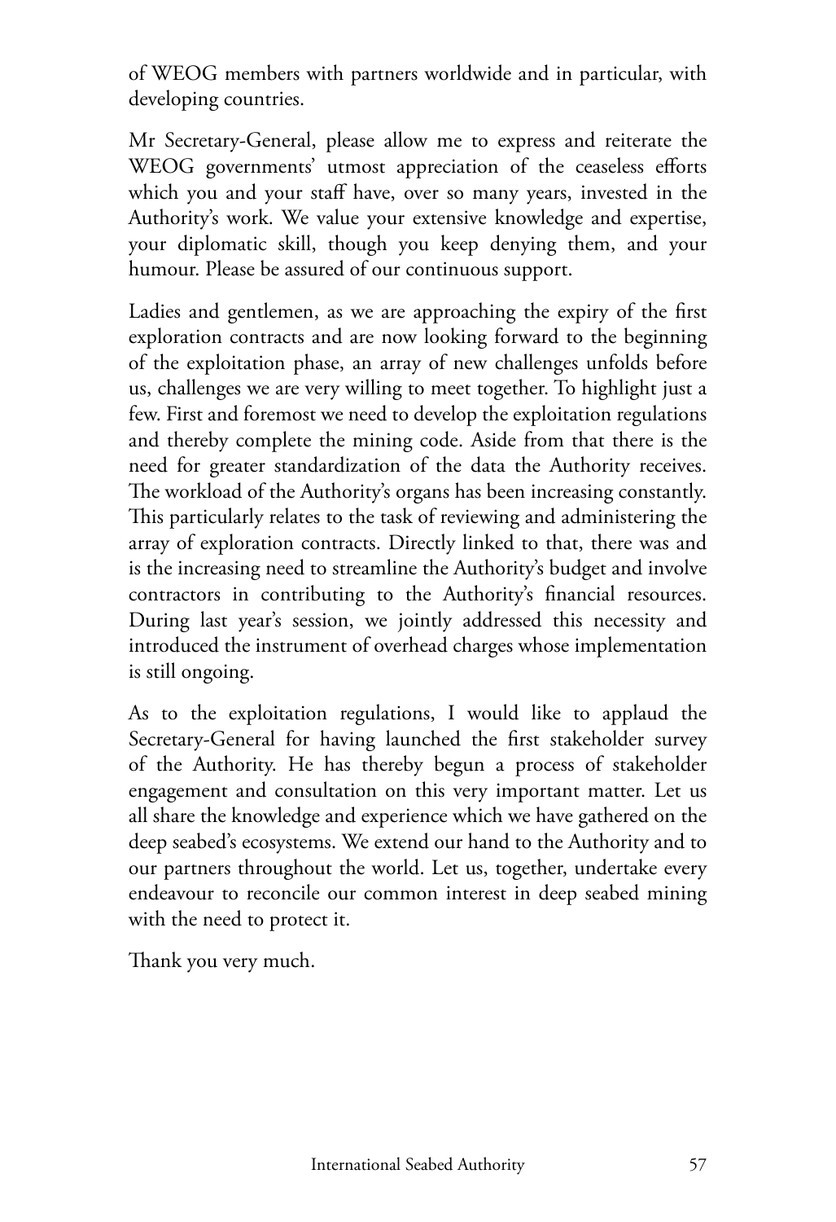of WEOG members with partners worldwide and in particular, with developing countries.

Mr Secretary-General, please allow me to express and reiterate the WEOG governments' utmost appreciation of the ceaseless efforts which you and your staff have, over so many years, invested in the Authority's work. We value your extensive knowledge and expertise, your diplomatic skill, though you keep denying them, and your humour. Please be assured of our continuous support.

Ladies and gentlemen, as we are approaching the expiry of the first exploration contracts and are now looking forward to the beginning of the exploitation phase, an array of new challenges unfolds before us, challenges we are very willing to meet together. To highlight just a few. First and foremost we need to develop the exploitation regulations and thereby complete the mining code. Aside from that there is the need for greater standardization of the data the Authority receives. The workload of the Authority's organs has been increasing constantly. This particularly relates to the task of reviewing and administering the array of exploration contracts. Directly linked to that, there was and is the increasing need to streamline the Authority's budget and involve contractors in contributing to the Authority's financial resources. During last year's session, we jointly addressed this necessity and introduced the instrument of overhead charges whose implementation is still ongoing.

As to the exploitation regulations, I would like to applaud the Secretary-General for having launched the first stakeholder survey of the Authority. He has thereby begun a process of stakeholder engagement and consultation on this very important matter. Let us all share the knowledge and experience which we have gathered on the deep seabed's ecosystems. We extend our hand to the Authority and to our partners throughout the world. Let us, together, undertake every endeavour to reconcile our common interest in deep seabed mining with the need to protect it.

Thank you very much.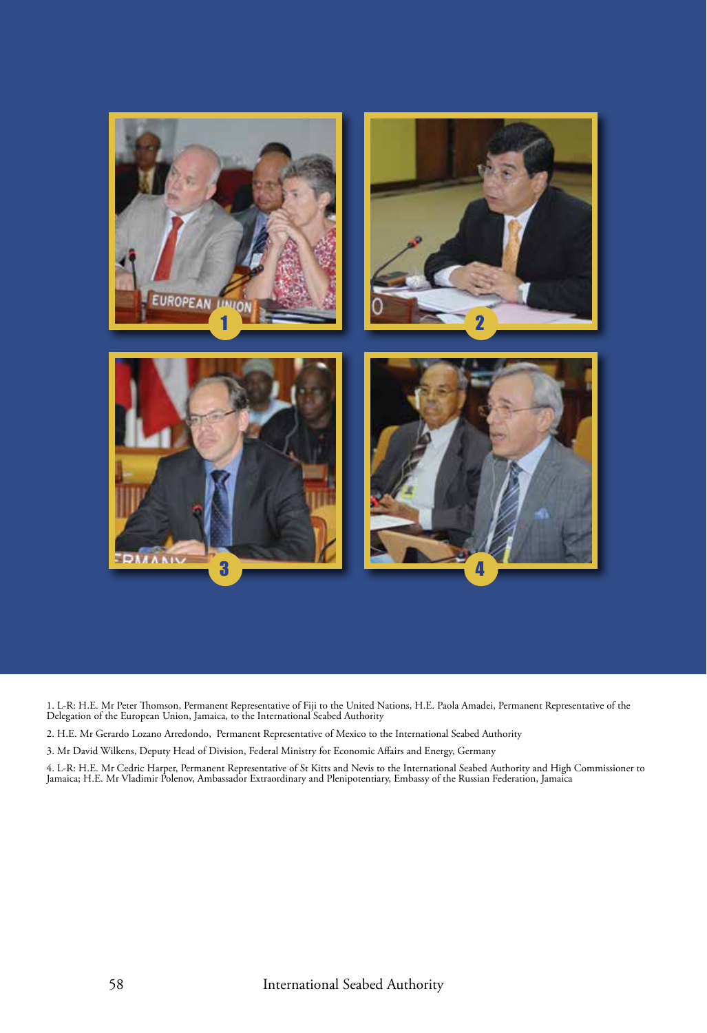1. L-R: H.E. Mr Peter Thomson, Permanent Representative of Fiji to the United Nations, H.E. Paola Amadei, Permanent Representative of the Delegation of the European Union, Jamaica, to the International Seabed Authority

2. H.E. Mr Gerardo Lozano Arredondo, Permanent Representative of Mexico to the International Seabed Authority

3. Mr David Wilkens, Deputy Head of Division, Federal Ministry for Economic Affairs and Energy, Germany

4. L-R: H.E. Mr Cedric Harper, Permanent Representative of St Kitts and Nevis to the International Seabed Authority and High Commissioner to Jamaica; H.E. Mr Vladimir Polenov, Ambassador Extraordinary and Plenipotentiary, Embassy of the Russian Federation, Jamaica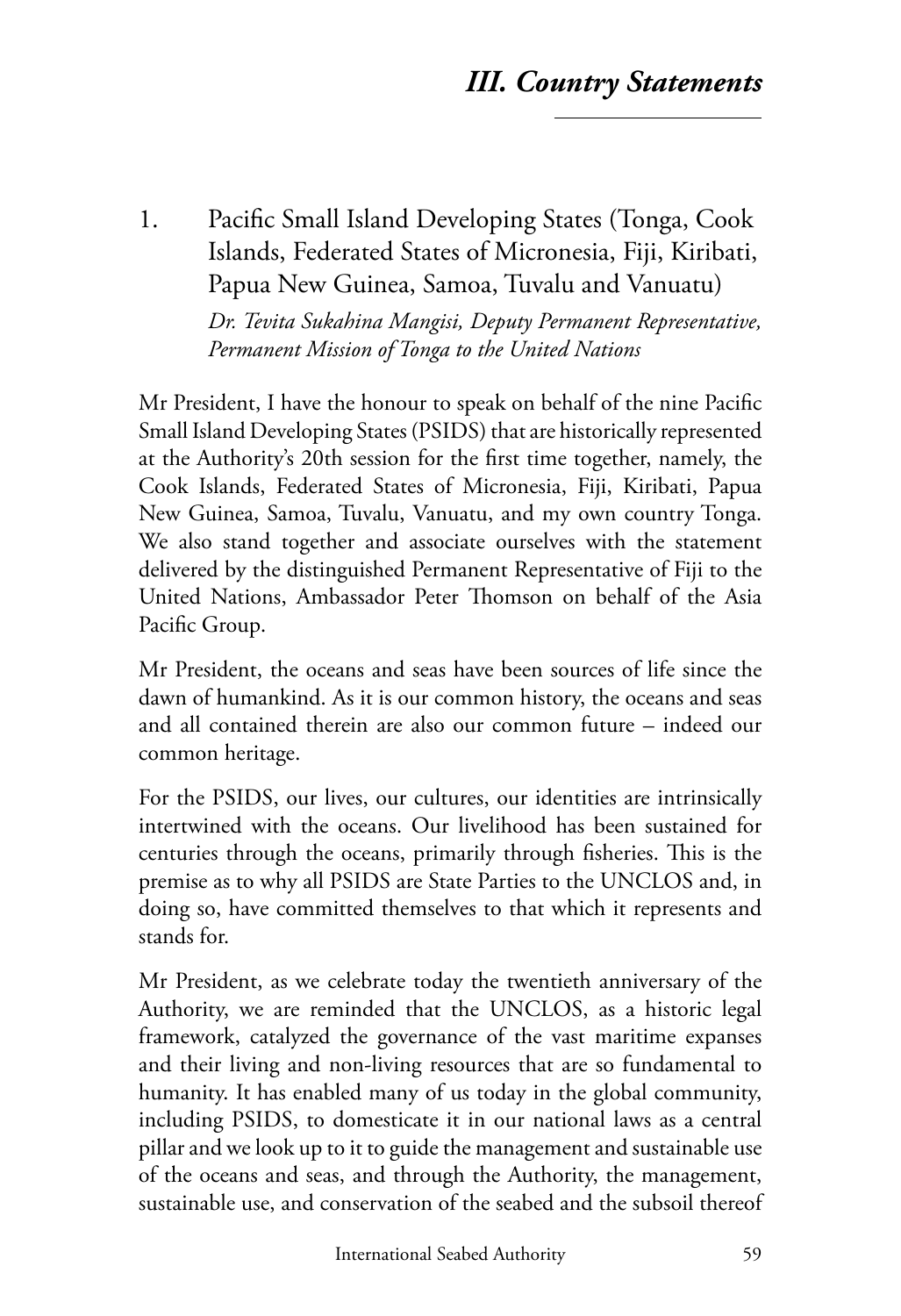// III. Country Statements

## III. Country Statements

### 1. Pacific Small Island Developing States (Tonga, Cook Islands, Federated States of Micronesia, Fiji, Kiribati, Papua New Guinea, Samoa, Tuvalu and Vanuatu)

*Dr. Tevita Sukahina Mangisi, Deputy Permanent Representative, Permanent Mission of Tonga to the United Nations*

Mr President, I have the honour to speak on behalf of the nine Pacific Small Island Developing States (PSIDS) that are historically represented at the Authority's 20th session for the first time together, namely, the Cook Islands, Federated States of Micronesia, Fiji, Kiribati, Papua New Guinea, Samoa, Tuvalu, Vanuatu, and my own country Tonga. We also stand together and associate ourselves with the statement delivered by the distinguished Permanent Representative of Fiji to the United Nations, Ambassador Peter Thomson on behalf of the Asia Pacific Group.

Mr President, the oceans and seas have been sources of life since the dawn of humankind. As it is our common history, the oceans and seas and all contained therein are also our common future – indeed our common heritage.

For the PSIDS, our lives, our cultures, our identities are intrinsically intertwined with the oceans. Our livelihood has been sustained for centuries through the oceans, primarily through fisheries. This is the premise as to why all PSIDS are State Parties to the UNCLOS and, in doing so, have committed themselves to that which it represents and stands for.

Mr President, as we celebrate today the twentieth anniversary of the Authority, we are reminded that the UNCLOS, as a historic legal framework, catalyzed the governance of the vast maritime expanses and their living and non-living resources that are so fundamental to humanity. It has enabled many of us today in the global community, including PSIDS, to domesticate it in our national laws as a central pillar and we look up to it to guide the management and sustainable use of the oceans and seas, and through the Authority, the management, sustainable use, and conservation of the seabed and the subsoil thereof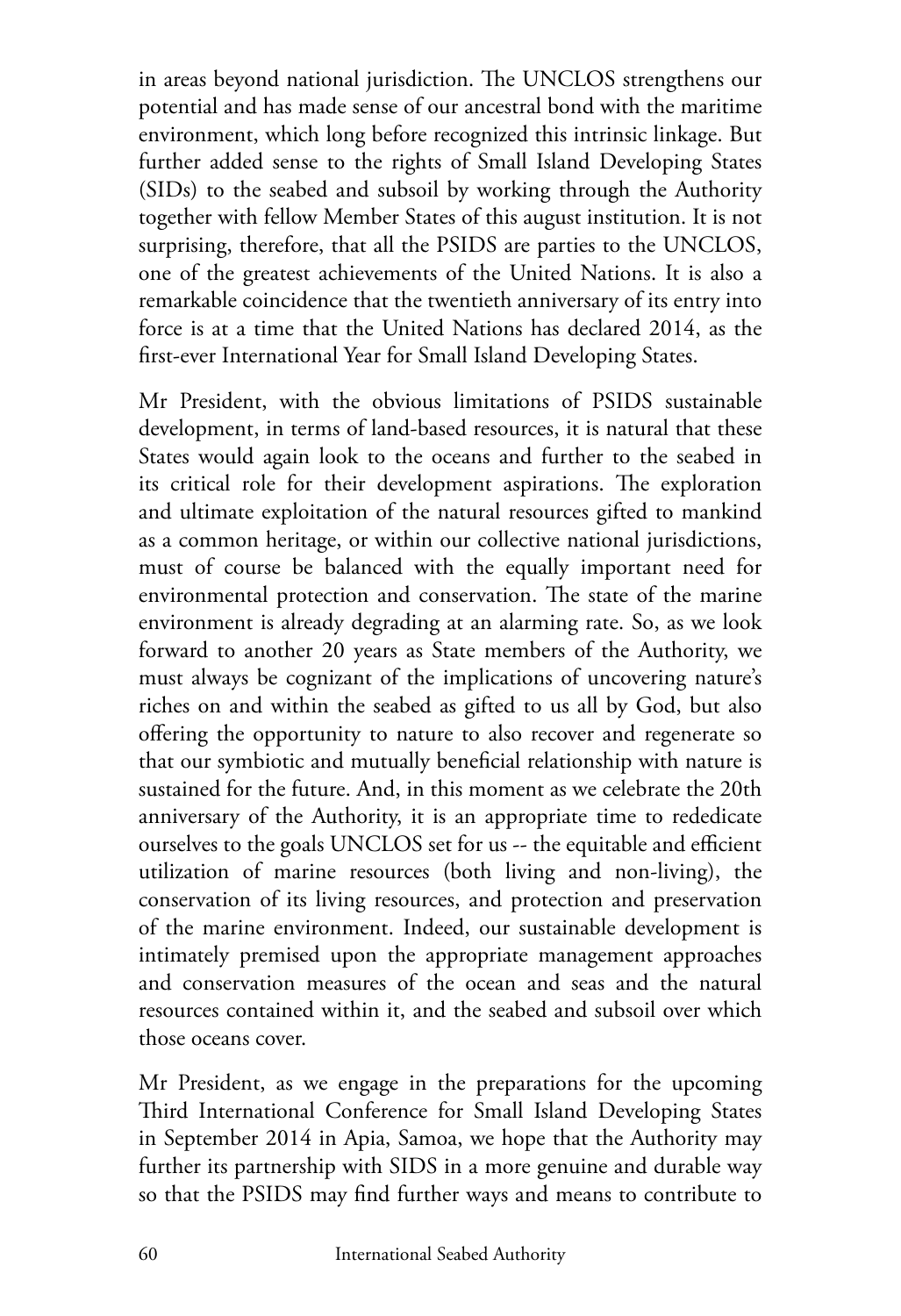in areas beyond national jurisdiction. The UNCLOS strengthens our potential and has made sense of our ancestral bond with the maritime environment, which long before recognized this intrinsic linkage. But further added sense to the rights of Small Island Developing States (SIDs) to the seabed and subsoil by working through the Authority together with fellow Member States of this august institution. It is not surprising, therefore, that all the PSIDS are parties to the UNCLOS, one of the greatest achievements of the United Nations. It is also a remarkable coincidence that the twentieth anniversary of its entry into force is at a time that the United Nations has declared 2014, as the first-ever International Year for Small Island Developing States.

Mr President, with the obvious limitations of PSIDS sustainable development, in terms of land-based resources, it is natural that these States would again look to the oceans and further to the seabed in its critical role for their development aspirations. The exploration and ultimate exploitation of the natural resources gifted to mankind as a common heritage, or within our collective national jurisdictions, must of course be balanced with the equally important need for environmental protection and conservation. The state of the marine environment is already degrading at an alarming rate. So, as we look forward to another 20 years as State members of the Authority, we must always be cognizant of the implications of uncovering nature's riches on and within the seabed as gifted to us all by God, but also offering the opportunity to nature to also recover and regenerate so that our symbiotic and mutually beneficial relationship with nature is sustained for the future. And, in this moment as we celebrate the 20th anniversary of the Authority, it is an appropriate time to rededicate ourselves to the goals UNCLOS set for us -- the equitable and efficient utilization of marine resources (both living and non-living), the conservation of its living resources, and protection and preservation of the marine environment. Indeed, our sustainable development is intimately premised upon the appropriate management approaches and conservation measures of the ocean and seas and the natural resources contained within it, and the seabed and subsoil over which those oceans cover.

Mr President, as we engage in the preparations for the upcoming Third International Conference for Small Island Developing States in September 2014 in Apia, Samoa, we hope that the Authority may further its partnership with SIDS in a more genuine and durable way so that the PSIDS may find further ways and means to contribute to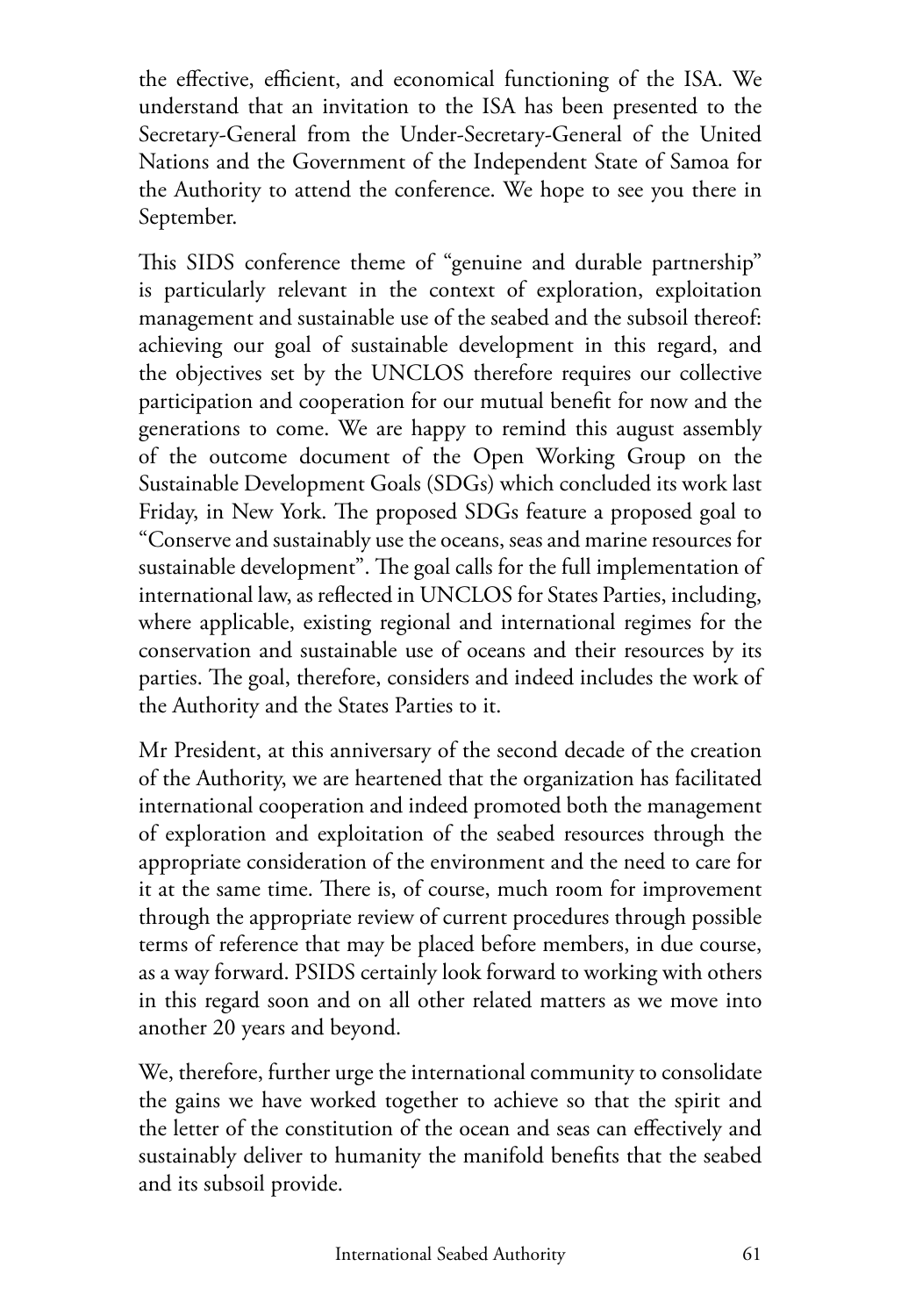the effective, efficient, and economical functioning of the ISA. We understand that an invitation to the ISA has been presented to the Secretary-General from the Under-Secretary-General of the United Nations and the Government of the Independent State of Samoa for the Authority to attend the conference. We hope to see you there in September.

This SIDS conference theme of "genuine and durable partnership" is particularly relevant in the context of exploration, exploitation management and sustainable use of the seabed and the subsoil thereof: achieving our goal of sustainable development in this regard, and the objectives set by the UNCLOS therefore requires our collective participation and cooperation for our mutual benefit for now and the generations to come. We are happy to remind this august assembly of the outcome document of the Open Working Group on the Sustainable Development Goals (SDGs) which concluded its work last Friday, in New York. The proposed SDGs feature a proposed goal to "Conserve and sustainably use the oceans, seas and marine resources for sustainable development". The goal calls for the full implementation of international law, as reflected in UNCLOS for States Parties, including, where applicable, existing regional and international regimes for the conservation and sustainable use of oceans and their resources by its parties. The goal, therefore, considers and indeed includes the work of the Authority and the States Parties to it.

Mr President, at this anniversary of the second decade of the creation of the Authority, we are heartened that the organization has facilitated international cooperation and indeed promoted both the management of exploration and exploitation of the seabed resources through the appropriate consideration of the environment and the need to care for it at the same time. There is, of course, much room for improvement through the appropriate review of current procedures through possible terms of reference that may be placed before members, in due course, as a way forward. PSIDS certainly look forward to working with others in this regard soon and on all other related matters as we move into another 20 years and beyond.

We, therefore, further urge the international community to consolidate the gains we have worked together to achieve so that the spirit and the letter of the constitution of the ocean and seas can effectively and sustainably deliver to humanity the manifold benefits that the seabed and its subsoil provide.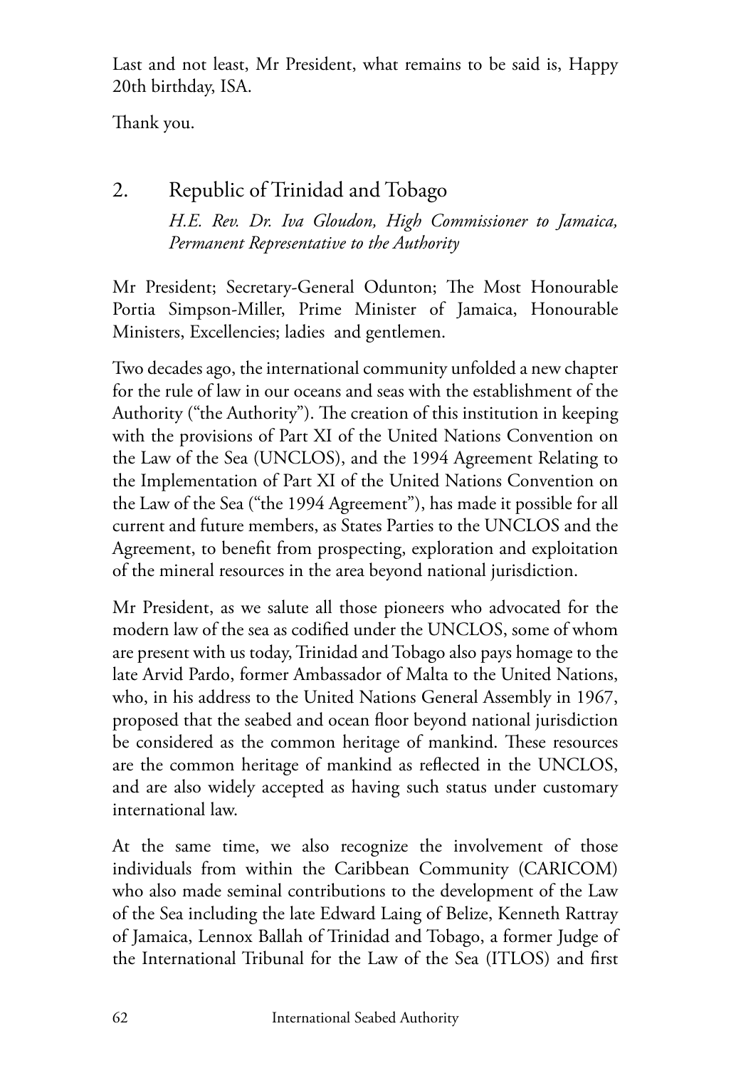Last and not least, Mr President, what remains to be said is, Happy 20th birthday, ISA.

Thank you.

## 2. Republic of Trinidad and Tobago

*H.E. Rev. Dr. Iva Gloudon, High Commissioner to Jamaica, Permanent Representative to the Authority*

Mr President; Secretary-General Odunton; The Most Honourable Portia Simpson-Miller, Prime Minister of Jamaica, Honourable Ministers, Excellencies; ladies and gentlemen.

Two decades ago, the international community unfolded a new chapter for the rule of law in our oceans and seas with the establishment of the Authority ("the Authority"). The creation of this institution in keeping with the provisions of Part XI of the United Nations Convention on the Law of the Sea (UNCLOS), and the 1994 Agreement Relating to the Implementation of Part XI of the United Nations Convention on the Law of the Sea ("the 1994 Agreement"), has made it possible for all current and future members, as States Parties to the UNCLOS and the Agreement, to benefit from prospecting, exploration and exploitation of the mineral resources in the area beyond national jurisdiction.

Mr President, as we salute all those pioneers who advocated for the modern law of the sea as codified under the UNCLOS, some of whom are present with us today, Trinidad and Tobago also pays homage to the late Arvid Pardo, former Ambassador of Malta to the United Nations, who, in his address to the United Nations General Assembly in 1967, proposed that the seabed and ocean floor beyond national jurisdiction be considered as the common heritage of mankind. These resources are the common heritage of mankind as reflected in the UNCLOS, and are also widely accepted as having such status under customary international law.

At the same time, we also recognize the involvement of those individuals from within the Caribbean Community (CARICOM) who also made seminal contributions to the development of the Law of the Sea including the late Edward Laing of Belize, Kenneth Rattray of Jamaica, Lennox Ballah of Trinidad and Tobago, a former Judge of the International Tribunal for the Law of the Sea (ITLOS) and first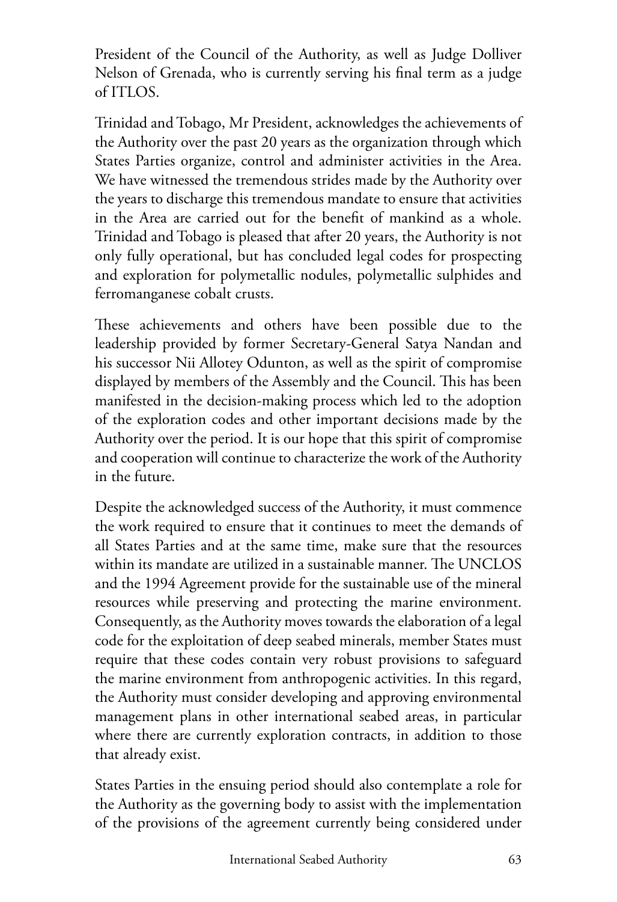President of the Council of the Authority, as well as Judge Dolliver Nelson of Grenada, who is currently serving his final term as a judge of ITLOS.

Trinidad and Tobago, Mr President, acknowledges the achievements of the Authority over the past 20 years as the organization through which States Parties organize, control and administer activities in the Area. We have witnessed the tremendous strides made by the Authority over the years to discharge this tremendous mandate to ensure that activities in the Area are carried out for the benefit of mankind as a whole. Trinidad and Tobago is pleased that after 20 years, the Authority is not only fully operational, but has concluded legal codes for prospecting and exploration for polymetallic nodules, polymetallic sulphides and ferromanganese cobalt crusts.

These achievements and others have been possible due to the leadership provided by former Secretary-General Satya Nandan and his successor Nii Allotey Odunton, as well as the spirit of compromise displayed by members of the Assembly and the Council. This has been manifested in the decision-making process which led to the adoption of the exploration codes and other important decisions made by the Authority over the period. It is our hope that this spirit of compromise and cooperation will continue to characterize the work of the Authority in the future.

Despite the acknowledged success of the Authority, it must commence the work required to ensure that it continues to meet the demands of all States Parties and at the same time, make sure that the resources within its mandate are utilized in a sustainable manner. The UNCLOS and the 1994 Agreement provide for the sustainable use of the mineral resources while preserving and protecting the marine environment. Consequently, as the Authority moves towards the elaboration of a legal code for the exploitation of deep seabed minerals, member States must require that these codes contain very robust provisions to safeguard the marine environment from anthropogenic activities. In this regard, the Authority must consider developing and approving environmental management plans in other international seabed areas, in particular where there are currently exploration contracts, in addition to those that already exist.

States Parties in the ensuing period should also contemplate a role for the Authority as the governing body to assist with the implementation of the provisions of the agreement currently being considered under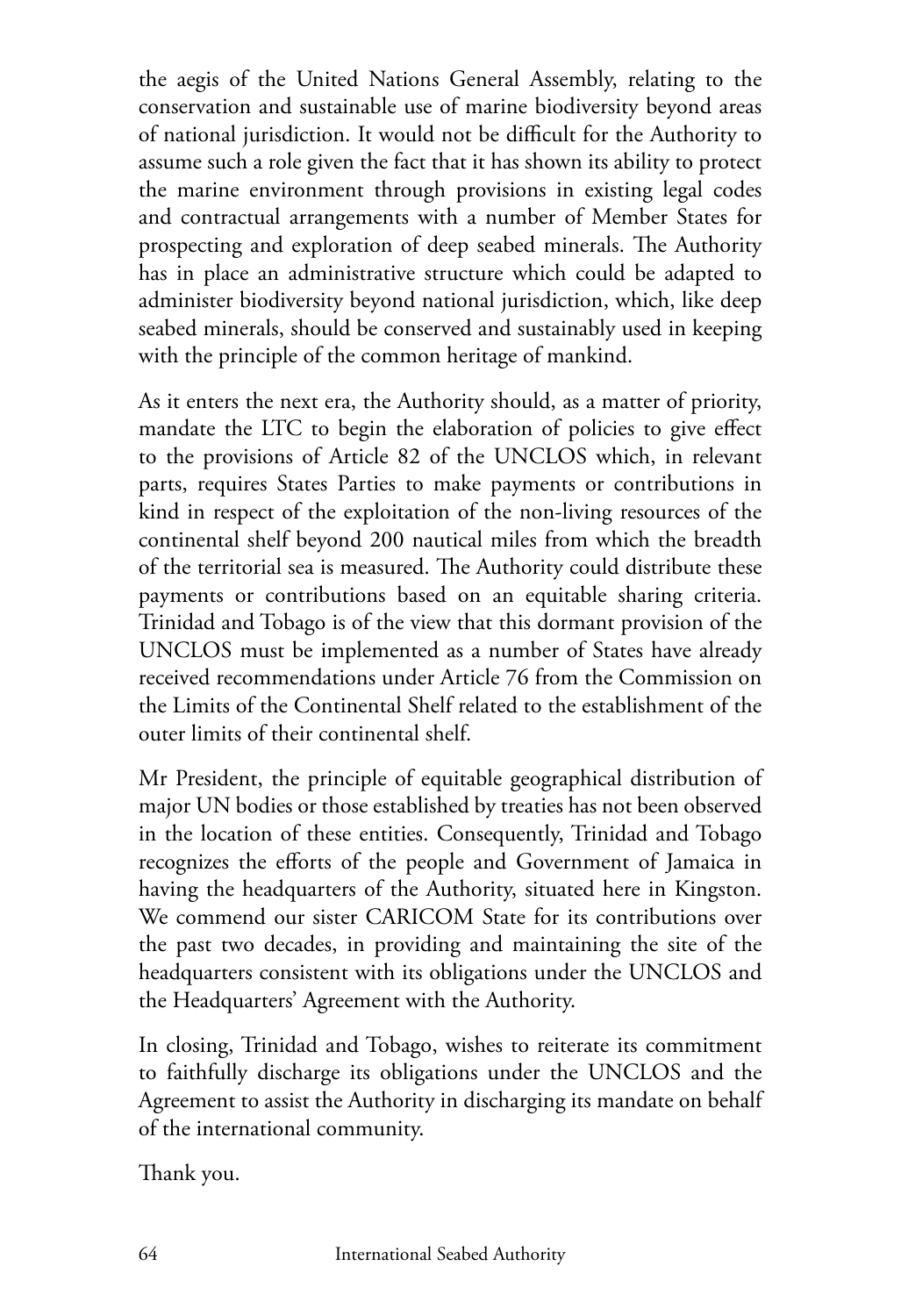the aegis of the United Nations General Assembly, relating to the conservation and sustainable use of marine biodiversity beyond areas of national jurisdiction. It would not be difficult for the Authority to assume such a role given the fact that it has shown its ability to protect the marine environment through provisions in existing legal codes and contractual arrangements with a number of Member States for prospecting and exploration of deep seabed minerals. The Authority has in place an administrative structure which could be adapted to administer biodiversity beyond national jurisdiction, which, like deep seabed minerals, should be conserved and sustainably used in keeping with the principle of the common heritage of mankind.

As it enters the next era, the Authority should, as a matter of priority, mandate the LTC to begin the elaboration of policies to give effect to the provisions of Article 82 of the UNCLOS which, in relevant parts, requires States Parties to make payments or contributions in kind in respect of the exploitation of the non-living resources of the continental shelf beyond 200 nautical miles from which the breadth of the territorial sea is measured. The Authority could distribute these payments or contributions based on an equitable sharing criteria. Trinidad and Tobago is of the view that this dormant provision of the UNCLOS must be implemented as a number of States have already received recommendations under Article 76 from the Commission on the Limits of the Continental Shelf related to the establishment of the outer limits of their continental shelf.

Mr President, the principle of equitable geographical distribution of major UN bodies or those established by treaties has not been observed in the location of these entities. Consequently, Trinidad and Tobago recognizes the efforts of the people and Government of Jamaica in having the headquarters of the Authority, situated here in Kingston. We commend our sister CARICOM State for its contributions over the past two decades, in providing and maintaining the site of the headquarters consistent with its obligations under the UNCLOS and the Headquarters' Agreement with the Authority.

In closing, Trinidad and Tobago, wishes to reiterate its commitment to faithfully discharge its obligations under the UNCLOS and the Agreement to assist the Authority in discharging its mandate on behalf of the international community.

Thank you.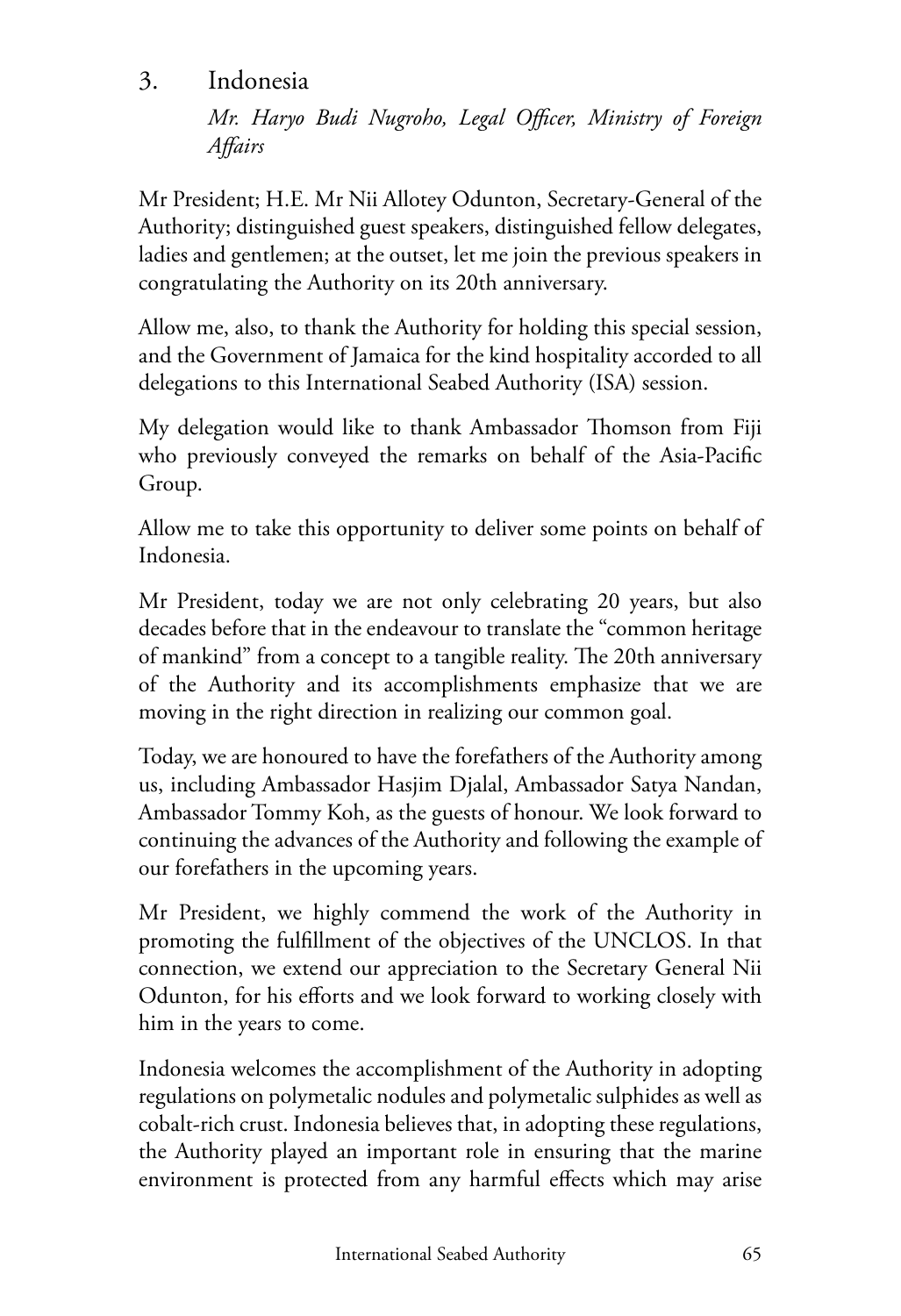### 3. Indonesia

*Mr. Haryo Budi Nugroho, Legal Officer, Ministry of Foreign Affairs*

Mr President; H.E. Mr Nii Allotey Odunton, Secretary-General of the Authority; distinguished guest speakers, distinguished fellow delegates, ladies and gentlemen; at the outset, let me join the previous speakers in congratulating the Authority on its 20th anniversary.

Allow me, also, to thank the Authority for holding this special session, and the Government of Jamaica for the kind hospitality accorded to all delegations to this International Seabed Authority (ISA) session.

My delegation would like to thank Ambassador Thomson from Fiji who previously conveyed the remarks on behalf of the Asia-Pacific Group.

Allow me to take this opportunity to deliver some points on behalf of Indonesia.

Mr President, today we are not only celebrating 20 years, but also decades before that in the endeavour to translate the "common heritage of mankind" from a concept to a tangible reality. The 20th anniversary of the Authority and its accomplishments emphasize that we are moving in the right direction in realizing our common goal.

Today, we are honoured to have the forefathers of the Authority among us, including Ambassador Hasjim Djalal, Ambassador Satya Nandan, Ambassador Tommy Koh, as the guests of honour. We look forward to continuing the advances of the Authority and following the example of our forefathers in the upcoming years.

Mr President, we highly commend the work of the Authority in promoting the fulfillment of the objectives of the UNCLOS. In that connection, we extend our appreciation to the Secretary General Nii Odunton, for his efforts and we look forward to working closely with him in the years to come.

Indonesia welcomes the accomplishment of the Authority in adopting regulations on polymetalic nodules and polymetalic sulphides as well as cobalt-rich crust. Indonesia believes that, in adopting these regulations, the Authority played an important role in ensuring that the marine environment is protected from any harmful effects which may arise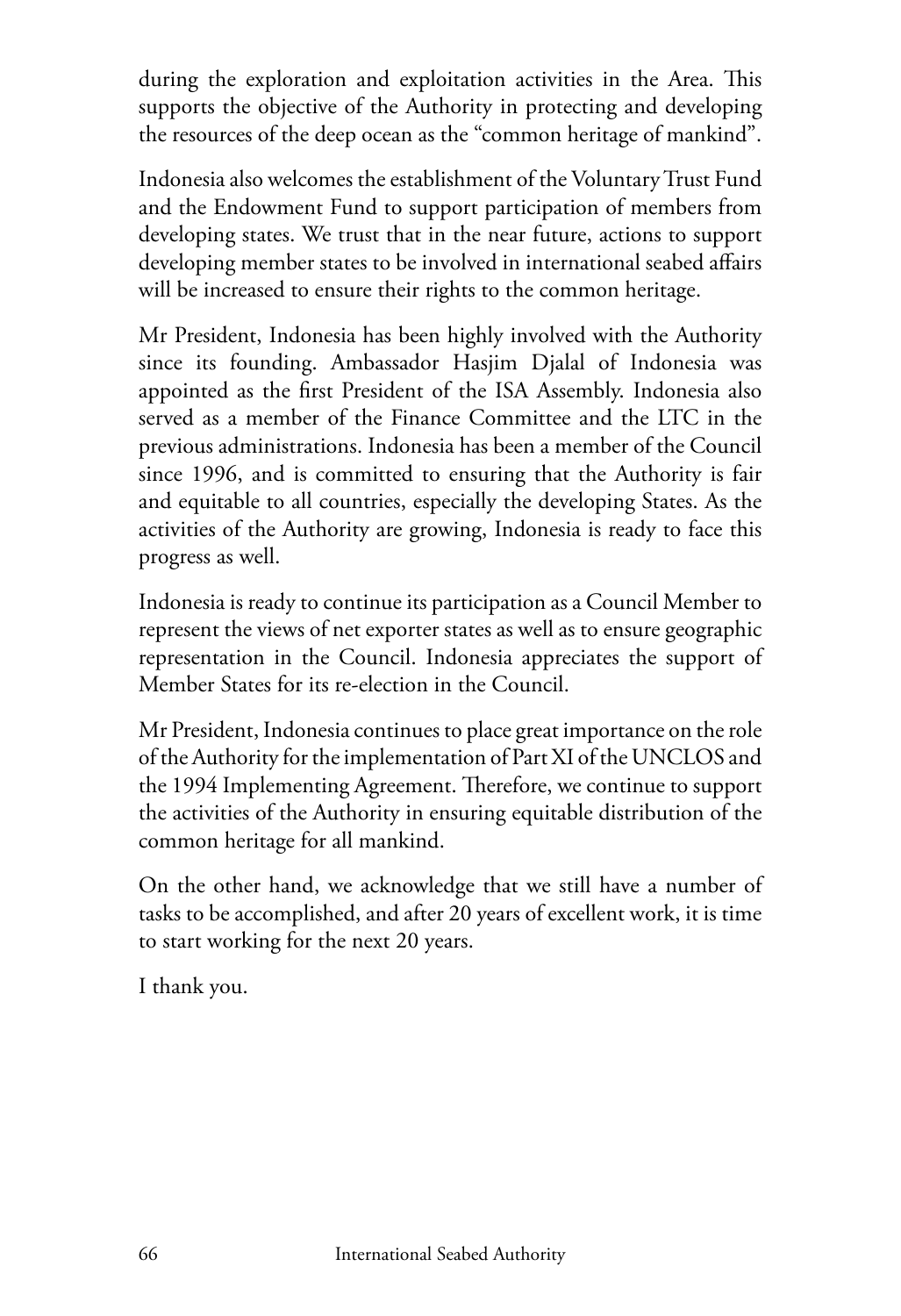during the exploration and exploitation activities in the Area. This supports the objective of the Authority in protecting and developing the resources of the deep ocean as the "common heritage of mankind".

Indonesia also welcomes the establishment of the Voluntary Trust Fund and the Endowment Fund to support participation of members from developing states. We trust that in the near future, actions to support developing member states to be involved in international seabed affairs will be increased to ensure their rights to the common heritage.

Mr President, Indonesia has been highly involved with the Authority since its founding. Ambassador Hasjim Djalal of Indonesia was appointed as the first President of the ISA Assembly. Indonesia also served as a member of the Finance Committee and the LTC in the previous administrations. Indonesia has been a member of the Council since 1996, and is committed to ensuring that the Authority is fair and equitable to all countries, especially the developing States. As the activities of the Authority are growing, Indonesia is ready to face this progress as well.

Indonesia is ready to continue its participation as a Council Member to represent the views of net exporter states as well as to ensure geographic representation in the Council. Indonesia appreciates the support of Member States for its re-election in the Council.

Mr President, Indonesia continues to place great importance on the role of the Authority for the implementation of Part XI of the UNCLOS and the 1994 Implementing Agreement. Therefore, we continue to support the activities of the Authority in ensuring equitable distribution of the common heritage for all mankind.

On the other hand, we acknowledge that we still have a number of tasks to be accomplished, and after 20 years of excellent work, it is time to start working for the next 20 years.

I thank you.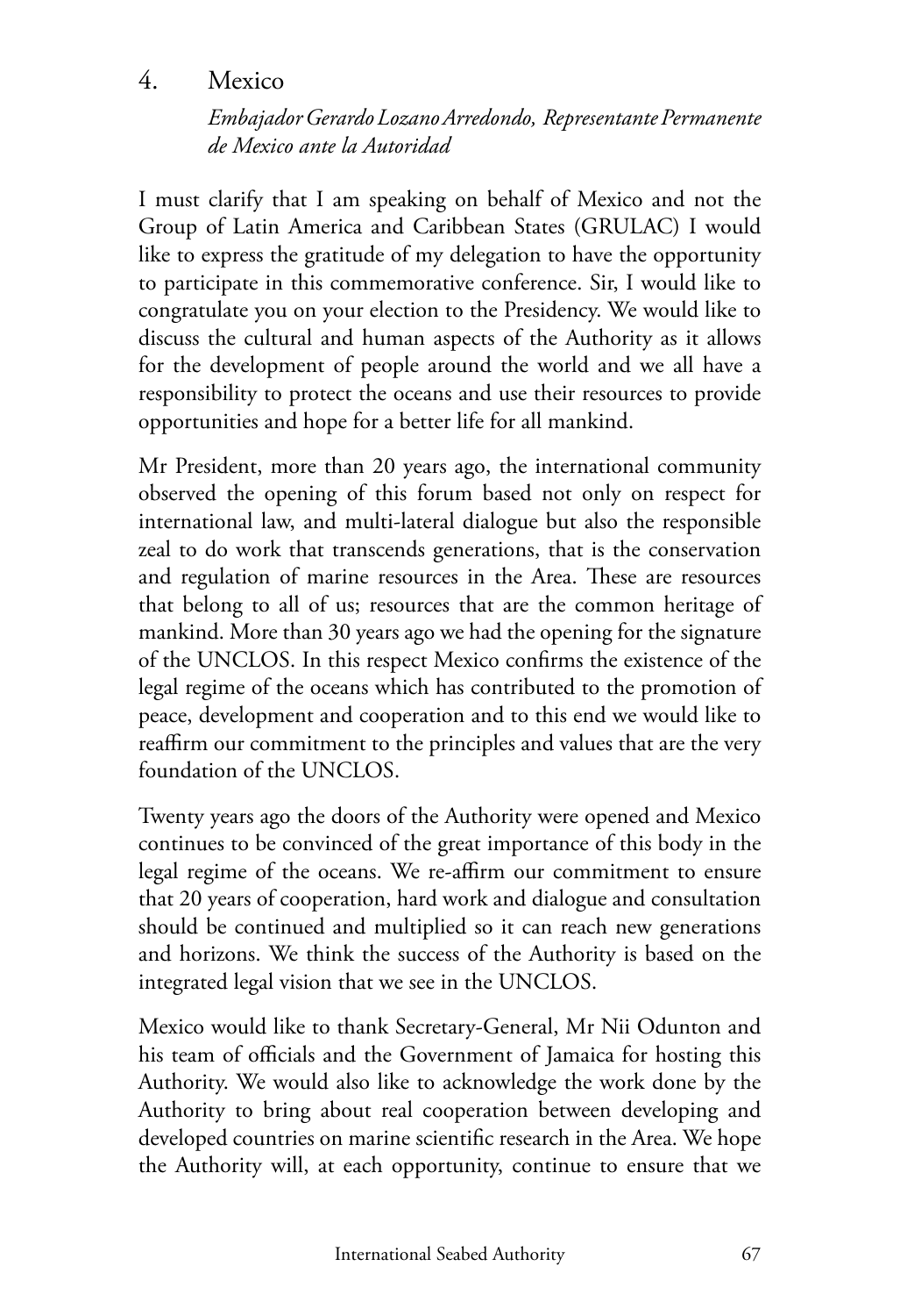## 4. Mexico

*Embajador Gerardo Lozano Arredondo, Representante Permanente de Mexico ante la Autoridad*

I must clarify that I am speaking on behalf of Mexico and not the Group of Latin America and Caribbean States (GRULAC) I would like to express the gratitude of my delegation to have the opportunity to participate in this commemorative conference. Sir, I would like to congratulate you on your election to the Presidency. We would like to discuss the cultural and human aspects of the Authority as it allows for the development of people around the world and we all have a responsibility to protect the oceans and use their resources to provide opportunities and hope for a better life for all mankind.

Mr President, more than 20 years ago, the international community observed the opening of this forum based not only on respect for international law, and multi-lateral dialogue but also the responsible zeal to do work that transcends generations, that is the conservation and regulation of marine resources in the Area. These are resources that belong to all of us; resources that are the common heritage of mankind. More than 30 years ago we had the opening for the signature of the UNCLOS. In this respect Mexico confirms the existence of the legal regime of the oceans which has contributed to the promotion of peace, development and cooperation and to this end we would like to reaffirm our commitment to the principles and values that are the very foundation of the UNCLOS.

Twenty years ago the doors of the Authority were opened and Mexico continues to be convinced of the great importance of this body in the legal regime of the oceans. We re-affirm our commitment to ensure that 20 years of cooperation, hard work and dialogue and consultation should be continued and multiplied so it can reach new generations and horizons. We think the success of the Authority is based on the integrated legal vision that we see in the UNCLOS.

Mexico would like to thank Secretary-General, Mr Nii Odunton and his team of officials and the Government of Jamaica for hosting this Authority. We would also like to acknowledge the work done by the Authority to bring about real cooperation between developing and developed countries on marine scientific research in the Area. We hope the Authority will, at each opportunity, continue to ensure that we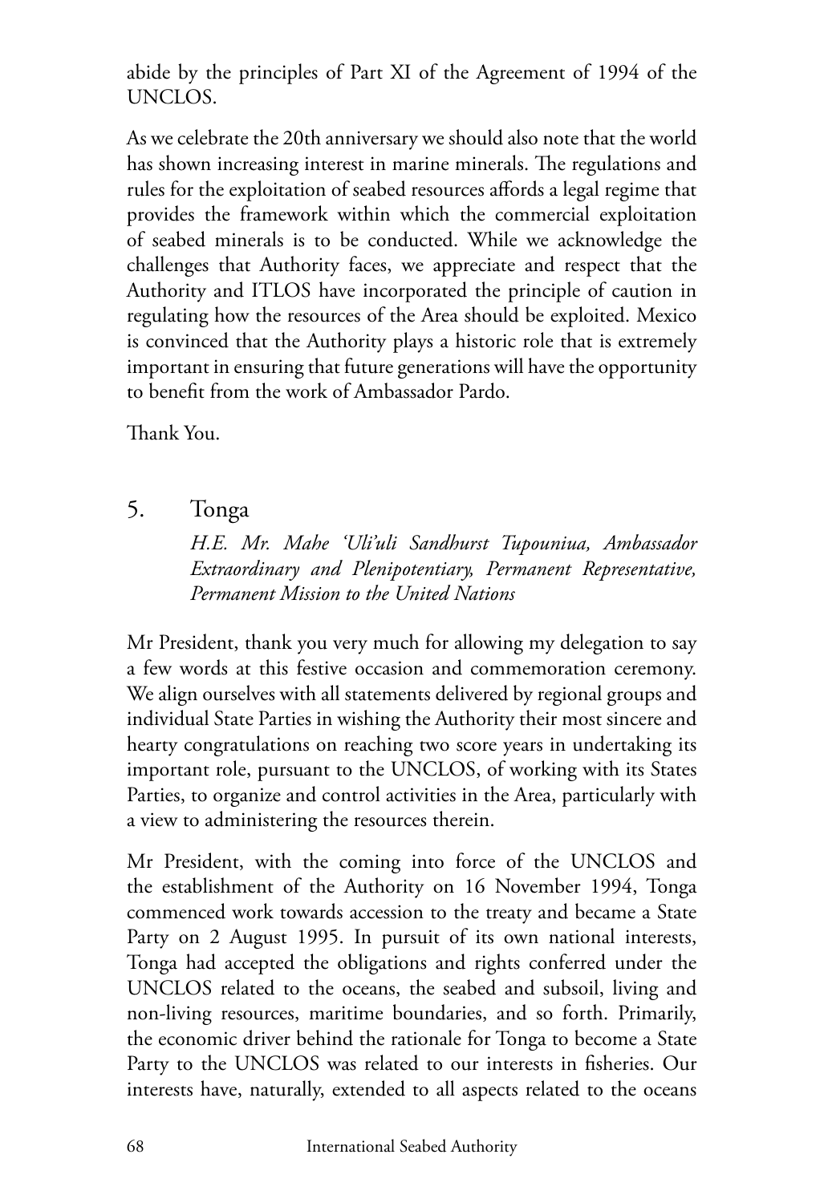abide by the principles of Part XI of the Agreement of 1994 of the UNCLOS.

As we celebrate the 20th anniversary we should also note that the world has shown increasing interest in marine minerals. The regulations and rules for the exploitation of seabed resources affords a legal regime that provides the framework within which the commercial exploitation of seabed minerals is to be conducted. While we acknowledge the challenges that Authority faces, we appreciate and respect that the Authority and ITLOS have incorporated the principle of caution in regulating how the resources of the Area should be exploited. Mexico is convinced that the Authority plays a historic role that is extremely important in ensuring that future generations will have the opportunity to benefit from the work of Ambassador Pardo.

Thank You.

## 5. Tonga

*H.E. Mr. Mahe 'Uli'uli Sandhurst Tupouniua, Ambassador Extraordinary and Plenipotentiary, Permanent Representative, Permanent Mission to the United Nations*

Mr President, thank you very much for allowing my delegation to say a few words at this festive occasion and commemoration ceremony. We align ourselves with all statements delivered by regional groups and individual State Parties in wishing the Authority their most sincere and hearty congratulations on reaching two score years in undertaking its important role, pursuant to the UNCLOS, of working with its States Parties, to organize and control activities in the Area, particularly with a view to administering the resources therein.

Mr President, with the coming into force of the UNCLOS and the establishment of the Authority on 16 November 1994, Tonga commenced work towards accession to the treaty and became a State Party on 2 August 1995. In pursuit of its own national interests, Tonga had accepted the obligations and rights conferred under the UNCLOS related to the oceans, the seabed and subsoil, living and non-living resources, maritime boundaries, and so forth. Primarily, the economic driver behind the rationale for Tonga to become a State Party to the UNCLOS was related to our interests in fisheries. Our interests have, naturally, extended to all aspects related to the oceans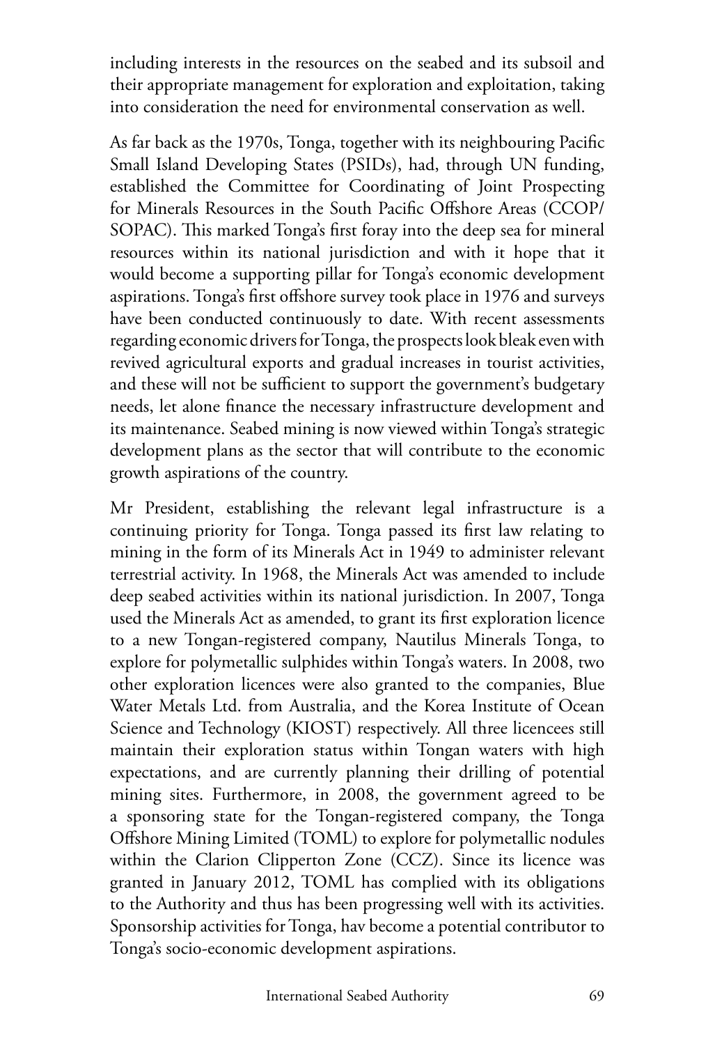including interests in the resources on the seabed and its subsoil and their appropriate management for exploration and exploitation, taking into consideration the need for environmental conservation as well.

As far back as the 1970s, Tonga, together with its neighbouring Pacific Small Island Developing States (PSIDs), had, through UN funding, established the Committee for Coordinating of Joint Prospecting for Minerals Resources in the South Pacific Offshore Areas (CCOP/SOPAC). This marked Tonga's first foray into the deep sea for mineral resources within its national jurisdiction and with it hope that it would become a supporting pillar for Tonga's economic development aspirations. Tonga's first offshore survey took place in 1976 and surveys have been conducted continuously to date. With recent assessments regarding economic drivers for Tonga, the prospects look bleak even with revived agricultural exports and gradual increases in tourist activities, and these will not be sufficient to support the government's budgetary needs, let alone finance the necessary infrastructure development and its maintenance. Seabed mining is now viewed within Tonga's strategic development plans as the sector that will contribute to the economic growth aspirations of the country.

Mr President, establishing the relevant legal infrastructure is a continuing priority for Tonga. Tonga passed its first law relating to mining in the form of its Minerals Act in 1949 to administer relevant terrestrial activity. In 1968, the Minerals Act was amended to include deep seabed activities within its national jurisdiction. In 2007, Tonga used the Minerals Act as amended, to grant its first exploration licence to a new Tongan-registered company, Nautilus Minerals Tonga, to explore for polymetallic sulphides within Tonga's waters. In 2008, two other exploration licences were also granted to the companies, Blue Water Metals Ltd. from Australia, and the Korea Institute of Ocean Science and Technology (KIOST) respectively. All three licencees still maintain their exploration status within Tongan waters with high expectations, and are currently planning their drilling of potential mining sites. Furthermore, in 2008, the government agreed to be a sponsoring state for the Tongan-registered company, the Tonga Offshore Mining Limited (TOML) to explore for polymetallic nodules within the Clarion Clipperton Zone (CCZ). Since its licence was granted in January 2012, TOML has complied with its obligations to the Authority and thus has been progressing well with its activities. Sponsorship activities for Tonga, hav become a potential contributor to Tonga's socio-economic development aspirations.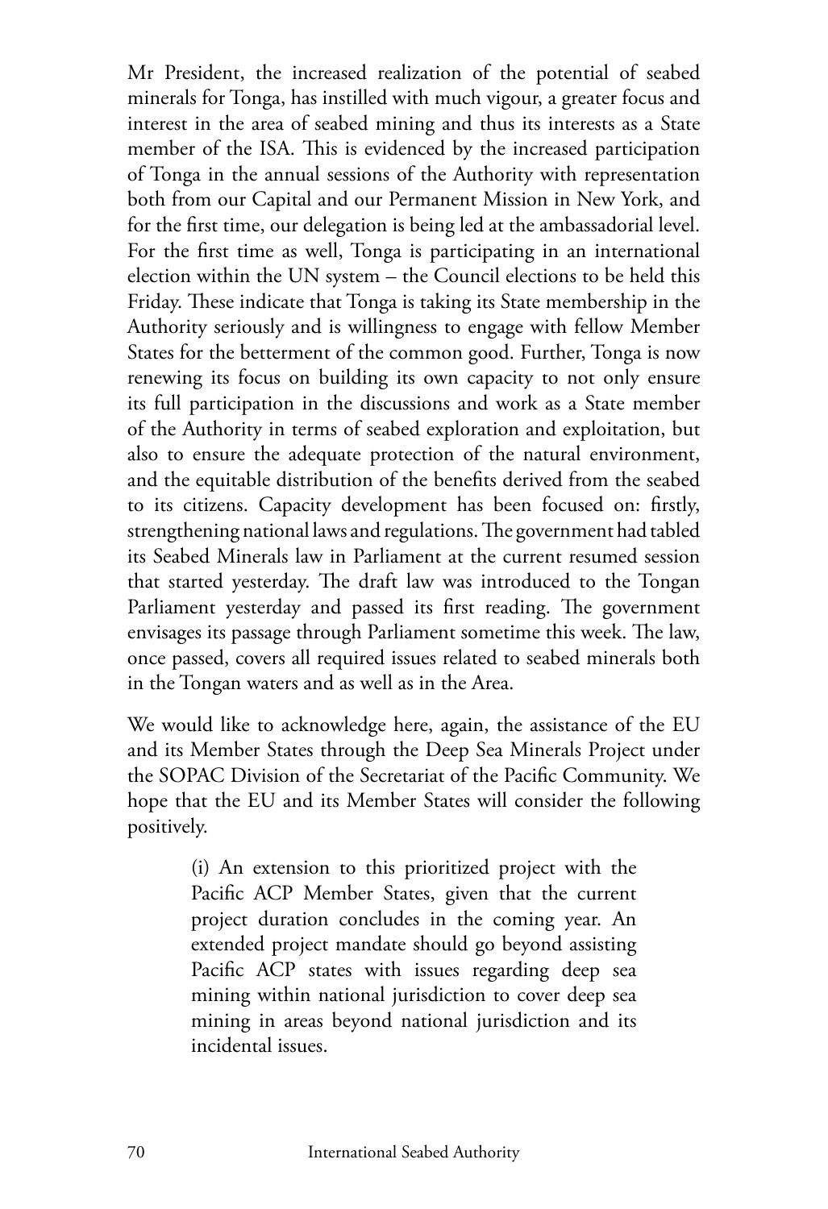Mr President, the increased realization of the potential of seabed minerals for Tonga, has instilled with much vigour, a greater focus and interest in the area of seabed mining and thus its interests as a State member of the ISA. This is evidenced by the increased participation of Tonga in the annual sessions of the Authority with representation both from our Capital and our Permanent Mission in New York, and for the first time, our delegation is being led at the ambassadorial level. For the first time as well, Tonga is participating in an international election within the UN system – the Council elections to be held this Friday. These indicate that Tonga is taking its State membership in the Authority seriously and is willingness to engage with fellow Member States for the betterment of the common good. Further, Tonga is now renewing its focus on building its own capacity to not only ensure its full participation in the discussions and work as a State member of the Authority in terms of seabed exploration and exploitation, but also to ensure the adequate protection of the natural environment, and the equitable distribution of the benefits derived from the seabed to its citizens. Capacity development has been focused on: firstly, strengthening national laws and regulations. The government had tabled its Seabed Minerals law in Parliament at the current resumed session that started yesterday. The draft law was introduced to the Tongan Parliament yesterday and passed its first reading. The government envisages its passage through Parliament sometime this week. The law, once passed, covers all required issues related to seabed minerals both in the Tongan waters and as well as in the Area.

We would like to acknowledge here, again, the assistance of the EU and its Member States through the Deep Sea Minerals Project under the SOPAC Division of the Secretariat of the Pacific Community. We hope that the EU and its Member States will consider the following positively.

> (i) An extension to this prioritized project with the Pacific ACP Member States, given that the current project duration concludes in the coming year. An extended project mandate should go beyond assisting Pacific ACP states with issues regarding deep sea mining within national jurisdiction to cover deep sea mining in areas beyond national jurisdiction and its incidental issues.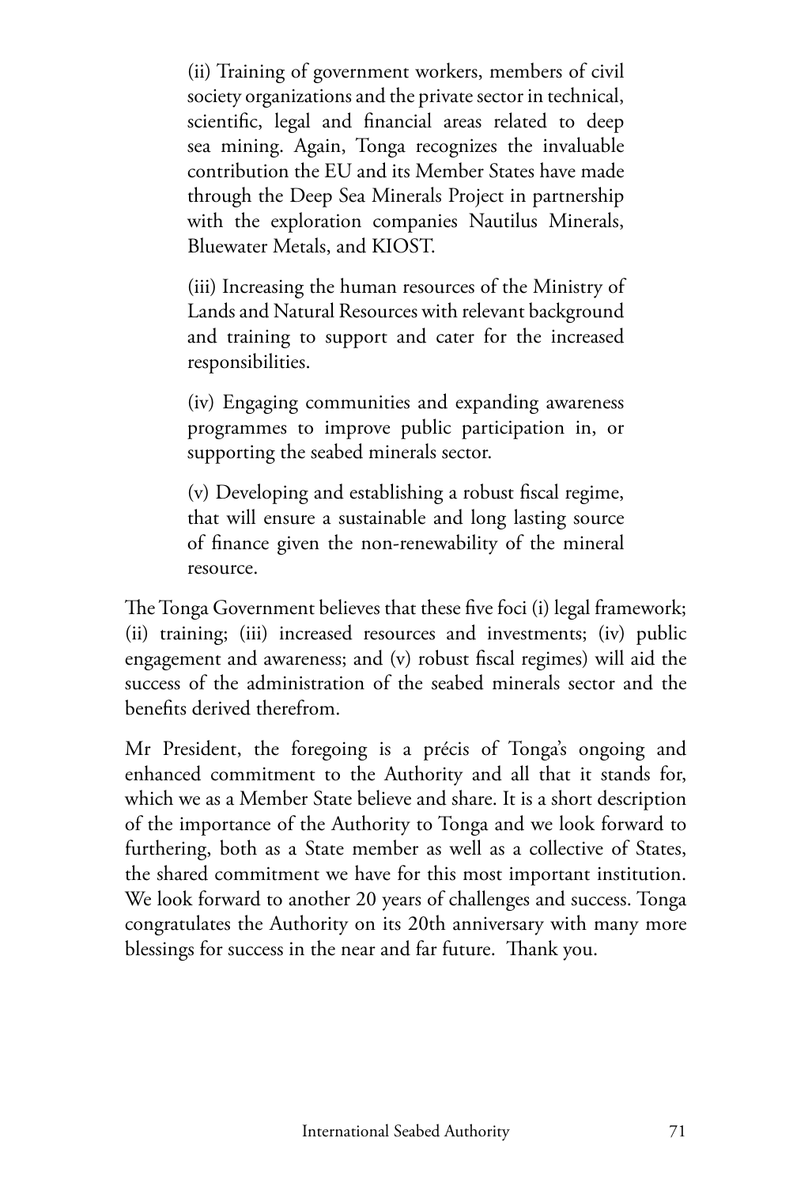(ii) Training of government workers, members of civil society organizations and the private sector in technical, scientific, legal and financial areas related to deep sea mining. Again, Tonga recognizes the invaluable contribution the EU and its Member States have made through the Deep Sea Minerals Project in partnership with the exploration companies Nautilus Minerals, Bluewater Metals, and KIOST.

(iii) Increasing the human resources of the Ministry of Lands and Natural Resources with relevant background and training to support and cater for the increased responsibilities.

(iv) Engaging communities and expanding awareness programmes to improve public participation in, or supporting the seabed minerals sector.

(v) Developing and establishing a robust fiscal regime, that will ensure a sustainable and long lasting source of finance given the non-renewability of the mineral resource.

The Tonga Government believes that these five foci (i) legal framework; (ii) training; (iii) increased resources and investments; (iv) public engagement and awareness; and (v) robust fiscal regimes) will aid the success of the administration of the seabed minerals sector and the benefits derived therefrom.

Mr President, the foregoing is a précis of Tonga's ongoing and enhanced commitment to the Authority and all that it stands for, which we as a Member State believe and share. It is a short description of the importance of the Authority to Tonga and we look forward to furthering, both as a State member as well as a collective of States, the shared commitment we have for this most important institution. We look forward to another 20 years of challenges and success. Tonga congratulates the Authority on its 20th anniversary with many more blessings for success in the near and far future. Thank you.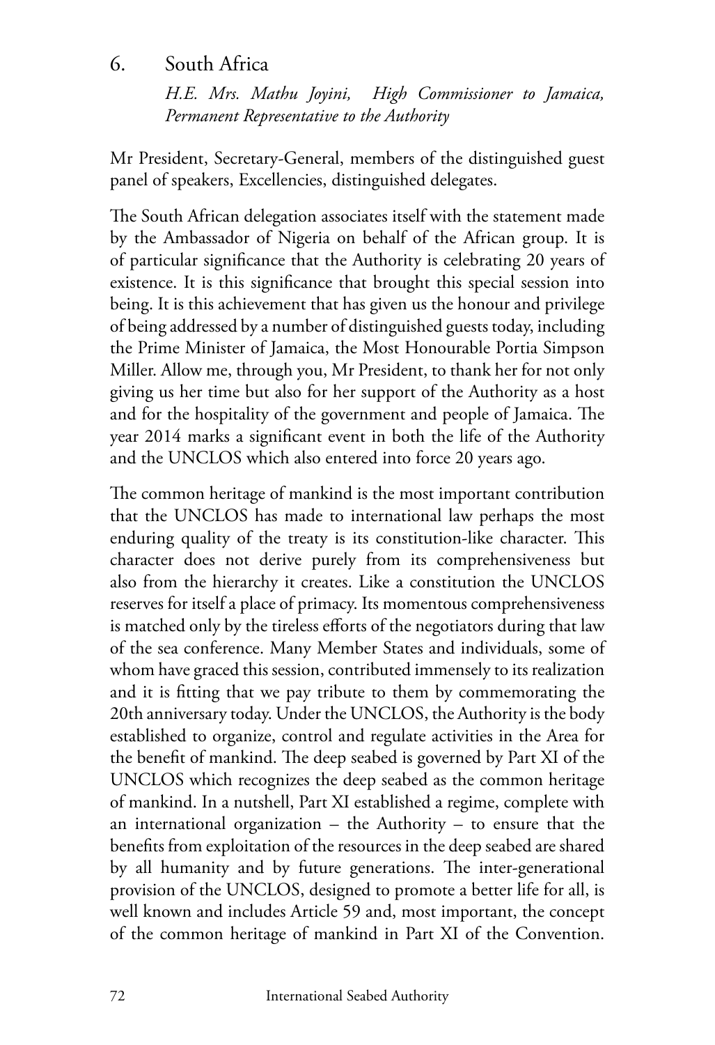## 6. South Africa

*H.E. Mrs. Mathu Joyini, High Commissioner to Jamaica, Permanent Representative to the Authority*

Mr President, Secretary-General, members of the distinguished guest panel of speakers, Excellencies, distinguished delegates.

The South African delegation associates itself with the statement made by the Ambassador of Nigeria on behalf of the African group. It is of particular significance that the Authority is celebrating 20 years of existence. It is this significance that brought this special session into being. It is this achievement that has given us the honour and privilege of being addressed by a number of distinguished guests today, including the Prime Minister of Jamaica, the Most Honourable Portia Simpson Miller. Allow me, through you, Mr President, to thank her for not only giving us her time but also for her support of the Authority as a host and for the hospitality of the government and people of Jamaica. The year 2014 marks a significant event in both the life of the Authority and the UNCLOS which also entered into force 20 years ago.

The common heritage of mankind is the most important contribution that the UNCLOS has made to international law perhaps the most enduring quality of the treaty is its constitution-like character. This character does not derive purely from its comprehensiveness but also from the hierarchy it creates. Like a constitution the UNCLOS reserves for itself a place of primacy. Its momentous comprehensiveness is matched only by the tireless efforts of the negotiators during that law of the sea conference. Many Member States and individuals, some of whom have graced this session, contributed immensely to its realization and it is fitting that we pay tribute to them by commemorating the 20th anniversary today. Under the UNCLOS, the Authority is the body established to organize, control and regulate activities in the Area for the benefit of mankind. The deep seabed is governed by Part XI of the UNCLOS which recognizes the deep seabed as the common heritage of mankind. In a nutshell, Part XI established a regime, complete with an international organization – the Authority – to ensure that the benefits from exploitation of the resources in the deep seabed are shared by all humanity and by future generations. The inter-generational provision of the UNCLOS, designed to promote a better life for all, is well known and includes Article 59 and, most important, the concept of the common heritage of mankind in Part XI of the Convention.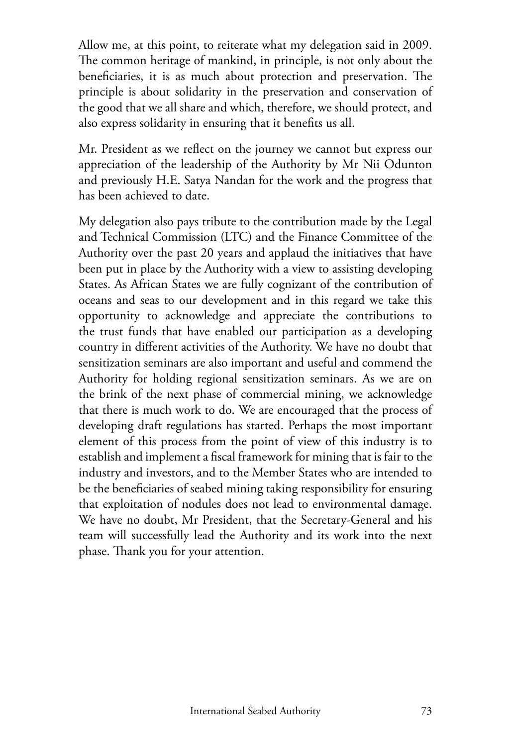Allow me, at this point, to reiterate what my delegation said in 2009. The common heritage of mankind, in principle, is not only about the beneficiaries, it is as much about protection and preservation. The principle is about solidarity in the preservation and conservation of the good that we all share and which, therefore, we should protect, and also express solidarity in ensuring that it benefits us all.

Mr. President as we reflect on the journey we cannot but express our appreciation of the leadership of the Authority by Mr Nii Odunton and previously H.E. Satya Nandan for the work and the progress that has been achieved to date.

My delegation also pays tribute to the contribution made by the Legal and Technical Commission (LTC) and the Finance Committee of the Authority over the past 20 years and applaud the initiatives that have been put in place by the Authority with a view to assisting developing States. As African States we are fully cognizant of the contribution of oceans and seas to our development and in this regard we take this opportunity to acknowledge and appreciate the contributions to the trust funds that have enabled our participation as a developing country in different activities of the Authority. We have no doubt that sensitization seminars are also important and useful and commend the Authority for holding regional sensitization seminars. As we are on the brink of the next phase of commercial mining, we acknowledge that there is much work to do. We are encouraged that the process of developing draft regulations has started. Perhaps the most important element of this process from the point of view of this industry is to establish and implement a fiscal framework for mining that is fair to the industry and investors, and to the Member States who are intended to be the beneficiaries of seabed mining taking responsibility for ensuring that exploitation of nodules does not lead to environmental damage. We have no doubt, Mr President, that the Secretary-General and his team will successfully lead the Authority and its work into the next phase. Thank you for your attention.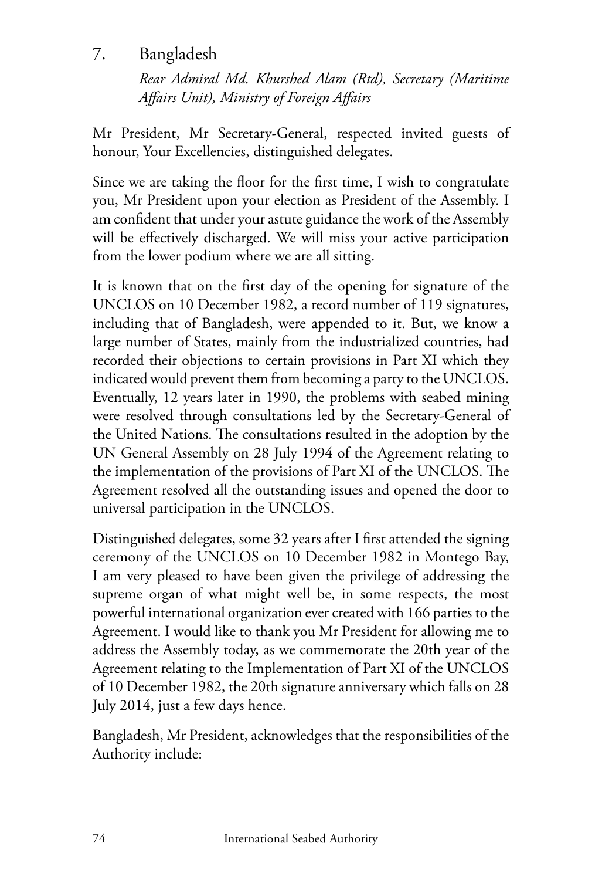## 7. Bangladesh

*Rear Admiral Md. Khurshed Alam (Rtd), Secretary (Maritime Affairs Unit), Ministry of Foreign Affairs*

Mr President, Mr Secretary-General, respected invited guests of honour, Your Excellencies, distinguished delegates.

Since we are taking the floor for the first time, I wish to congratulate you, Mr President upon your election as President of the Assembly. I am confident that under your astute guidance the work of the Assembly will be effectively discharged. We will miss your active participation from the lower podium where we are all sitting.

It is known that on the first day of the opening for signature of the UNCLOS on 10 December 1982, a record number of 119 signatures, including that of Bangladesh, were appended to it. But, we know a large number of States, mainly from the industrialized countries, had recorded their objections to certain provisions in Part XI which they indicated would prevent them from becoming a party to the UNCLOS. Eventually, 12 years later in 1990, the problems with seabed mining were resolved through consultations led by the Secretary-General of the United Nations. The consultations resulted in the adoption by the UN General Assembly on 28 July 1994 of the Agreement relating to the implementation of the provisions of Part XI of the UNCLOS. The Agreement resolved all the outstanding issues and opened the door to universal participation in the UNCLOS.

Distinguished delegates, some 32 years after I first attended the signing ceremony of the UNCLOS on 10 December 1982 in Montego Bay, I am very pleased to have been given the privilege of addressing the supreme organ of what might well be, in some respects, the most powerful international organization ever created with 166 parties to the Agreement. I would like to thank you Mr President for allowing me to address the Assembly today, as we commemorate the 20th year of the Agreement relating to the Implementation of Part XI of the UNCLOS of 10 December 1982, the 20th signature anniversary which falls on 28 July 2014, just a few days hence.

Bangladesh, Mr President, acknowledges that the responsibilities of the Authority include: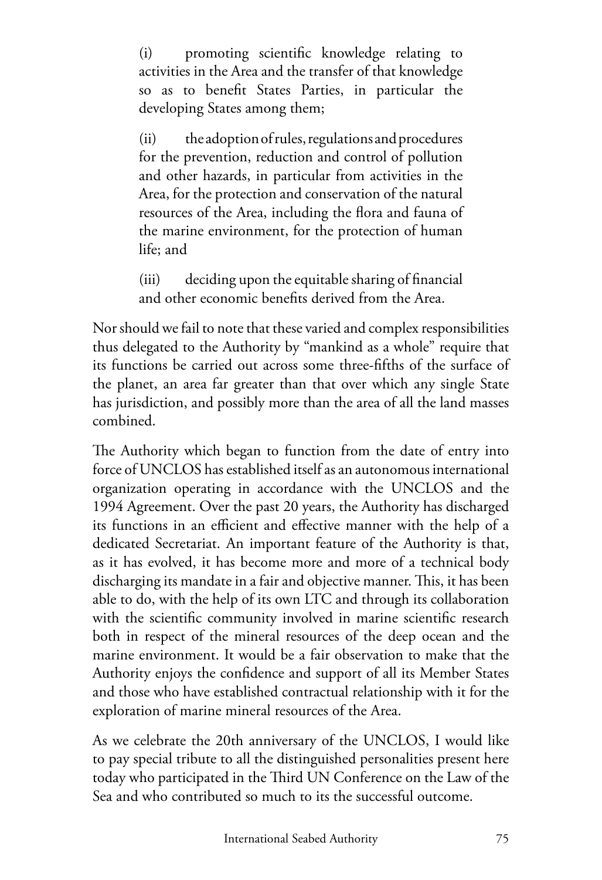(i) promoting scientific knowledge relating to activities in the Area and the transfer of that knowledge so as to benefit States Parties, in particular the developing States among them;

(ii) the adoption of rules, regulations and procedures for the prevention, reduction and control of pollution and other hazards, in particular from activities in the Area, for the protection and conservation of the natural resources of the Area, including the flora and fauna of the marine environment, for the protection of human life; and

(iii) deciding upon the equitable sharing of financial and other economic benefits derived from the Area.

Nor should we fail to note that these varied and complex responsibilities thus delegated to the Authority by "mankind as a whole" require that its functions be carried out across some three-fifths of the surface of the planet, an area far greater than that over which any single State has jurisdiction, and possibly more than the area of all the land masses combined.

The Authority which began to function from the date of entry into force of UNCLOS has established itself as an autonomous international organization operating in accordance with the UNCLOS and the 1994 Agreement. Over the past 20 years, the Authority has discharged its functions in an efficient and effective manner with the help of a dedicated Secretariat. An important feature of the Authority is that, as it has evolved, it has become more and more of a technical body discharging its mandate in a fair and objective manner. This, it has been able to do, with the help of its own LTC and through its collaboration with the scientific community involved in marine scientific research both in respect of the mineral resources of the deep ocean and the marine environment. It would be a fair observation to make that the Authority enjoys the confidence and support of all its Member States and those who have established contractual relationship with it for the exploration of marine mineral resources of the Area.

As we celebrate the 20th anniversary of the UNCLOS, I would like to pay special tribute to all the distinguished personalities present here today who participated in the Third UN Conference on the Law of the Sea and who contributed so much to its the successful outcome.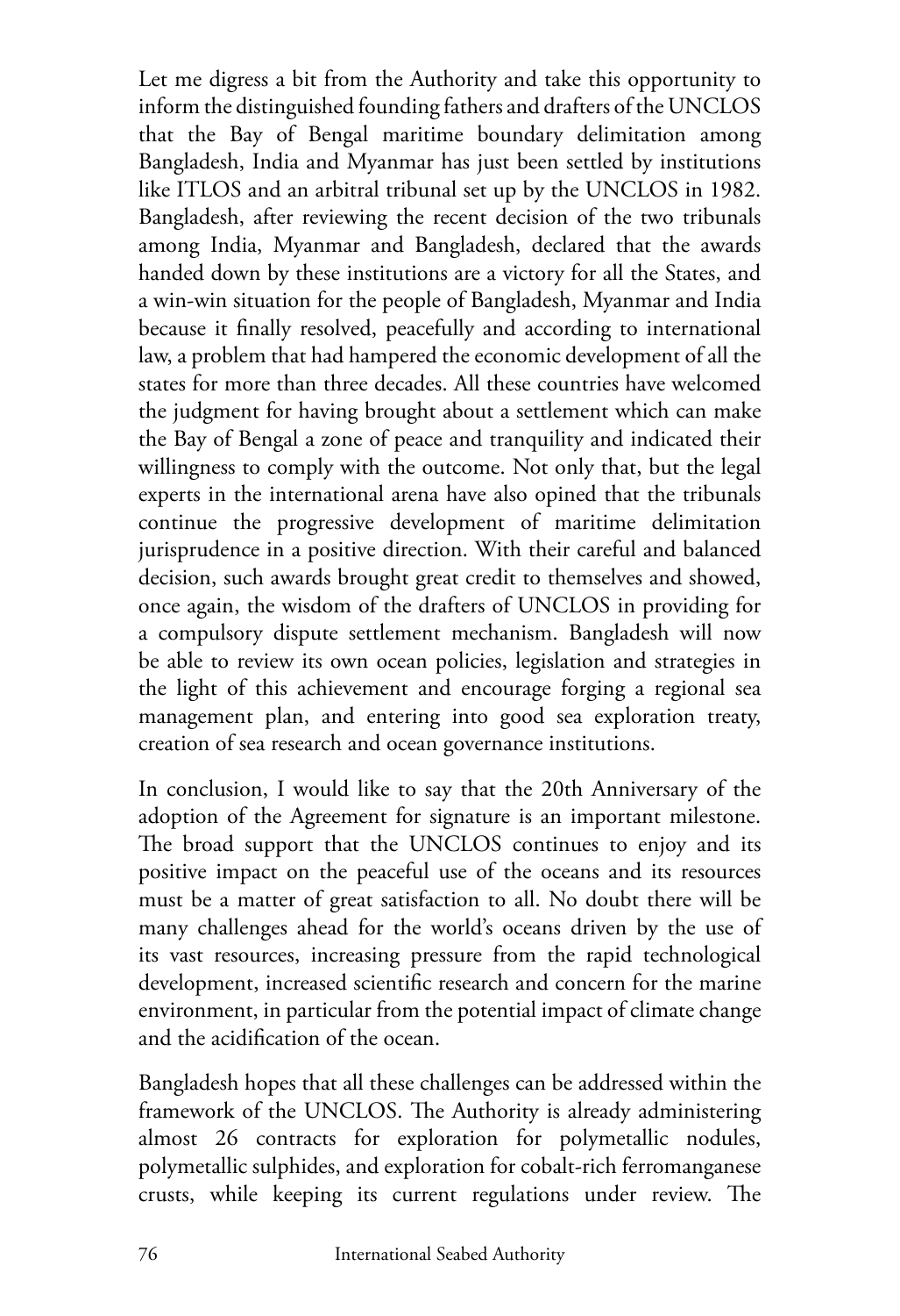Let me digress a bit from the Authority and take this opportunity to inform the distinguished founding fathers and drafters of the UNCLOS that the Bay of Bengal maritime boundary delimitation among Bangladesh, India and Myanmar has just been settled by institutions like ITLOS and an arbitral tribunal set up by the UNCLOS in 1982. Bangladesh, after reviewing the recent decision of the two tribunals among India, Myanmar and Bangladesh, declared that the awards handed down by these institutions are a victory for all the States, and a win-win situation for the people of Bangladesh, Myanmar and India because it finally resolved, peacefully and according to international law, a problem that had hampered the economic development of all the states for more than three decades. All these countries have welcomed the judgment for having brought about a settlement which can make the Bay of Bengal a zone of peace and tranquility and indicated their willingness to comply with the outcome. Not only that, but the legal experts in the international arena have also opined that the tribunals continue the progressive development of maritime delimitation jurisprudence in a positive direction. With their careful and balanced decision, such awards brought great credit to themselves and showed, once again, the wisdom of the drafters of UNCLOS in providing for a compulsory dispute settlement mechanism. Bangladesh will now be able to review its own ocean policies, legislation and strategies in the light of this achievement and encourage forging a regional sea management plan, and entering into good sea exploration treaty, creation of sea research and ocean governance institutions.

In conclusion, I would like to say that the 20th Anniversary of the adoption of the Agreement for signature is an important milestone. The broad support that the UNCLOS continues to enjoy and its positive impact on the peaceful use of the oceans and its resources must be a matter of great satisfaction to all. No doubt there will be many challenges ahead for the world's oceans driven by the use of its vast resources, increasing pressure from the rapid technological development, increased scientific research and concern for the marine environment, in particular from the potential impact of climate change and the acidification of the ocean.

Bangladesh hopes that all these challenges can be addressed within the framework of the UNCLOS. The Authority is already administering almost 26 contracts for exploration for polymetallic nodules, polymetallic sulphides, and exploration for cobalt-rich ferromanganese crusts, while keeping its current regulations under review. The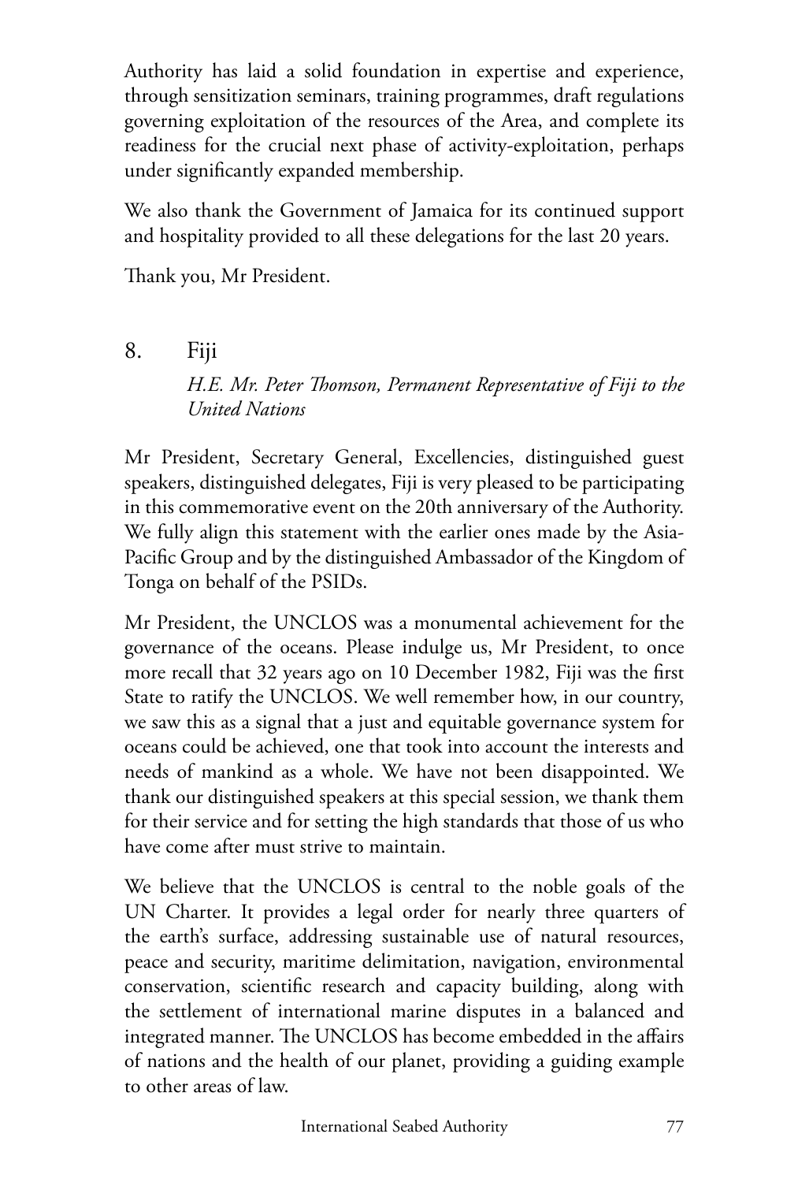Authority has laid a solid foundation in expertise and experience, through sensitization seminars, training programmes, draft regulations governing exploitation of the resources of the Area, and complete its readiness for the crucial next phase of activity-exploitation, perhaps under significantly expanded membership.

We also thank the Government of Jamaica for its continued support and hospitality provided to all these delegations for the last 20 years.

Thank you, Mr President.

## 8. Fiji

*H.E. Mr. Peter Thomson, Permanent Representative of Fiji to the United Nations*

Mr President, Secretary General, Excellencies, distinguished guest speakers, distinguished delegates, Fiji is very pleased to be participating in this commemorative event on the 20th anniversary of the Authority. We fully align this statement with the earlier ones made by the Asia-Pacific Group and by the distinguished Ambassador of the Kingdom of Tonga on behalf of the PSIDs.

Mr President, the UNCLOS was a monumental achievement for the governance of the oceans. Please indulge us, Mr President, to once more recall that 32 years ago on 10 December 1982, Fiji was the first State to ratify the UNCLOS. We well remember how, in our country, we saw this as a signal that a just and equitable governance system for oceans could be achieved, one that took into account the interests and needs of mankind as a whole. We have not been disappointed. We thank our distinguished speakers at this special session, we thank them for their service and for setting the high standards that those of us who have come after must strive to maintain.

We believe that the UNCLOS is central to the noble goals of the UN Charter. It provides a legal order for nearly three quarters of the earth's surface, addressing sustainable use of natural resources, peace and security, maritime delimitation, navigation, environmental conservation, scientific research and capacity building, along with the settlement of international marine disputes in a balanced and integrated manner. The UNCLOS has become embedded in the affairs of nations and the health of our planet, providing a guiding example to other areas of law.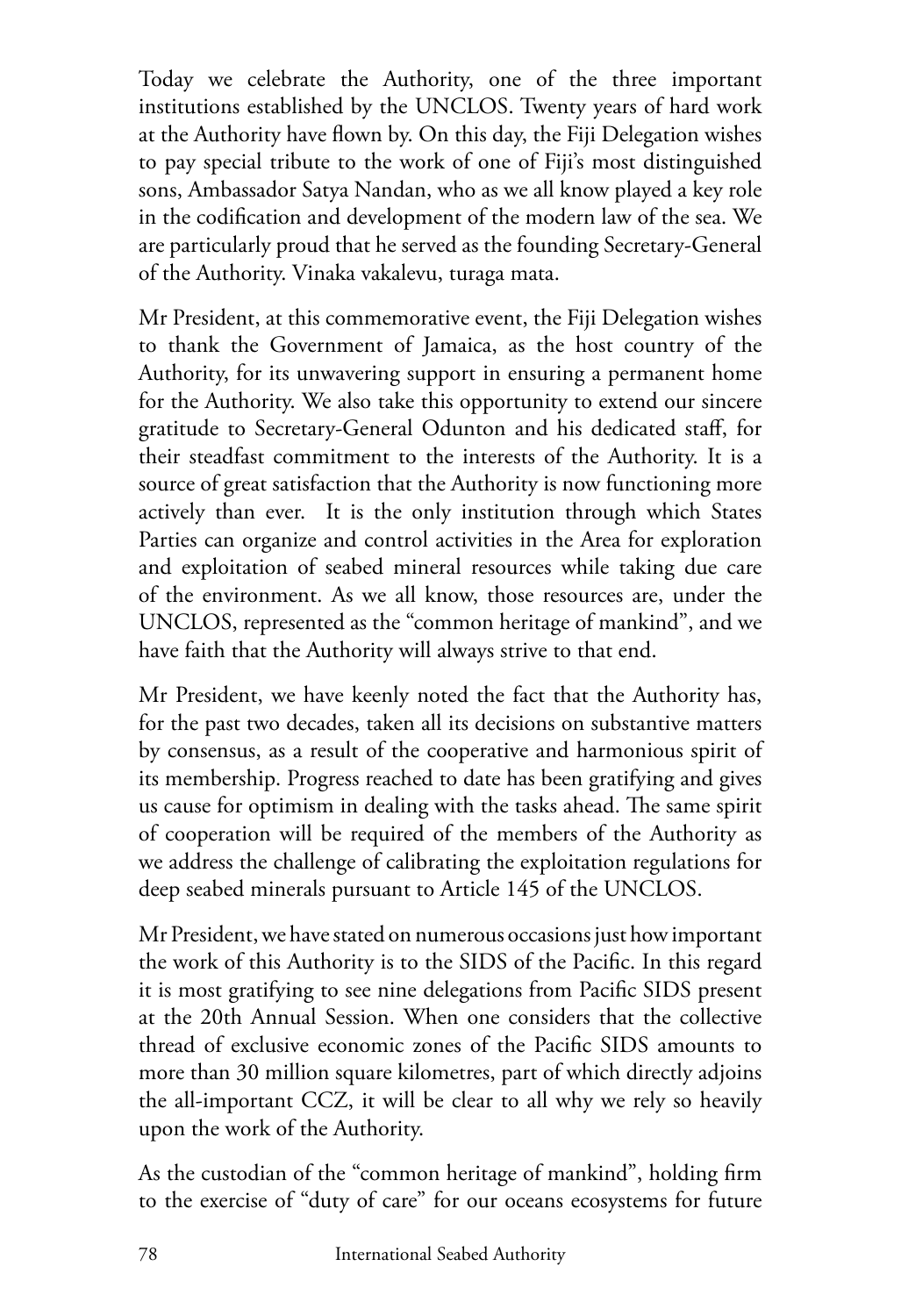Today we celebrate the Authority, one of the three important institutions established by the UNCLOS. Twenty years of hard work at the Authority have flown by. On this day, the Fiji Delegation wishes to pay special tribute to the work of one of Fiji's most distinguished sons, Ambassador Satya Nandan, who as we all know played a key role in the codification and development of the modern law of the sea. We are particularly proud that he served as the founding Secretary-General of the Authority. Vinaka vakalevu, turaga mata.

Mr President, at this commemorative event, the Fiji Delegation wishes to thank the Government of Jamaica, as the host country of the Authority, for its unwavering support in ensuring a permanent home for the Authority. We also take this opportunity to extend our sincere gratitude to Secretary-General Odunton and his dedicated staff, for their steadfast commitment to the interests of the Authority. It is a source of great satisfaction that the Authority is now functioning more actively than ever. It is the only institution through which States Parties can organize and control activities in the Area for exploration and exploitation of seabed mineral resources while taking due care of the environment. As we all know, those resources are, under the UNCLOS, represented as the "common heritage of mankind", and we have faith that the Authority will always strive to that end.

Mr President, we have keenly noted the fact that the Authority has, for the past two decades, taken all its decisions on substantive matters by consensus, as a result of the cooperative and harmonious spirit of its membership. Progress reached to date has been gratifying and gives us cause for optimism in dealing with the tasks ahead. The same spirit of cooperation will be required of the members of the Authority as we address the challenge of calibrating the exploitation regulations for deep seabed minerals pursuant to Article 145 of the UNCLOS.

Mr President, we have stated on numerous occasions just how important the work of this Authority is to the SIDS of the Pacific. In this regard it is most gratifying to see nine delegations from Pacific SIDS present at the 20th Annual Session. When one considers that the collective thread of exclusive economic zones of the Pacific SIDS amounts to more than 30 million square kilometres, part of which directly adjoins the all-important CCZ, it will be clear to all why we rely so heavily upon the work of the Authority.

As the custodian of the "common heritage of mankind", holding firm to the exercise of "duty of care" for our oceans ecosystems for future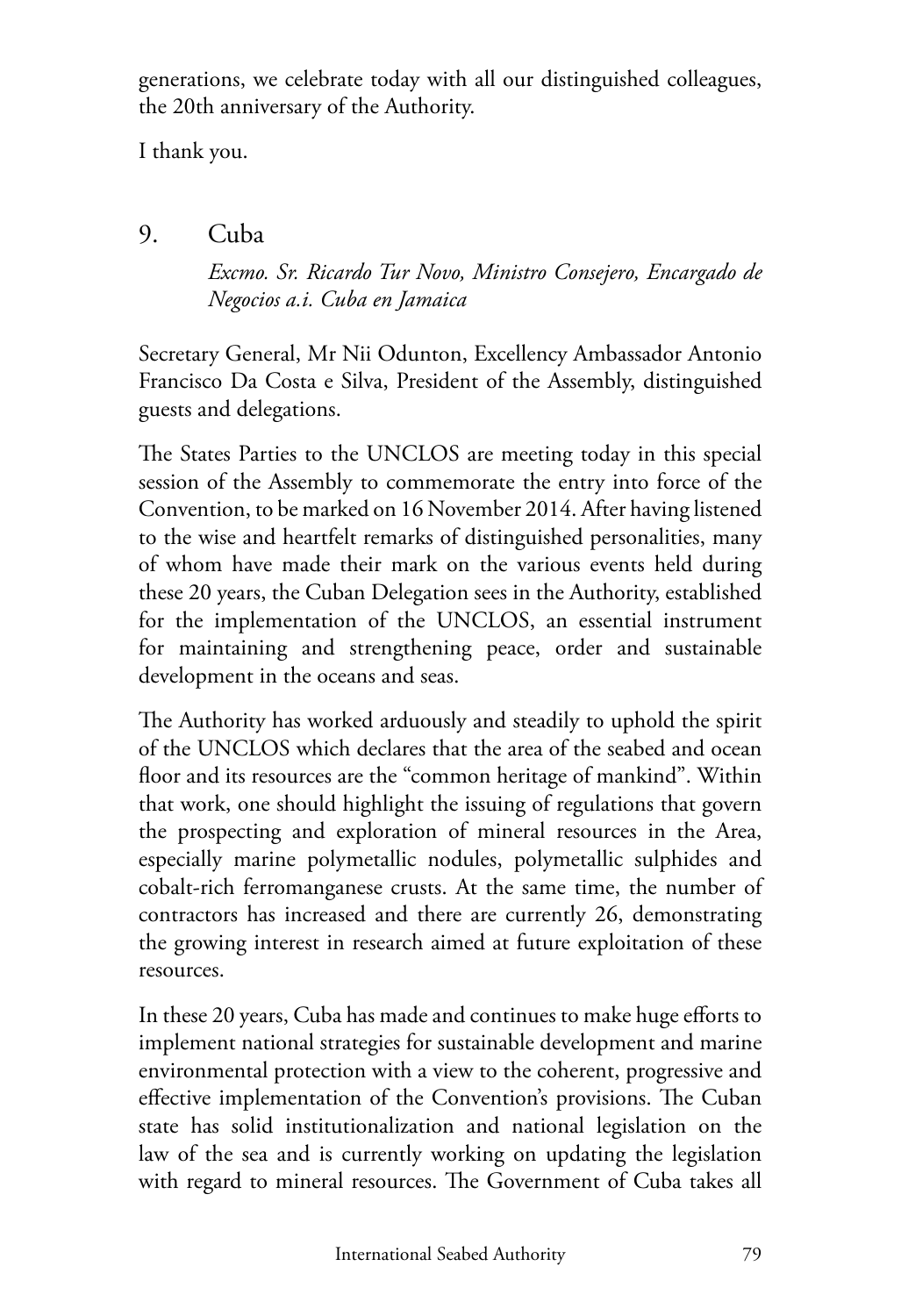generations, we celebrate today with all our distinguished colleagues, the 20th anniversary of the Authority.

I thank you.

## 9. Cuba

*Excmo. Sr. Ricardo Tur Novo, Ministro Consejero, Encargado de Negocios a.i. Cuba en Jamaica*

Secretary General, Mr Nii Odunton, Excellency Ambassador Antonio Francisco Da Costa e Silva, President of the Assembly, distinguished guests and delegations.

The States Parties to the UNCLOS are meeting today in this special session of the Assembly to commemorate the entry into force of the Convention, to be marked on 16 November 2014. After having listened to the wise and heartfelt remarks of distinguished personalities, many of whom have made their mark on the various events held during these 20 years, the Cuban Delegation sees in the Authority, established for the implementation of the UNCLOS, an essential instrument for maintaining and strengthening peace, order and sustainable development in the oceans and seas.

The Authority has worked arduously and steadily to uphold the spirit of the UNCLOS which declares that the area of the seabed and ocean floor and its resources are the "common heritage of mankind". Within that work, one should highlight the issuing of regulations that govern the prospecting and exploration of mineral resources in the Area, especially marine polymetallic nodules, polymetallic sulphides and cobalt-rich ferromanganese crusts. At the same time, the number of contractors has increased and there are currently 26, demonstrating the growing interest in research aimed at future exploitation of these resources.

In these 20 years, Cuba has made and continues to make huge efforts to implement national strategies for sustainable development and marine environmental protection with a view to the coherent, progressive and effective implementation of the Convention's provisions. The Cuban state has solid institutionalization and national legislation on the law of the sea and is currently working on updating the legislation with regard to mineral resources. The Government of Cuba takes all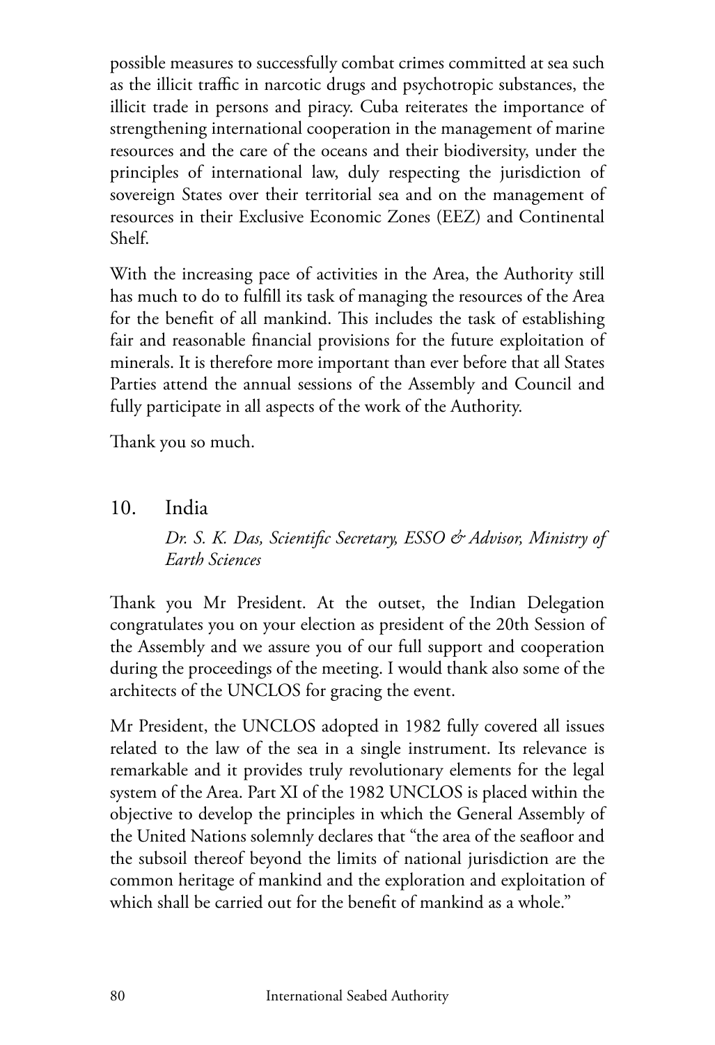possible measures to successfully combat crimes committed at sea such as the illicit traffic in narcotic drugs and psychotropic substances, the illicit trade in persons and piracy. Cuba reiterates the importance of strengthening international cooperation in the management of marine resources and the care of the oceans and their biodiversity, under the principles of international law, duly respecting the jurisdiction of sovereign States over their territorial sea and on the management of resources in their Exclusive Economic Zones (EEZ) and Continental Shelf.

With the increasing pace of activities in the Area, the Authority still has much to do to fulfill its task of managing the resources of the Area for the benefit of all mankind. This includes the task of establishing fair and reasonable financial provisions for the future exploitation of minerals. It is therefore more important than ever before that all States Parties attend the annual sessions of the Assembly and Council and fully participate in all aspects of the work of the Authority.

Thank you so much.

## 10. India

*Dr. S. K. Das, Scientific Secretary, ESSO & Advisor, Ministry of Earth Sciences*

Thank you Mr President. At the outset, the Indian Delegation congratulates you on your election as president of the 20th Session of the Assembly and we assure you of our full support and cooperation during the proceedings of the meeting. I would thank also some of the architects of the UNCLOS for gracing the event.

Mr President, the UNCLOS adopted in 1982 fully covered all issues related to the law of the sea in a single instrument. Its relevance is remarkable and it provides truly revolutionary elements for the legal system of the Area. Part XI of the 1982 UNCLOS is placed within the objective to develop the principles in which the General Assembly of the United Nations solemnly declares that "the area of the seafloor and the subsoil thereof beyond the limits of national jurisdiction are the common heritage of mankind and the exploration and exploitation of which shall be carried out for the benefit of mankind as a whole."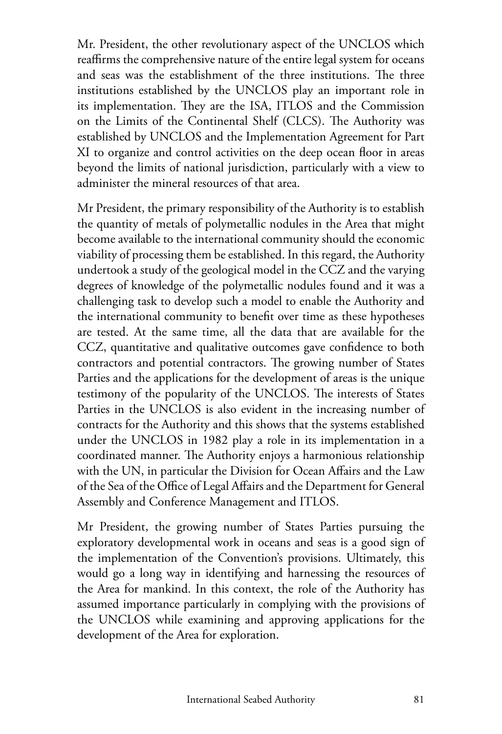Mr. President, the other revolutionary aspect of the UNCLOS which reaffirms the comprehensive nature of the entire legal system for oceans and seas was the establishment of the three institutions. The three institutions established by the UNCLOS play an important role in its implementation. They are the ISA, ITLOS and the Commission on the Limits of the Continental Shelf (CLCS). The Authority was established by UNCLOS and the Implementation Agreement for Part XI to organize and control activities on the deep ocean floor in areas beyond the limits of national jurisdiction, particularly with a view to administer the mineral resources of that area.

Mr President, the primary responsibility of the Authority is to establish the quantity of metals of polymetallic nodules in the Area that might become available to the international community should the economic viability of processing them be established. In this regard, the Authority undertook a study of the geological model in the CCZ and the varying degrees of knowledge of the polymetallic nodules found and it was a challenging task to develop such a model to enable the Authority and the international community to benefit over time as these hypotheses are tested. At the same time, all the data that are available for the CCZ, quantitative and qualitative outcomes gave confidence to both contractors and potential contractors. The growing number of States Parties and the applications for the development of areas is the unique testimony of the popularity of the UNCLOS. The interests of States Parties in the UNCLOS is also evident in the increasing number of contracts for the Authority and this shows that the systems established under the UNCLOS in 1982 play a role in its implementation in a coordinated manner. The Authority enjoys a harmonious relationship with the UN, in particular the Division for Ocean Affairs and the Law of the Sea of the Office of Legal Affairs and the Department for General Assembly and Conference Management and ITLOS.

Mr President, the growing number of States Parties pursuing the exploratory developmental work in oceans and seas is a good sign of the implementation of the Convention's provisions. Ultimately, this would go a long way in identifying and harnessing the resources of the Area for mankind. In this context, the role of the Authority has assumed importance particularly in complying with the provisions of the UNCLOS while examining and approving applications for the development of the Area for exploration.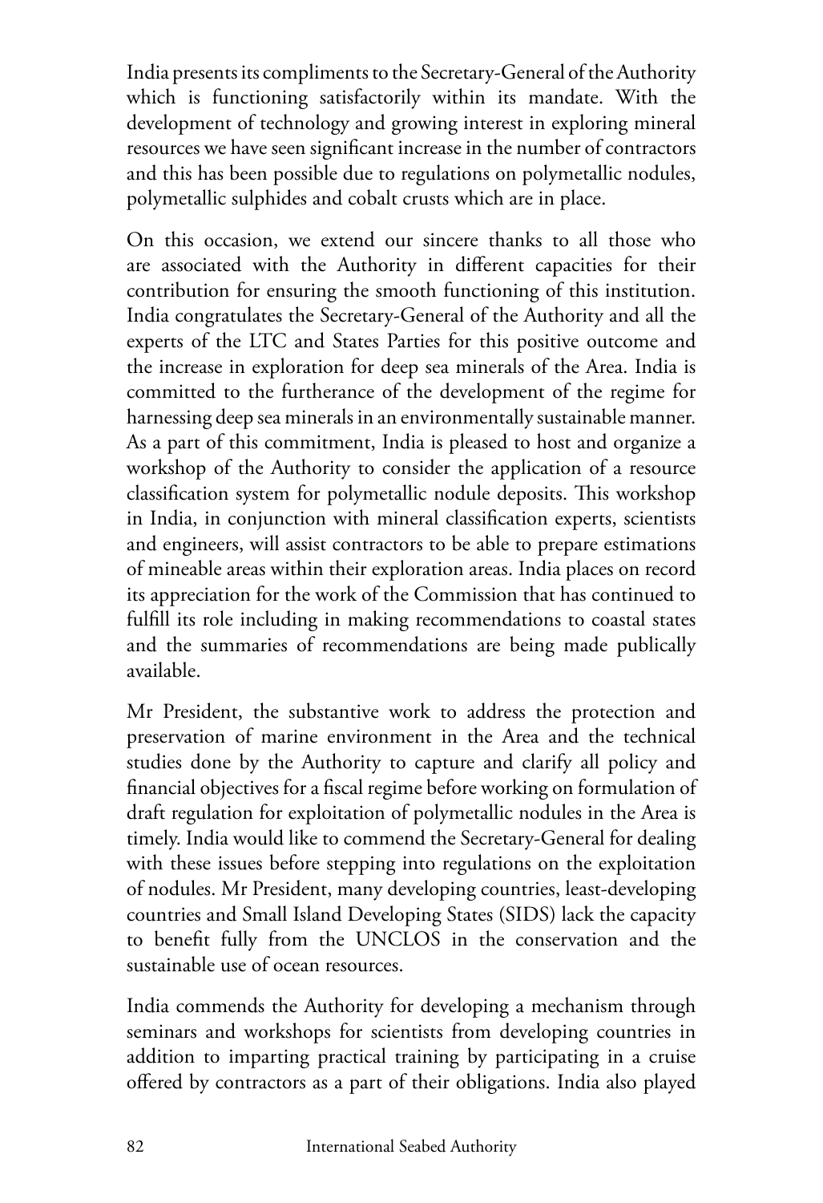India presents its compliments to the Secretary-General of the Authority which is functioning satisfactorily within its mandate. With the development of technology and growing interest in exploring mineral resources we have seen significant increase in the number of contractors and this has been possible due to regulations on polymetallic nodules, polymetallic sulphides and cobalt crusts which are in place.

On this occasion, we extend our sincere thanks to all those who are associated with the Authority in different capacities for their contribution for ensuring the smooth functioning of this institution. India congratulates the Secretary-General of the Authority and all the experts of the LTC and States Parties for this positive outcome and the increase in exploration for deep sea minerals of the Area. India is committed to the furtherance of the development of the regime for harnessing deep sea minerals in an environmentally sustainable manner. As a part of this commitment, India is pleased to host and organize a workshop of the Authority to consider the application of a resource classification system for polymetallic nodule deposits. This workshop in India, in conjunction with mineral classification experts, scientists and engineers, will assist contractors to be able to prepare estimations of mineable areas within their exploration areas. India places on record its appreciation for the work of the Commission that has continued to fulfill its role including in making recommendations to coastal states and the summaries of recommendations are being made publically available.

Mr President, the substantive work to address the protection and preservation of marine environment in the Area and the technical studies done by the Authority to capture and clarify all policy and financial objectives for a fiscal regime before working on formulation of draft regulation for exploitation of polymetallic nodules in the Area is timely. India would like to commend the Secretary-General for dealing with these issues before stepping into regulations on the exploitation of nodules. Mr President, many developing countries, least-developing countries and Small Island Developing States (SIDS) lack the capacity to benefit fully from the UNCLOS in the conservation and the sustainable use of ocean resources.

India commends the Authority for developing a mechanism through seminars and workshops for scientists from developing countries in addition to imparting practical training by participating in a cruise offered by contractors as a part of their obligations. India also played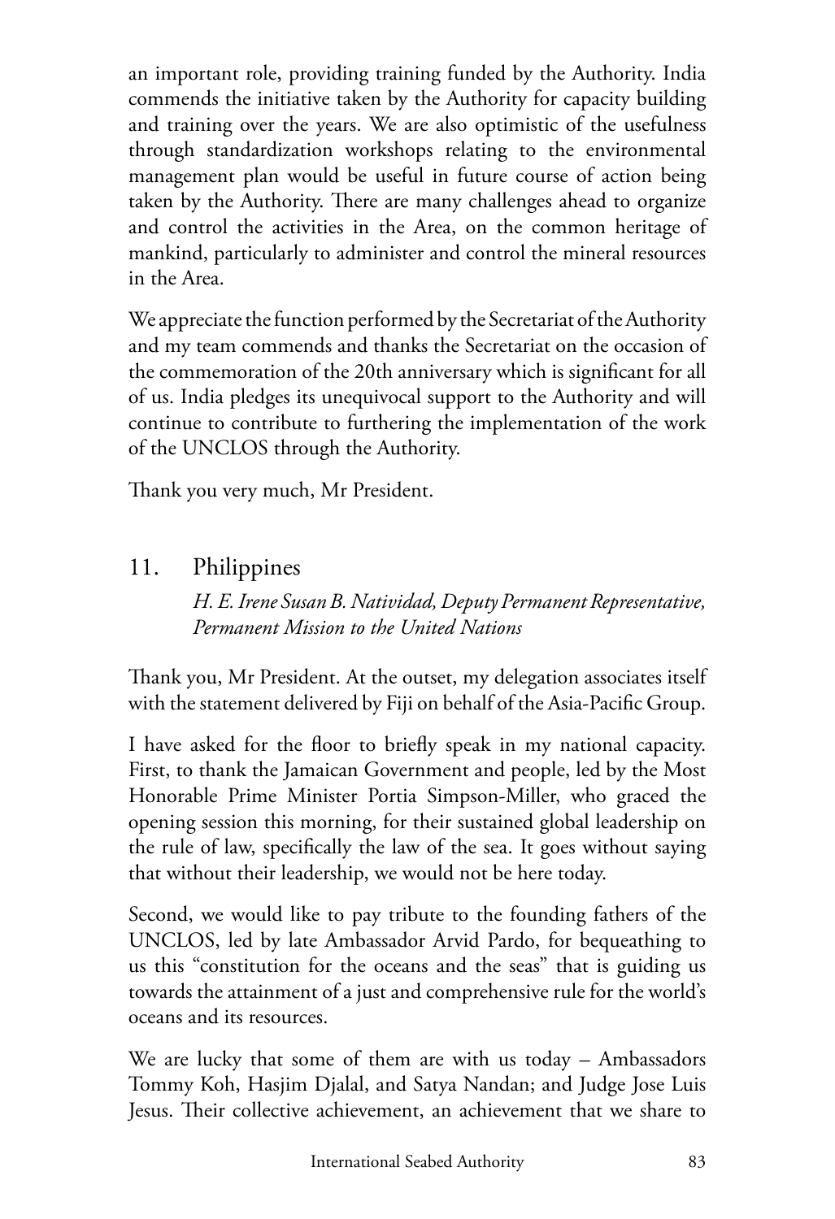an important role, providing training funded by the Authority. India commends the initiative taken by the Authority for capacity building and training over the years. We are also optimistic of the usefulness through standardization workshops relating to the environmental management plan would be useful in future course of action being taken by the Authority. There are many challenges ahead to organize and control the activities in the Area, on the common heritage of mankind, particularly to administer and control the mineral resources in the Area.

We appreciate the function performed by the Secretariat of the Authority and my team commends and thanks the Secretariat on the occasion of the commemoration of the 20th anniversary which is significant for all of us. India pledges its unequivocal support to the Authority and will continue to contribute to furthering the implementation of the work of the UNCLOS through the Authority.

Thank you very much, Mr President.

## 11. Philippines

*H. E. Irene Susan B. Natividad, Deputy Permanent Representative, Permanent Mission to the United Nations*

Thank you, Mr President. At the outset, my delegation associates itself with the statement delivered by Fiji on behalf of the Asia-Pacific Group.

I have asked for the floor to briefly speak in my national capacity. First, to thank the Jamaican Government and people, led by the Most Honorable Prime Minister Portia Simpson-Miller, who graced the opening session this morning, for their sustained global leadership on the rule of law, specifically the law of the sea. It goes without saying that without their leadership, we would not be here today.

Second, we would like to pay tribute to the founding fathers of the UNCLOS, led by late Ambassador Arvid Pardo, for bequeathing to us this "constitution for the oceans and the seas" that is guiding us towards the attainment of a just and comprehensive rule for the world's oceans and its resources.

We are lucky that some of them are with us today – Ambassadors Tommy Koh, Hasjim Djalal, and Satya Nandan; and Judge Jose Luis Jesus. Their collective achievement, an achievement that we share to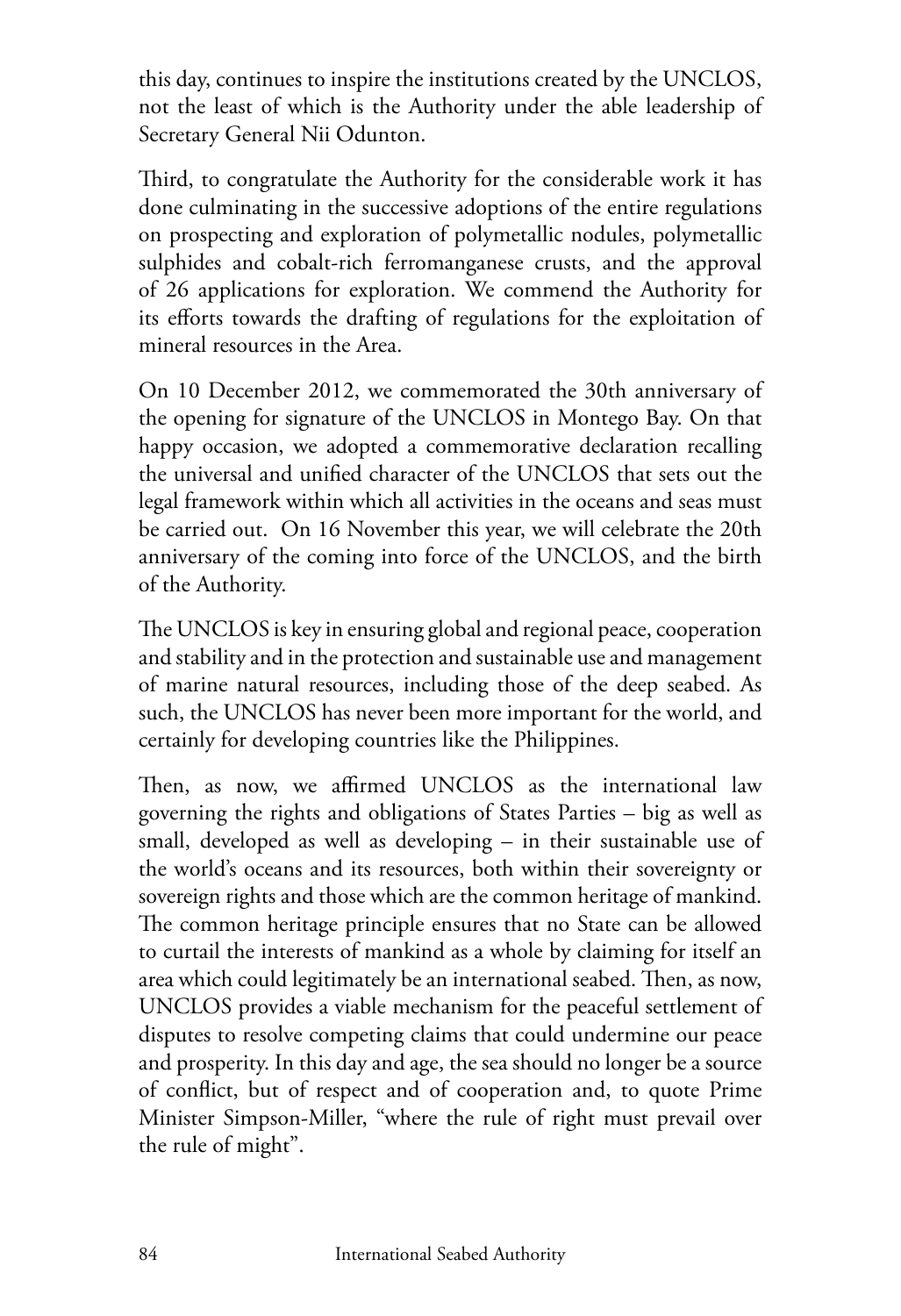this day, continues to inspire the institutions created by the UNCLOS, not the least of which is the Authority under the able leadership of Secretary General Nii Odunton.

Third, to congratulate the Authority for the considerable work it has done culminating in the successive adoptions of the entire regulations on prospecting and exploration of polymetallic nodules, polymetallic sulphides and cobalt-rich ferromanganese crusts, and the approval of 26 applications for exploration. We commend the Authority for its efforts towards the drafting of regulations for the exploitation of mineral resources in the Area.

On 10 December 2012, we commemorated the 30th anniversary of the opening for signature of the UNCLOS in Montego Bay. On that happy occasion, we adopted a commemorative declaration recalling the universal and unified character of the UNCLOS that sets out the legal framework within which all activities in the oceans and seas must be carried out. On 16 November this year, we will celebrate the 20th anniversary of the coming into force of the UNCLOS, and the birth of the Authority.

The UNCLOS is key in ensuring global and regional peace, cooperation and stability and in the protection and sustainable use and management of marine natural resources, including those of the deep seabed. As such, the UNCLOS has never been more important for the world, and certainly for developing countries like the Philippines.

Then, as now, we affirmed UNCLOS as the international law governing the rights and obligations of States Parties – big as well as small, developed as well as developing – in their sustainable use of the world's oceans and its resources, both within their sovereignty or sovereign rights and those which are the common heritage of mankind. The common heritage principle ensures that no State can be allowed to curtail the interests of mankind as a whole by claiming for itself an area which could legitimately be an international seabed. Then, as now, UNCLOS provides a viable mechanism for the peaceful settlement of disputes to resolve competing claims that could undermine our peace and prosperity. In this day and age, the sea should no longer be a source of conflict, but of respect and of cooperation and, to quote Prime Minister Simpson-Miller, "where the rule of right must prevail over the rule of might".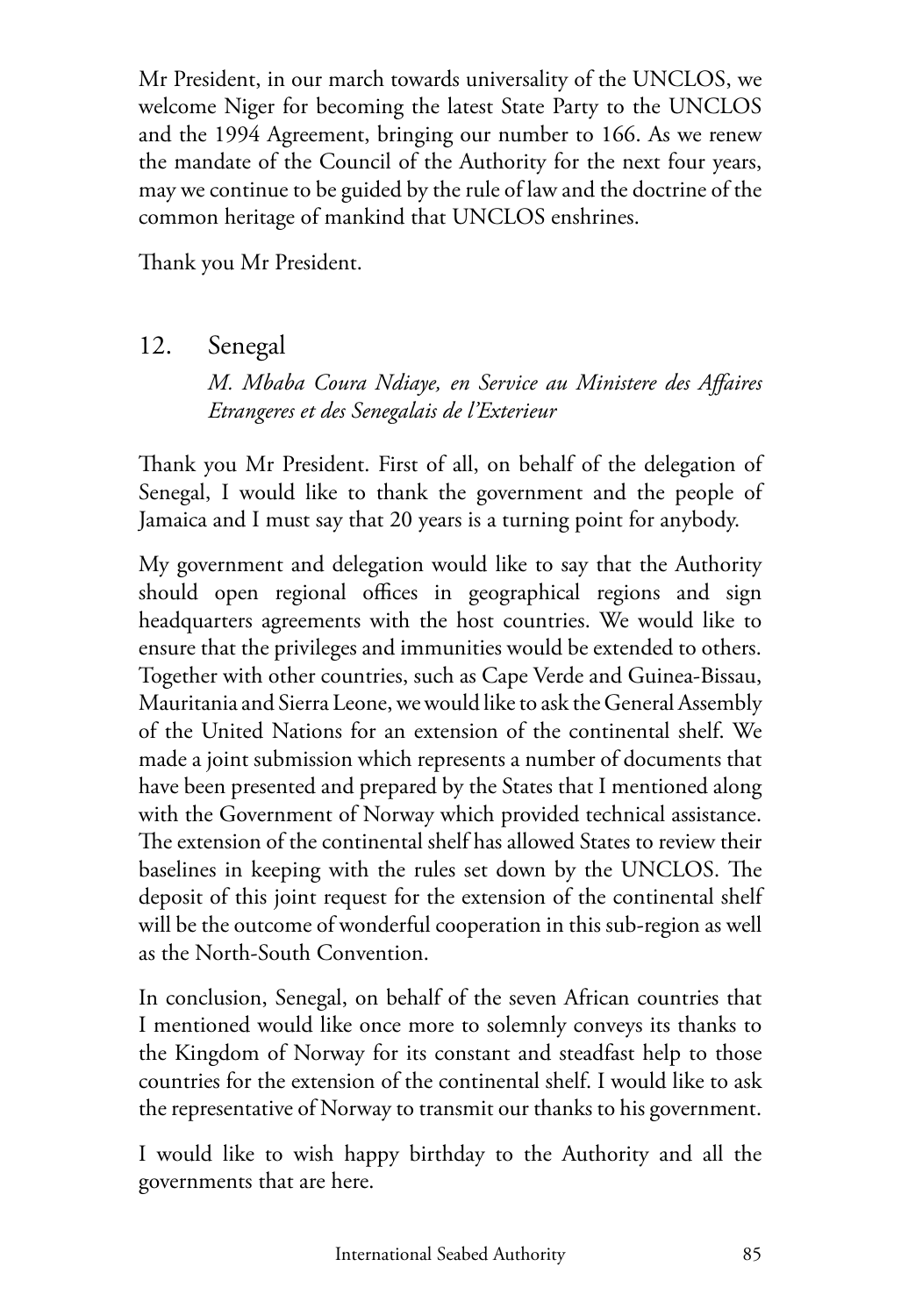Mr President, in our march towards universality of the UNCLOS, we welcome Niger for becoming the latest State Party to the UNCLOS and the 1994 Agreement, bringing our number to 166. As we renew the mandate of the Council of the Authority for the next four years, may we continue to be guided by the rule of law and the doctrine of the common heritage of mankind that UNCLOS enshrines.

Thank you Mr President.

## 12. Senegal

*M. Mbaba Coura Ndiaye, en Service au Ministere des Affaires Etrangeres et des Senegalais de l'Exterieur*

Thank you Mr President. First of all, on behalf of the delegation of Senegal, I would like to thank the government and the people of Jamaica and I must say that 20 years is a turning point for anybody.

My government and delegation would like to say that the Authority should open regional offices in geographical regions and sign headquarters agreements with the host countries. We would like to ensure that the privileges and immunities would be extended to others. Together with other countries, such as Cape Verde and Guinea-Bissau, Mauritania and Sierra Leone, we would like to ask the General Assembly of the United Nations for an extension of the continental shelf. We made a joint submission which represents a number of documents that have been presented and prepared by the States that I mentioned along with the Government of Norway which provided technical assistance. The extension of the continental shelf has allowed States to review their baselines in keeping with the rules set down by the UNCLOS. The deposit of this joint request for the extension of the continental shelf will be the outcome of wonderful cooperation in this sub-region as well as the North-South Convention.

In conclusion, Senegal, on behalf of the seven African countries that I mentioned would like once more to solemnly conveys its thanks to the Kingdom of Norway for its constant and steadfast help to those countries for the extension of the continental shelf. I would like to ask the representative of Norway to transmit our thanks to his government.

I would like to wish happy birthday to the Authority and all the governments that are here.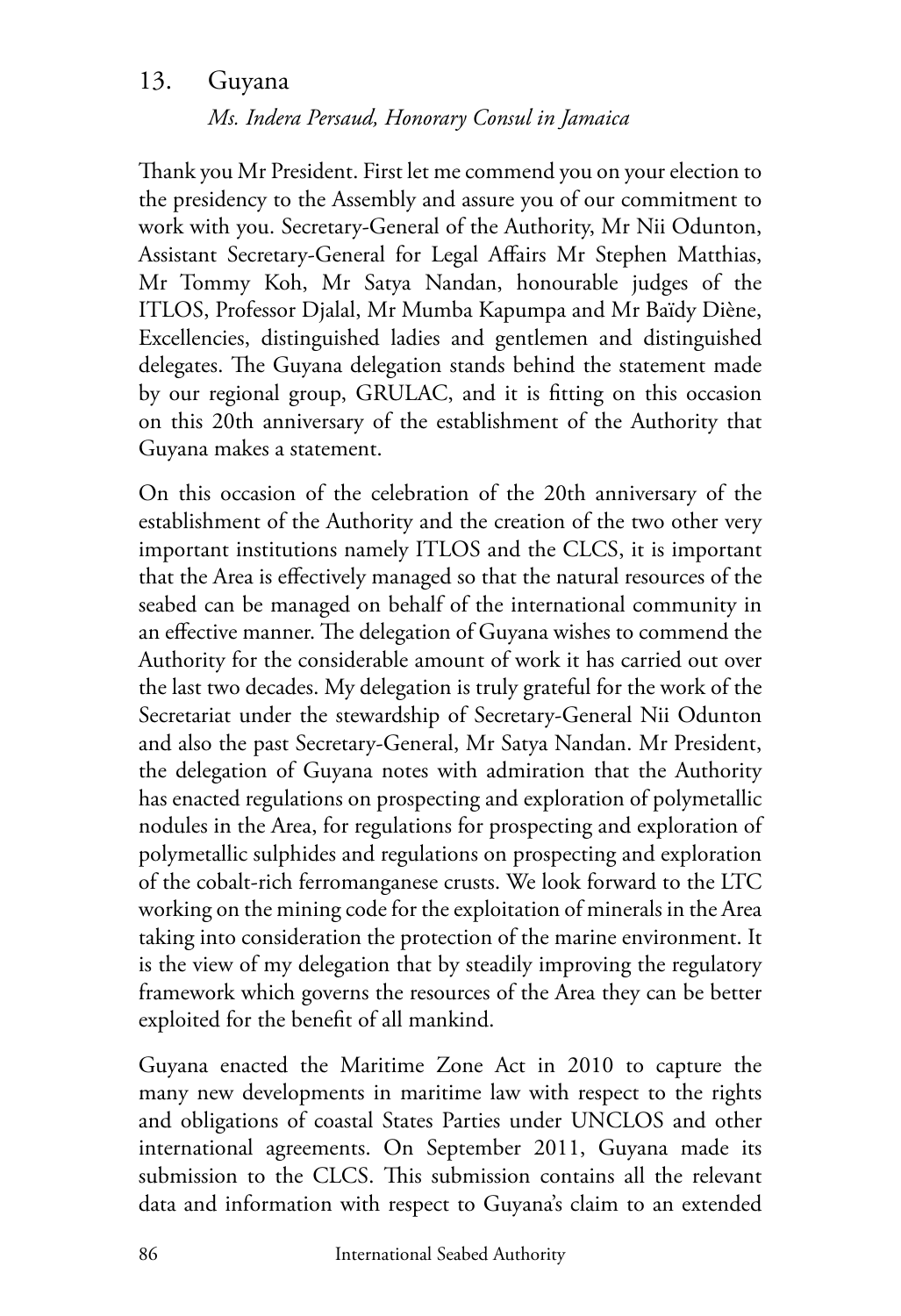## 13. Guyana

*Ms. Indera Persaud, Honorary Consul in Jamaica*

Thank you Mr President. First let me commend you on your election to the presidency to the Assembly and assure you of our commitment to work with you. Secretary-General of the Authority, Mr Nii Odunton, Assistant Secretary-General for Legal Affairs Mr Stephen Matthias, Mr Tommy Koh, Mr Satya Nandan, honourable judges of the ITLOS, Professor Djalal, Mr Mumba Kapumpa and Mr Baïdy Diène, Excellencies, distinguished ladies and gentlemen and distinguished delegates. The Guyana delegation stands behind the statement made by our regional group, GRULAC, and it is fitting on this occasion on this 20th anniversary of the establishment of the Authority that Guyana makes a statement.

On this occasion of the celebration of the 20th anniversary of the establishment of the Authority and the creation of the two other very important institutions namely ITLOS and the CLCS, it is important that the Area is effectively managed so that the natural resources of the seabed can be managed on behalf of the international community in an effective manner. The delegation of Guyana wishes to commend the Authority for the considerable amount of work it has carried out over the last two decades. My delegation is truly grateful for the work of the Secretariat under the stewardship of Secretary-General Nii Odunton and also the past Secretary-General, Mr Satya Nandan. Mr President, the delegation of Guyana notes with admiration that the Authority has enacted regulations on prospecting and exploration of polymetallic nodules in the Area, for regulations for prospecting and exploration of polymetallic sulphides and regulations on prospecting and exploration of the cobalt-rich ferromanganese crusts. We look forward to the LTC working on the mining code for the exploitation of minerals in the Area taking into consideration the protection of the marine environment. It is the view of my delegation that by steadily improving the regulatory framework which governs the resources of the Area they can be better exploited for the benefit of all mankind.

Guyana enacted the Maritime Zone Act in 2010 to capture the many new developments in maritime law with respect to the rights and obligations of coastal States Parties under UNCLOS and other international agreements. On September 2011, Guyana made its submission to the CLCS. This submission contains all the relevant data and information with respect to Guyana's claim to an extended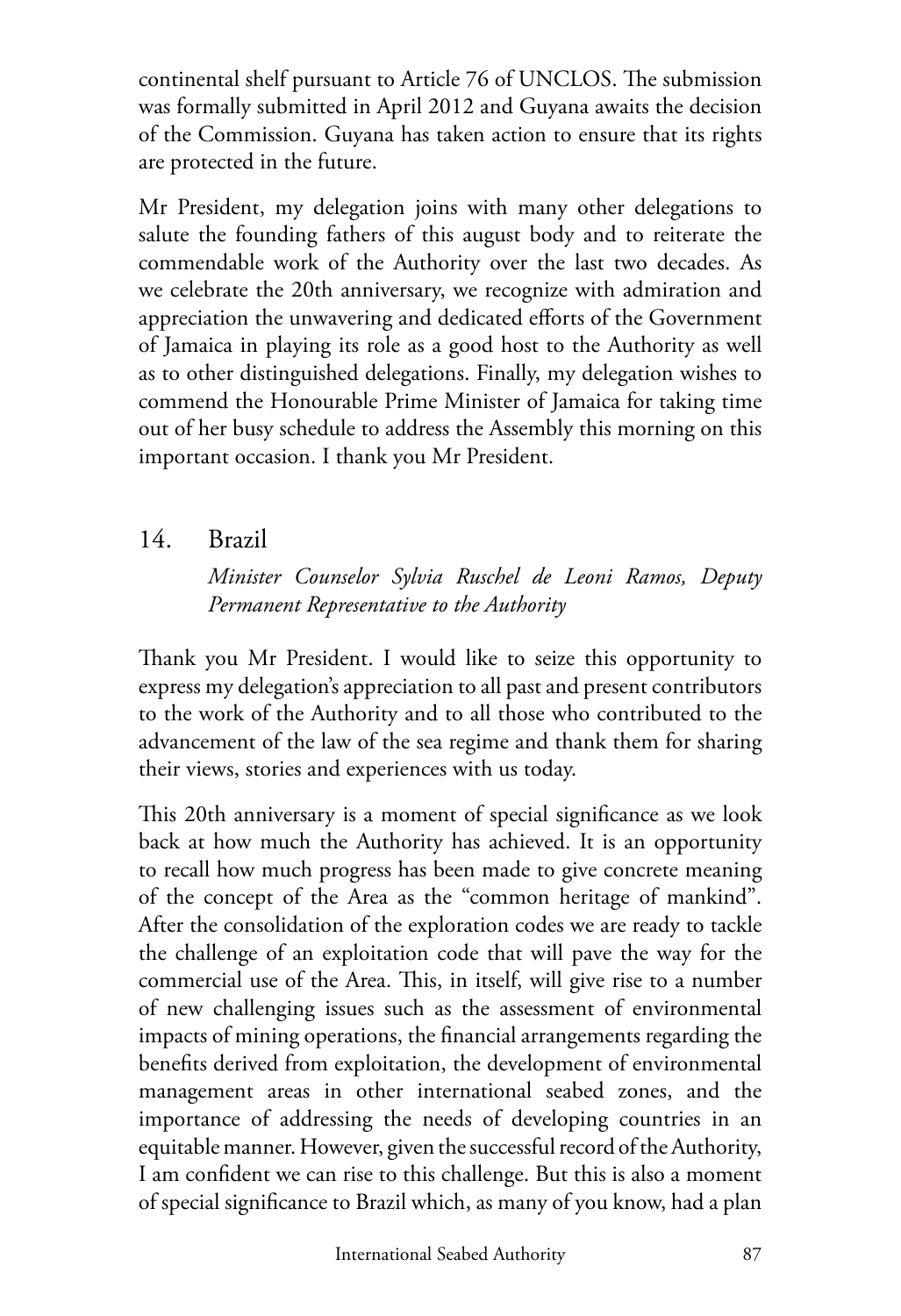continental shelf pursuant to Article 76 of UNCLOS. The submission was formally submitted in April 2012 and Guyana awaits the decision of the Commission. Guyana has taken action to ensure that its rights are protected in the future.

Mr President, my delegation joins with many other delegations to salute the founding fathers of this august body and to reiterate the commendable work of the Authority over the last two decades. As we celebrate the 20th anniversary, we recognize with admiration and appreciation the unwavering and dedicated efforts of the Government of Jamaica in playing its role as a good host to the Authority as well as to other distinguished delegations. Finally, my delegation wishes to commend the Honourable Prime Minister of Jamaica for taking time out of her busy schedule to address the Assembly this morning on this important occasion. I thank you Mr President.

## 14. Brazil

*Minister Counselor Sylvia Ruschel de Leoni Ramos, Deputy Permanent Representative to the Authority*

Thank you Mr President. I would like to seize this opportunity to express my delegation's appreciation to all past and present contributors to the work of the Authority and to all those who contributed to the advancement of the law of the sea regime and thank them for sharing their views, stories and experiences with us today.

This 20th anniversary is a moment of special significance as we look back at how much the Authority has achieved. It is an opportunity to recall how much progress has been made to give concrete meaning of the concept of the Area as the "common heritage of mankind". After the consolidation of the exploration codes we are ready to tackle the challenge of an exploitation code that will pave the way for the commercial use of the Area. This, in itself, will give rise to a number of new challenging issues such as the assessment of environmental impacts of mining operations, the financial arrangements regarding the benefits derived from exploitation, the development of environmental management areas in other international seabed zones, and the importance of addressing the needs of developing countries in an equitable manner. However, given the successful record of the Authority, I am confident we can rise to this challenge. But this is also a moment of special significance to Brazil which, as many of you know, had a plan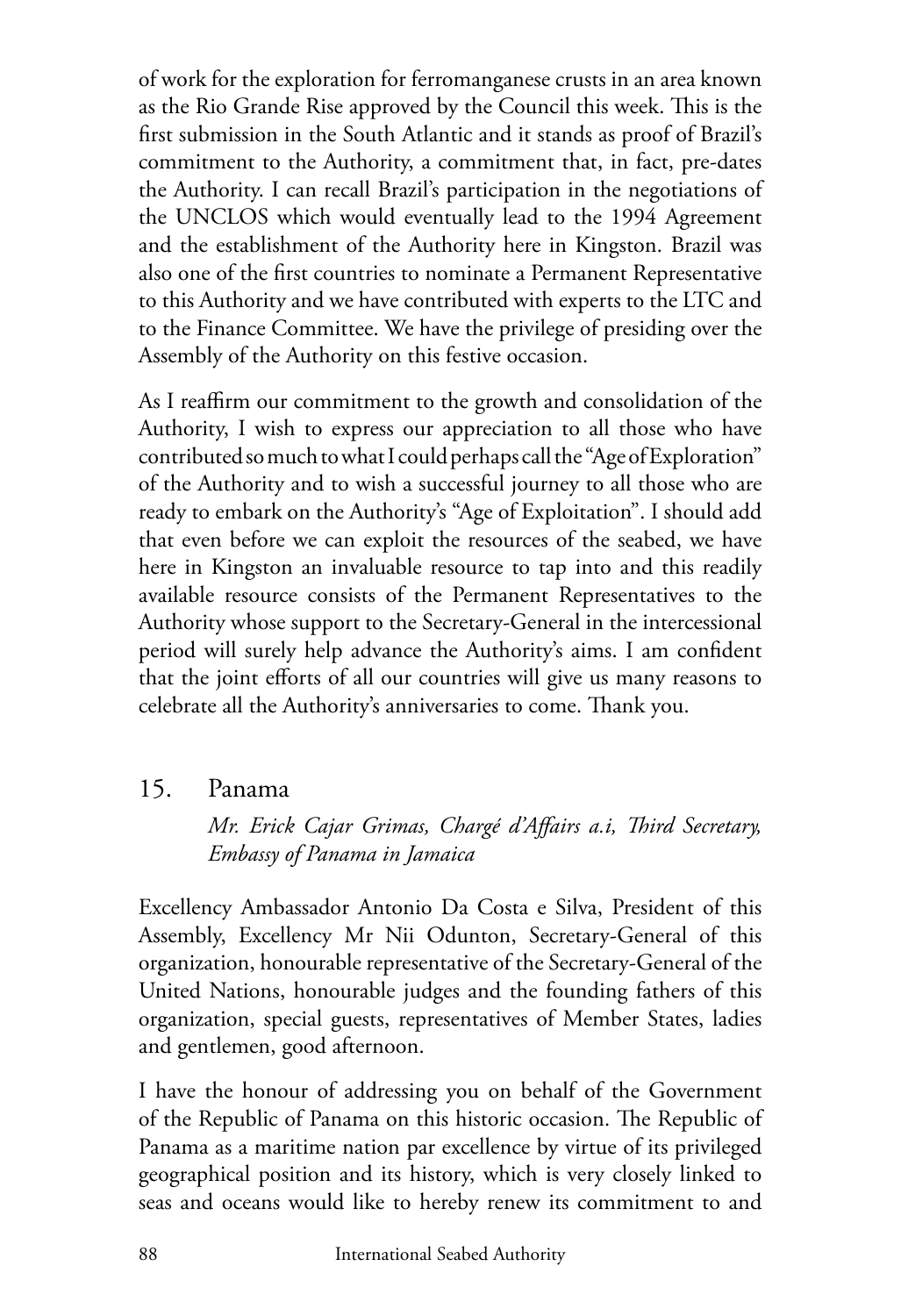of work for the exploration for ferromanganese crusts in an area known as the Rio Grande Rise approved by the Council this week. This is the first submission in the South Atlantic and it stands as proof of Brazil's commitment to the Authority, a commitment that, in fact, pre-dates the Authority. I can recall Brazil's participation in the negotiations of the UNCLOS which would eventually lead to the 1994 Agreement and the establishment of the Authority here in Kingston. Brazil was also one of the first countries to nominate a Permanent Representative to this Authority and we have contributed with experts to the LTC and to the Finance Committee. We have the privilege of presiding over the Assembly of the Authority on this festive occasion.

As I reaffirm our commitment to the growth and consolidation of the Authority, I wish to express our appreciation to all those who have contributed so much to what I could perhaps call the "Age of Exploration" of the Authority and to wish a successful journey to all those who are ready to embark on the Authority's "Age of Exploitation". I should add that even before we can exploit the resources of the seabed, we have here in Kingston an invaluable resource to tap into and this readily available resource consists of the Permanent Representatives to the Authority whose support to the Secretary-General in the intercessional period will surely help advance the Authority's aims. I am confident that the joint efforts of all our countries will give us many reasons to celebrate all the Authority's anniversaries to come. Thank you.

## 15. Panama

*Mr. Erick Cajar Grimas, Chargé d'Affairs a.i, Third Secretary, Embassy of Panama in Jamaica*

Excellency Ambassador Antonio Da Costa e Silva, President of this Assembly, Excellency Mr Nii Odunton, Secretary-General of this organization, honourable representative of the Secretary-General of the United Nations, honourable judges and the founding fathers of this organization, special guests, representatives of Member States, ladies and gentlemen, good afternoon.

I have the honour of addressing you on behalf of the Government of the Republic of Panama on this historic occasion. The Republic of Panama as a maritime nation par excellence by virtue of its privileged geographical position and its history, which is very closely linked to seas and oceans would like to hereby renew its commitment to and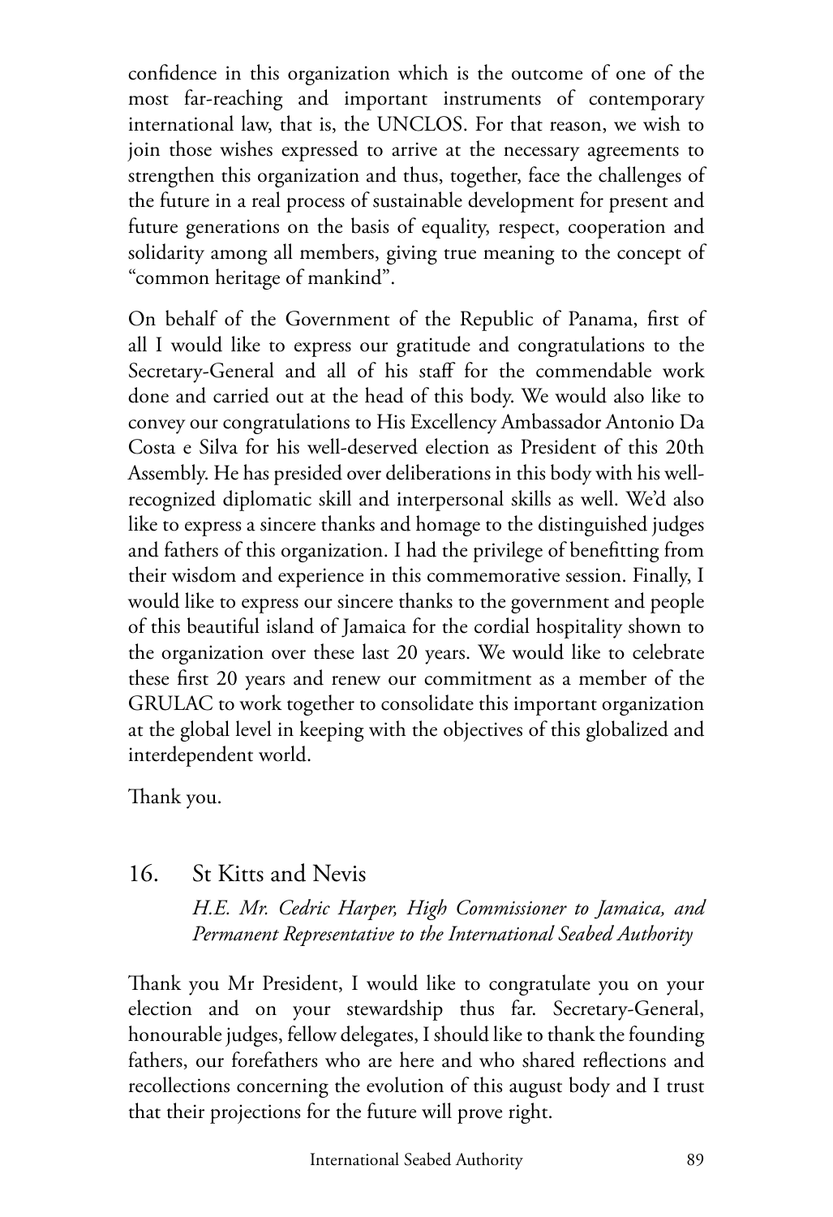confidence in this organization which is the outcome of one of the most far-reaching and important instruments of contemporary international law, that is, the UNCLOS. For that reason, we wish to join those wishes expressed to arrive at the necessary agreements to strengthen this organization and thus, together, face the challenges of the future in a real process of sustainable development for present and future generations on the basis of equality, respect, cooperation and solidarity among all members, giving true meaning to the concept of "common heritage of mankind".

On behalf of the Government of the Republic of Panama, first of all I would like to express our gratitude and congratulations to the Secretary-General and all of his staff for the commendable work done and carried out at the head of this body. We would also like to convey our congratulations to His Excellency Ambassador Antonio Da Costa e Silva for his well-deserved election as President of this 20th Assembly. He has presided over deliberations in this body with his well-recognized diplomatic skill and interpersonal skills as well. We'd also like to express a sincere thanks and homage to the distinguished judges and fathers of this organization. I had the privilege of benefitting from their wisdom and experience in this commemorative session. Finally, I would like to express our sincere thanks to the government and people of this beautiful island of Jamaica for the cordial hospitality shown to the organization over these last 20 years. We would like to celebrate these first 20 years and renew our commitment as a member of the GRULAC to work together to consolidate this important organization at the global level in keeping with the objectives of this globalized and interdependent world.

Thank you.

## 16. St Kitts and Nevis

*H.E. Mr. Cedric Harper, High Commissioner to Jamaica, and Permanent Representative to the International Seabed Authority*

Thank you Mr President, I would like to congratulate you on your election and on your stewardship thus far. Secretary-General, honourable judges, fellow delegates, I should like to thank the founding fathers, our forefathers who are here and who shared reflections and recollections concerning the evolution of this august body and I trust that their projections for the future will prove right.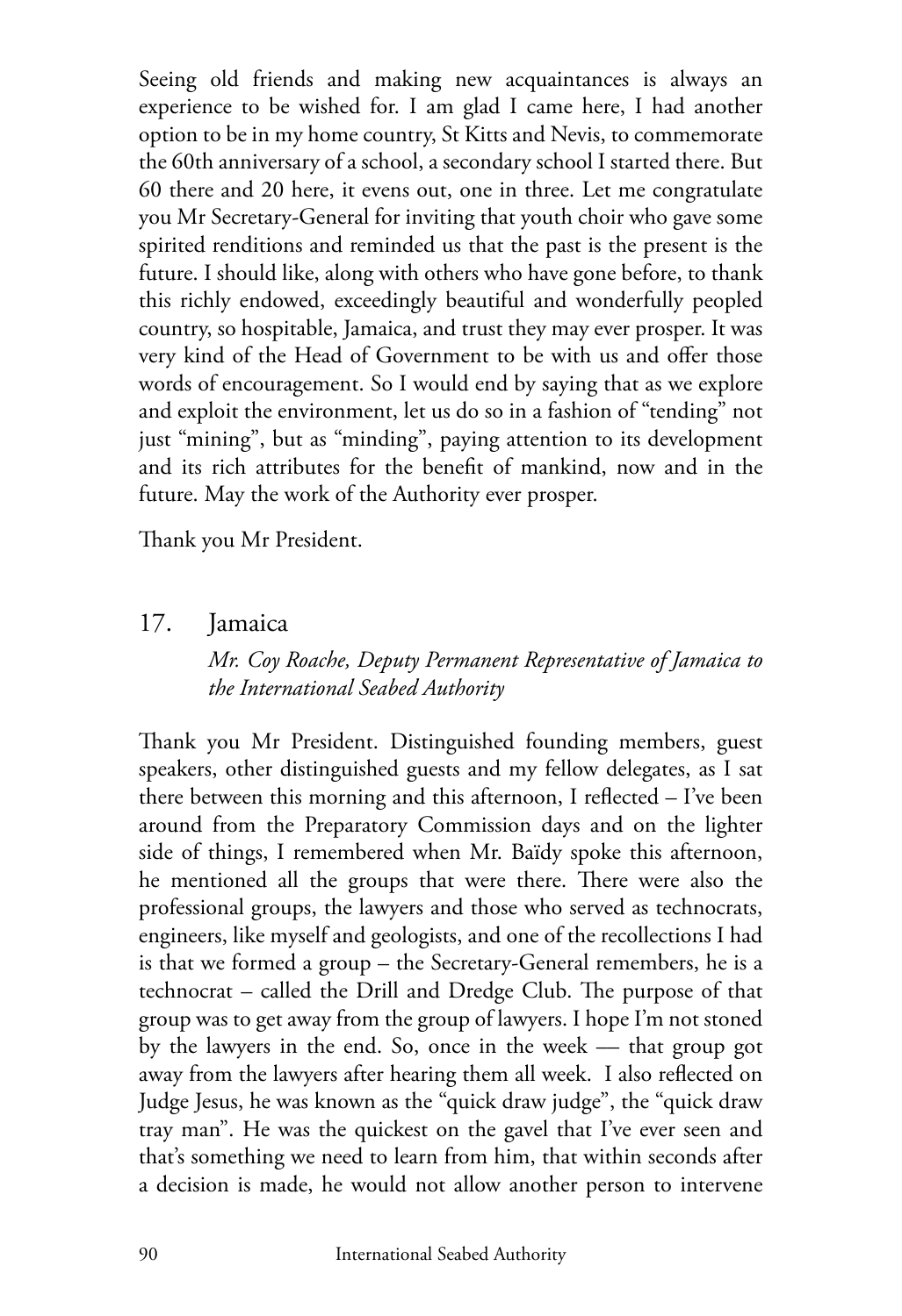Seeing old friends and making new acquaintances is always an experience to be wished for. I am glad I came here, I had another option to be in my home country, St Kitts and Nevis, to commemorate the 60th anniversary of a school, a secondary school I started there. But 60 there and 20 here, it evens out, one in three. Let me congratulate you Mr Secretary-General for inviting that youth choir who gave some spirited renditions and reminded us that the past is the present is the future. I should like, along with others who have gone before, to thank this richly endowed, exceedingly beautiful and wonderfully peopled country, so hospitable, Jamaica, and trust they may ever prosper. It was very kind of the Head of Government to be with us and offer those words of encouragement. So I would end by saying that as we explore and exploit the environment, let us do so in a fashion of "tending" not just "mining", but as "minding", paying attention to its development and its rich attributes for the benefit of mankind, now and in the future. May the work of the Authority ever prosper.

Thank you Mr President.

## 17. Jamaica

*Mr. Coy Roache, Deputy Permanent Representative of Jamaica to the International Seabed Authority*

Thank you Mr President. Distinguished founding members, guest speakers, other distinguished guests and my fellow delegates, as I sat there between this morning and this afternoon, I reflected – I've been around from the Preparatory Commission days and on the lighter side of things, I remembered when Mr. Baïdy spoke this afternoon, he mentioned all the groups that were there. There were also the professional groups, the lawyers and those who served as technocrats, engineers, like myself and geologists, and one of the recollections I had is that we formed a group – the Secretary-General remembers, he is a technocrat – called the Drill and Dredge Club. The purpose of that group was to get away from the group of lawyers. I hope I'm not stoned by the lawyers in the end. So, once in the week — that group got away from the lawyers after hearing them all week. I also reflected on Judge Jesus, he was known as the "quick draw judge", the "quick draw tray man". He was the quickest on the gavel that I've ever seen and that's something we need to learn from him, that within seconds after a decision is made, he would not allow another person to intervene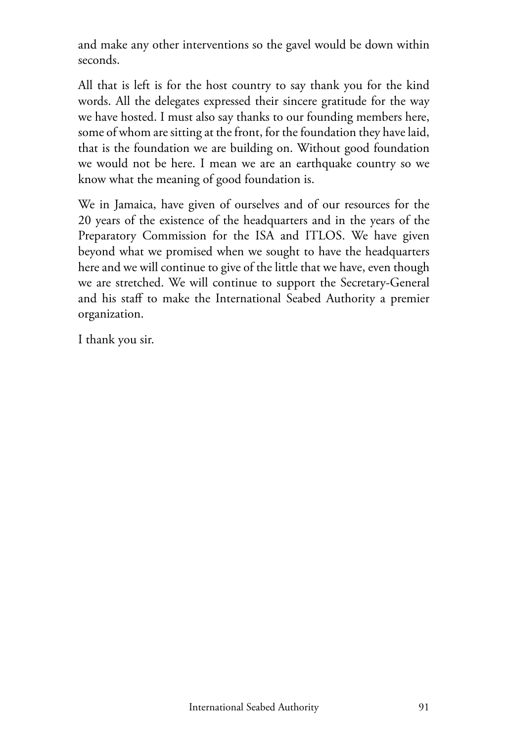and make any other interventions so the gavel would be down within seconds.

All that is left is for the host country to say thank you for the kind words. All the delegates expressed their sincere gratitude for the way we have hosted. I must also say thanks to our founding members here, some of whom are sitting at the front, for the foundation they have laid, that is the foundation we are building on. Without good foundation we would not be here. I mean we are an earthquake country so we know what the meaning of good foundation is.

We in Jamaica, have given of ourselves and of our resources for the 20 years of the existence of the headquarters and in the years of the Preparatory Commission for the ISA and ITLOS. We have given beyond what we promised when we sought to have the headquarters here and we will continue to give of the little that we have, even though we are stretched. We will continue to support the Secretary-General and his staff to make the International Seabed Authority a premier organization.

I thank you sir.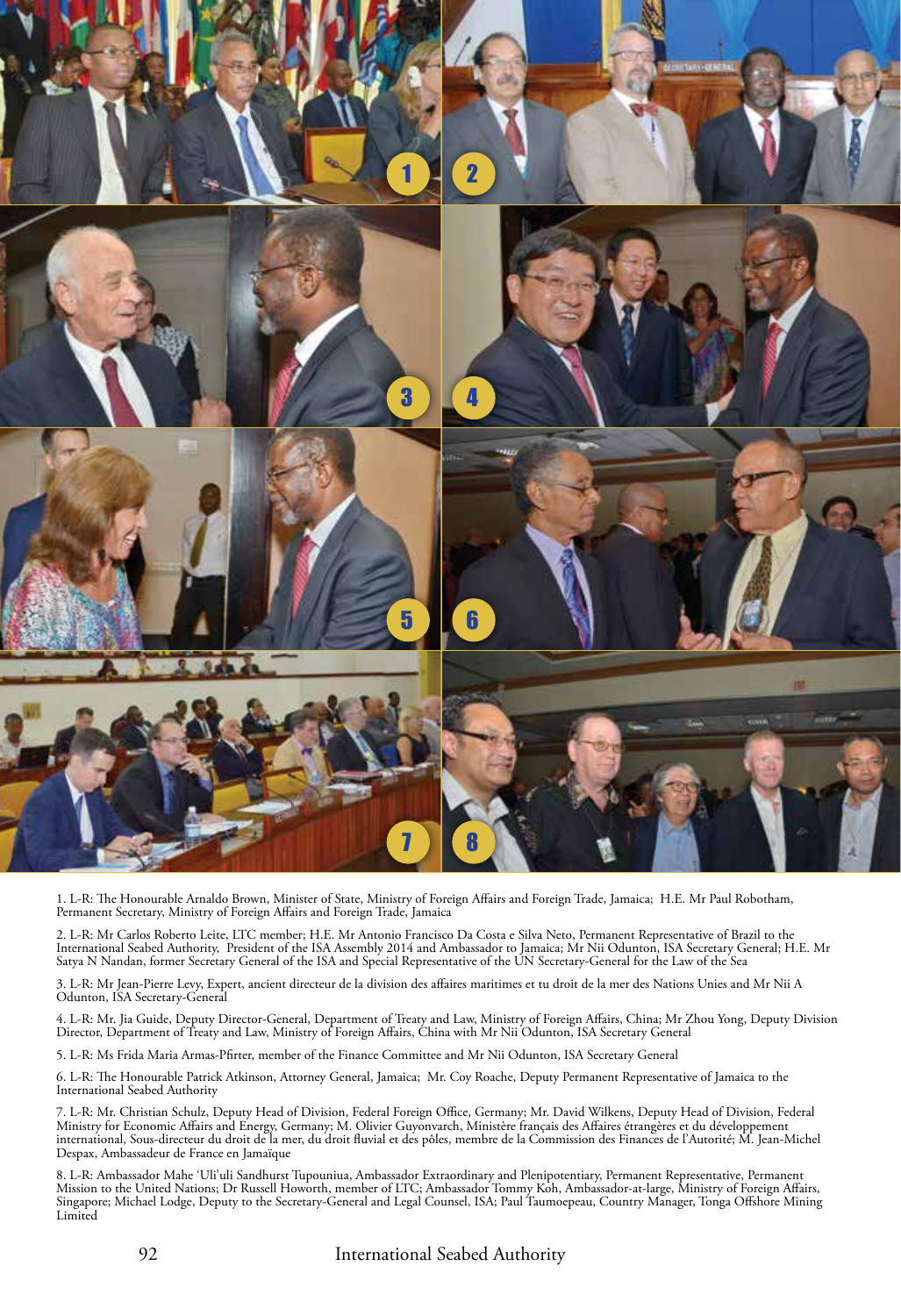1. L-R: The Honourable Arnaldo Brown, Minister of State, Ministry of Foreign Affairs and Foreign Trade, Jamaica; H.E. Mr Paul Robotham, Permanent Secretary, Ministry of Foreign Affairs and Foreign Trade, Jamaica

2. L-R: Mr Carlos Roberto Leite, LTC member; H.E. Mr Antonio Francisco Da Costa e Silva Neto, Permanent Representative of Brazil to the International Seabed Authority, President of the ISA Assembly 2014 and Ambassador to Jamaica; Mr Nii Odunton, ISA Secretary General; H.E. Mr Satya N Nandan, former Secretary General of the ISA and Special Representative of the UN Secretary-General for the Law of the Sea

3. L-R: Mr Jean-Pierre Levy, Expert, ancient directeur de la division des affaires maritimes et tu droit de la mer des Nations Unies and Mr Nii A Odunton, ISA Secretary-General

4. L-R: Mr. Jia Guide, Deputy Director-General, Department of Treaty and Law, Ministry of Foreign Affairs, China; Mr Zhou Yong, Deputy Division Director, Department of Treaty and Law, Ministry of Foreign Affairs, China with Mr Nii Odunton, ISA Secretary General

5. L-R: Ms Frida Maria Armas-Pfirter, member of the Finance Committee and Mr Nii Odunton, ISA Secretary General

6. L-R: The Honourable Patrick Atkinson, Attorney General, Jamaica; Mr. Coy Roache, Deputy Permanent Representative of Jamaica to the International Seabed Authority

7. L-R: Mr. Christian Schulz, Deputy Head of Division, Federal Foreign Office, Germany; Mr. David Wilkens, Deputy Head of Division, Federal Ministry for Economic Affairs and Energy, Germany; M. Olivier Guyonvarch, Ministère français des Affaires étrangères et du développement international, Sous-directeur du droit de la mer, du droit fluvial et des pôles, membre de la Commission des Finances de l'Autorité; M. Jean-Michel Despax, Ambassadeur de France en Jamaïque

8. L-R: Ambassador Mahe 'Uli'uli Sandhurst Tupouniua, Ambassador Extraordinary and Plenipotentiary, Permanent Representative, Permanent Mission to the United Nations; Dr Russell Howorth, member of LTC; Ambassador Tommy Koh, Ambassador-at-large, Ministry of Foreign Affairs, Singapore; Michael Lodge, Deputy to the Secretary-General and Legal Counsel, ISA; Paul Taumoepeau, Country Manager, Tonga Offshore Mining Limited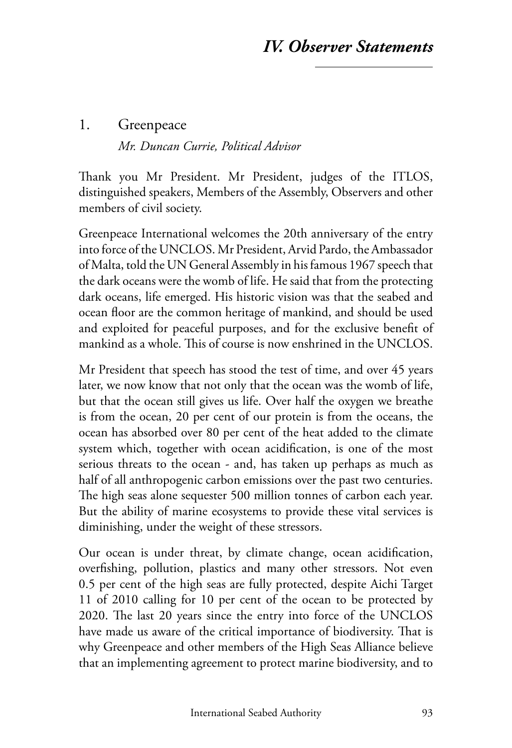# IV. Observer Statements

## 1. Greenpeace

*Mr. Duncan Currie, Political Advisor*

Thank you Mr President. Mr President, judges of the ITLOS, distinguished speakers, Members of the Assembly, Observers and other members of civil society.

Greenpeace International welcomes the 20th anniversary of the entry into force of the UNCLOS. Mr President, Arvid Pardo, the Ambassador of Malta, told the UN General Assembly in his famous 1967 speech that the dark oceans were the womb of life. He said that from the protecting dark oceans, life emerged. His historic vision was that the seabed and ocean floor are the common heritage of mankind, and should be used and exploited for peaceful purposes, and for the exclusive benefit of mankind as a whole. This of course is now enshrined in the UNCLOS.

Mr President that speech has stood the test of time, and over 45 years later, we now know that not only that the ocean was the womb of life, but that the ocean still gives us life. Over half the oxygen we breathe is from the ocean, 20 per cent of our protein is from the oceans, the ocean has absorbed over 80 per cent of the heat added to the climate system which, together with ocean acidification, is one of the most serious threats to the ocean - and, has taken up perhaps as much as half of all anthropogenic carbon emissions over the past two centuries. The high seas alone sequester 500 million tonnes of carbon each year. But the ability of marine ecosystems to provide these vital services is diminishing, under the weight of these stressors.

Our ocean is under threat, by climate change, ocean acidification, overfishing, pollution, plastics and many other stressors. Not even 0.5 per cent of the high seas are fully protected, despite Aichi Target 11 of 2010 calling for 10 per cent of the ocean to be protected by 2020. The last 20 years since the entry into force of the UNCLOS have made us aware of the critical importance of biodiversity. That is why Greenpeace and other members of the High Seas Alliance believe that an implementing agreement to protect marine biodiversity, and to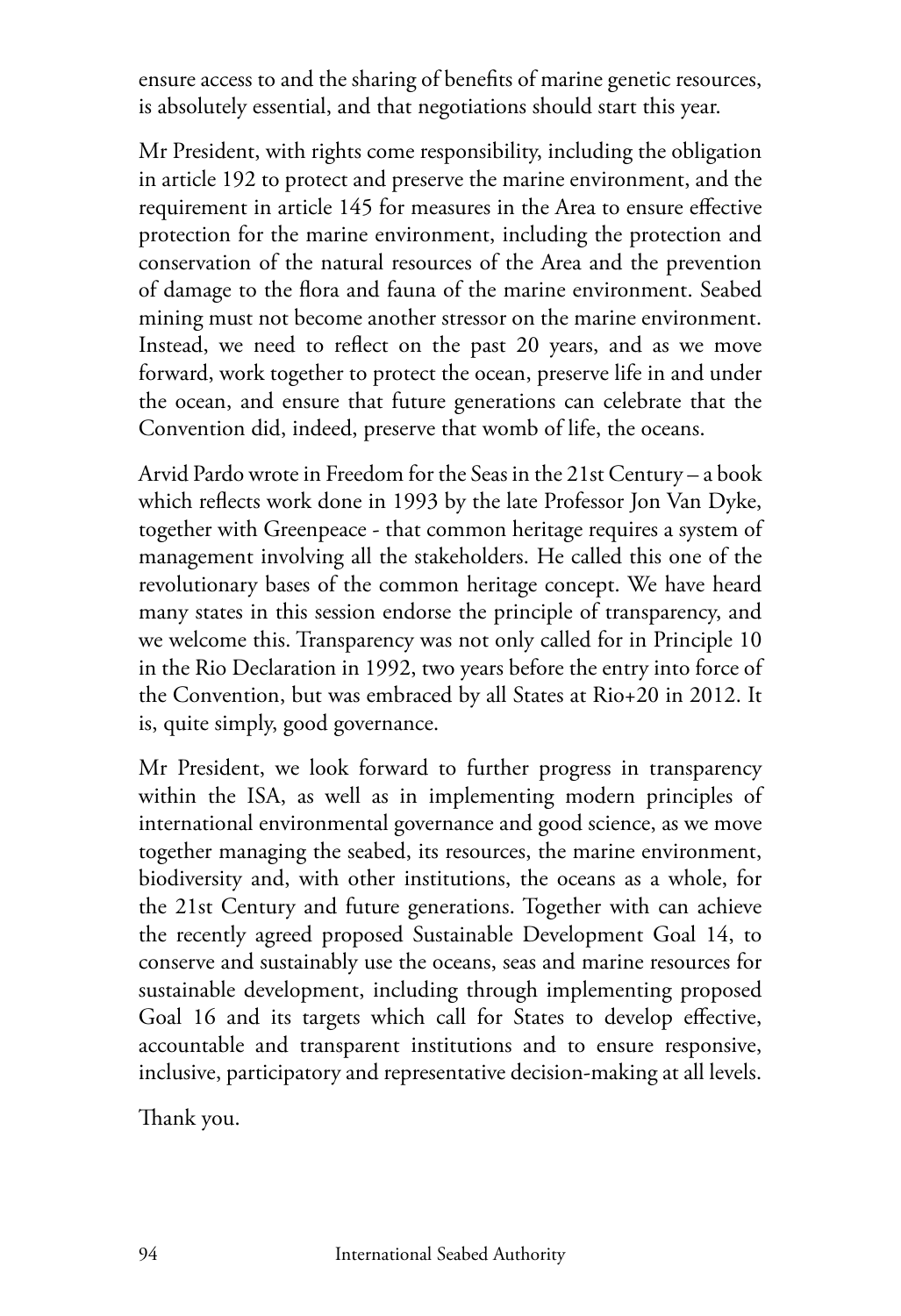ensure access to and the sharing of benefits of marine genetic resources, is absolutely essential, and that negotiations should start this year.

Mr President, with rights come responsibility, including the obligation in article 192 to protect and preserve the marine environment, and the requirement in article 145 for measures in the Area to ensure effective protection for the marine environment, including the protection and conservation of the natural resources of the Area and the prevention of damage to the flora and fauna of the marine environment. Seabed mining must not become another stressor on the marine environment. Instead, we need to reflect on the past 20 years, and as we move forward, work together to protect the ocean, preserve life in and under the ocean, and ensure that future generations can celebrate that the Convention did, indeed, preserve that womb of life, the oceans.

Arvid Pardo wrote in Freedom for the Seas in the 21st Century – a book which reflects work done in 1993 by the late Professor Jon Van Dyke, together with Greenpeace - that common heritage requires a system of management involving all the stakeholders. He called this one of the revolutionary bases of the common heritage concept. We have heard many states in this session endorse the principle of transparency, and we welcome this. Transparency was not only called for in Principle 10 in the Rio Declaration in 1992, two years before the entry into force of the Convention, but was embraced by all States at Rio+20 in 2012. It is, quite simply, good governance.

Mr President, we look forward to further progress in transparency within the ISA, as well as in implementing modern principles of international environmental governance and good science, as we move together managing the seabed, its resources, the marine environment, biodiversity and, with other institutions, the oceans as a whole, for the 21st Century and future generations. Together with can achieve the recently agreed proposed Sustainable Development Goal 14, to conserve and sustainably use the oceans, seas and marine resources for sustainable development, including through implementing proposed Goal 16 and its targets which call for States to develop effective, accountable and transparent institutions and to ensure responsive, inclusive, participatory and representative decision-making at all levels.

Thank you.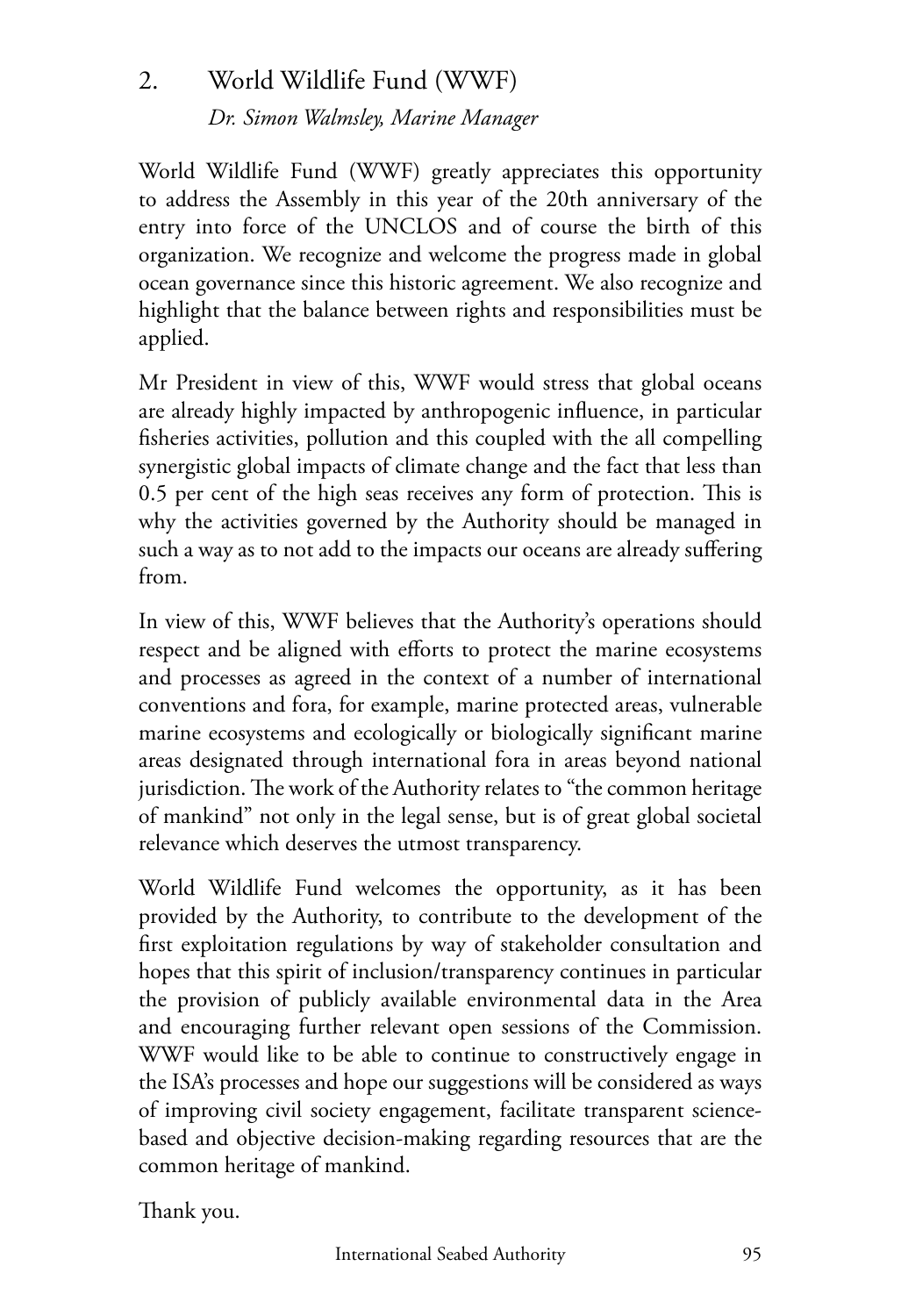## 2. World Wildlife Fund (WWF)

*Dr. Simon Walmsley, Marine Manager*

World Wildlife Fund (WWF) greatly appreciates this opportunity to address the Assembly in this year of the 20th anniversary of the entry into force of the UNCLOS and of course the birth of this organization. We recognize and welcome the progress made in global ocean governance since this historic agreement. We also recognize and highlight that the balance between rights and responsibilities must be applied.

Mr President in view of this, WWF would stress that global oceans are already highly impacted by anthropogenic influence, in particular fisheries activities, pollution and this coupled with the all compelling synergistic global impacts of climate change and the fact that less than 0.5 per cent of the high seas receives any form of protection. This is why the activities governed by the Authority should be managed in such a way as to not add to the impacts our oceans are already suffering from.

In view of this, WWF believes that the Authority's operations should respect and be aligned with efforts to protect the marine ecosystems and processes as agreed in the context of a number of international conventions and fora, for example, marine protected areas, vulnerable marine ecosystems and ecologically or biologically significant marine areas designated through international fora in areas beyond national jurisdiction. The work of the Authority relates to "the common heritage of mankind" not only in the legal sense, but is of great global societal relevance which deserves the utmost transparency.

World Wildlife Fund welcomes the opportunity, as it has been provided by the Authority, to contribute to the development of the first exploitation regulations by way of stakeholder consultation and hopes that this spirit of inclusion/transparency continues in particular the provision of publicly available environmental data in the Area and encouraging further relevant open sessions of the Commission. WWF would like to be able to continue to constructively engage in the ISA's processes and hope our suggestions will be considered as ways of improving civil society engagement, facilitate transparent science-based and objective decision-making regarding resources that are the common heritage of mankind.

Thank you.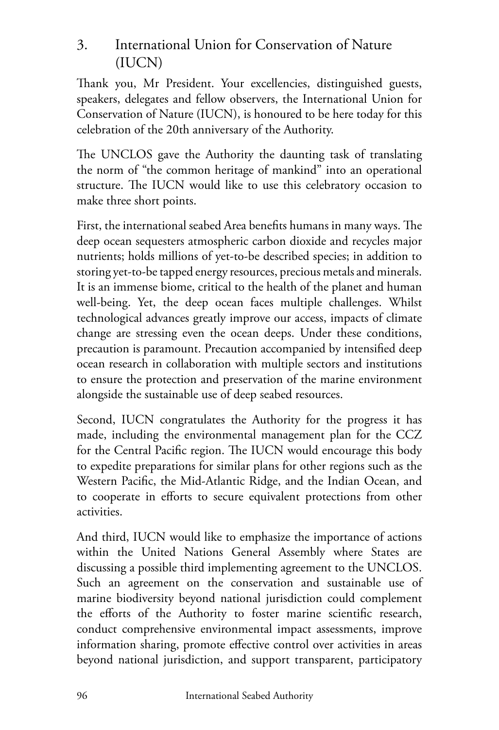## 3. International Union for Conservation of Nature (IUCN)

Thank you, Mr President. Your excellencies, distinguished guests, speakers, delegates and fellow observers, the International Union for Conservation of Nature (IUCN), is honoured to be here today for this celebration of the 20th anniversary of the Authority.

The UNCLOS gave the Authority the daunting task of translating the norm of "the common heritage of mankind" into an operational structure. The IUCN would like to use this celebratory occasion to make three short points.

First, the international seabed Area benefits humans in many ways. The deep ocean sequesters atmospheric carbon dioxide and recycles major nutrients; holds millions of yet-to-be described species; in addition to storing yet-to-be tapped energy resources, precious metals and minerals. It is an immense biome, critical to the health of the planet and human well-being. Yet, the deep ocean faces multiple challenges. Whilst technological advances greatly improve our access, impacts of climate change are stressing even the ocean deeps. Under these conditions, precaution is paramount. Precaution accompanied by intensified deep ocean research in collaboration with multiple sectors and institutions to ensure the protection and preservation of the marine environment alongside the sustainable use of deep seabed resources.

Second, IUCN congratulates the Authority for the progress it has made, including the environmental management plan for the CCZ for the Central Pacific region. The IUCN would encourage this body to expedite preparations for similar plans for other regions such as the Western Pacific, the Mid-Atlantic Ridge, and the Indian Ocean, and to cooperate in efforts to secure equivalent protections from other activities.

And third, IUCN would like to emphasize the importance of actions within the United Nations General Assembly where States are discussing a possible third implementing agreement to the UNCLOS. Such an agreement on the conservation and sustainable use of marine biodiversity beyond national jurisdiction could complement the efforts of the Authority to foster marine scientific research, conduct comprehensive environmental impact assessments, improve information sharing, promote effective control over activities in areas beyond national jurisdiction, and support transparent, participatory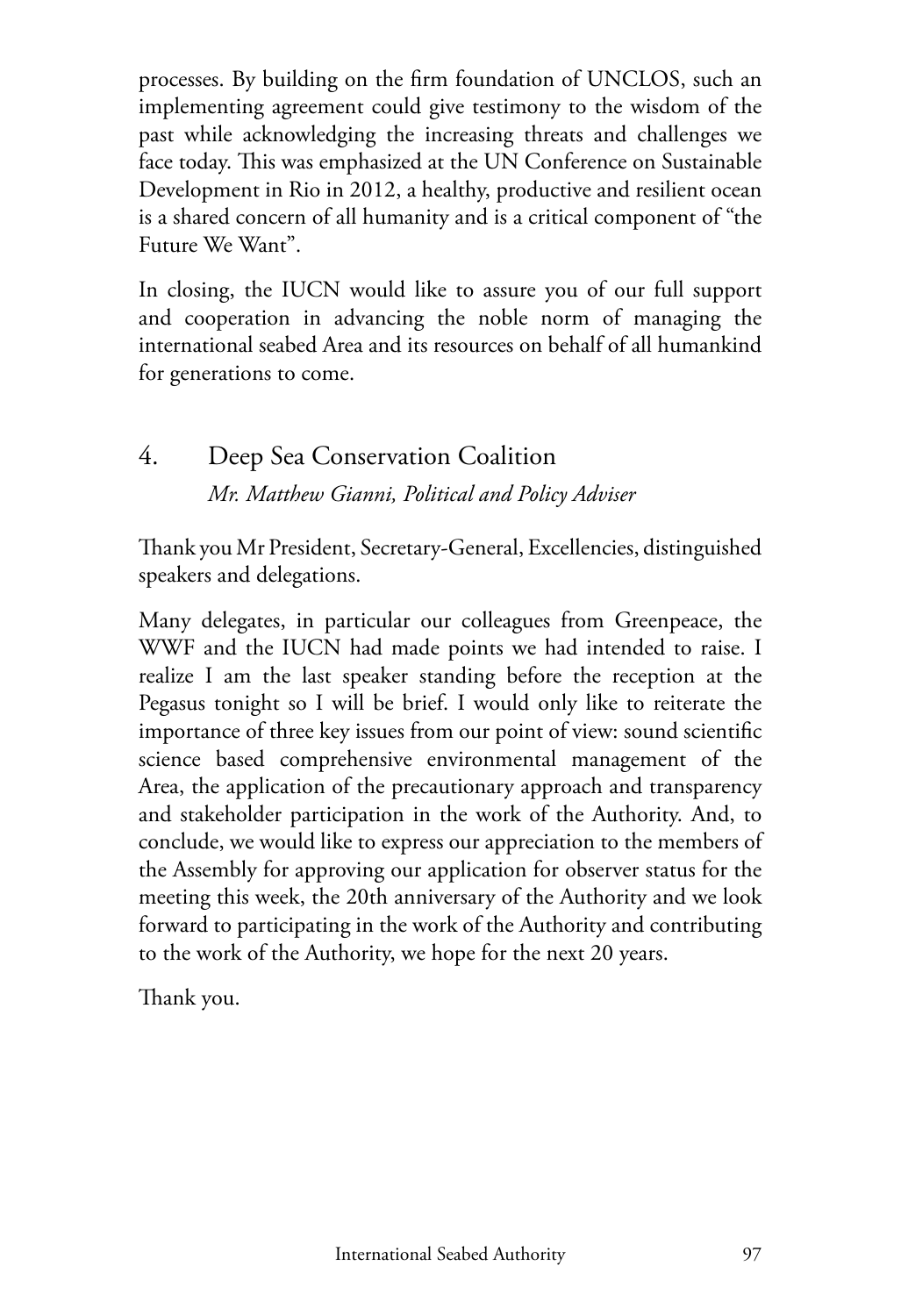processes. By building on the firm foundation of UNCLOS, such an implementing agreement could give testimony to the wisdom of the past while acknowledging the increasing threats and challenges we face today. This was emphasized at the UN Conference on Sustainable Development in Rio in 2012, a healthy, productive and resilient ocean is a shared concern of all humanity and is a critical component of "the Future We Want".

In closing, the IUCN would like to assure you of our full support and cooperation in advancing the noble norm of managing the international seabed Area and its resources on behalf of all humankind for generations to come.

## 4. Deep Sea Conservation Coalition

*Mr. Matthew Gianni, Political and Policy Adviser*

Thank you Mr President, Secretary-General, Excellencies, distinguished speakers and delegations.

Many delegates, in particular our colleagues from Greenpeace, the WWF and the IUCN had made points we had intended to raise. I realize I am the last speaker standing before the reception at the Pegasus tonight so I will be brief. I would only like to reiterate the importance of three key issues from our point of view: sound scientific science based comprehensive environmental management of the Area, the application of the precautionary approach and transparency and stakeholder participation in the work of the Authority. And, to conclude, we would like to express our appreciation to the members of the Assembly for approving our application for observer status for the meeting this week, the 20th anniversary of the Authority and we look forward to participating in the work of the Authority and contributing to the work of the Authority, we hope for the next 20 years.

Thank you.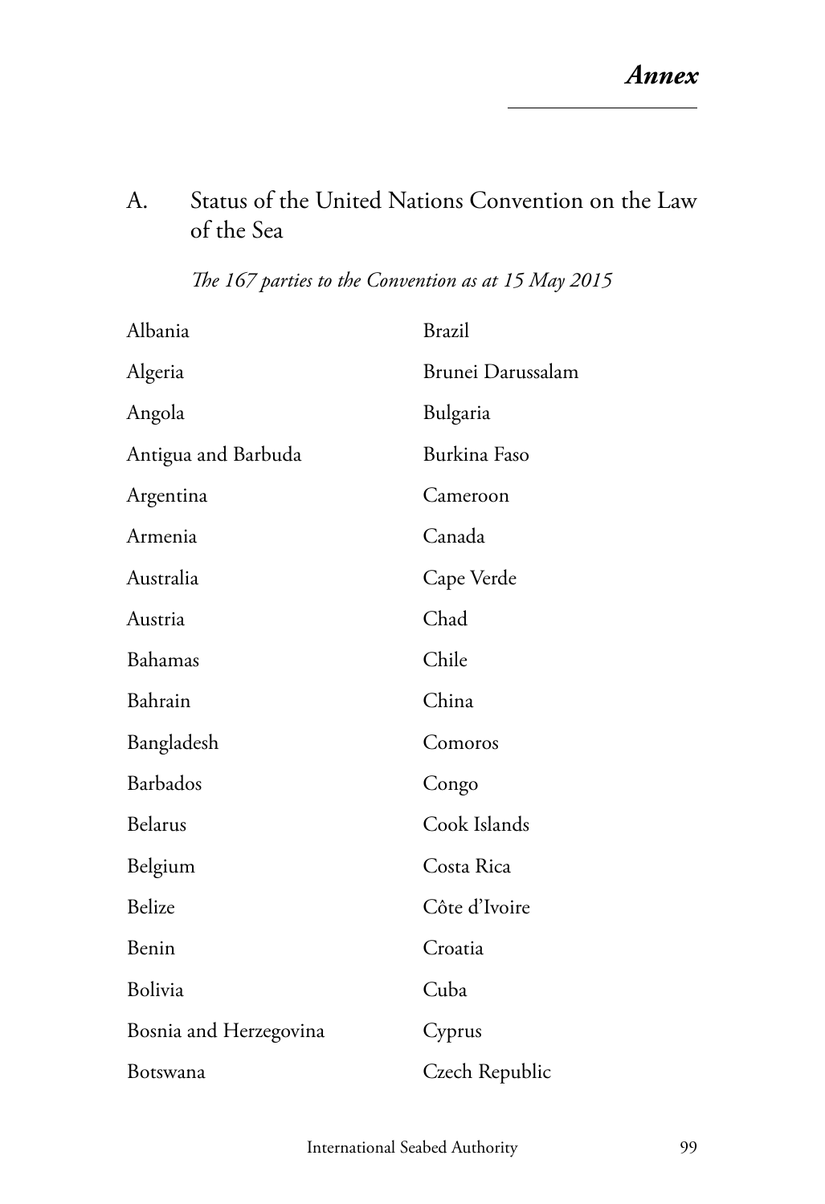# Annex

## A. Status of the United Nations Convention on the Law of the Sea

*The 167 parties to the Convention as at 15 May 2015*

Albania
Algeria
Angola
Antigua and Barbuda
Argentina
Armenia
Australia
Austria
Bahamas
Bahrain
Bangladesh
Barbados
Belarus
Belgium
Belize
Benin
Bolivia
Bosnia and Herzegovina
Botswana
Brazil
Brunei Darussalam
Bulgaria
Burkina Faso
Cameroon
Canada
Cape Verde
Chad
Chile
China
Comoros
Congo
Cook Islands
Costa Rica
Côte d'Ivoire
Croatia
Cuba
Cyprus
Czech Republic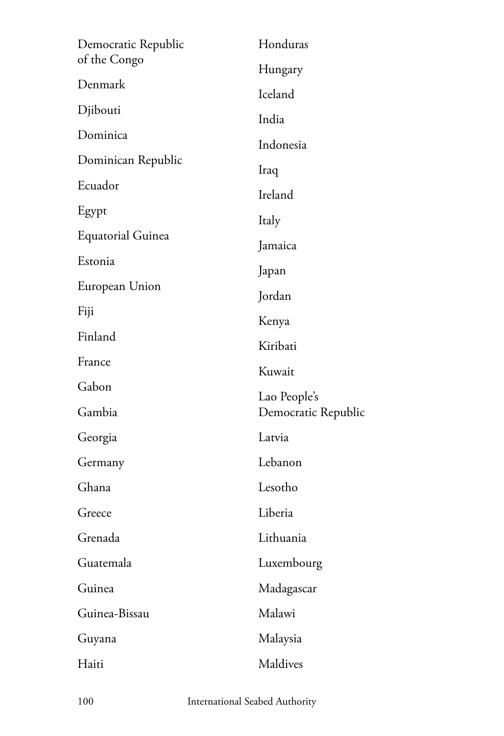Democratic Republic of the Congo

Denmark

Djibouti

Dominica

Dominican Republic

Ecuador

Egypt

Equatorial Guinea

Estonia

European Union

Fiji

Finland

France

Gabon

Gambia

Georgia

Germany

Ghana

Greece

Grenada

Guatemala

Guinea

Guinea-Bissau

Guyana

Haiti

Honduras

Hungary

Iceland

India

Indonesia

Iraq

Ireland

Italy

Jamaica

Japan

Jordan

Kenya

Kiribati

Kuwait

Lao People's Democratic Republic

Latvia

Lebanon

Lesotho

Liberia

Lithuania

Luxembourg

Madagascar

Malawi

Malaysia

Maldives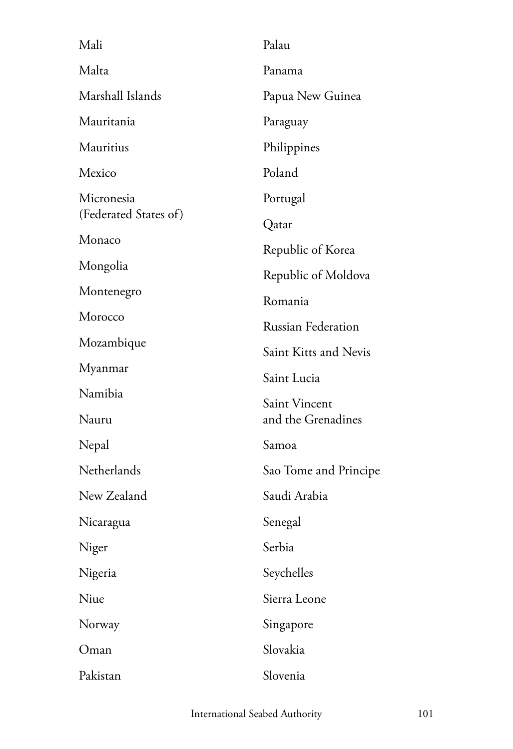Mali

Malta

Marshall Islands

Mauritania

Mauritius

Mexico

Micronesia (Federated States of)

Monaco

Mongolia

Montenegro

Morocco

Mozambique

Myanmar

Namibia

Nauru

Nepal

Netherlands

New Zealand

Nicaragua

Niger

Nigeria

Niue

Norway

Oman

Pakistan

Palau

Panama

Papua New Guinea

Paraguay

Philippines

Poland

Portugal

Qatar

Republic of Korea

Republic of Moldova

Romania

Russian Federation

Saint Kitts and Nevis

Saint Lucia

Saint Vincent and the Grenadines

Samoa

Sao Tome and Principe

Saudi Arabia

Senegal

Serbia

Seychelles

Sierra Leone

Singapore

Slovakia

Slovenia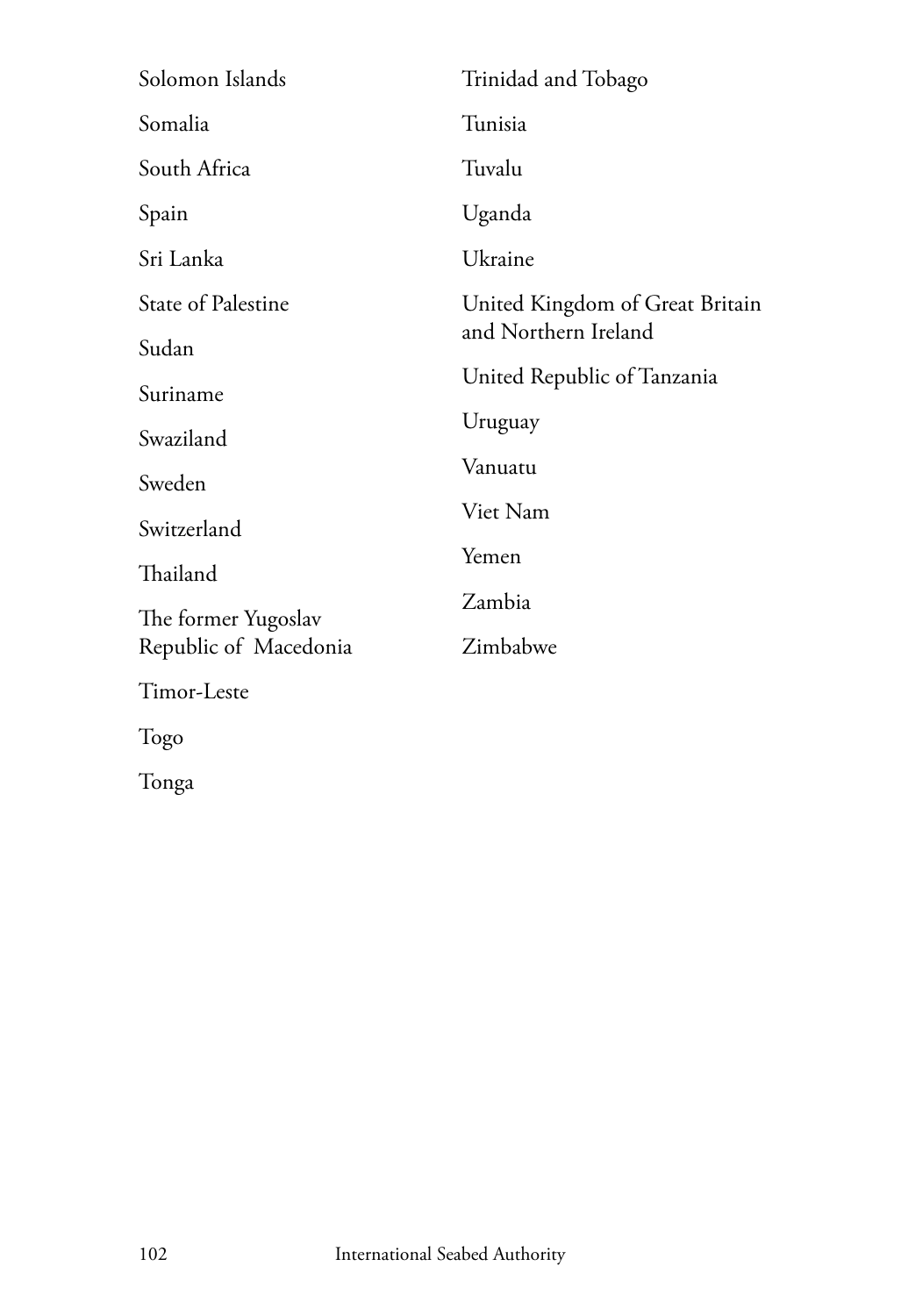Solomon Islands

Somalia

South Africa

Spain

Sri Lanka

State of Palestine

Sudan

Suriname

Swaziland

Sweden

Switzerland

Thailand

The former Yugoslav Republic of Macedonia

Timor-Leste

Togo

Tonga

Trinidad and Tobago

Tunisia

Tuvalu

Uganda

Ukraine

United Kingdom of Great Britain and Northern Ireland

United Republic of Tanzania

Uruguay

Vanuatu

Viet Nam

Yemen

Zambia

Zimbabwe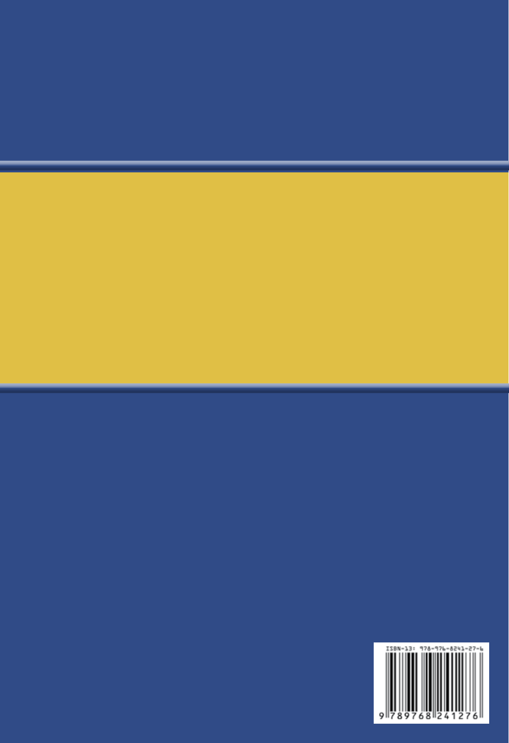ISBN-13: 978-976-8241-27-6

9 789768 241276